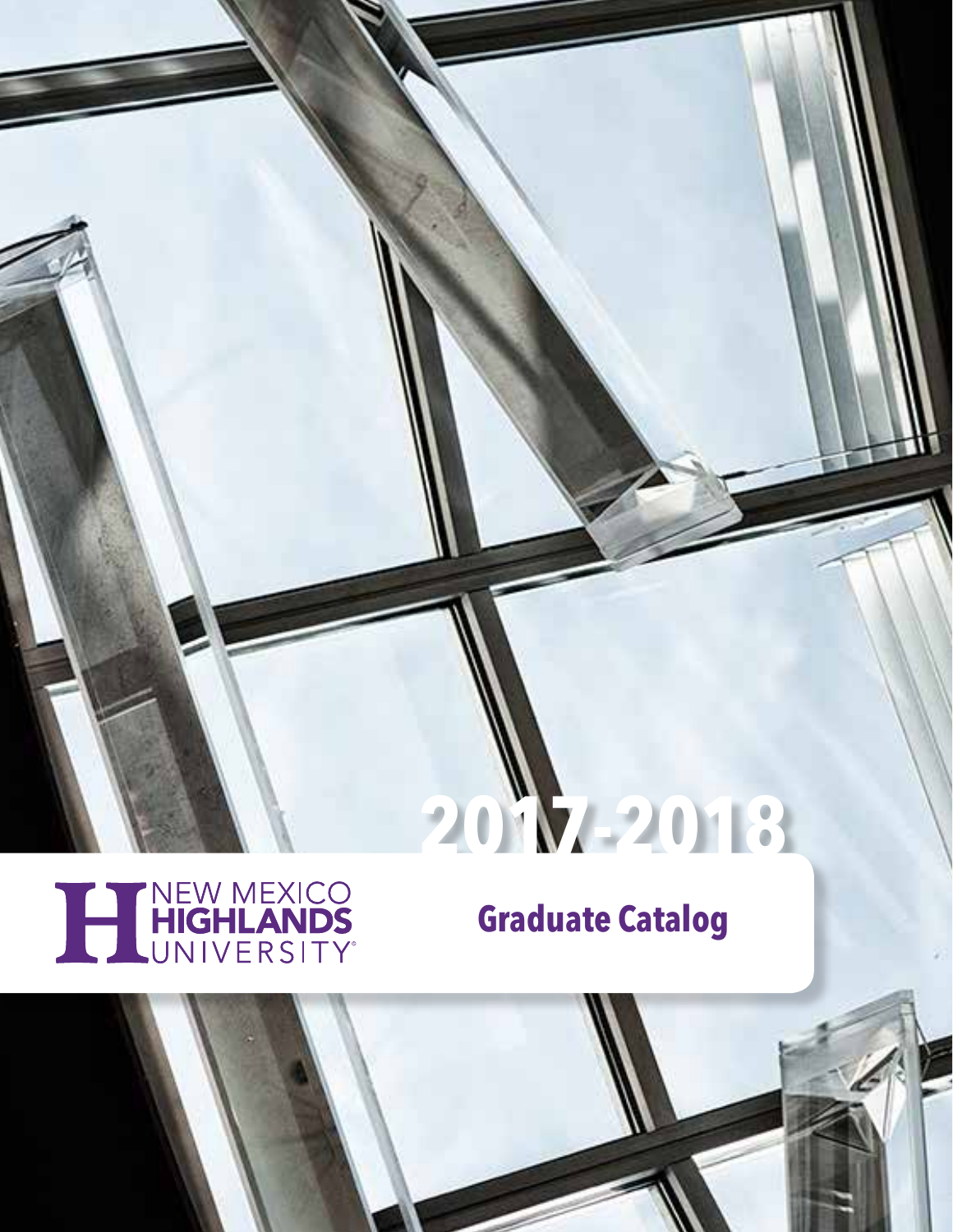# 2017-2018

NEW MEXICO HIGHLANDS UNIVERSITY

## Graduate Catalog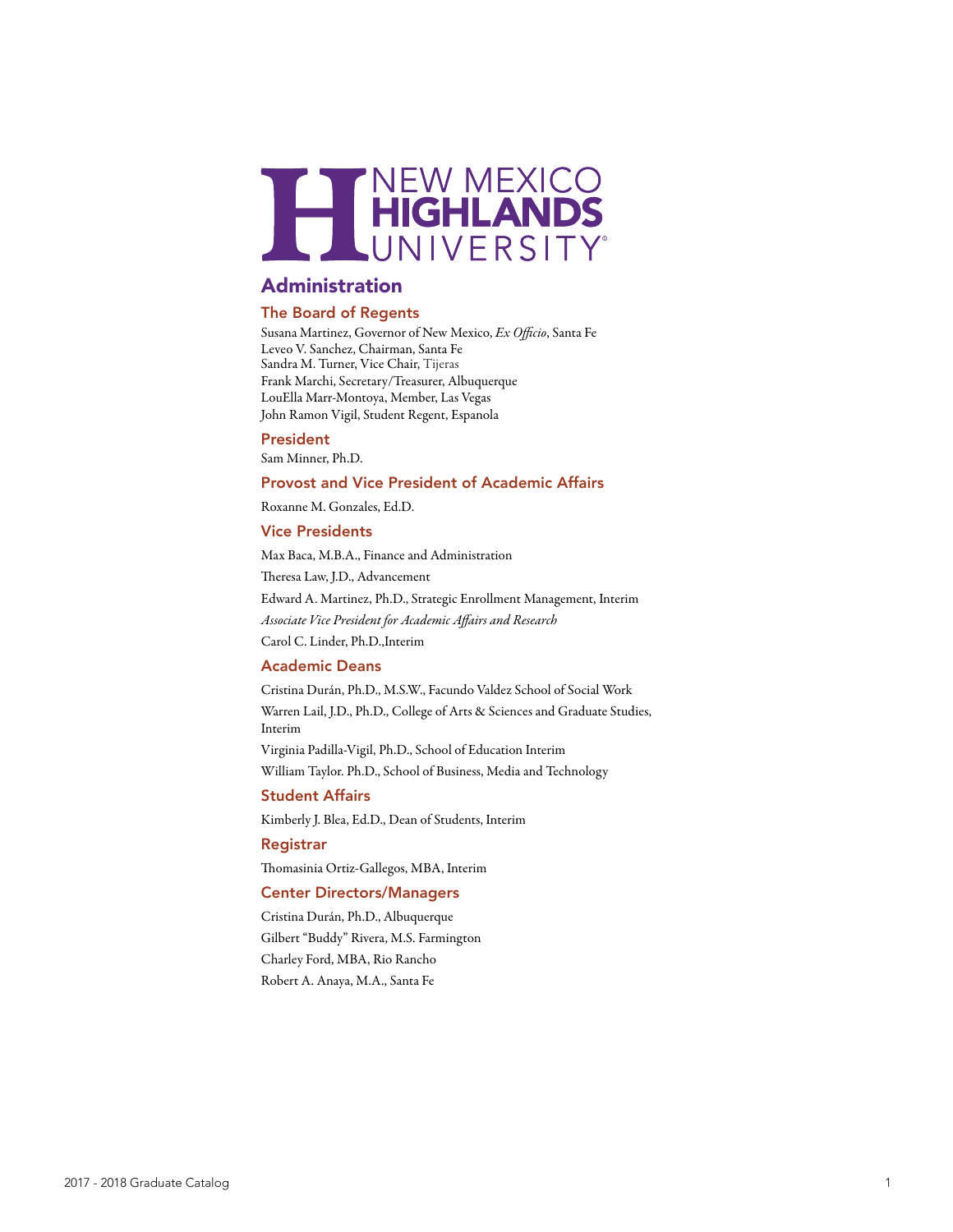# NEW MEXICO HIGHLANDS UNIVERSITY

## Administration

### The Board of Regents

Susana Martinez, Governor of New Mexico, *Ex Officio*, Santa Fe
Leveo V. Sanchez, Chairman, Santa Fe
Sandra M. Turner, Vice Chair, Tijeras
Frank Marchi, Secretary/Treasurer, Albuquerque
LouElla Marr-Montoya, Member, Las Vegas
John Ramon Vigil, Student Regent, Espanola

### President

Sam Minner, Ph.D.

### Provost and Vice President of Academic Affairs

Roxanne M. Gonzales, Ed.D.

### Vice Presidents

Max Baca, M.B.A., Finance and Administration

Theresa Law, J.D., Advancement

Edward A. Martinez, Ph.D., Strategic Enrollment Management, Interim

*Associate Vice President for Academic Affairs and Research*

Carol C. Linder, Ph.D.,Interim

### Academic Deans

Cristina Durán, Ph.D., M.S.W., Facundo Valdez School of Social Work

Warren Lail, J.D., Ph.D., College of Arts & Sciences and Graduate Studies, Interim

Virginia Padilla-Vigil, Ph.D., School of Education Interim

William Taylor. Ph.D., School of Business, Media and Technology

### Student Affairs

Kimberly J. Blea, Ed.D., Dean of Students, Interim

### Registrar

Thomasinia Ortiz-Gallegos, MBA, Interim

### Center Directors/Managers

Cristina Durán, Ph.D., Albuquerque

Gilbert "Buddy" Rivera, M.S. Farmington

Charley Ford, MBA, Rio Rancho

Robert A. Anaya, M.A., Santa Fe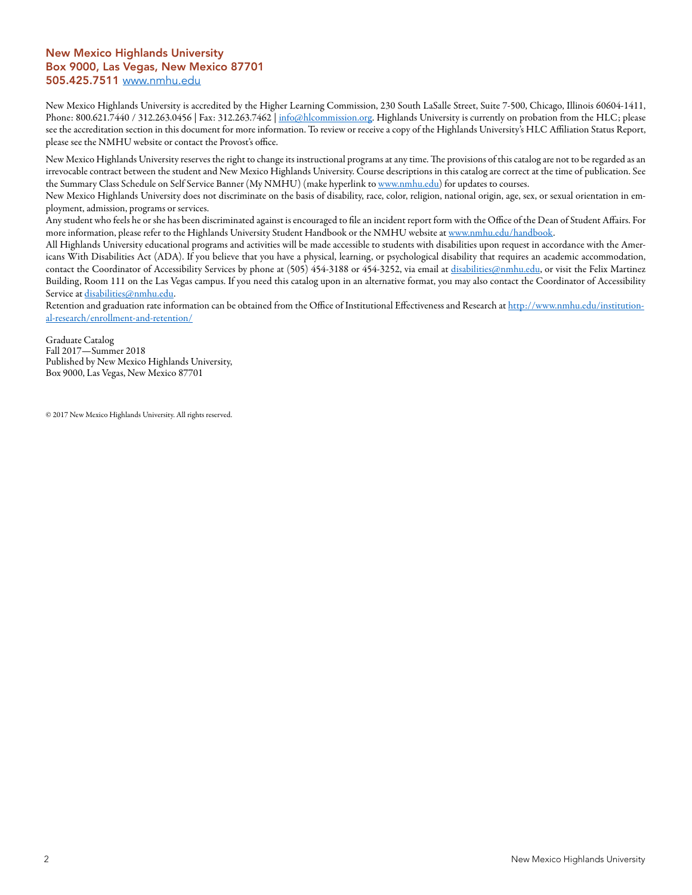**New Mexico Highlands University**
**Box 9000, Las Vegas, New Mexico 87701**
**505.425.7511** www.nmhu.edu

New Mexico Highlands University is accredited by the Higher Learning Commission, 230 South LaSalle Street, Suite 7-500, Chicago, Illinois 60604-1411, Phone: 800.621.7440 / 312.263.0456 | Fax: 312.263.7462 | info@hlcommission.org. Highlands University is currently on probation from the HLC; please see the accreditation section in this document for more information. To review or receive a copy of the Highlands University's HLC Affiliation Status Report, please see the NMHU website or contact the Provost's office.

New Mexico Highlands University reserves the right to change its instructional programs at any time. The provisions of this catalog are not to be regarded as an irrevocable contract between the student and New Mexico Highlands University. Course descriptions in this catalog are correct at the time of publication. See the Summary Class Schedule on Self Service Banner (My NMHU) (make hyperlink to www.nmhu.edu) for updates to courses.

New Mexico Highlands University does not discriminate on the basis of disability, race, color, religion, national origin, age, sex, or sexual orientation in employment, admission, programs or services.

Any student who feels he or she has been discriminated against is encouraged to file an incident report form with the Office of the Dean of Student Affairs. For more information, please refer to the Highlands University Student Handbook or the NMHU website at www.nmhu.edu/handbook.

All Highlands University educational programs and activities will be made accessible to students with disabilities upon request in accordance with the Americans With Disabilities Act (ADA). If you believe that you have a physical, learning, or psychological disability that requires an academic accommodation, contact the Coordinator of Accessibility Services by phone at (505) 454-3188 or 454-3252, via email at disabilities@nmhu.edu, or visit the Felix Martinez Building, Room 111 on the Las Vegas campus. If you need this catalog upon in an alternative format, you may also contact the Coordinator of Accessibility Service at disabilities@nmhu.edu.

Retention and graduation rate information can be obtained from the Office of Institutional Effectiveness and Research at http://www.nmhu.edu/institutional-research/enrollment-and-retention/

Graduate Catalog
Fall 2017—Summer 2018
Published by New Mexico Highlands University,
Box 9000, Las Vegas, New Mexico 87701

© 2017 New Mexico Highlands University. All rights reserved.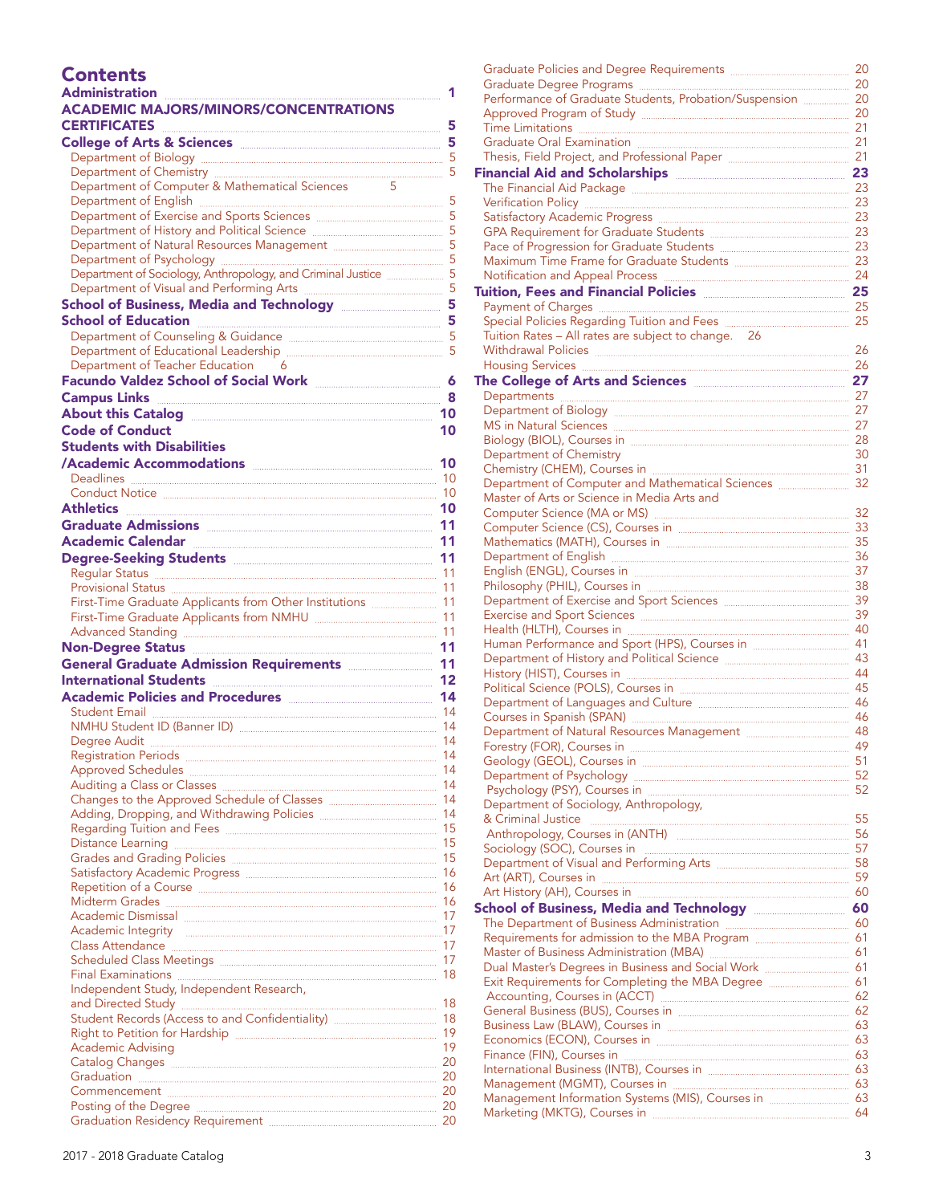# Contents

**Administration** ........ 1

**ACADEMIC MAJORS/MINORS/CONCENTRATIONS CERTIFICATES** ........ 5

**College of Arts & Sciences** ........ 5
- Department of Biology ........ 5
- Department of Chemistry ........ 5
- Department of Computer & Mathematical Sciences 5
- Department of English ........ 5
- Department of Exercise and Sports Sciences ........ 5
- Department of History and Political Science ........ 5
- Department of Natural Resources Management ........ 5
- Department of Psychology ........ 5
- Department of Sociology, Anthropology, and Criminal Justice ........ 5
- Department of Visual and Performing Arts ........ 5

**School of Business, Media and Technology** ........ 5

**School of Education** ........ 5
- Department of Counseling & Guidance ........ 5
- Department of Educational Leadership ........ 5
- Department of Teacher Education 6

**Facundo Valdez School of Social Work** ........ 6

**Campus Links** ........ 8

**About this Catalog** ........ 10

**Code of Conduct** ........ 10

**Students with Disabilities /Academic Accommodations** ........ 10
- Deadlines ........ 10
- Conduct Notice ........ 10

**Athletics** ........ 10

**Graduate Admissions** ........ 11

**Academic Calendar** ........ 11

**Degree-Seeking Students** ........ 11
- Regular Status ........ 11
- Provisional Status ........ 11
- First-Time Graduate Applicants from Other Institutions ........ 11
- First-Time Graduate Applicants from NMHU ........ 11
- Advanced Standing ........ 11

**Non-Degree Status** ........ 11

**General Graduate Admission Requirements** ........ 11

**International Students** ........ 12

**Academic Policies and Procedures** ........ 14
- Student Email ........ 14
- NMHU Student ID (Banner ID) ........ 14
- Degree Audit ........ 14
- Registration Periods ........ 14
- Approved Schedules ........ 14
- Auditing a Class or Classes ........ 14
- Changes to the Approved Schedule of Classes ........ 14
- Adding, Dropping, and Withdrawing Policies ........ 14
- Regarding Tuition and Fees ........ 15
- Distance Learning ........ 15
- Grades and Grading Policies ........ 15
- Satisfactory Academic Progress ........ 16
- Repetition of a Course ........ 16
- Midterm Grades ........ 16
- Academic Dismissal ........ 17
- Academic Integrity ........ 17
- Class Attendance ........ 17
- Scheduled Class Meetings ........ 17
- Final Examinations ........ 18
- Independent Study, Independent Research, and Directed Study ........ 18
- Student Records (Access to and Confidentiality) ........ 18
- Right to Petition for Hardship ........ 19
- Academic Advising ........ 19
- Catalog Changes ........ 20
- Graduation ........ 20
- Commencement ........ 20
- Posting of the Degree ........ 20
- Graduation Residency Requirement ........ 20
- Graduate Policies and Degree Requirements ........ 20
- Graduate Degree Programs ........ 20
- Performance of Graduate Students, Probation/Suspension ........ 20
- Approved Program of Study ........ 20
- Time Limitations ........ 21
- Graduate Oral Examination ........ 21
- Thesis, Field Project, and Professional Paper ........ 21

**Financial Aid and Scholarships** ........ 23
- The Financial Aid Package ........ 23
- Verification Policy ........ 23
- Satisfactory Academic Progress ........ 23
- GPA Requirement for Graduate Students ........ 23
- Pace of Progression for Graduate Students ........ 23
- Maximum Time Frame for Graduate Students ........ 23
- Notification and Appeal Process ........ 24

**Tuition, Fees and Financial Policies** ........ 25
- Payment of Charges ........ 25
- Special Policies Regarding Tuition and Fees ........ 25
- Tuition Rates – All rates are subject to change. 26
- Withdrawal Policies ........ 26
- Housing Services ........ 26

**The College of Arts and Sciences** ........ 27
- Departments ........ 27
- Department of Biology ........ 27
- MS in Natural Sciences ........ 27
- Biology (BIOL), Courses in ........ 28
- Department of Chemistry ........ 30
- Chemistry (CHEM), Courses in ........ 31
- Department of Computer and Mathematical Sciences ........ 32
- Master of Arts or Science in Media Arts and Computer Science (MA or MS) ........ 32
- Computer Science (CS), Courses in ........ 33
- Mathematics (MATH), Courses in ........ 35
- Department of English ........ 36
- English (ENGL), Courses in ........ 37
- Philosophy (PHIL), Courses in ........ 38
- Department of Exercise and Sport Sciences ........ 39
- Exercise and Sport Sciences ........ 39
- Health (HLTH), Courses in ........ 40
- Human Performance and Sport (HPS), Courses in ........ 41
- Department of History and Political Science ........ 43
- History (HIST), Courses in ........ 44
- Political Science (POLS), Courses in ........ 45
- Department of Languages and Culture ........ 46
- Courses in Spanish (SPAN) ........ 46
- Department of Natural Resources Management ........ 48
- Forestry (FOR), Courses in ........ 49
- Geology (GEOL), Courses in ........ 51
- Department of Psychology ........ 52
- Psychology (PSY), Courses in ........ 52
- Department of Sociology, Anthropology, & Criminal Justice ........ 55
- Anthropology, Courses in (ANTH) ........ 56
- Sociology (SOC), Courses in ........ 57
- Department of Visual and Performing Arts ........ 58
- Art (ART), Courses in ........ 59
- Art History (AH), Courses in ........ 60

**School of Business, Media and Technology** ........ 60
- The Department of Business Administration ........ 60
- Requirements for admission to the MBA Program ........ 61
- Master of Business Administration (MBA) ........ 61
- Dual Master's Degrees in Business and Social Work ........ 61
- Exit Requirements for Completing the MBA Degree ........ 61
- Accounting, Courses in (ACCT) ........ 62
- General Business (BUS), Courses in ........ 62
- Business Law (BLAW), Courses in ........ 63
- Economics (ECON), Courses in ........ 63
- Finance (FIN), Courses in ........ 63
- International Business (INTB), Courses in ........ 63
- Management (MGMT), Courses in ........ 63
- Management Information Systems (MIS), Courses in ........ 63
- Marketing (MKTG), Courses in ........ 64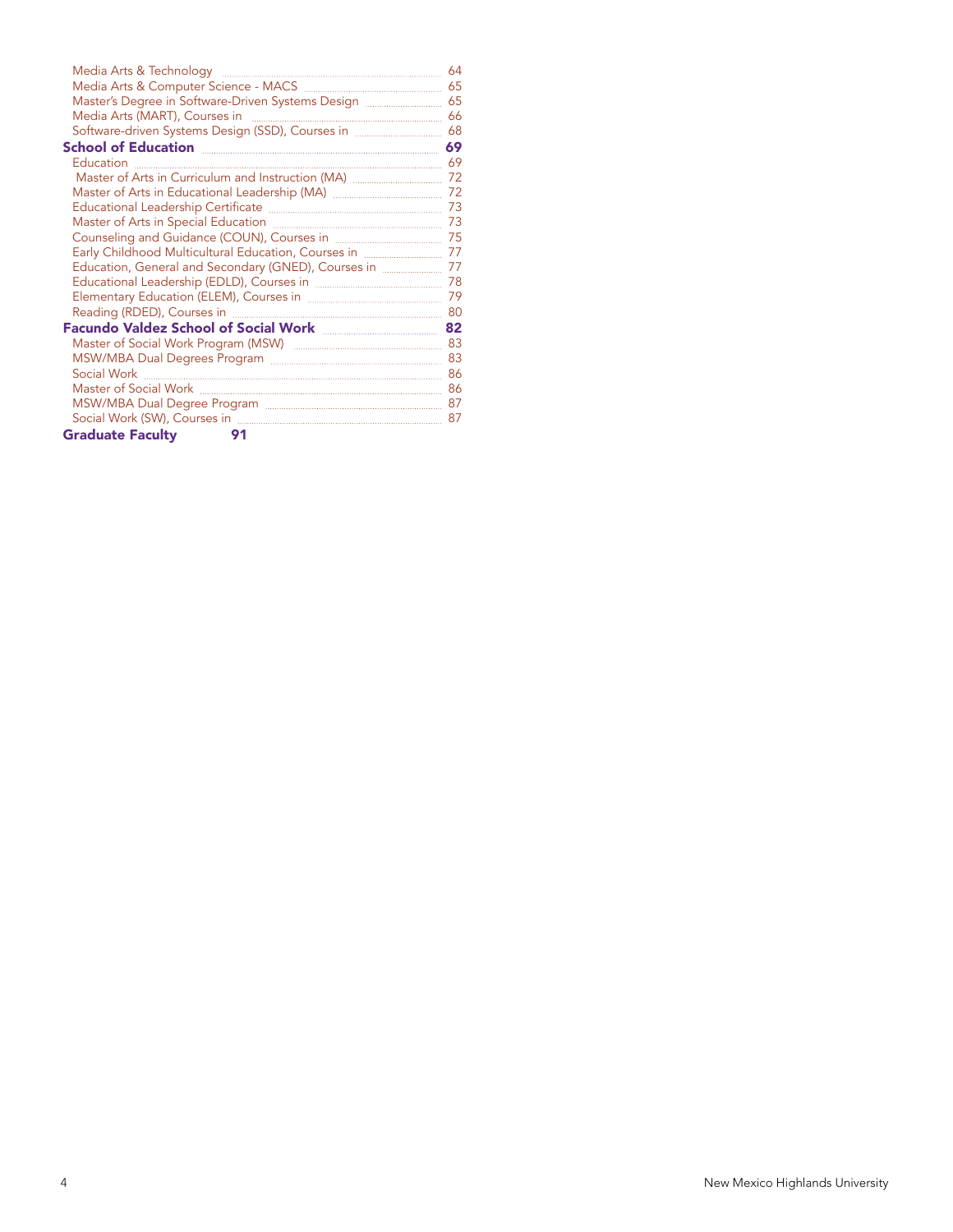Media Arts & Technology ........ 64
Media Arts & Computer Science - MACS ........ 65
Master's Degree in Software-Driven Systems Design ........ 65
Media Arts (MART), Courses in ........ 66
Software-driven Systems Design (SSD), Courses in ........ 68

**School of Education ........ 69**

Education ........ 69
Master of Arts in Curriculum and Instruction (MA) ........ 72
Master of Arts in Educational Leadership (MA) ........ 72
Educational Leadership Certificate ........ 73
Master of Arts in Special Education ........ 73
Counseling and Guidance (COUN), Courses in ........ 75
Early Childhood Multicultural Education, Courses in ........ 77
Education, General and Secondary (GNED), Courses in ........ 77
Educational Leadership (EDLD), Courses in ........ 78
Elementary Education (ELEM), Courses in ........ 79
Reading (RDED), Courses in ........ 80

**Facundo Valdez School of Social Work ........ 82**

Master of Social Work Program (MSW) ........ 83
MSW/MBA Dual Degrees Program ........ 83
Social Work ........ 86
Master of Social Work ........ 86
MSW/MBA Dual Degree Program ........ 87
Social Work (SW), Courses in ........ 87

**Graduate Faculty 91**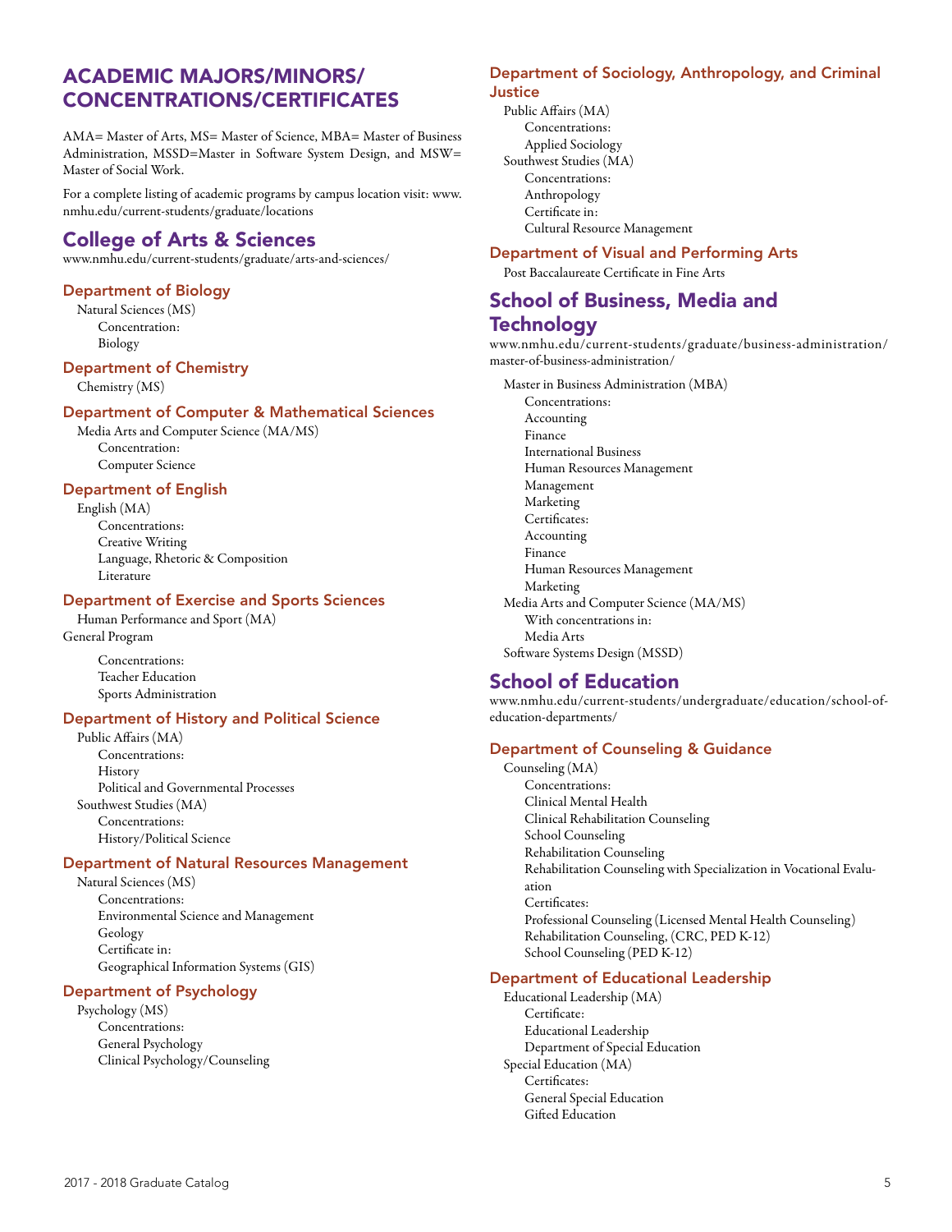# ACADEMIC MAJORS/MINORS/ CONCENTRATIONS/CERTIFICATES

AMA= Master of Arts, MS= Master of Science, MBA= Master of Business Administration, MSSD=Master in Software System Design, and MSW= Master of Social Work.

For a complete listing of academic programs by campus location visit: www.nmhu.edu/current-students/graduate/locations

## College of Arts & Sciences

www.nmhu.edu/current-students/graduate/arts-and-sciences/

### Department of Biology

Natural Sciences (MS)
- Concentration:
- Biology

### Department of Chemistry

Chemistry (MS)

### Department of Computer & Mathematical Sciences

Media Arts and Computer Science (MA/MS)
- Concentration:
- Computer Science

### Department of English

English (MA)
- Concentrations:
- Creative Writing
- Language, Rhetoric & Composition
- Literature

### Department of Exercise and Sports Sciences

Human Performance and Sport (MA)

General Program
- Concentrations:
- Teacher Education
- Sports Administration

### Department of History and Political Science

Public Affairs (MA)
- Concentrations:
- History
- Political and Governmental Processes

Southwest Studies (MA)
- Concentrations:
- History/Political Science

### Department of Natural Resources Management

Natural Sciences (MS)
- Concentrations:
- Environmental Science and Management
- Geology
- Certificate in:
- Geographical Information Systems (GIS)

### Department of Psychology

Psychology (MS)
- Concentrations:
- General Psychology
- Clinical Psychology/Counseling

### Department of Sociology, Anthropology, and Criminal Justice

Public Affairs (MA)
- Concentrations:
- Applied Sociology

Southwest Studies (MA)
- Concentrations:
- Anthropology
- Certificate in:
- Cultural Resource Management

### Department of Visual and Performing Arts

Post Baccalaureate Certificate in Fine Arts

## School of Business, Media and Technology

www.nmhu.edu/current-students/graduate/business-administration/master-of-business-administration/

Master in Business Administration (MBA)
- Concentrations:
- Accounting
- Finance
- International Business
- Human Resources Management
- Management
- Marketing
- Certificates:
- Accounting
- Finance
- Human Resources Management
- Marketing

Media Arts and Computer Science (MA/MS)
- With concentrations in:
- Media Arts

Software Systems Design (MSSD)

## School of Education

www.nmhu.edu/current-students/undergraduate/education/school-of-education-departments/

### Department of Counseling & Guidance

Counseling (MA)
- Concentrations:
- Clinical Mental Health
- Clinical Rehabilitation Counseling
- School Counseling
- Rehabilitation Counseling
- Rehabilitation Counseling with Specialization in Vocational Evaluation
- Certificates:
- Professional Counseling (Licensed Mental Health Counseling)
- Rehabilitation Counseling, (CRC, PED K-12)
- School Counseling (PED K-12)

### Department of Educational Leadership

Educational Leadership (MA)
- Certificate:
- Educational Leadership
- Department of Special Education

Special Education (MA)
- Certificates:
- General Special Education
- Gifted Education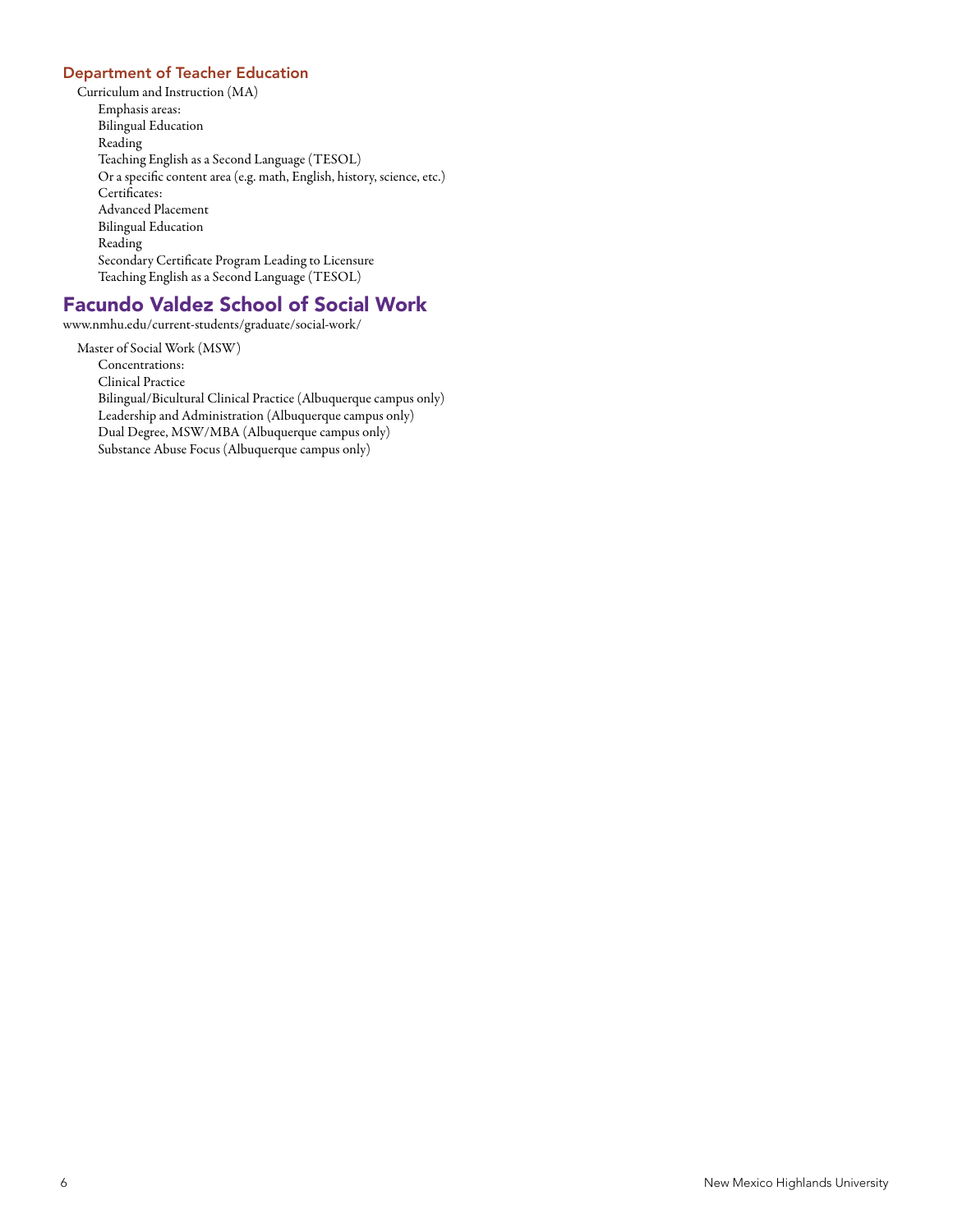### Department of Teacher Education

- Curriculum and Instruction (MA)
  - Emphasis areas:
  - Bilingual Education
  - Reading
  - Teaching English as a Second Language (TESOL)
  - Or a specific content area (e.g. math, English, history, science, etc.)
  - Certificates:
  - Advanced Placement
  - Bilingual Education
  - Reading
  - Secondary Certificate Program Leading to Licensure
  - Teaching English as a Second Language (TESOL)

## Facundo Valdez School of Social Work

www.nmhu.edu/current-students/graduate/social-work/

- Master of Social Work (MSW)
  - Concentrations:
  - Clinical Practice
  - Bilingual/Bicultural Clinical Practice (Albuquerque campus only)
  - Leadership and Administration (Albuquerque campus only)
  - Dual Degree, MSW/MBA (Albuquerque campus only)
  - Substance Abuse Focus (Albuquerque campus only)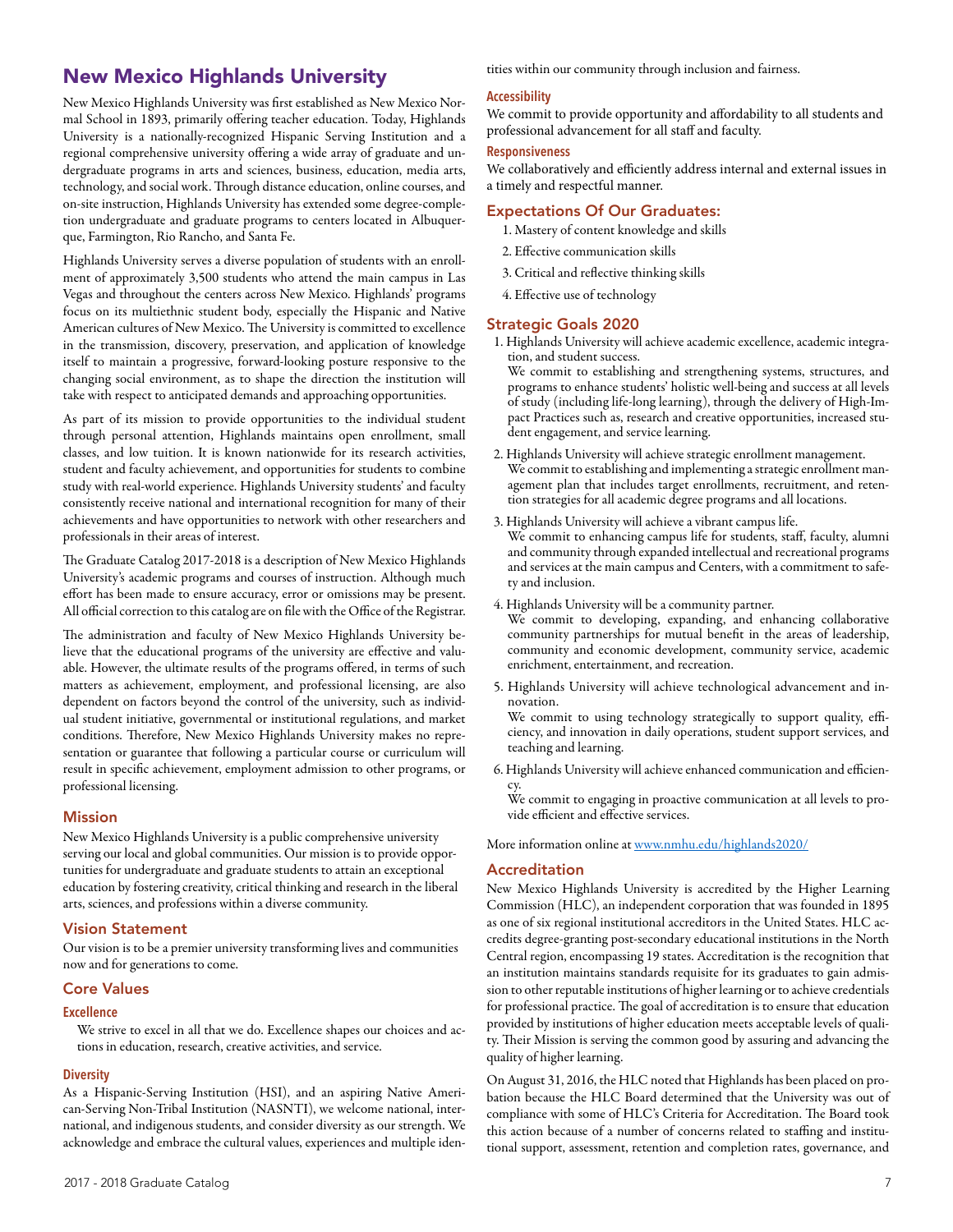# New Mexico Highlands University

New Mexico Highlands University was first established as New Mexico Normal School in 1893, primarily offering teacher education. Today, Highlands University is a nationally-recognized Hispanic Serving Institution and a regional comprehensive university offering a wide array of graduate and undergraduate programs in arts and sciences, business, education, media arts, technology, and social work. Through distance education, online courses, and on-site instruction, Highlands University has extended some degree-completion undergraduate and graduate programs to centers located in Albuquerque, Farmington, Rio Rancho, and Santa Fe.

Highlands University serves a diverse population of students with an enrollment of approximately 3,500 students who attend the main campus in Las Vegas and throughout the centers across New Mexico. Highlands' programs focus on its multiethnic student body, especially the Hispanic and Native American cultures of New Mexico. The University is committed to excellence in the transmission, discovery, preservation, and application of knowledge itself to maintain a progressive, forward-looking posture responsive to the changing social environment, as to shape the direction the institution will take with respect to anticipated demands and approaching opportunities.

As part of its mission to provide opportunities to the individual student through personal attention, Highlands maintains open enrollment, small classes, and low tuition. It is known nationwide for its research activities, student and faculty achievement, and opportunities for students to combine study with real-world experience. Highlands University students' and faculty consistently receive national and international recognition for many of their achievements and have opportunities to network with other researchers and professionals in their areas of interest.

The Graduate Catalog 2017-2018 is a description of New Mexico Highlands University's academic programs and courses of instruction. Although much effort has been made to ensure accuracy, error or omissions may be present. All official correction to this catalog are on file with the Office of the Registrar.

The administration and faculty of New Mexico Highlands University believe that the educational programs of the university are effective and valuable. However, the ultimate results of the programs offered, in terms of such matters as achievement, employment, and professional licensing, are also dependent on factors beyond the control of the university, such as individual student initiative, governmental or institutional regulations, and market conditions. Therefore, New Mexico Highlands University makes no representation or guarantee that following a particular course or curriculum will result in specific achievement, employment admission to other programs, or professional licensing.

## Mission

New Mexico Highlands University is a public comprehensive university serving our local and global communities. Our mission is to provide opportunities for undergraduate and graduate students to attain an exceptional education by fostering creativity, critical thinking and research in the liberal arts, sciences, and professions within a diverse community.

## Vision Statement

Our vision is to be a premier university transforming lives and communities now and for generations to come.

## Core Values

### Excellence

We strive to excel in all that we do. Excellence shapes our choices and actions in education, research, creative activities, and service.

### Diversity

As a Hispanic-Serving Institution (HSI), and an aspiring Native American-Serving Non-Tribal Institution (NASNTI), we welcome national, international, and indigenous students, and consider diversity as our strength. We acknowledge and embrace the cultural values, experiences and multiple identities within our community through inclusion and fairness.

### Accessibility

We commit to provide opportunity and affordability to all students and professional advancement for all staff and faculty.

### Responsiveness

We collaboratively and efficiently address internal and external issues in a timely and respectful manner.

## Expectations Of Our Graduates:

1. Mastery of content knowledge and skills
2. Effective communication skills
3. Critical and reflective thinking skills
4. Effective use of technology

## Strategic Goals 2020

1. Highlands University will achieve academic excellence, academic integration, and student success.
   We commit to establishing and strengthening systems, structures, and programs to enhance students' holistic well-being and success at all levels of study (including life-long learning), through the delivery of High-Impact Practices such as, research and creative opportunities, increased student engagement, and service learning.
2. Highlands University will achieve strategic enrollment management.
   We commit to establishing and implementing a strategic enrollment management plan that includes target enrollments, recruitment, and retention strategies for all academic degree programs and all locations.
3. Highlands University will achieve a vibrant campus life.
   We commit to enhancing campus life for students, staff, faculty, alumni and community through expanded intellectual and recreational programs and services at the main campus and Centers, with a commitment to safety and inclusion.
4. Highlands University will be a community partner.
   We commit to developing, expanding, and enhancing collaborative community partnerships for mutual benefit in the areas of leadership, community and economic development, community service, academic enrichment, entertainment, and recreation.
5. Highlands University will achieve technological advancement and innovation.
   We commit to using technology strategically to support quality, efficiency, and innovation in daily operations, student support services, and teaching and learning.
6. Highlands University will achieve enhanced communication and efficiency.
   We commit to engaging in proactive communication at all levels to provide efficient and effective services.

More information online at www.nmhu.edu/highlands2020/

## Accreditation

New Mexico Highlands University is accredited by the Higher Learning Commission (HLC), an independent corporation that was founded in 1895 as one of six regional institutional accreditors in the United States. HLC accredits degree-granting post-secondary educational institutions in the North Central region, encompassing 19 states. Accreditation is the recognition that an institution maintains standards requisite for its graduates to gain admission to other reputable institutions of higher learning or to achieve credentials for professional practice. The goal of accreditation is to ensure that education provided by institutions of higher education meets acceptable levels of quality. Their Mission is serving the common good by assuring and advancing the quality of higher learning.

On August 31, 2016, the HLC noted that Highlands has been placed on probation because the HLC Board determined that the University was out of compliance with some of HLC's Criteria for Accreditation. The Board took this action because of a number of concerns related to staffing and institutional support, assessment, retention and completion rates, governance, and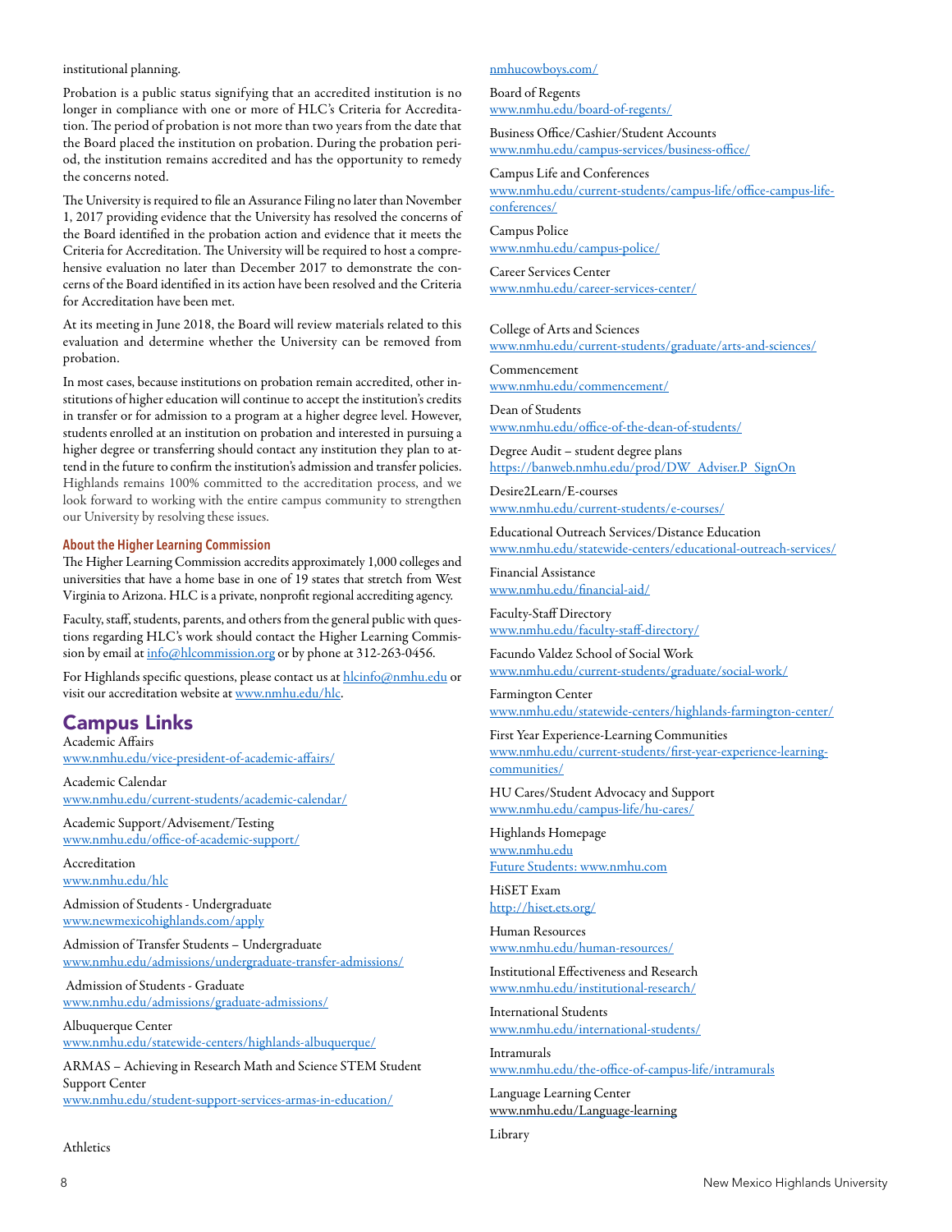institutional planning.

Probation is a public status signifying that an accredited institution is no longer in compliance with one or more of HLC's Criteria for Accreditation. The period of probation is not more than two years from the date that the Board placed the institution on probation. During the probation period, the institution remains accredited and has the opportunity to remedy the concerns noted.

The University is required to file an Assurance Filing no later than November 1, 2017 providing evidence that the University has resolved the concerns of the Board identified in the probation action and evidence that it meets the Criteria for Accreditation. The University will be required to host a comprehensive evaluation no later than December 2017 to demonstrate the concerns of the Board identified in its action have been resolved and the Criteria for Accreditation have been met.

At its meeting in June 2018, the Board will review materials related to this evaluation and determine whether the University can be removed from probation.

In most cases, because institutions on probation remain accredited, other institutions of higher education will continue to accept the institution's credits in transfer or for admission to a program at a higher degree level. However, students enrolled at an institution on probation and interested in pursuing a higher degree or transferring should contact any institution they plan to attend in the future to confirm the institution's admission and transfer policies. Highlands remains 100% committed to the accreditation process, and we look forward to working with the entire campus community to strengthen our University by resolving these issues.

### About the Higher Learning Commission

The Higher Learning Commission accredits approximately 1,000 colleges and universities that have a home base in one of 19 states that stretch from West Virginia to Arizona. HLC is a private, nonprofit regional accrediting agency.

Faculty, staff, students, parents, and others from the general public with questions regarding HLC's work should contact the Higher Learning Commission by email at info@hlcommission.org or by phone at 312-263-0456.

For Highlands specific questions, please contact us at hlcinfo@nmhu.edu or visit our accreditation website at www.nmhu.edu/hlc.

## Campus Links

Academic Affairs
www.nmhu.edu/vice-president-of-academic-affairs/

Academic Calendar
www.nmhu.edu/current-students/academic-calendar/

Academic Support/Advisement/Testing
www.nmhu.edu/office-of-academic-support/

Accreditation
www.nmhu.edu/hlc

Admission of Students - Undergraduate
www.newmexicohighlands.com/apply

Admission of Transfer Students – Undergraduate
www.nmhu.edu/admissions/undergraduate-transfer-admissions/

Admission of Students - Graduate
www.nmhu.edu/admissions/graduate-admissions/

Albuquerque Center
www.nmhu.edu/statewide-centers/highlands-albuquerque/

ARMAS – Achieving in Research Math and Science STEM Student Support Center
www.nmhu.edu/student-support-services-armas-in-education/

Athletics
nmhucowboys.com/

Board of Regents
www.nmhu.edu/board-of-regents/

Business Office/Cashier/Student Accounts
www.nmhu.edu/campus-services/business-office/

Campus Life and Conferences
www.nmhu.edu/current-students/campus-life/office-campus-life-conferences/

Campus Police
www.nmhu.edu/campus-police/

Career Services Center
www.nmhu.edu/career-services-center/

College of Arts and Sciences
www.nmhu.edu/current-students/graduate/arts-and-sciences/

Commencement
www.nmhu.edu/commencement/

Dean of Students
www.nmhu.edu/office-of-the-dean-of-students/

Degree Audit – student degree plans
https://banweb.nmhu.edu/prod/DW_Adviser.P_SignOn

Desire2Learn/E-courses
www.nmhu.edu/current-students/e-courses/

Educational Outreach Services/Distance Education
www.nmhu.edu/statewide-centers/educational-outreach-services/

Financial Assistance
www.nmhu.edu/financial-aid/

Faculty-Staff Directory
www.nmhu.edu/faculty-staff-directory/

Facundo Valdez School of Social Work
www.nmhu.edu/current-students/graduate/social-work/

Farmington Center
www.nmhu.edu/statewide-centers/highlands-farmington-center/

First Year Experience-Learning Communities
www.nmhu.edu/current-students/first-year-experience-learning-communities/

HU Cares/Student Advocacy and Support
www.nmhu.edu/campus-life/hu-cares/

Highlands Homepage
www.nmhu.edu
Future Students: www.nmhu.com

HiSET Exam
http://hiset.ets.org/

Human Resources
www.nmhu.edu/human-resources/

Institutional Effectiveness and Research
www.nmhu.edu/institutional-research/

International Students
www.nmhu.edu/international-students/

Intramurals
www.nmhu.edu/the-office-of-campus-life/intramurals

Language Learning Center
www.nmhu.edu/Language-learning

Library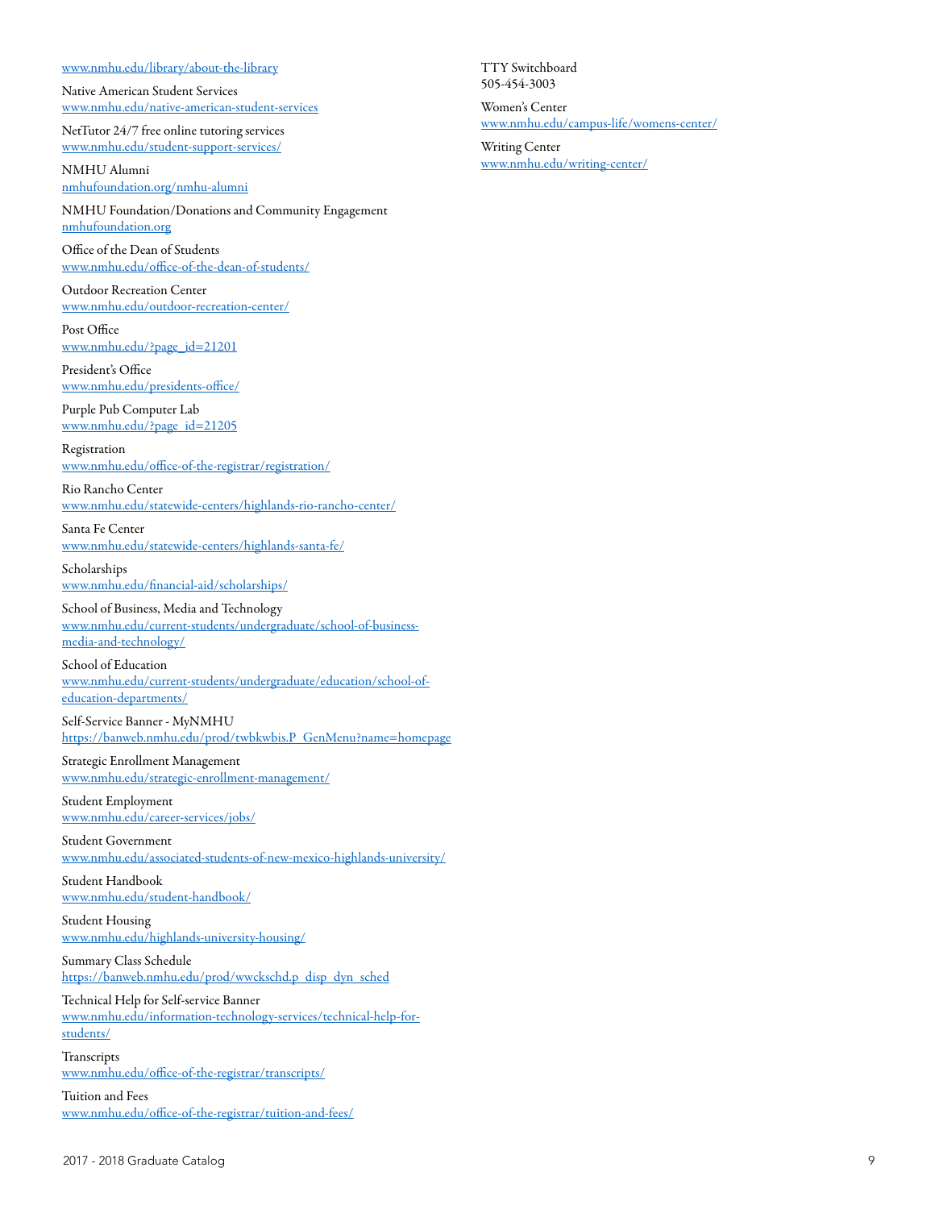www.nmhu.edu/library/about-the-library

Native American Student Services
www.nmhu.edu/native-american-student-services

NetTutor 24/7 free online tutoring services
www.nmhu.edu/student-support-services/

NMHU Alumni
nmhufoundation.org/nmhu-alumni

NMHU Foundation/Donations and Community Engagement
nmhufoundation.org

Office of the Dean of Students
www.nmhu.edu/office-of-the-dean-of-students/

Outdoor Recreation Center
www.nmhu.edu/outdoor-recreation-center/

Post Office
www.nmhu.edu/?page_id=21201

President's Office
www.nmhu.edu/presidents-office/

Purple Pub Computer Lab
www.nmhu.edu/?page_id=21205

Registration
www.nmhu.edu/office-of-the-registrar/registration/

Rio Rancho Center
www.nmhu.edu/statewide-centers/highlands-rio-rancho-center/

Santa Fe Center
www.nmhu.edu/statewide-centers/highlands-santa-fe/

Scholarships
www.nmhu.edu/financial-aid/scholarships/

School of Business, Media and Technology
www.nmhu.edu/current-students/undergraduate/school-of-business-media-and-technology/

School of Education
www.nmhu.edu/current-students/undergraduate/education/school-of-education-departments/

Self-Service Banner - MyNMHU
https://banweb.nmhu.edu/prod/twbkwbis.P_GenMenu?name=homepage

Strategic Enrollment Management
www.nmhu.edu/strategic-enrollment-management/

Student Employment
www.nmhu.edu/career-services/jobs/

Student Government
www.nmhu.edu/associated-students-of-new-mexico-highlands-university/

Student Handbook
www.nmhu.edu/student-handbook/

Student Housing
www.nmhu.edu/highlands-university-housing/

Summary Class Schedule
https://banweb.nmhu.edu/prod/wwckschd.p_disp_dyn_sched

Technical Help for Self-service Banner
www.nmhu.edu/information-technology-services/technical-help-for-students/

Transcripts
www.nmhu.edu/office-of-the-registrar/transcripts/

Tuition and Fees
www.nmhu.edu/office-of-the-registrar/tuition-and-fees/

TTY Switchboard
505-454-3003

Women's Center
www.nmhu.edu/campus-life/womens-center/

Writing Center
www.nmhu.edu/writing-center/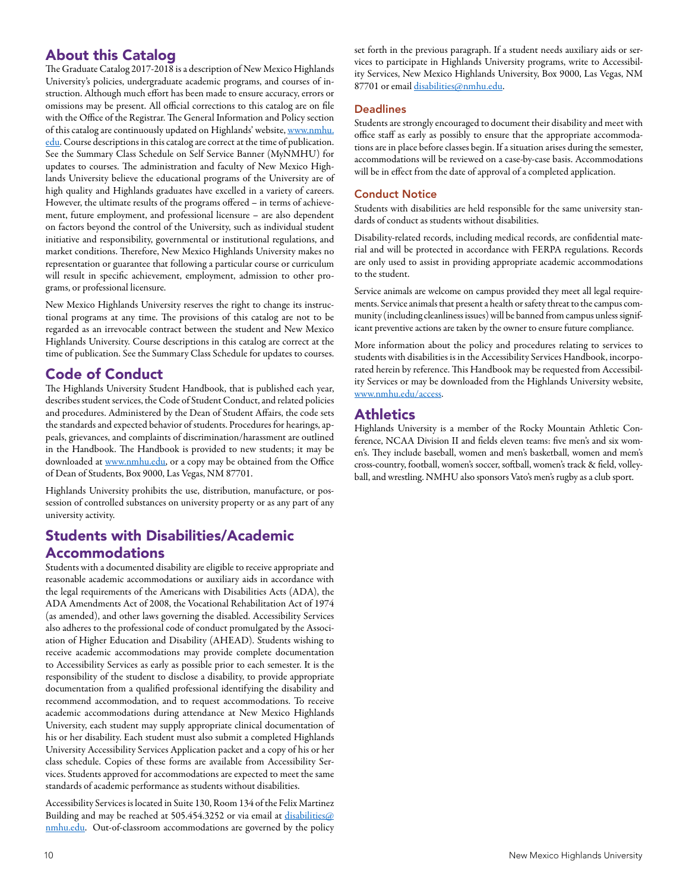## About this Catalog

The Graduate Catalog 2017-2018 is a description of New Mexico Highlands University's policies, undergraduate academic programs, and courses of instruction. Although much effort has been made to ensure accuracy, errors or omissions may be present. All official corrections to this catalog are on file with the Office of the Registrar. The General Information and Policy section of this catalog are continuously updated on Highlands' website, www.nmhu.edu. Course descriptions in this catalog are correct at the time of publication. See the Summary Class Schedule on Self Service Banner (MyNMHU) for updates to courses. The administration and faculty of New Mexico Highlands University believe the educational programs of the University are of high quality and Highlands graduates have excelled in a variety of careers. However, the ultimate results of the programs offered – in terms of achievement, future employment, and professional licensure – are also dependent on factors beyond the control of the University, such as individual student initiative and responsibility, governmental or institutional regulations, and market conditions. Therefore, New Mexico Highlands University makes no representation or guarantee that following a particular course or curriculum will result in specific achievement, employment, admission to other programs, or professional licensure.

New Mexico Highlands University reserves the right to change its instructional programs at any time. The provisions of this catalog are not to be regarded as an irrevocable contract between the student and New Mexico Highlands University. Course descriptions in this catalog are correct at the time of publication. See the Summary Class Schedule for updates to courses.

## Code of Conduct

The Highlands University Student Handbook, that is published each year, describes student services, the Code of Student Conduct, and related policies and procedures. Administered by the Dean of Student Affairs, the code sets the standards and expected behavior of students. Procedures for hearings, appeals, grievances, and complaints of discrimination/harassment are outlined in the Handbook. The Handbook is provided to new students; it may be downloaded at www.nmhu.edu, or a copy may be obtained from the Office of Dean of Students, Box 9000, Las Vegas, NM 87701.

Highlands University prohibits the use, distribution, manufacture, or possession of controlled substances on university property or as any part of any university activity.

## Students with Disabilities/Academic Accommodations

Students with a documented disability are eligible to receive appropriate and reasonable academic accommodations or auxiliary aids in accordance with the legal requirements of the Americans with Disabilities Acts (ADA), the ADA Amendments Act of 2008, the Vocational Rehabilitation Act of 1974 (as amended), and other laws governing the disabled. Accessibility Services also adheres to the professional code of conduct promulgated by the Association of Higher Education and Disability (AHEAD). Students wishing to receive academic accommodations may provide complete documentation to Accessibility Services as early as possible prior to each semester. It is the responsibility of the student to disclose a disability, to provide appropriate documentation from a qualified professional identifying the disability and recommend accommodation, and to request accommodations. To receive academic accommodations during attendance at New Mexico Highlands University, each student may supply appropriate clinical documentation of his or her disability. Each student must also submit a completed Highlands University Accessibility Services Application packet and a copy of his or her class schedule. Copies of these forms are available from Accessibility Services. Students approved for accommodations are expected to meet the same standards of academic performance as students without disabilities.

Accessibility Services is located in Suite 130, Room 134 of the Felix Martinez Building and may be reached at 505.454.3252 or via email at disabilities@nmhu.edu. Out-of-classroom accommodations are governed by the policy set forth in the previous paragraph. If a student needs auxiliary aids or services to participate in Highlands University programs, write to Accessibility Services, New Mexico Highlands University, Box 9000, Las Vegas, NM 87701 or email disabilities@nmhu.edu.

### Deadlines

Students are strongly encouraged to document their disability and meet with office staff as early as possibly to ensure that the appropriate accommodations are in place before classes begin. If a situation arises during the semester, accommodations will be reviewed on a case-by-case basis. Accommodations will be in effect from the date of approval of a completed application.

### Conduct Notice

Students with disabilities are held responsible for the same university standards of conduct as students without disabilities.

Disability-related records, including medical records, are confidential material and will be protected in accordance with FERPA regulations. Records are only used to assist in providing appropriate academic accommodations to the student.

Service animals are welcome on campus provided they meet all legal requirements. Service animals that present a health or safety threat to the campus community (including cleanliness issues) will be banned from campus unless significant preventive actions are taken by the owner to ensure future compliance.

More information about the policy and procedures relating to services to students with disabilities is in the Accessibility Services Handbook, incorporated herein by reference. This Handbook may be requested from Accessibility Services or may be downloaded from the Highlands University website, www.nmhu.edu/access.

## Athletics

Highlands University is a member of the Rocky Mountain Athletic Conference, NCAA Division II and fields eleven teams: five men's and six women's. They include baseball, women and men's basketball, women and mem's cross-country, football, women's soccer, softball, women's track & field, volleyball, and wrestling. NMHU also sponsors Vato's men's rugby as a club sport.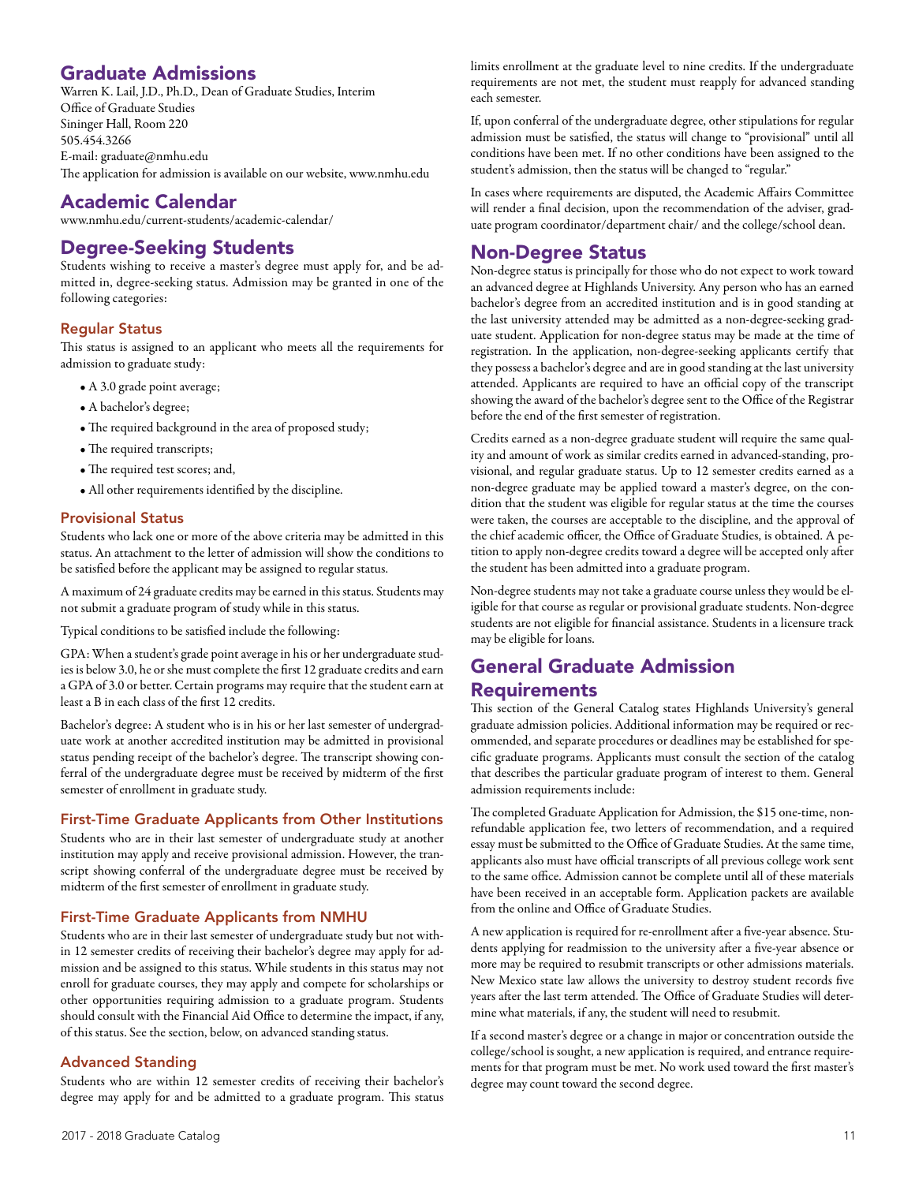## Graduate Admissions

Warren K. Lail, J.D., Ph.D., Dean of Graduate Studies, Interim
Office of Graduate Studies
Sininger Hall, Room 220
505.454.3266
E-mail: graduate@nmhu.edu
The application for admission is available on our website, www.nmhu.edu

## Academic Calendar

www.nmhu.edu/current-students/academic-calendar/

## Degree-Seeking Students

Students wishing to receive a master's degree must apply for, and be admitted in, degree-seeking status. Admission may be granted in one of the following categories:

### Regular Status

This status is assigned to an applicant who meets all the requirements for admission to graduate study:

- A 3.0 grade point average;
- A bachelor's degree;
- The required background in the area of proposed study;
- The required transcripts;
- The required test scores; and,
- All other requirements identified by the discipline.

### Provisional Status

Students who lack one or more of the above criteria may be admitted in this status. An attachment to the letter of admission will show the conditions to be satisfied before the applicant may be assigned to regular status.

A maximum of 24 graduate credits may be earned in this status. Students may not submit a graduate program of study while in this status.

Typical conditions to be satisfied include the following:

GPA: When a student's grade point average in his or her undergraduate studies is below 3.0, he or she must complete the first 12 graduate credits and earn a GPA of 3.0 or better. Certain programs may require that the student earn at least a B in each class of the first 12 credits.

Bachelor's degree: A student who is in his or her last semester of undergraduate work at another accredited institution may be admitted in provisional status pending receipt of the bachelor's degree. The transcript showing conferral of the undergraduate degree must be received by midterm of the first semester of enrollment in graduate study.

### First-Time Graduate Applicants from Other Institutions

Students who are in their last semester of undergraduate study at another institution may apply and receive provisional admission. However, the transcript showing conferral of the undergraduate degree must be received by midterm of the first semester of enrollment in graduate study.

### First-Time Graduate Applicants from NMHU

Students who are in their last semester of undergraduate study but not within 12 semester credits of receiving their bachelor's degree may apply for admission and be assigned to this status. While students in this status may not enroll for graduate courses, they may apply and compete for scholarships or other opportunities requiring admission to a graduate program. Students should consult with the Financial Aid Office to determine the impact, if any, of this status. See the section, below, on advanced standing status.

### Advanced Standing

Students who are within 12 semester credits of receiving their bachelor's degree may apply for and be admitted to a graduate program. This status limits enrollment at the graduate level to nine credits. If the undergraduate requirements are not met, the student must reapply for advanced standing each semester.

If, upon conferral of the undergraduate degree, other stipulations for regular admission must be satisfied, the status will change to "provisional" until all conditions have been met. If no other conditions have been assigned to the student's admission, then the status will be changed to "regular."

In cases where requirements are disputed, the Academic Affairs Committee will render a final decision, upon the recommendation of the adviser, graduate program coordinator/department chair/ and the college/school dean.

## Non-Degree Status

Non-degree status is principally for those who do not expect to work toward an advanced degree at Highlands University. Any person who has an earned bachelor's degree from an accredited institution and is in good standing at the last university attended may be admitted as a non-degree-seeking graduate student. Application for non-degree status may be made at the time of registration. In the application, non-degree-seeking applicants certify that they possess a bachelor's degree and are in good standing at the last university attended. Applicants are required to have an official copy of the transcript showing the award of the bachelor's degree sent to the Office of the Registrar before the end of the first semester of registration.

Credits earned as a non-degree graduate student will require the same quality and amount of work as similar credits earned in advanced-standing, provisional, and regular graduate status. Up to 12 semester credits earned as a non-degree graduate may be applied toward a master's degree, on the condition that the student was eligible for regular status at the time the courses were taken, the courses are acceptable to the discipline, and the approval of the chief academic officer, the Office of Graduate Studies, is obtained. A petition to apply non-degree credits toward a degree will be accepted only after the student has been admitted into a graduate program.

Non-degree students may not take a graduate course unless they would be eligible for that course as regular or provisional graduate students. Non-degree students are not eligible for financial assistance. Students in a licensure track may be eligible for loans.

## General Graduate Admission Requirements

This section of the General Catalog states Highlands University's general graduate admission policies. Additional information may be required or recommended, and separate procedures or deadlines may be established for specific graduate programs. Applicants must consult the section of the catalog that describes the particular graduate program of interest to them. General admission requirements include:

The completed Graduate Application for Admission, the $15 one-time, nonrefundable application fee, two letters of recommendation, and a required essay must be submitted to the Office of Graduate Studies. At the same time, applicants also must have official transcripts of all previous college work sent to the same office. Admission cannot be complete until all of these materials have been received in an acceptable form. Application packets are available from the online and Office of Graduate Studies.

A new application is required for re-enrollment after a five-year absence. Students applying for readmission to the university after a five-year absence or more may be required to resubmit transcripts or other admissions materials. New Mexico state law allows the university to destroy student records five years after the last term attended. The Office of Graduate Studies will determine what materials, if any, the student will need to resubmit.

If a second master's degree or a change in major or concentration outside the college/school is sought, a new application is required, and entrance requirements for that program must be met. No work used toward the first master's degree may count toward the second degree.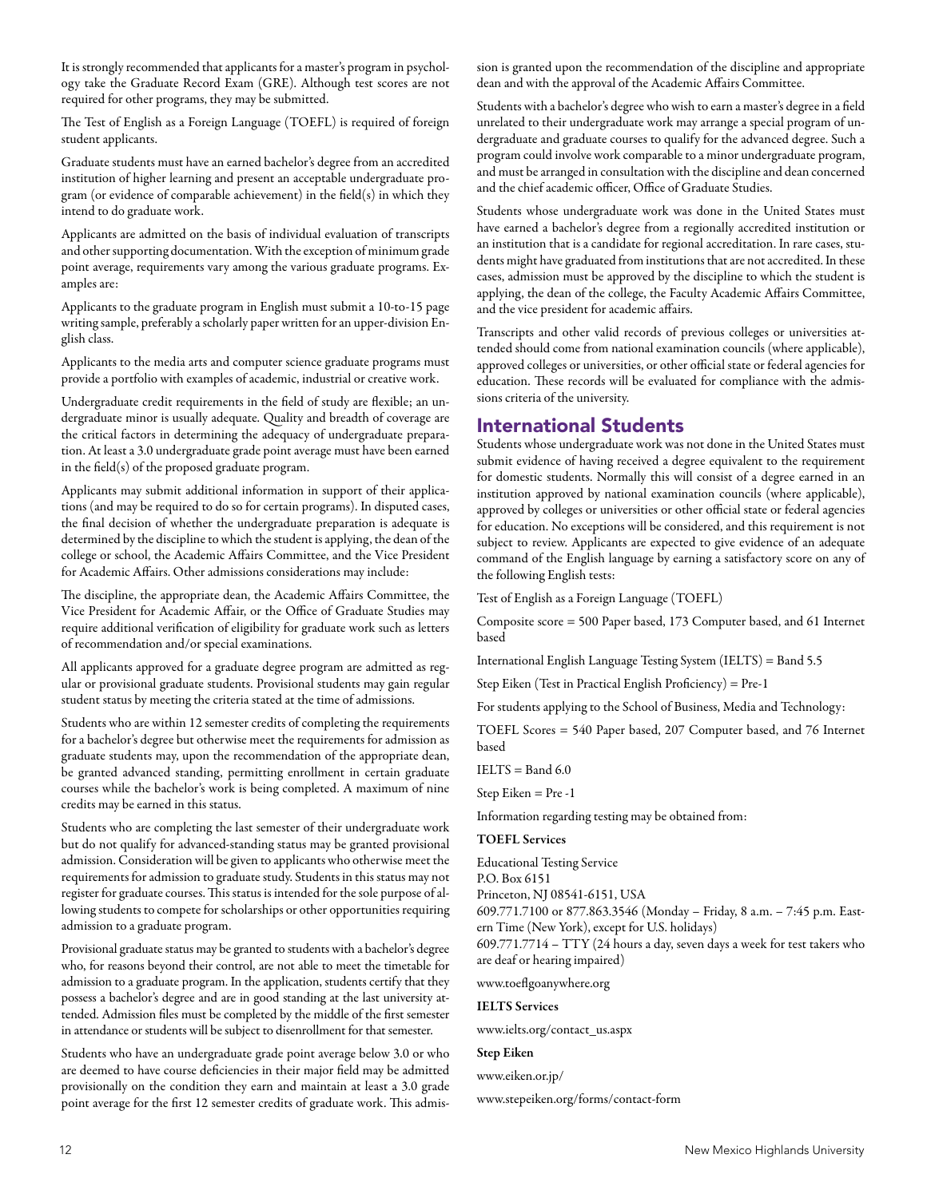It is strongly recommended that applicants for a master's program in psychology take the Graduate Record Exam (GRE). Although test scores are not required for other programs, they may be submitted.

The Test of English as a Foreign Language (TOEFL) is required of foreign student applicants.

Graduate students must have an earned bachelor's degree from an accredited institution of higher learning and present an acceptable undergraduate program (or evidence of comparable achievement) in the field(s) in which they intend to do graduate work.

Applicants are admitted on the basis of individual evaluation of transcripts and other supporting documentation. With the exception of minimum grade point average, requirements vary among the various graduate programs. Examples are:

Applicants to the graduate program in English must submit a 10-to-15 page writing sample, preferably a scholarly paper written for an upper-division English class.

Applicants to the media arts and computer science graduate programs must provide a portfolio with examples of academic, industrial or creative work.

Undergraduate credit requirements in the field of study are flexible; an undergraduate minor is usually adequate. Quality and breadth of coverage are the critical factors in determining the adequacy of undergraduate preparation. At least a 3.0 undergraduate grade point average must have been earned in the field(s) of the proposed graduate program.

Applicants may submit additional information in support of their applications (and may be required to do so for certain programs). In disputed cases, the final decision of whether the undergraduate preparation is adequate is determined by the discipline to which the student is applying, the dean of the college or school, the Academic Affairs Committee, and the Vice President for Academic Affairs. Other admissions considerations may include:

The discipline, the appropriate dean, the Academic Affairs Committee, the Vice President for Academic Affair, or the Office of Graduate Studies may require additional verification of eligibility for graduate work such as letters of recommendation and/or special examinations.

All applicants approved for a graduate degree program are admitted as regular or provisional graduate students. Provisional students may gain regular student status by meeting the criteria stated at the time of admissions.

Students who are within 12 semester credits of completing the requirements for a bachelor's degree but otherwise meet the requirements for admission as graduate students may, upon the recommendation of the appropriate dean, be granted advanced standing, permitting enrollment in certain graduate courses while the bachelor's work is being completed. A maximum of nine credits may be earned in this status.

Students who are completing the last semester of their undergraduate work but do not qualify for advanced-standing status may be granted provisional admission. Consideration will be given to applicants who otherwise meet the requirements for admission to graduate study. Students in this status may not register for graduate courses. This status is intended for the sole purpose of allowing students to compete for scholarships or other opportunities requiring admission to a graduate program.

Provisional graduate status may be granted to students with a bachelor's degree who, for reasons beyond their control, are not able to meet the timetable for admission to a graduate program. In the application, students certify that they possess a bachelor's degree and are in good standing at the last university attended. Admission files must be completed by the middle of the first semester in attendance or students will be subject to disenrollment for that semester.

Students who have an undergraduate grade point average below 3.0 or who are deemed to have course deficiencies in their major field may be admitted provisionally on the condition they earn and maintain at least a 3.0 grade point average for the first 12 semester credits of graduate work. This admission is granted upon the recommendation of the discipline and appropriate dean and with the approval of the Academic Affairs Committee.

Students with a bachelor's degree who wish to earn a master's degree in a field unrelated to their undergraduate work may arrange a special program of undergraduate and graduate courses to qualify for the advanced degree. Such a program could involve work comparable to a minor undergraduate program, and must be arranged in consultation with the discipline and dean concerned and the chief academic officer, Office of Graduate Studies.

Students whose undergraduate work was done in the United States must have earned a bachelor's degree from a regionally accredited institution or an institution that is a candidate for regional accreditation. In rare cases, students might have graduated from institutions that are not accredited. In these cases, admission must be approved by the discipline to which the student is applying, the dean of the college, the Faculty Academic Affairs Committee, and the vice president for academic affairs.

Transcripts and other valid records of previous colleges or universities attended should come from national examination councils (where applicable), approved colleges or universities, or other official state or federal agencies for education. These records will be evaluated for compliance with the admissions criteria of the university.

## International Students

Students whose undergraduate work was not done in the United States must submit evidence of having received a degree equivalent to the requirement for domestic students. Normally this will consist of a degree earned in an institution approved by national examination councils (where applicable), approved by colleges or universities or other official state or federal agencies for education. No exceptions will be considered, and this requirement is not subject to review. Applicants are expected to give evidence of an adequate command of the English language by earning a satisfactory score on any of the following English tests:

Test of English as a Foreign Language (TOEFL)

Composite score = 500 Paper based, 173 Computer based, and 61 Internet based

International English Language Testing System (IELTS) = Band 5.5

Step Eiken (Test in Practical English Proficiency) = Pre-1

For students applying to the School of Business, Media and Technology:

TOEFL Scores = 540 Paper based, 207 Computer based, and 76 Internet based

IELTS = Band 6.0

Step Eiken = Pre -1

Information regarding testing may be obtained from:

**TOEFL Services**

Educational Testing Service
P.O. Box 6151
Princeton, NJ 08541-6151, USA
609.771.7100 or 877.863.3546 (Monday – Friday, 8 a.m. – 7:45 p.m. Eastern Time (New York), except for U.S. holidays)
609.771.7714 – TTY (24 hours a day, seven days a week for test takers who are deaf or hearing impaired)

www.toeflgoanywhere.org

**IELTS Services**

www.ielts.org/contact_us.aspx

**Step Eiken**

www.eiken.or.jp/

www.stepeiken.org/forms/contact-form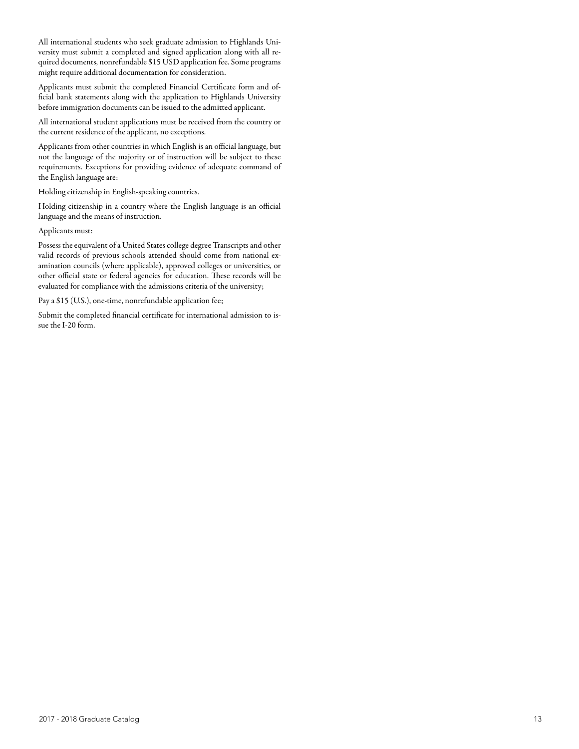All international students who seek graduate admission to Highlands University must submit a completed and signed application along with all required documents, nonrefundable $15 USD application fee. Some programs might require additional documentation for consideration.

Applicants must submit the completed Financial Certificate form and official bank statements along with the application to Highlands University before immigration documents can be issued to the admitted applicant.

All international student applications must be received from the country or the current residence of the applicant, no exceptions.

Applicants from other countries in which English is an official language, but not the language of the majority or of instruction will be subject to these requirements. Exceptions for providing evidence of adequate command of the English language are:

Holding citizenship in English-speaking countries.

Holding citizenship in a country where the English language is an official language and the means of instruction.

Applicants must:

Possess the equivalent of a United States college degree Transcripts and other valid records of previous schools attended should come from national examination councils (where applicable), approved colleges or universities, or other official state or federal agencies for education. These records will be evaluated for compliance with the admissions criteria of the university;

Pay a $15 (U.S.), one-time, nonrefundable application fee;

Submit the completed financial certificate for international admission to issue the I-20 form.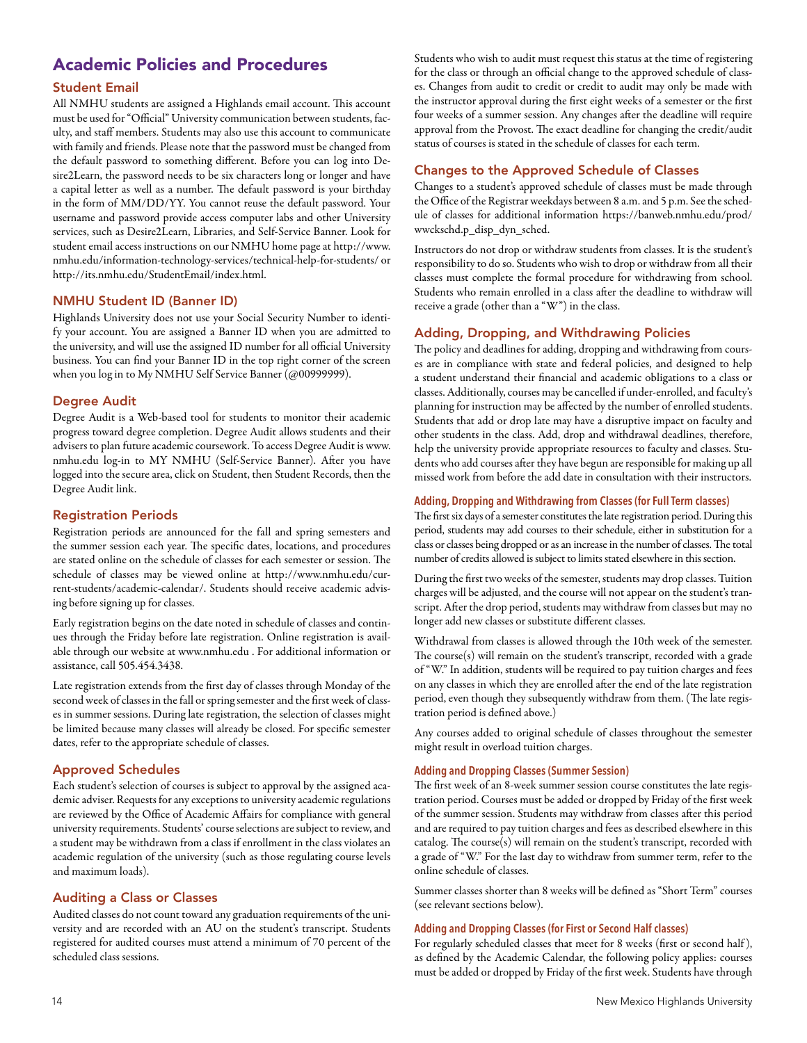# Academic Policies and Procedures

## Student Email

All NMHU students are assigned a Highlands email account. This account must be used for "Official" University communication between students, faculty, and staff members. Students may also use this account to communicate with family and friends. Please note that the password must be changed from the default password to something different. Before you can log into Desire2Learn, the password needs to be six characters long or longer and have a capital letter as well as a number. The default password is your birthday in the form of MM/DD/YY. You cannot reuse the default password. Your username and password provide access computer labs and other University services, such as Desire2Learn, Libraries, and Self-Service Banner. Look for student email access instructions on our NMHU home page at http://www.nmhu.edu/information-technology-services/technical-help-for-students/ or http://its.nmhu.edu/StudentEmail/index.html.

## NMHU Student ID (Banner ID)

Highlands University does not use your Social Security Number to identify your account. You are assigned a Banner ID when you are admitted to the university, and will use the assigned ID number for all official University business. You can find your Banner ID in the top right corner of the screen when you log in to My NMHU Self Service Banner (@00999999).

## Degree Audit

Degree Audit is a Web-based tool for students to monitor their academic progress toward degree completion. Degree Audit allows students and their advisers to plan future academic coursework. To access Degree Audit is www.nmhu.edu log-in to MY NMHU (Self-Service Banner). After you have logged into the secure area, click on Student, then Student Records, then the Degree Audit link.

## Registration Periods

Registration periods are announced for the fall and spring semesters and the summer session each year. The specific dates, locations, and procedures are stated online on the schedule of classes for each semester or session. The schedule of classes may be viewed online at http://www.nmhu.edu/current-students/academic-calendar/. Students should receive academic advising before signing up for classes.

Early registration begins on the date noted in schedule of classes and continues through the Friday before late registration. Online registration is available through our website at www.nmhu.edu . For additional information or assistance, call 505.454.3438.

Late registration extends from the first day of classes through Monday of the second week of classes in the fall or spring semester and the first week of classes in summer sessions. During late registration, the selection of classes might be limited because many classes will already be closed. For specific semester dates, refer to the appropriate schedule of classes.

## Approved Schedules

Each student's selection of courses is subject to approval by the assigned academic adviser. Requests for any exceptions to university academic regulations are reviewed by the Office of Academic Affairs for compliance with general university requirements. Students' course selections are subject to review, and a student may be withdrawn from a class if enrollment in the class violates an academic regulation of the university (such as those regulating course levels and maximum loads).

## Auditing a Class or Classes

Audited classes do not count toward any graduation requirements of the university and are recorded with an AU on the student's transcript. Students registered for audited courses must attend a minimum of 70 percent of the scheduled class sessions.

Students who wish to audit must request this status at the time of registering for the class or through an official change to the approved schedule of classes. Changes from audit to credit or credit to audit may only be made with the instructor approval during the first eight weeks of a semester or the first four weeks of a summer session. Any changes after the deadline will require approval from the Provost. The exact deadline for changing the credit/audit status of courses is stated in the schedule of classes for each term.

## Changes to the Approved Schedule of Classes

Changes to a student's approved schedule of classes must be made through the Office of the Registrar weekdays between 8 a.m. and 5 p.m. See the schedule of classes for additional information https://banweb.nmhu.edu/prod/wwckschd.p_disp_dyn_sched.

Instructors do not drop or withdraw students from classes. It is the student's responsibility to do so. Students who wish to drop or withdraw from all their classes must complete the formal procedure for withdrawing from school. Students who remain enrolled in a class after the deadline to withdraw will receive a grade (other than a "W") in the class.

## Adding, Dropping, and Withdrawing Policies

The policy and deadlines for adding, dropping and withdrawing from courses are in compliance with state and federal policies, and designed to help a student understand their financial and academic obligations to a class or classes. Additionally, courses may be cancelled if under-enrolled, and faculty's planning for instruction may be affected by the number of enrolled students. Students that add or drop late may have a disruptive impact on faculty and other students in the class. Add, drop and withdrawal deadlines, therefore, help the university provide appropriate resources to faculty and classes. Students who add courses after they have begun are responsible for making up all missed work from before the add date in consultation with their instructors.

### Adding, Dropping and Withdrawing from Classes (for Full Term classes)

The first six days of a semester constitutes the late registration period. During this period, students may add courses to their schedule, either in substitution for a class or classes being dropped or as an increase in the number of classes. The total number of credits allowed is subject to limits stated elsewhere in this section.

During the first two weeks of the semester, students may drop classes. Tuition charges will be adjusted, and the course will not appear on the student's transcript. After the drop period, students may withdraw from classes but may no longer add new classes or substitute different classes.

Withdrawal from classes is allowed through the 10th week of the semester. The course(s) will remain on the student's transcript, recorded with a grade of "W." In addition, students will be required to pay tuition charges and fees on any classes in which they are enrolled after the end of the late registration period, even though they subsequently withdraw from them. (The late registration period is defined above.)

Any courses added to original schedule of classes throughout the semester might result in overload tuition charges.

### Adding and Dropping Classes (Summer Session)

The first week of an 8-week summer session course constitutes the late registration period. Courses must be added or dropped by Friday of the first week of the summer session. Students may withdraw from classes after this period and are required to pay tuition charges and fees as described elsewhere in this catalog. The course(s) will remain on the student's transcript, recorded with a grade of "W." For the last day to withdraw from summer term, refer to the online schedule of classes.

Summer classes shorter than 8 weeks will be defined as "Short Term" courses (see relevant sections below).

### Adding and Dropping Classes (for First or Second Half classes)

For regularly scheduled classes that meet for 8 weeks (first or second half), as defined by the Academic Calendar, the following policy applies: courses must be added or dropped by Friday of the first week. Students have through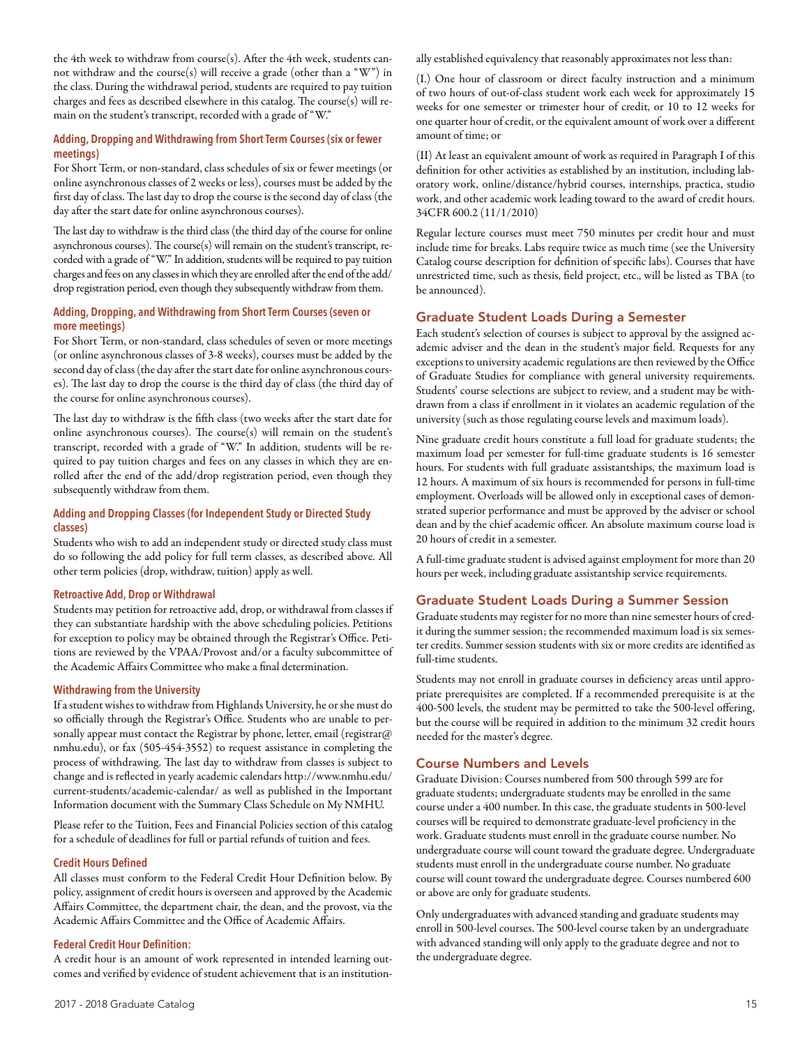the 4th week to withdraw from course(s). After the 4th week, students cannot withdraw and the course(s) will receive a grade (other than a "W") in the class. During the withdrawal period, students are required to pay tuition charges and fees as described elsewhere in this catalog. The course(s) will remain on the student's transcript, recorded with a grade of "W."

#### Adding, Dropping and Withdrawing from Short Term Courses (six or fewer meetings)

For Short Term, or non-standard, class schedules of six or fewer meetings (or online asynchronous classes of 2 weeks or less), courses must be added by the first day of class. The last day to drop the course is the second day of class (the day after the start date for online asynchronous courses).

The last day to withdraw is the third class (the third day of the course for online asynchronous courses). The course(s) will remain on the student's transcript, recorded with a grade of "W." In addition, students will be required to pay tuition charges and fees on any classes in which they are enrolled after the end of the add/drop registration period, even though they subsequently withdraw from them.

#### Adding, Dropping, and Withdrawing from Short Term Courses (seven or more meetings)

For Short Term, or non-standard, class schedules of seven or more meetings (or online asynchronous classes of 3-8 weeks), courses must be added by the second day of class (the day after the start date for online asynchronous courses). The last day to drop the course is the third day of class (the third day of the course for online asynchronous courses).

The last day to withdraw is the fifth class (two weeks after the start date for online asynchronous courses). The course(s) will remain on the student's transcript, recorded with a grade of "W." In addition, students will be required to pay tuition charges and fees on any classes in which they are enrolled after the end of the add/drop registration period, even though they subsequently withdraw from them.

#### Adding and Dropping Classes (for Independent Study or Directed Study classes)

Students who wish to add an independent study or directed study class must do so following the add policy for full term classes, as described above. All other term policies (drop, withdraw, tuition) apply as well.

#### Retroactive Add, Drop or Withdrawal

Students may petition for retroactive add, drop, or withdrawal from classes if they can substantiate hardship with the above scheduling policies. Petitions for exception to policy may be obtained through the Registrar's Office. Petitions are reviewed by the VPAA/Provost and/or a faculty subcommittee of the Academic Affairs Committee who make a final determination.

#### Withdrawing from the University

If a student wishes to withdraw from Highlands University, he or she must do so officially through the Registrar's Office. Students who are unable to personally appear must contact the Registrar by phone, letter, email (registrar@nmhu.edu), or fax (505-454-3552) to request assistance in completing the process of withdrawing. The last day to withdraw from classes is subject to change and is reflected in yearly academic calendars http://www.nmhu.edu/current-students/academic-calendar/ as well as published in the Important Information document with the Summary Class Schedule on My NMHU.

Please refer to the Tuition, Fees and Financial Policies section of this catalog for a schedule of deadlines for full or partial refunds of tuition and fees.

#### Credit Hours Defined

All classes must conform to the Federal Credit Hour Definition below. By policy, assignment of credit hours is overseen and approved by the Academic Affairs Committee, the department chair, the dean, and the provost, via the Academic Affairs Committee and the Office of Academic Affairs.

#### Federal Credit Hour Definition:

A credit hour is an amount of work represented in intended learning outcomes and verified by evidence of student achievement that is an institutionally established equivalency that reasonably approximates not less than:

(I.) One hour of classroom or direct faculty instruction and a minimum of two hours of out-of-class student work each week for approximately 15 weeks for one semester or trimester hour of credit, or 10 to 12 weeks for one quarter hour of credit, or the equivalent amount of work over a different amount of time; or

(II) At least an equivalent amount of work as required in Paragraph I of this definition for other activities as established by an institution, including laboratory work, online/distance/hybrid courses, internships, practica, studio work, and other academic work leading toward to the award of credit hours. 34CFR 600.2 (11/1/2010)

Regular lecture courses must meet 750 minutes per credit hour and must include time for breaks. Labs require twice as much time (see the University Catalog course description for definition of specific labs). Courses that have unrestricted time, such as thesis, field project, etc., will be listed as TBA (to be announced).

### Graduate Student Loads During a Semester

Each student's selection of courses is subject to approval by the assigned academic adviser and the dean in the student's major field. Requests for any exceptions to university academic regulations are then reviewed by the Office of Graduate Studies for compliance with general university requirements. Students' course selections are subject to review, and a student may be withdrawn from a class if enrollment in it violates an academic regulation of the university (such as those regulating course levels and maximum loads).

Nine graduate credit hours constitute a full load for graduate students; the maximum load per semester for full-time graduate students is 16 semester hours. For students with full graduate assistantships, the maximum load is 12 hours. A maximum of six hours is recommended for persons in full-time employment. Overloads will be allowed only in exceptional cases of demonstrated superior performance and must be approved by the adviser or school dean and by the chief academic officer. An absolute maximum course load is 20 hours of credit in a semester.

A full-time graduate student is advised against employment for more than 20 hours per week, including graduate assistantship service requirements.

### Graduate Student Loads During a Summer Session

Graduate students may register for no more than nine semester hours of credit during the summer session; the recommended maximum load is six semester credits. Summer session students with six or more credits are identified as full-time students.

Students may not enroll in graduate courses in deficiency areas until appropriate prerequisites are completed. If a recommended prerequisite is at the 400-500 levels, the student may be permitted to take the 500-level offering, but the course will be required in addition to the minimum 32 credit hours needed for the master's degree.

### Course Numbers and Levels

Graduate Division: Courses numbered from 500 through 599 are for graduate students; undergraduate students may be enrolled in the same course under a 400 number. In this case, the graduate students in 500-level courses will be required to demonstrate graduate-level proficiency in the work. Graduate students must enroll in the graduate course number. No undergraduate course will count toward the graduate degree. Undergraduate students must enroll in the undergraduate course number. No graduate course will count toward the undergraduate degree. Courses numbered 600 or above are only for graduate students.

Only undergraduates with advanced standing and graduate students may enroll in 500-level courses. The 500-level course taken by an undergraduate with advanced standing will only apply to the graduate degree and not to the undergraduate degree.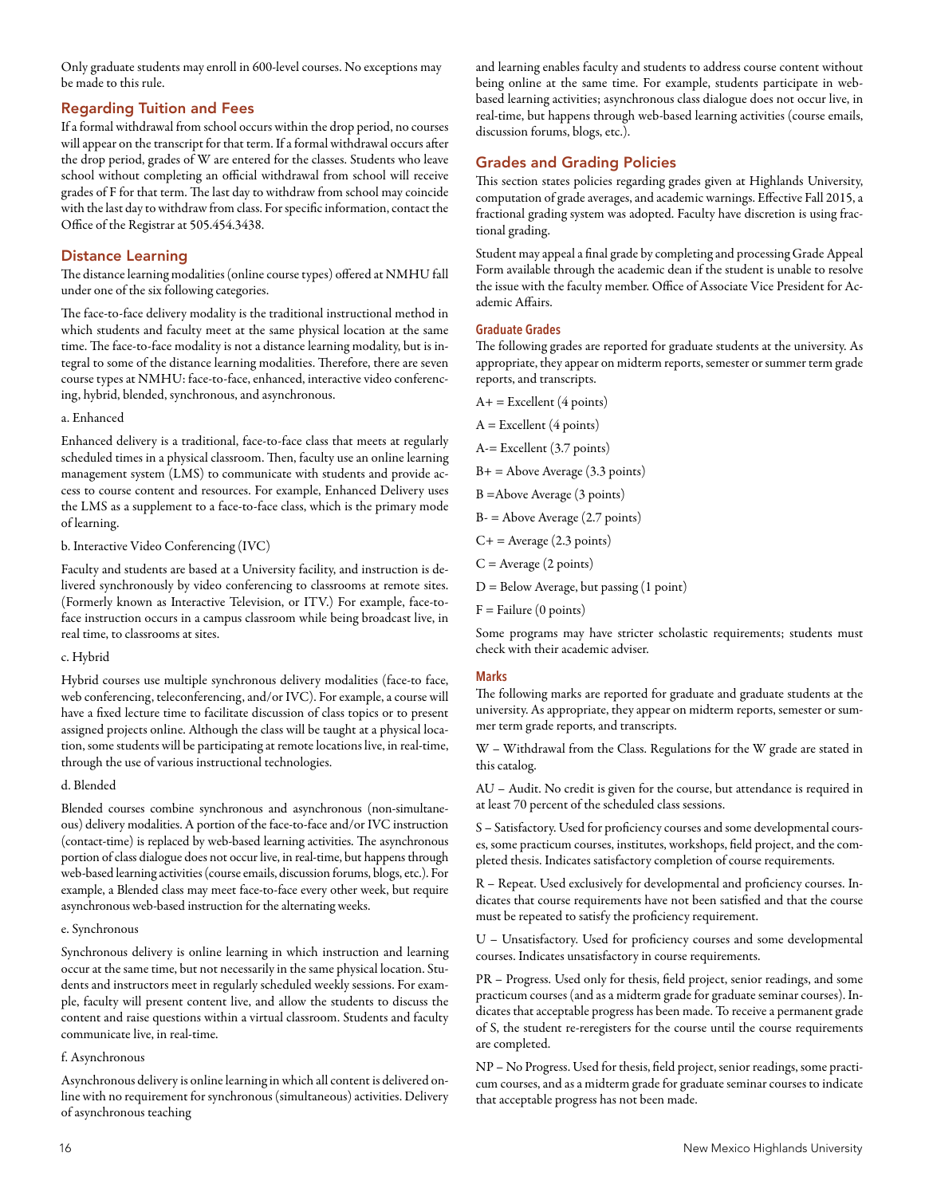Only graduate students may enroll in 600-level courses. No exceptions may be made to this rule.

## Regarding Tuition and Fees

If a formal withdrawal from school occurs within the drop period, no courses will appear on the transcript for that term. If a formal withdrawal occurs after the drop period, grades of W are entered for the classes. Students who leave school without completing an official withdrawal from school will receive grades of F for that term. The last day to withdraw from school may coincide with the last day to withdraw from class. For specific information, contact the Office of the Registrar at 505.454.3438.

## Distance Learning

The distance learning modalities (online course types) offered at NMHU fall under one of the six following categories.

The face-to-face delivery modality is the traditional instructional method in which students and faculty meet at the same physical location at the same time. The face-to-face modality is not a distance learning modality, but is integral to some of the distance learning modalities. Therefore, there are seven course types at NMHU: face-to-face, enhanced, interactive video conferencing, hybrid, blended, synchronous, and asynchronous.

a. Enhanced

Enhanced delivery is a traditional, face-to-face class that meets at regularly scheduled times in a physical classroom. Then, faculty use an online learning management system (LMS) to communicate with students and provide access to course content and resources. For example, Enhanced Delivery uses the LMS as a supplement to a face-to-face class, which is the primary mode of learning.

b. Interactive Video Conferencing (IVC)

Faculty and students are based at a University facility, and instruction is delivered synchronously by video conferencing to classrooms at remote sites. (Formerly known as Interactive Television, or ITV.) For example, face-to-face instruction occurs in a campus classroom while being broadcast live, in real time, to classrooms at sites.

c. Hybrid

Hybrid courses use multiple synchronous delivery modalities (face-to face, web conferencing, teleconferencing, and/or IVC). For example, a course will have a fixed lecture time to facilitate discussion of class topics or to present assigned projects online. Although the class will be taught at a physical location, some students will be participating at remote locations live, in real-time, through the use of various instructional technologies.

d. Blended

Blended courses combine synchronous and asynchronous (non-simultaneous) delivery modalities. A portion of the face-to-face and/or IVC instruction (contact-time) is replaced by web-based learning activities. The asynchronous portion of class dialogue does not occur live, in real-time, but happens through web-based learning activities (course emails, discussion forums, blogs, etc.). For example, a Blended class may meet face-to-face every other week, but require asynchronous web-based instruction for the alternating weeks.

e. Synchronous

Synchronous delivery is online learning in which instruction and learning occur at the same time, but not necessarily in the same physical location. Students and instructors meet in regularly scheduled weekly sessions. For example, faculty will present content live, and allow the students to discuss the content and raise questions within a virtual classroom. Students and faculty communicate live, in real-time.

f. Asynchronous

Asynchronous delivery is online learning in which all content is delivered online with no requirement for synchronous (simultaneous) activities. Delivery of asynchronous teaching and learning enables faculty and students to address course content without being online at the same time. For example, students participate in web-based learning activities; asynchronous class dialogue does not occur live, in real-time, but happens through web-based learning activities (course emails, discussion forums, blogs, etc.).

## Grades and Grading Policies

This section states policies regarding grades given at Highlands University, computation of grade averages, and academic warnings. Effective Fall 2015, a fractional grading system was adopted. Faculty have discretion is using fractional grading.

Student may appeal a final grade by completing and processing Grade Appeal Form available through the academic dean if the student is unable to resolve the issue with the faculty member. Office of Associate Vice President for Academic Affairs.

### Graduate Grades

The following grades are reported for graduate students at the university. As appropriate, they appear on midterm reports, semester or summer term grade reports, and transcripts.

A+ = Excellent (4 points)

A = Excellent (4 points)

A-= Excellent (3.7 points)

B+ = Above Average (3.3 points)

B =Above Average (3 points)

B- = Above Average (2.7 points)

C+ = Average (2.3 points)

C = Average (2 points)

D = Below Average, but passing (1 point)

F = Failure (0 points)

Some programs may have stricter scholastic requirements; students must check with their academic adviser.

### Marks

The following marks are reported for graduate and graduate students at the university. As appropriate, they appear on midterm reports, semester or summer term grade reports, and transcripts.

W – Withdrawal from the Class. Regulations for the W grade are stated in this catalog.

AU – Audit. No credit is given for the course, but attendance is required in at least 70 percent of the scheduled class sessions.

S – Satisfactory. Used for proficiency courses and some developmental courses, some practicum courses, institutes, workshops, field project, and the completed thesis. Indicates satisfactory completion of course requirements.

R – Repeat. Used exclusively for developmental and proficiency courses. Indicates that course requirements have not been satisfied and that the course must be repeated to satisfy the proficiency requirement.

U – Unsatisfactory. Used for proficiency courses and some developmental courses. Indicates unsatisfactory in course requirements.

PR – Progress. Used only for thesis, field project, senior readings, and some practicum courses (and as a midterm grade for graduate seminar courses). Indicates that acceptable progress has been made. To receive a permanent grade of S, the student re-reregisters for the course until the course requirements are completed.

NP – No Progress. Used for thesis, field project, senior readings, some practicum courses, and as a midterm grade for graduate seminar courses to indicate that acceptable progress has not been made.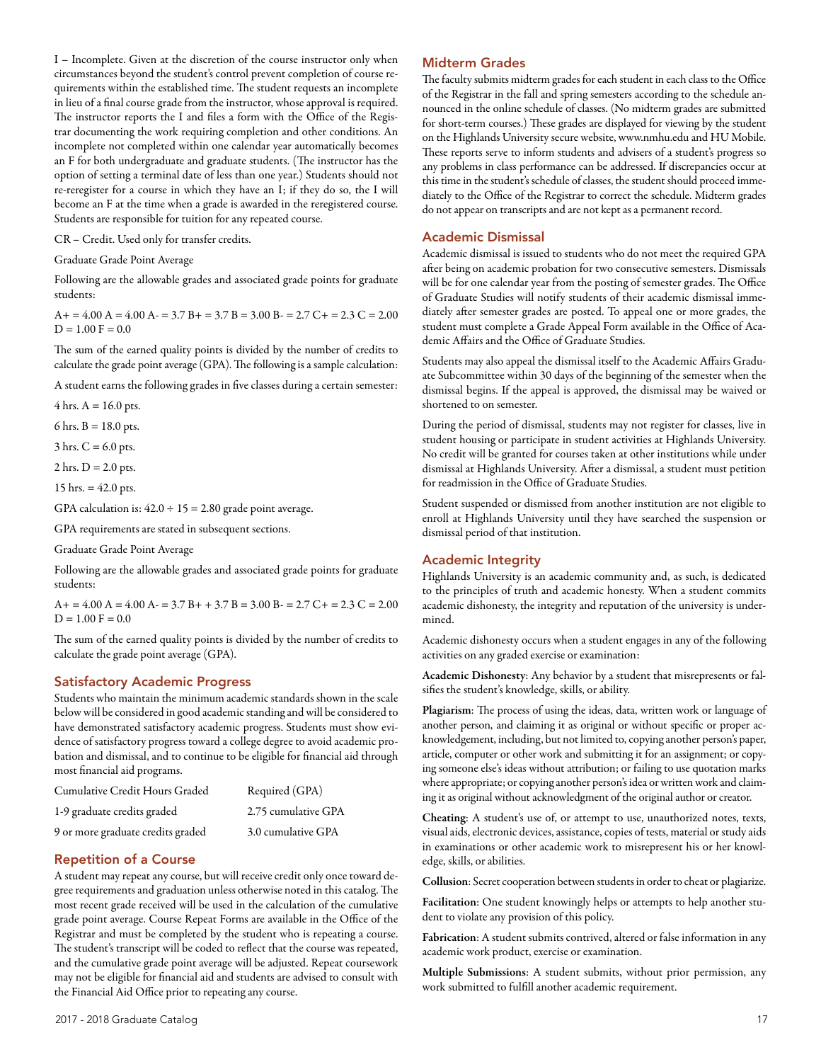I – Incomplete. Given at the discretion of the course instructor only when circumstances beyond the student's control prevent completion of course requirements within the established time. The student requests an incomplete in lieu of a final course grade from the instructor, whose approval is required. The instructor reports the I and files a form with the Office of the Registrar documenting the work requiring completion and other conditions. An incomplete not completed within one calendar year automatically becomes an F for both undergraduate and graduate students. (The instructor has the option of setting a terminal date of less than one year.) Students should not re-reregister for a course in which they have an I; if they do so, the I will become an F at the time when a grade is awarded in the reregistered course. Students are responsible for tuition for any repeated course.

CR – Credit. Used only for transfer credits.

Graduate Grade Point Average

Following are the allowable grades and associated grade points for graduate students:

A+ = 4.00 A = 4.00 A- = 3.7 B+ = 3.7 B = 3.00 B- = 2.7 C+ = 2.3 C = 2.00 D = 1.00 F = 0.0

The sum of the earned quality points is divided by the number of credits to calculate the grade point average (GPA). The following is a sample calculation:

A student earns the following grades in five classes during a certain semester:

4 hrs. A = 16.0 pts.

6 hrs. B = 18.0 pts.

3 hrs. C = 6.0 pts.

2 hrs. D = 2.0 pts.

15 hrs. = 42.0 pts.

GPA calculation is: 42.0 ÷ 15 = 2.80 grade point average.

GPA requirements are stated in subsequent sections.

Graduate Grade Point Average

Following are the allowable grades and associated grade points for graduate students:

A+ = 4.00 A = 4.00 A- = 3.7 B+ + 3.7 B = 3.00 B- = 2.7 C+ = 2.3 C = 2.00 D = 1.00 F = 0.0

The sum of the earned quality points is divided by the number of credits to calculate the grade point average (GPA).

## Satisfactory Academic Progress

Students who maintain the minimum academic standards shown in the scale below will be considered in good academic standing and will be considered to have demonstrated satisfactory academic progress. Students must show evidence of satisfactory progress toward a college degree to avoid academic probation and dismissal, and to continue to be eligible for financial aid through most financial aid programs.

| Cumulative Credit Hours Graded | Required (GPA) |
| --- | --- |
| 1-9 graduate credits graded | 2.75 cumulative GPA |
| 9 or more graduate credits graded | 3.0 cumulative GPA |

## Repetition of a Course

A student may repeat any course, but will receive credit only once toward degree requirements and graduation unless otherwise noted in this catalog. The most recent grade received will be used in the calculation of the cumulative grade point average. Course Repeat Forms are available in the Office of the Registrar and must be completed by the student who is repeating a course. The student's transcript will be coded to reflect that the course was repeated, and the cumulative grade point average will be adjusted. Repeat coursework may not be eligible for financial aid and students are advised to consult with the Financial Aid Office prior to repeating any course.

## Midterm Grades

The faculty submits midterm grades for each student in each class to the Office of the Registrar in the fall and spring semesters according to the schedule announced in the online schedule of classes. (No midterm grades are submitted for short-term courses.) These grades are displayed for viewing by the student on the Highlands University secure website, www.nmhu.edu and HU Mobile. These reports serve to inform students and advisers of a student's progress so any problems in class performance can be addressed. If discrepancies occur at this time in the student's schedule of classes, the student should proceed immediately to the Office of the Registrar to correct the schedule. Midterm grades do not appear on transcripts and are not kept as a permanent record.

## Academic Dismissal

Academic dismissal is issued to students who do not meet the required GPA after being on academic probation for two consecutive semesters. Dismissals will be for one calendar year from the posting of semester grades. The Office of Graduate Studies will notify students of their academic dismissal immediately after semester grades are posted. To appeal one or more grades, the student must complete a Grade Appeal Form available in the Office of Academic Affairs and the Office of Graduate Studies.

Students may also appeal the dismissal itself to the Academic Affairs Graduate Subcommittee within 30 days of the beginning of the semester when the dismissal begins. If the appeal is approved, the dismissal may be waived or shortened to on semester.

During the period of dismissal, students may not register for classes, live in student housing or participate in student activities at Highlands University. No credit will be granted for courses taken at other institutions while under dismissal at Highlands University. After a dismissal, a student must petition for readmission in the Office of Graduate Studies.

Student suspended or dismissed from another institution are not eligible to enroll at Highlands University until they have searched the suspension or dismissal period of that institution.

## Academic Integrity

Highlands University is an academic community and, as such, is dedicated to the principles of truth and academic honesty. When a student commits academic dishonesty, the integrity and reputation of the university is undermined.

Academic dishonesty occurs when a student engages in any of the following activities on any graded exercise or examination:

**Academic Dishonesty**: Any behavior by a student that misrepresents or falsifies the student's knowledge, skills, or ability.

**Plagiarism**: The process of using the ideas, data, written work or language of another person, and claiming it as original or without specific or proper acknowledgement, including, but not limited to, copying another person's paper, article, computer or other work and submitting it for an assignment; or copying someone else's ideas without attribution; or failing to use quotation marks where appropriate; or copying another person's idea or written work and claiming it as original without acknowledgment of the original author or creator.

**Cheating**: A student's use of, or attempt to use, unauthorized notes, texts, visual aids, electronic devices, assistance, copies of tests, material or study aids in examinations or other academic work to misrepresent his or her knowledge, skills, or abilities.

**Collusion**: Secret cooperation between students in order to cheat or plagiarize.

**Facilitation**: One student knowingly helps or attempts to help another student to violate any provision of this policy.

**Fabrication**: A student submits contrived, altered or false information in any academic work product, exercise or examination.

**Multiple Submissions**: A student submits, without prior permission, any work submitted to fulfill another academic requirement.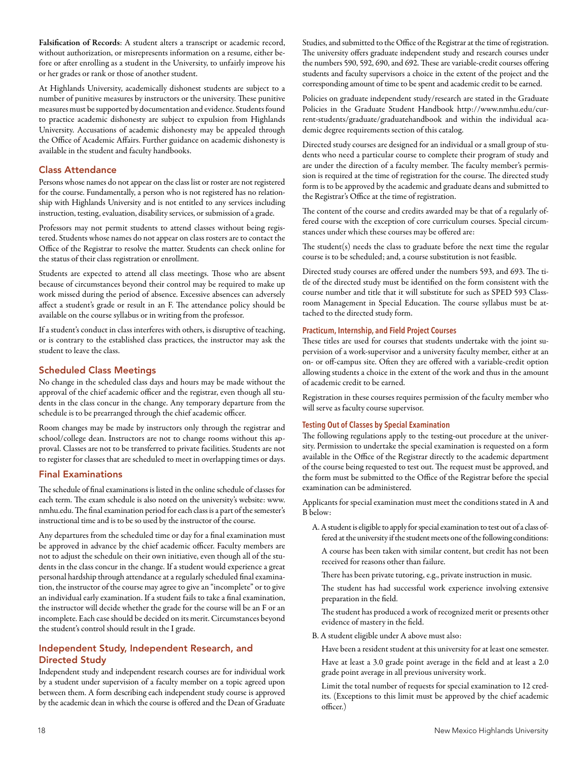**Falsification of Records**: A student alters a transcript or academic record, without authorization, or misrepresents information on a resume, either before or after enrolling as a student in the University, to unfairly improve his or her grades or rank or those of another student.

At Highlands University, academically dishonest students are subject to a number of punitive measures by instructors or the university. These punitive measures must be supported by documentation and evidence. Students found to practice academic dishonesty are subject to expulsion from Highlands University. Accusations of academic dishonesty may be appealed through the Office of Academic Affairs. Further guidance on academic dishonesty is available in the student and faculty handbooks.

## Class Attendance

Persons whose names do not appear on the class list or roster are not registered for the course. Fundamentally, a person who is not registered has no relationship with Highlands University and is not entitled to any services including instruction, testing, evaluation, disability services, or submission of a grade.

Professors may not permit students to attend classes without being registered. Students whose names do not appear on class rosters are to contact the Office of the Registrar to resolve the matter. Students can check online for the status of their class registration or enrollment.

Students are expected to attend all class meetings. Those who are absent because of circumstances beyond their control may be required to make up work missed during the period of absence. Excessive absences can adversely affect a student's grade or result in an F. The attendance policy should be available on the course syllabus or in writing from the professor.

If a student's conduct in class interferes with others, is disruptive of teaching, or is contrary to the established class practices, the instructor may ask the student to leave the class.

## Scheduled Class Meetings

No change in the scheduled class days and hours may be made without the approval of the chief academic officer and the registrar, even though all students in the class concur in the change. Any temporary departure from the schedule is to be prearranged through the chief academic officer.

Room changes may be made by instructors only through the registrar and school/college dean. Instructors are not to change rooms without this approval. Classes are not to be transferred to private facilities. Students are not to register for classes that are scheduled to meet in overlapping times or days.

## Final Examinations

The schedule of final examinations is listed in the online schedule of classes for each term. The exam schedule is also noted on the university's website: www.nmhu.edu. The final examination period for each class is a part of the semester's instructional time and is to be so used by the instructor of the course.

Any departures from the scheduled time or day for a final examination must be approved in advance by the chief academic officer. Faculty members are not to adjust the schedule on their own initiative, even though all of the students in the class concur in the change. If a student would experience a great personal hardship through attendance at a regularly scheduled final examination, the instructor of the course may agree to give an "incomplete" or to give an individual early examination. If a student fails to take a final examination, the instructor will decide whether the grade for the course will be an F or an incomplete. Each case should be decided on its merit. Circumstances beyond the student's control should result in the I grade.

## Independent Study, Independent Research, and Directed Study

Independent study and independent research courses are for individual work by a student under supervision of a faculty member on a topic agreed upon between them. A form describing each independent study course is approved by the academic dean in which the course is offered and the Dean of Graduate Studies, and submitted to the Office of the Registrar at the time of registration. The university offers graduate independent study and research courses under the numbers 590, 592, 690, and 692. These are variable-credit courses offering students and faculty supervisors a choice in the extent of the project and the corresponding amount of time to be spent and academic credit to be earned.

Policies on graduate independent study/research are stated in the Graduate Policies in the Graduate Student Handbook http://www.nmhu.edu/current-students/graduate/graduatehandbook and within the individual academic degree requirements section of this catalog.

Directed study courses are designed for an individual or a small group of students who need a particular course to complete their program of study and are under the direction of a faculty member. The faculty member's permission is required at the time of registration for the course. The directed study form is to be approved by the academic and graduate deans and submitted to the Registrar's Office at the time of registration.

The content of the course and credits awarded may be that of a regularly offered course with the exception of core curriculum courses. Special circumstances under which these courses may be offered are:

The student(s) needs the class to graduate before the next time the regular course is to be scheduled; and, a course substitution is not feasible.

Directed study courses are offered under the numbers 593, and 693. The title of the directed study must be identified on the form consistent with the course number and title that it will substitute for such as SPED 593 Classroom Management in Special Education. The course syllabus must be attached to the directed study form.

### Practicum, Internship, and Field Project Courses

These titles are used for courses that students undertake with the joint supervision of a work-supervisor and a university faculty member, either at an on- or off-campus site. Often they are offered with a variable-credit option allowing students a choice in the extent of the work and thus in the amount of academic credit to be earned.

Registration in these courses requires permission of the faculty member who will serve as faculty course supervisor.

### Testing Out of Classes by Special Examination

The following regulations apply to the testing-out procedure at the university. Permission to undertake the special examination is requested on a form available in the Office of the Registrar directly to the academic department of the course being requested to test out. The request must be approved, and the form must be submitted to the Office of the Registrar before the special examination can be administered.

Applicants for special examination must meet the conditions stated in A and B below:

A. A student is eligible to apply for special examination to test out of a class offered at the university if the student meets one of the following conditions:

A course has been taken with similar content, but credit has not been received for reasons other than failure.

There has been private tutoring, e.g., private instruction in music.

The student has had successful work experience involving extensive preparation in the field.

The student has produced a work of recognized merit or presents other evidence of mastery in the field.

B. A student eligible under A above must also:

Have been a resident student at this university for at least one semester.

Have at least a 3.0 grade point average in the field and at least a 2.0 grade point average in all previous university work.

Limit the total number of requests for special examination to 12 credits. (Exceptions to this limit must be approved by the chief academic officer.)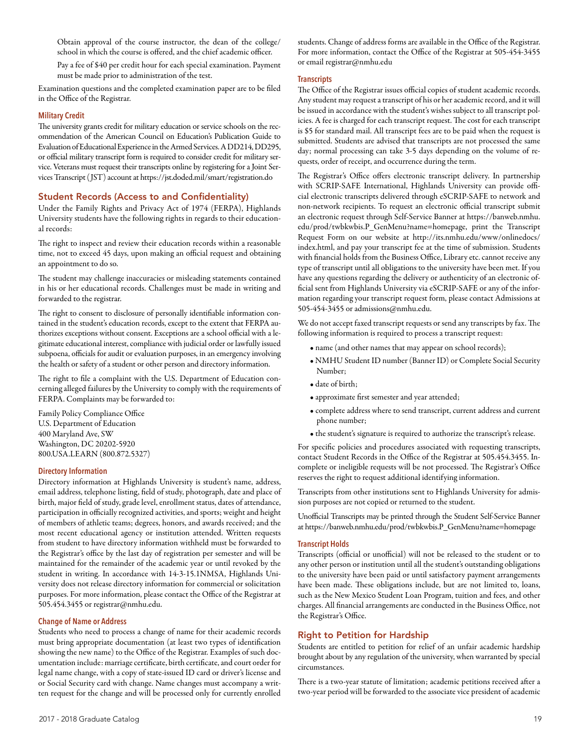Obtain approval of the course instructor, the dean of the college/school in which the course is offered, and the chief academic officer.

Pay a fee of $40 per credit hour for each special examination. Payment must be made prior to administration of the test.

Examination questions and the completed examination paper are to be filed in the Office of the Registrar.

### Military Credit

The university grants credit for military education or service schools on the recommendation of the American Council on Education's Publication Guide to Evaluation of Educational Experience in the Armed Services. A DD214, DD295, or official military transcript form is required to consider credit for military service. Veterans must request their transcripts online by registering for a Joint Services Transcript (JST) account at https://jst.doded.mil/smart/registration.do

## Student Records (Access to and Confidentiality)

Under the Family Rights and Privacy Act of 1974 (FERPA), Highlands University students have the following rights in regards to their educational records:

The right to inspect and review their education records within a reasonable time, not to exceed 45 days, upon making an official request and obtaining an appointment to do so.

The student may challenge inaccuracies or misleading statements contained in his or her educational records. Challenges must be made in writing and forwarded to the registrar.

The right to consent to disclosure of personally identifiable information contained in the student's education records, except to the extent that FERPA authorizes exceptions without consent. Exceptions are a school official with a legitimate educational interest, compliance with judicial order or lawfully issued subpoena, officials for audit or evaluation purposes, in an emergency involving the health or safety of a student or other person and directory information.

The right to file a complaint with the U.S. Department of Education concerning alleged failures by the University to comply with the requirements of FERPA. Complaints may be forwarded to:

Family Policy Compliance Office
U.S. Department of Education
400 Maryland Ave, SW
Washington, DC 20202-5920
800.USA.LEARN (800.872.5327)

### Directory Information

Directory information at Highlands University is student's name, address, email address, telephone listing, field of study, photograph, date and place of birth, major field of study, grade level, enrollment status, dates of attendance, participation in officially recognized activities, and sports; weight and height of members of athletic teams; degrees, honors, and awards received; and the most recent educational agency or institution attended. Written requests from student to have directory information withheld must be forwarded to the Registrar's office by the last day of registration per semester and will be maintained for the remainder of the academic year or until revoked by the student in writing. In accordance with 14-3-15.1NMSA, Highlands University does not release directory information for commercial or solicitation purposes. For more information, please contact the Office of the Registrar at 505.454.3455 or registrar@nmhu.edu.

### Change of Name or Address

Students who need to process a change of name for their academic records must bring appropriate documentation (at least two types of identification showing the new name) to the Office of the Registrar. Examples of such documentation include: marriage certificate, birth certificate, and court order for legal name change, with a copy of state-issued ID card or driver's license and or Social Security card with change. Name changes must accompany a written request for the change and will be processed only for currently enrolled students. Change of address forms are available in the Office of the Registrar. For more information, contact the Office of the Registrar at 505-454-3455 or email registrar@nmhu.edu

### Transcripts

The Office of the Registrar issues official copies of student academic records. Any student may request a transcript of his or her academic record, and it will be issued in accordance with the student's wishes subject to all transcript policies. A fee is charged for each transcript request. The cost for each transcript is $5 for standard mail. All transcript fees are to be paid when the request is submitted. Students are advised that transcripts are not processed the same day; normal processing can take 3-5 days depending on the volume of requests, order of receipt, and occurrence during the term.

The Registrar's Office offers electronic transcript delivery. In partnership with SCRIP-SAFE International, Highlands University can provide official electronic transcripts delivered through eSCRIP-SAFE to network and non-network recipients. To request an electronic official transcript submit an electronic request through Self-Service Banner at https://banweb.nmhu.edu/prod/twbkwbis.P_GenMenu?name=homepage, print the Transcript Request Form on our website at http://its.nmhu.edu/www/onlinedocs/index.html, and pay your transcript fee at the time of submission. Students with financial holds from the Business Office, Library etc. cannot receive any type of transcript until all obligations to the university have been met. If you have any questions regarding the delivery or authenticity of an electronic official sent from Highlands University via eSCRIP-SAFE or any of the information regarding your transcript request form, please contact Admissions at 505-454-3455 or admissions@nmhu.edu.

We do not accept faxed transcript requests or send any transcripts by fax. The following information is required to process a transcript request:

- name (and other names that may appear on school records);
- NMHU Student ID number (Banner ID) or Complete Social Security Number;
- date of birth;
- approximate first semester and year attended;
- complete address where to send transcript, current address and current phone number;
- the student's signature is required to authorize the transcript's release.

For specific policies and procedures associated with requesting transcripts, contact Student Records in the Office of the Registrar at 505.454.3455. Incomplete or ineligible requests will be not processed. The Registrar's Office reserves the right to request additional identifying information.

Transcripts from other institutions sent to Highlands University for admission purposes are not copied or returned to the student.

Unofficial Transcripts may be printed through the Student Self-Service Banner at https://banweb.nmhu.edu/prod/twbkwbis.P_GenMenu?name=homepage

### Transcript Holds

Transcripts (official or unofficial) will not be released to the student or to any other person or institution until all the student's outstanding obligations to the university have been paid or until satisfactory payment arrangements have been made. These obligations include, but are not limited to, loans, such as the New Mexico Student Loan Program, tuition and fees, and other charges. All financial arrangements are conducted in the Business Office, not the Registrar's Office.

## Right to Petition for Hardship

Students are entitled to petition for relief of an unfair academic hardship brought about by any regulation of the university, when warranted by special circumstances.

There is a two-year statute of limitation; academic petitions received after a two-year period will be forwarded to the associate vice president of academic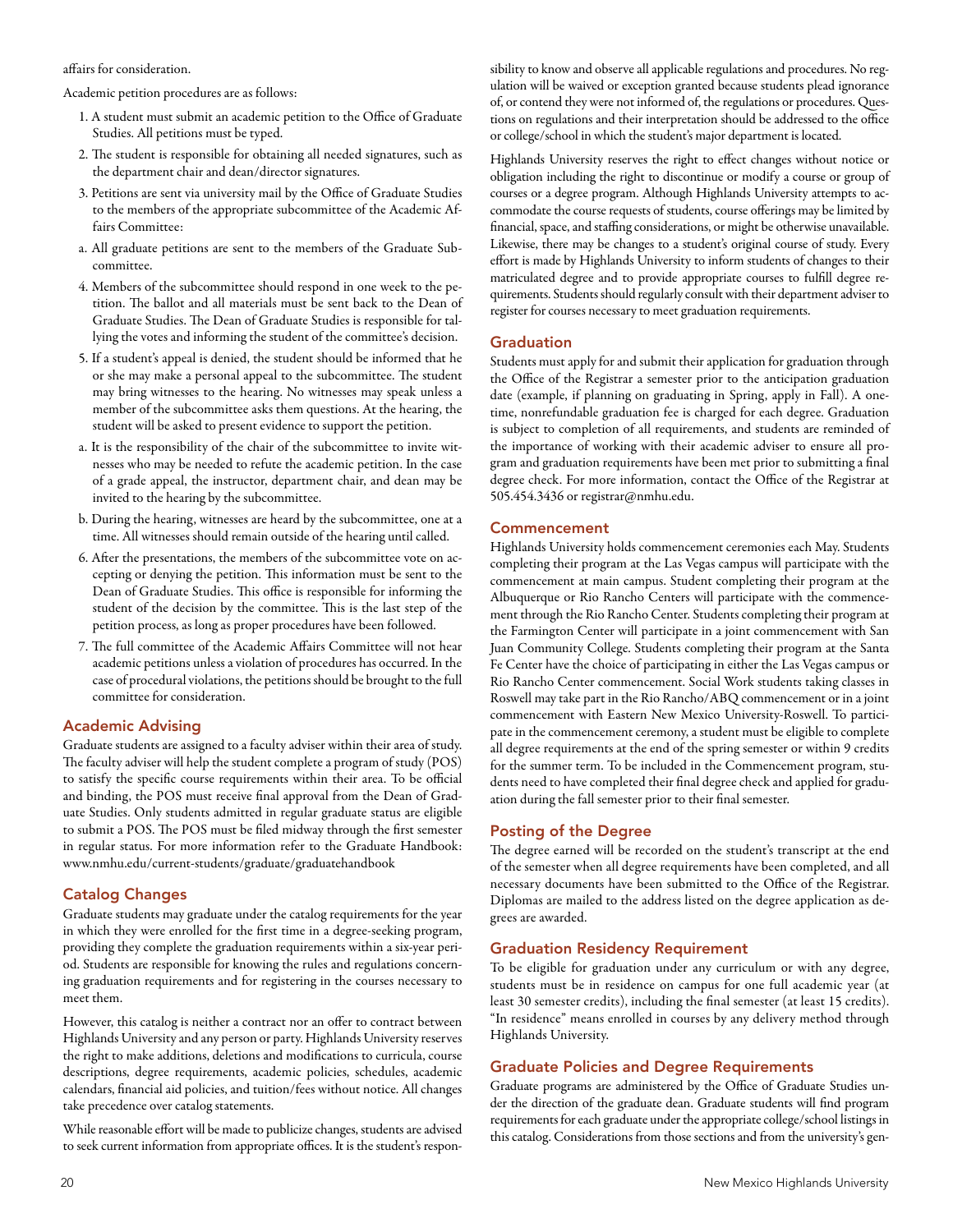affairs for consideration.

Academic petition procedures are as follows:

1. A student must submit an academic petition to the Office of Graduate Studies. All petitions must be typed.
2. The student is responsible for obtaining all needed signatures, such as the department chair and dean/director signatures.
3. Petitions are sent via university mail by the Office of Graduate Studies to the members of the appropriate subcommittee of the Academic Affairs Committee:

a. All graduate petitions are sent to the members of the Graduate Subcommittee.

4. Members of the subcommittee should respond in one week to the petition. The ballot and all materials must be sent back to the Dean of Graduate Studies. The Dean of Graduate Studies is responsible for tallying the votes and informing the student of the committee's decision.
5. If a student's appeal is denied, the student should be informed that he or she may make a personal appeal to the subcommittee. The student may bring witnesses to the hearing. No witnesses may speak unless a member of the subcommittee asks them questions. At the hearing, the student will be asked to present evidence to support the petition.

a. It is the responsibility of the chair of the subcommittee to invite witnesses who may be needed to refute the academic petition. In the case of a grade appeal, the instructor, department chair, and dean may be invited to the hearing by the subcommittee.

b. During the hearing, witnesses are heard by the subcommittee, one at a time. All witnesses should remain outside of the hearing until called.

6. After the presentations, the members of the subcommittee vote on accepting or denying the petition. This information must be sent to the Dean of Graduate Studies. This office is responsible for informing the student of the decision by the committee. This is the last step of the petition process, as long as proper procedures have been followed.
7. The full committee of the Academic Affairs Committee will not hear academic petitions unless a violation of procedures has occurred. In the case of procedural violations, the petitions should be brought to the full committee for consideration.

## Academic Advising

Graduate students are assigned to a faculty adviser within their area of study. The faculty adviser will help the student complete a program of study (POS) to satisfy the specific course requirements within their area. To be official and binding, the POS must receive final approval from the Dean of Graduate Studies. Only students admitted in regular graduate status are eligible to submit a POS. The POS must be filed midway through the first semester in regular status. For more information refer to the Graduate Handbook: www.nmhu.edu/current-students/graduate/graduatehandbook

## Catalog Changes

Graduate students may graduate under the catalog requirements for the year in which they were enrolled for the first time in a degree-seeking program, providing they complete the graduation requirements within a six-year period. Students are responsible for knowing the rules and regulations concerning graduation requirements and for registering in the courses necessary to meet them.

However, this catalog is neither a contract nor an offer to contract between Highlands University and any person or party. Highlands University reserves the right to make additions, deletions and modifications to curricula, course descriptions, degree requirements, academic policies, schedules, academic calendars, financial aid policies, and tuition/fees without notice. All changes take precedence over catalog statements.

While reasonable effort will be made to publicize changes, students are advised to seek current information from appropriate offices. It is the student's responsibility to know and observe all applicable regulations and procedures. No regulation will be waived or exception granted because students plead ignorance of, or contend they were not informed of, the regulations or procedures. Questions on regulations and their interpretation should be addressed to the office or college/school in which the student's major department is located.

Highlands University reserves the right to effect changes without notice or obligation including the right to discontinue or modify a course or group of courses or a degree program. Although Highlands University attempts to accommodate the course requests of students, course offerings may be limited by financial, space, and staffing considerations, or might be otherwise unavailable. Likewise, there may be changes to a student's original course of study. Every effort is made by Highlands University to inform students of changes to their matriculated degree and to provide appropriate courses to fulfill degree requirements. Students should regularly consult with their department adviser to register for courses necessary to meet graduation requirements.

## Graduation

Students must apply for and submit their application for graduation through the Office of the Registrar a semester prior to the anticipation graduation date (example, if planning on graduating in Spring, apply in Fall). A one-time, nonrefundable graduation fee is charged for each degree. Graduation is subject to completion of all requirements, and students are reminded of the importance of working with their academic adviser to ensure all program and graduation requirements have been met prior to submitting a final degree check. For more information, contact the Office of the Registrar at 505.454.3436 or registrar@nmhu.edu.

## Commencement

Highlands University holds commencement ceremonies each May. Students completing their program at the Las Vegas campus will participate with the commencement at main campus. Student completing their program at the Albuquerque or Rio Rancho Centers will participate with the commencement through the Rio Rancho Center. Students completing their program at the Farmington Center will participate in a joint commencement with San Juan Community College. Students completing their program at the Santa Fe Center have the choice of participating in either the Las Vegas campus or Rio Rancho Center commencement. Social Work students taking classes in Roswell may take part in the Rio Rancho/ABQ commencement or in a joint commencement with Eastern New Mexico University-Roswell. To participate in the commencement ceremony, a student must be eligible to complete all degree requirements at the end of the spring semester or within 9 credits for the summer term. To be included in the Commencement program, students need to have completed their final degree check and applied for graduation during the fall semester prior to their final semester.

## Posting of the Degree

The degree earned will be recorded on the student's transcript at the end of the semester when all degree requirements have been completed, and all necessary documents have been submitted to the Office of the Registrar. Diplomas are mailed to the address listed on the degree application as degrees are awarded.

## Graduation Residency Requirement

To be eligible for graduation under any curriculum or with any degree, students must be in residence on campus for one full academic year (at least 30 semester credits), including the final semester (at least 15 credits). "In residence" means enrolled in courses by any delivery method through Highlands University.

## Graduate Policies and Degree Requirements

Graduate programs are administered by the Office of Graduate Studies under the direction of the graduate dean. Graduate students will find program requirements for each graduate under the appropriate college/school listings in this catalog. Considerations from those sections and from the university's gen-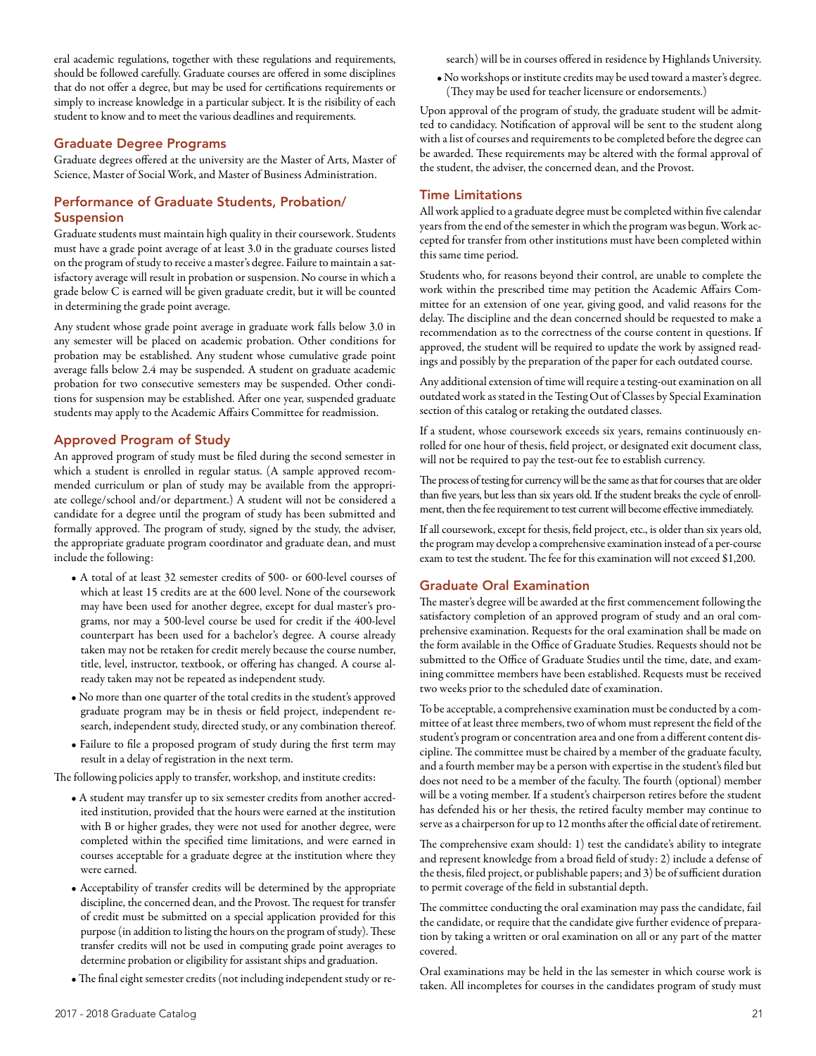eral academic regulations, together with these regulations and requirements, should be followed carefully. Graduate courses are offered in some disciplines that do not offer a degree, but may be used for certifications requirements or simply to increase knowledge in a particular subject. It is the risibility of each student to know and to meet the various deadlines and requirements.

## Graduate Degree Programs

Graduate degrees offered at the university are the Master of Arts, Master of Science, Master of Social Work, and Master of Business Administration.

## Performance of Graduate Students, Probation/ Suspension

Graduate students must maintain high quality in their coursework. Students must have a grade point average of at least 3.0 in the graduate courses listed on the program of study to receive a master's degree. Failure to maintain a satisfactory average will result in probation or suspension. No course in which a grade below C is earned will be given graduate credit, but it will be counted in determining the grade point average.

Any student whose grade point average in graduate work falls below 3.0 in any semester will be placed on academic probation. Other conditions for probation may be established. Any student whose cumulative grade point average falls below 2.4 may be suspended. A student on graduate academic probation for two consecutive semesters may be suspended. Other conditions for suspension may be established. After one year, suspended graduate students may apply to the Academic Affairs Committee for readmission.

## Approved Program of Study

An approved program of study must be filed during the second semester in which a student is enrolled in regular status. (A sample approved recommended curriculum or plan of study may be available from the appropriate college/school and/or department.) A student will not be considered a candidate for a degree until the program of study has been submitted and formally approved. The program of study, signed by the study, the adviser, the appropriate graduate program coordinator and graduate dean, and must include the following:

- A total of at least 32 semester credits of 500- or 600-level courses of which at least 15 credits are at the 600 level. None of the coursework may have been used for another degree, except for dual master's programs, nor may a 500-level course be used for credit if the 400-level counterpart has been used for a bachelor's degree. A course already taken may not be retaken for credit merely because the course number, title, level, instructor, textbook, or offering has changed. A course already taken may not be repeated as independent study.
- No more than one quarter of the total credits in the student's approved graduate program may be in thesis or field project, independent research, independent study, directed study, or any combination thereof.
- Failure to file a proposed program of study during the first term may result in a delay of registration in the next term.

The following policies apply to transfer, workshop, and institute credits:

- A student may transfer up to six semester credits from another accredited institution, provided that the hours were earned at the institution with B or higher grades, they were not used for another degree, were completed within the specified time limitations, and were earned in courses acceptable for a graduate degree at the institution where they were earned.
- Acceptability of transfer credits will be determined by the appropriate discipline, the concerned dean, and the Provost. The request for transfer of credit must be submitted on a special application provided for this purpose (in addition to listing the hours on the program of study). These transfer credits will not be used in computing grade point averages to determine probation or eligibility for assistant ships and graduation.
- The final eight semester credits (not including independent study or research) will be in courses offered in residence by Highlands University.
- No workshops or institute credits may be used toward a master's degree. (They may be used for teacher licensure or endorsements.)

Upon approval of the program of study, the graduate student will be admitted to candidacy. Notification of approval will be sent to the student along with a list of courses and requirements to be completed before the degree can be awarded. These requirements may be altered with the formal approval of the student, the adviser, the concerned dean, and the Provost.

## Time Limitations

All work applied to a graduate degree must be completed within five calendar years from the end of the semester in which the program was begun. Work accepted for transfer from other institutions must have been completed within this same time period.

Students who, for reasons beyond their control, are unable to complete the work within the prescribed time may petition the Academic Affairs Committee for an extension of one year, giving good, and valid reasons for the delay. The discipline and the dean concerned should be requested to make a recommendation as to the correctness of the course content in questions. If approved, the student will be required to update the work by assigned readings and possibly by the preparation of the paper for each outdated course.

Any additional extension of time will require a testing-out examination on all outdated work as stated in the Testing Out of Classes by Special Examination section of this catalog or retaking the outdated classes.

If a student, whose coursework exceeds six years, remains continuously enrolled for one hour of thesis, field project, or designated exit document class, will not be required to pay the test-out fee to establish currency.

The process of testing for currency will be the same as that for courses that are older than five years, but less than six years old. If the student breaks the cycle of enrollment, then the fee requirement to test current will become effective immediately.

If all coursework, except for thesis, field project, etc., is older than six years old, the program may develop a comprehensive examination instead of a per-course exam to test the student. The fee for this examination will not exceed $1,200.

## Graduate Oral Examination

The master's degree will be awarded at the first commencement following the satisfactory completion of an approved program of study and an oral comprehensive examination. Requests for the oral examination shall be made on the form available in the Office of Graduate Studies. Requests should not be submitted to the Office of Graduate Studies until the time, date, and examining committee members have been established. Requests must be received two weeks prior to the scheduled date of examination.

To be acceptable, a comprehensive examination must be conducted by a committee of at least three members, two of whom must represent the field of the student's program or concentration area and one from a different content discipline. The committee must be chaired by a member of the graduate faculty, and a fourth member may be a person with expertise in the student's filed but does not need to be a member of the faculty. The fourth (optional) member will be a voting member. If a student's chairperson retires before the student has defended his or her thesis, the retired faculty member may continue to serve as a chairperson for up to 12 months after the official date of retirement.

The comprehensive exam should: 1) test the candidate's ability to integrate and represent knowledge from a broad field of study: 2) include a defense of the thesis, filed project, or publishable papers; and 3) be of sufficient duration to permit coverage of the field in substantial depth.

The committee conducting the oral examination may pass the candidate, fail the candidate, or require that the candidate give further evidence of preparation by taking a written or oral examination on all or any part of the matter covered.

Oral examinations may be held in the las semester in which course work is taken. All incompletes for courses in the candidates program of study must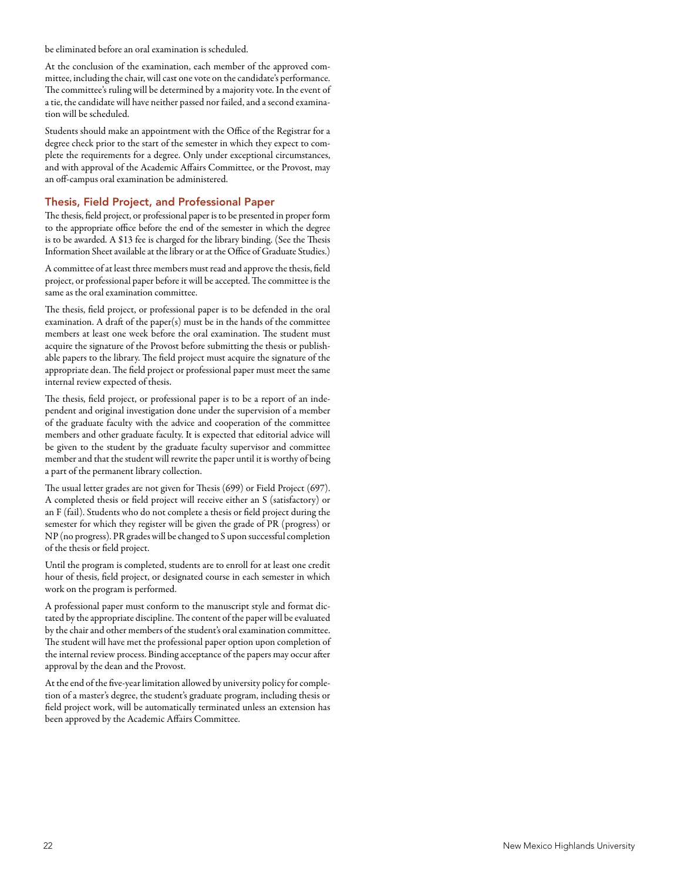be eliminated before an oral examination is scheduled.

At the conclusion of the examination, each member of the approved committee, including the chair, will cast one vote on the candidate's performance. The committee's ruling will be determined by a majority vote. In the event of a tie, the candidate will have neither passed nor failed, and a second examination will be scheduled.

Students should make an appointment with the Office of the Registrar for a degree check prior to the start of the semester in which they expect to complete the requirements for a degree. Only under exceptional circumstances, and with approval of the Academic Affairs Committee, or the Provost, may an off-campus oral examination be administered.

## Thesis, Field Project, and Professional Paper

The thesis, field project, or professional paper is to be presented in proper form to the appropriate office before the end of the semester in which the degree is to be awarded. A $13 fee is charged for the library binding. (See the Thesis Information Sheet available at the library or at the Office of Graduate Studies.)

A committee of at least three members must read and approve the thesis, field project, or professional paper before it will be accepted. The committee is the same as the oral examination committee.

The thesis, field project, or professional paper is to be defended in the oral examination. A draft of the paper(s) must be in the hands of the committee members at least one week before the oral examination. The student must acquire the signature of the Provost before submitting the thesis or publishable papers to the library. The field project must acquire the signature of the appropriate dean. The field project or professional paper must meet the same internal review expected of thesis.

The thesis, field project, or professional paper is to be a report of an independent and original investigation done under the supervision of a member of the graduate faculty with the advice and cooperation of the committee members and other graduate faculty. It is expected that editorial advice will be given to the student by the graduate faculty supervisor and committee member and that the student will rewrite the paper until it is worthy of being a part of the permanent library collection.

The usual letter grades are not given for Thesis (699) or Field Project (697). A completed thesis or field project will receive either an S (satisfactory) or an F (fail). Students who do not complete a thesis or field project during the semester for which they register will be given the grade of PR (progress) or NP (no progress). PR grades will be changed to S upon successful completion of the thesis or field project.

Until the program is completed, students are to enroll for at least one credit hour of thesis, field project, or designated course in each semester in which work on the program is performed.

A professional paper must conform to the manuscript style and format dictated by the appropriate discipline. The content of the paper will be evaluated by the chair and other members of the student's oral examination committee. The student will have met the professional paper option upon completion of the internal review process. Binding acceptance of the papers may occur after approval by the dean and the Provost.

At the end of the five-year limitation allowed by university policy for completion of a master's degree, the student's graduate program, including thesis or field project work, will be automatically terminated unless an extension has been approved by the Academic Affairs Committee.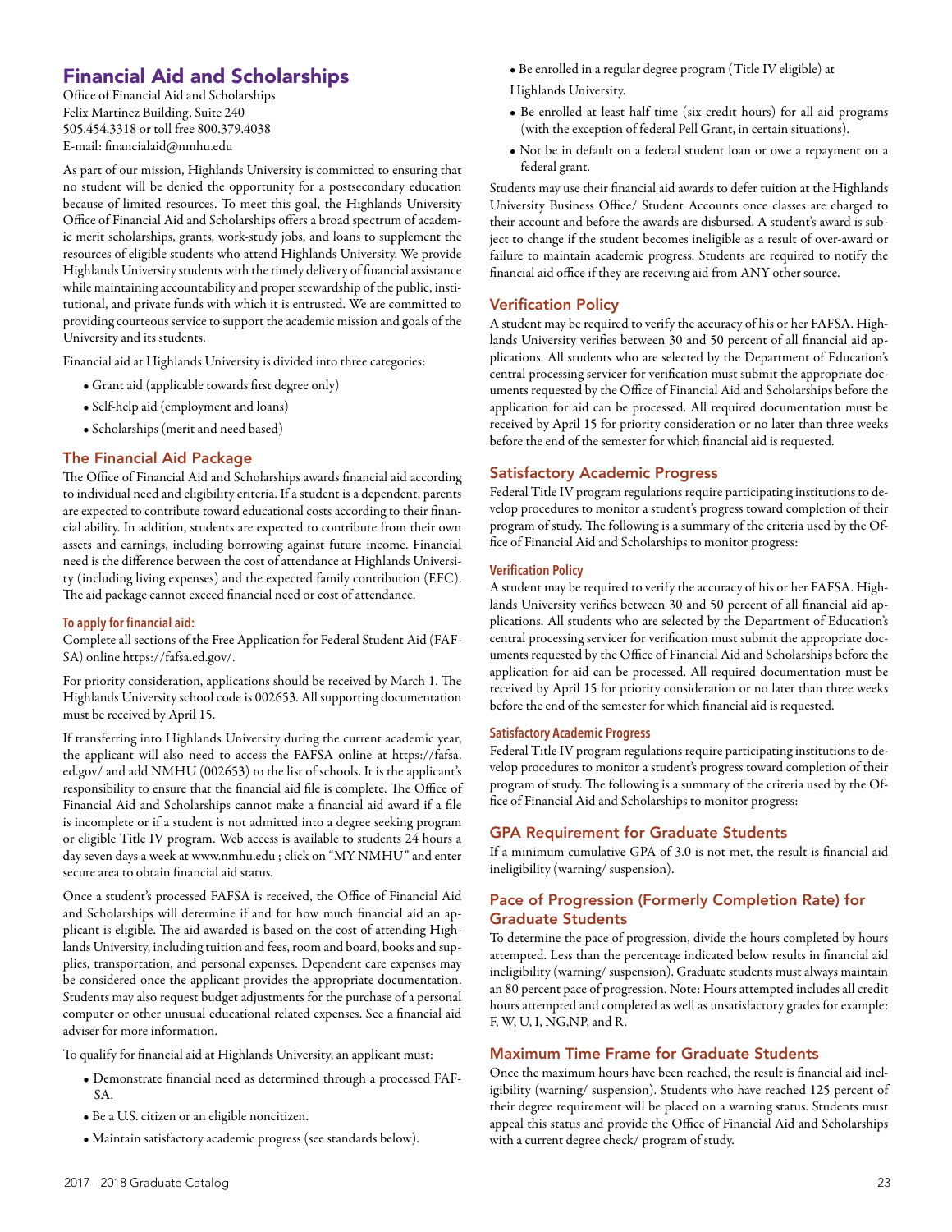## Financial Aid and Scholarships

Office of Financial Aid and Scholarships
Felix Martinez Building, Suite 240
505.454.3318 or toll free 800.379.4038
E-mail: financialaid@nmhu.edu

As part of our mission, Highlands University is committed to ensuring that no student will be denied the opportunity for a postsecondary education because of limited resources. To meet this goal, the Highlands University Office of Financial Aid and Scholarships offers a broad spectrum of academic merit scholarships, grants, work-study jobs, and loans to supplement the resources of eligible students who attend Highlands University. We provide Highlands University students with the timely delivery of financial assistance while maintaining accountability and proper stewardship of the public, institutional, and private funds with which it is entrusted. We are committed to providing courteous service to support the academic mission and goals of the University and its students.

Financial aid at Highlands University is divided into three categories:

- Grant aid (applicable towards first degree only)
- Self-help aid (employment and loans)
- Scholarships (merit and need based)

### The Financial Aid Package

The Office of Financial Aid and Scholarships awards financial aid according to individual need and eligibility criteria. If a student is a dependent, parents are expected to contribute toward educational costs according to their financial ability. In addition, students are expected to contribute from their own assets and earnings, including borrowing against future income. Financial need is the difference between the cost of attendance at Highlands University (including living expenses) and the expected family contribution (EFC). The aid package cannot exceed financial need or cost of attendance.

#### To apply for financial aid:

Complete all sections of the Free Application for Federal Student Aid (FAFSA) online https://fafsa.ed.gov/.

For priority consideration, applications should be received by March 1. The Highlands University school code is 002653. All supporting documentation must be received by April 15.

If transferring into Highlands University during the current academic year, the applicant will also need to access the FAFSA online at https://fafsa.ed.gov/ and add NMHU (002653) to the list of schools. It is the applicant's responsibility to ensure that the financial aid file is complete. The Office of Financial Aid and Scholarships cannot make a financial aid award if a file is incomplete or if a student is not admitted into a degree seeking program or eligible Title IV program. Web access is available to students 24 hours a day seven days a week at www.nmhu.edu ; click on "MY NMHU" and enter secure area to obtain financial aid status.

Once a student's processed FAFSA is received, the Office of Financial Aid and Scholarships will determine if and for how much financial aid an applicant is eligible. The aid awarded is based on the cost of attending Highlands University, including tuition and fees, room and board, books and supplies, transportation, and personal expenses. Dependent care expenses may be considered once the applicant provides the appropriate documentation. Students may also request budget adjustments for the purchase of a personal computer or other unusual educational related expenses. See a financial aid adviser for more information.

To qualify for financial aid at Highlands University, an applicant must:

- Demonstrate financial need as determined through a processed FAFSA.
- Be a U.S. citizen or an eligible noncitizen.
- Maintain satisfactory academic progress (see standards below).
- Be enrolled in a regular degree program (Title IV eligible) at Highlands University.
- Be enrolled at least half time (six credit hours) for all aid programs (with the exception of federal Pell Grant, in certain situations).
- Not be in default on a federal student loan or owe a repayment on a federal grant.

Students may use their financial aid awards to defer tuition at the Highlands University Business Office/ Student Accounts once classes are charged to their account and before the awards are disbursed. A student's award is subject to change if the student becomes ineligible as a result of over-award or failure to maintain academic progress. Students are required to notify the financial aid office if they are receiving aid from ANY other source.

### Verification Policy

A student may be required to verify the accuracy of his or her FAFSA. Highlands University verifies between 30 and 50 percent of all financial aid applications. All students who are selected by the Department of Education's central processing servicer for verification must submit the appropriate documents requested by the Office of Financial Aid and Scholarships before the application for aid can be processed. All required documentation must be received by April 15 for priority consideration or no later than three weeks before the end of the semester for which financial aid is requested.

### Satisfactory Academic Progress

Federal Title IV program regulations require participating institutions to develop procedures to monitor a student's progress toward completion of their program of study. The following is a summary of the criteria used by the Office of Financial Aid and Scholarships to monitor progress:

#### Verification Policy

A student may be required to verify the accuracy of his or her FAFSA. Highlands University verifies between 30 and 50 percent of all financial aid applications. All students who are selected by the Department of Education's central processing servicer for verification must submit the appropriate documents requested by the Office of Financial Aid and Scholarships before the application for aid can be processed. All required documentation must be received by April 15 for priority consideration or no later than three weeks before the end of the semester for which financial aid is requested.

#### Satisfactory Academic Progress

Federal Title IV program regulations require participating institutions to develop procedures to monitor a student's progress toward completion of their program of study. The following is a summary of the criteria used by the Office of Financial Aid and Scholarships to monitor progress:

### GPA Requirement for Graduate Students

If a minimum cumulative GPA of 3.0 is not met, the result is financial aid ineligibility (warning/ suspension).

### Pace of Progression (Formerly Completion Rate) for Graduate Students

To determine the pace of progression, divide the hours completed by hours attempted. Less than the percentage indicated below results in financial aid ineligibility (warning/ suspension). Graduate students must always maintain an 80 percent pace of progression. Note: Hours attempted includes all credit hours attempted and completed as well as unsatisfactory grades for example: F, W, U, I, NG,NP, and R.

### Maximum Time Frame for Graduate Students

Once the maximum hours have been reached, the result is financial aid ineligibility (warning/ suspension). Students who have reached 125 percent of their degree requirement will be placed on a warning status. Students must appeal this status and provide the Office of Financial Aid and Scholarships with a current degree check/ program of study.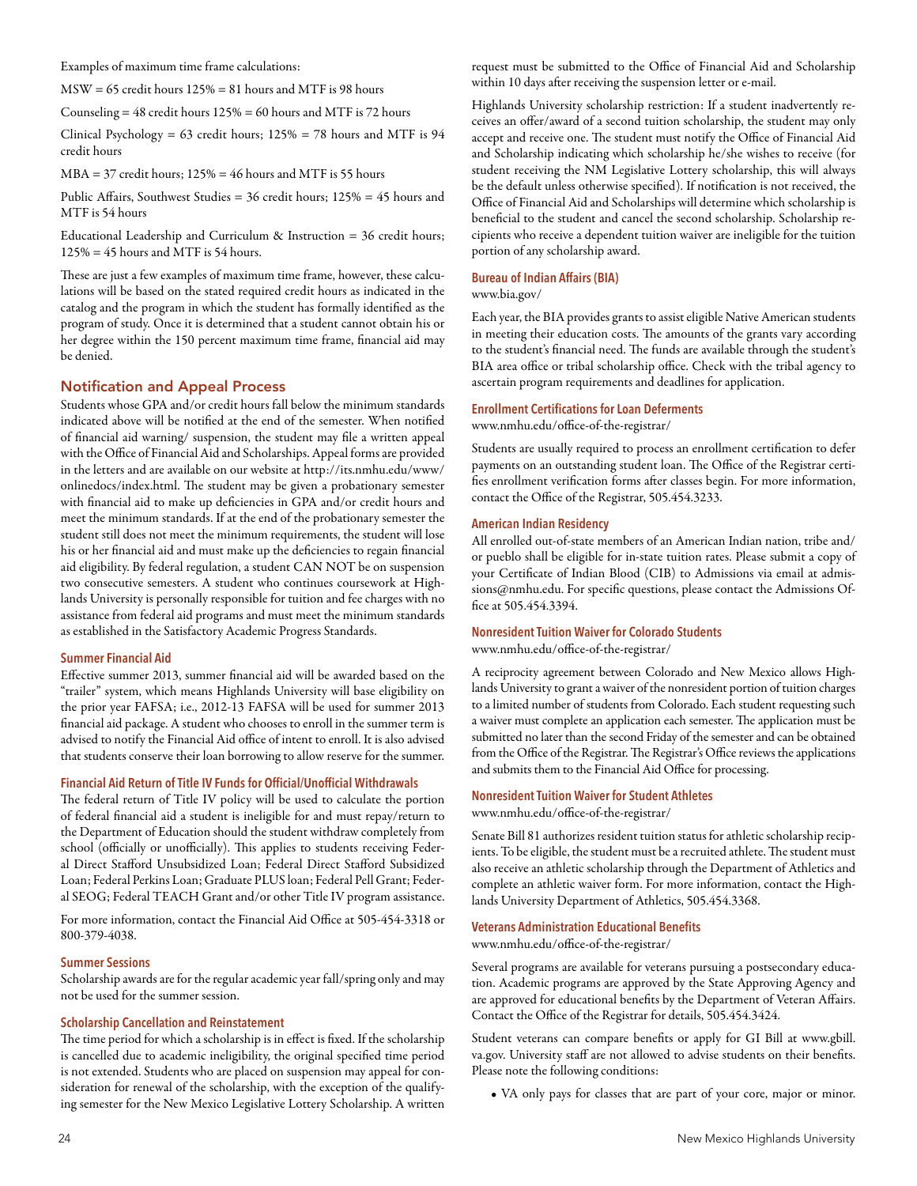Examples of maximum time frame calculations:

MSW = 65 credit hours 125% = 81 hours and MTF is 98 hours

Counseling = 48 credit hours 125% = 60 hours and MTF is 72 hours

Clinical Psychology = 63 credit hours; 125% = 78 hours and MTF is 94 credit hours

MBA = 37 credit hours; 125% = 46 hours and MTF is 55 hours

Public Affairs, Southwest Studies = 36 credit hours; 125% = 45 hours and MTF is 54 hours

Educational Leadership and Curriculum & Instruction = 36 credit hours; 125% = 45 hours and MTF is 54 hours.

These are just a few examples of maximum time frame, however, these calculations will be based on the stated required credit hours as indicated in the catalog and the program in which the student has formally identified as the program of study. Once it is determined that a student cannot obtain his or her degree within the 150 percent maximum time frame, financial aid may be denied.

## Notification and Appeal Process

Students whose GPA and/or credit hours fall below the minimum standards indicated above will be notified at the end of the semester. When notified of financial aid warning/ suspension, the student may file a written appeal with the Office of Financial Aid and Scholarships. Appeal forms are provided in the letters and are available on our website at http://its.nmhu.edu/www/onlinedocs/index.html. The student may be given a probationary semester with financial aid to make up deficiencies in GPA and/or credit hours and meet the minimum standards. If at the end of the probationary semester the student still does not meet the minimum requirements, the student will lose his or her financial aid and must make up the deficiencies to regain financial aid eligibility. By federal regulation, a student CAN NOT be on suspension two consecutive semesters. A student who continues coursework at Highlands University is personally responsible for tuition and fee charges with no assistance from federal aid programs and must meet the minimum standards as established in the Satisfactory Academic Progress Standards.

### Summer Financial Aid

Effective summer 2013, summer financial aid will be awarded based on the "trailer" system, which means Highlands University will base eligibility on the prior year FAFSA; i.e., 2012-13 FAFSA will be used for summer 2013 financial aid package. A student who chooses to enroll in the summer term is advised to notify the Financial Aid office of intent to enroll. It is also advised that students conserve their loan borrowing to allow reserve for the summer.

### Financial Aid Return of Title IV Funds for Official/Unofficial Withdrawals

The federal return of Title IV policy will be used to calculate the portion of federal financial aid a student is ineligible for and must repay/return to the Department of Education should the student withdraw completely from school (officially or unofficially). This applies to students receiving Federal Direct Stafford Unsubsidized Loan; Federal Direct Stafford Subsidized Loan; Federal Perkins Loan; Graduate PLUS loan; Federal Pell Grant; Federal SEOG; Federal TEACH Grant and/or other Title IV program assistance.

For more information, contact the Financial Aid Office at 505-454-3318 or 800-379-4038.

### Summer Sessions

Scholarship awards are for the regular academic year fall/spring only and may not be used for the summer session.

### Scholarship Cancellation and Reinstatement

The time period for which a scholarship is in effect is fixed. If the scholarship is cancelled due to academic ineligibility, the original specified time period is not extended. Students who are placed on suspension may appeal for consideration for renewal of the scholarship, with the exception of the qualifying semester for the New Mexico Legislative Lottery Scholarship. A written request must be submitted to the Office of Financial Aid and Scholarship within 10 days after receiving the suspension letter or e-mail.

Highlands University scholarship restriction: If a student inadvertently receives an offer/award of a second tuition scholarship, the student may only accept and receive one. The student must notify the Office of Financial Aid and Scholarship indicating which scholarship he/she wishes to receive (for student receiving the NM Legislative Lottery scholarship, this will always be the default unless otherwise specified). If notification is not received, the Office of Financial Aid and Scholarships will determine which scholarship is beneficial to the student and cancel the second scholarship. Scholarship recipients who receive a dependent tuition waiver are ineligible for the tuition portion of any scholarship award.

### Bureau of Indian Affairs (BIA)

www.bia.gov/

Each year, the BIA provides grants to assist eligible Native American students in meeting their education costs. The amounts of the grants vary according to the student's financial need. The funds are available through the student's BIA area office or tribal scholarship office. Check with the tribal agency to ascertain program requirements and deadlines for application.

### Enrollment Certifications for Loan Deferments

www.nmhu.edu/office-of-the-registrar/

Students are usually required to process an enrollment certification to defer payments on an outstanding student loan. The Office of the Registrar certifies enrollment verification forms after classes begin. For more information, contact the Office of the Registrar, 505.454.3233.

### American Indian Residency

All enrolled out-of-state members of an American Indian nation, tribe and/or pueblo shall be eligible for in-state tuition rates. Please submit a copy of your Certificate of Indian Blood (CIB) to Admissions via email at admissions@nmhu.edu. For specific questions, please contact the Admissions Office at 505.454.3394.

### Nonresident Tuition Waiver for Colorado Students

www.nmhu.edu/office-of-the-registrar/

A reciprocity agreement between Colorado and New Mexico allows Highlands University to grant a waiver of the nonresident portion of tuition charges to a limited number of students from Colorado. Each student requesting such a waiver must complete an application each semester. The application must be submitted no later than the second Friday of the semester and can be obtained from the Office of the Registrar. The Registrar's Office reviews the applications and submits them to the Financial Aid Office for processing.

### Nonresident Tuition Waiver for Student Athletes

www.nmhu.edu/office-of-the-registrar/

Senate Bill 81 authorizes resident tuition status for athletic scholarship recipients. To be eligible, the student must be a recruited athlete. The student must also receive an athletic scholarship through the Department of Athletics and complete an athletic waiver form. For more information, contact the Highlands University Department of Athletics, 505.454.3368.

### Veterans Administration Educational Benefits

www.nmhu.edu/office-of-the-registrar/

Several programs are available for veterans pursuing a postsecondary education. Academic programs are approved by the State Approving Agency and are approved for educational benefits by the Department of Veteran Affairs. Contact the Office of the Registrar for details, 505.454.3424.

Student veterans can compare benefits or apply for GI Bill at www.gbill.va.gov. University staff are not allowed to advise students on their benefits. Please note the following conditions:

- VA only pays for classes that are part of your core, major or minor.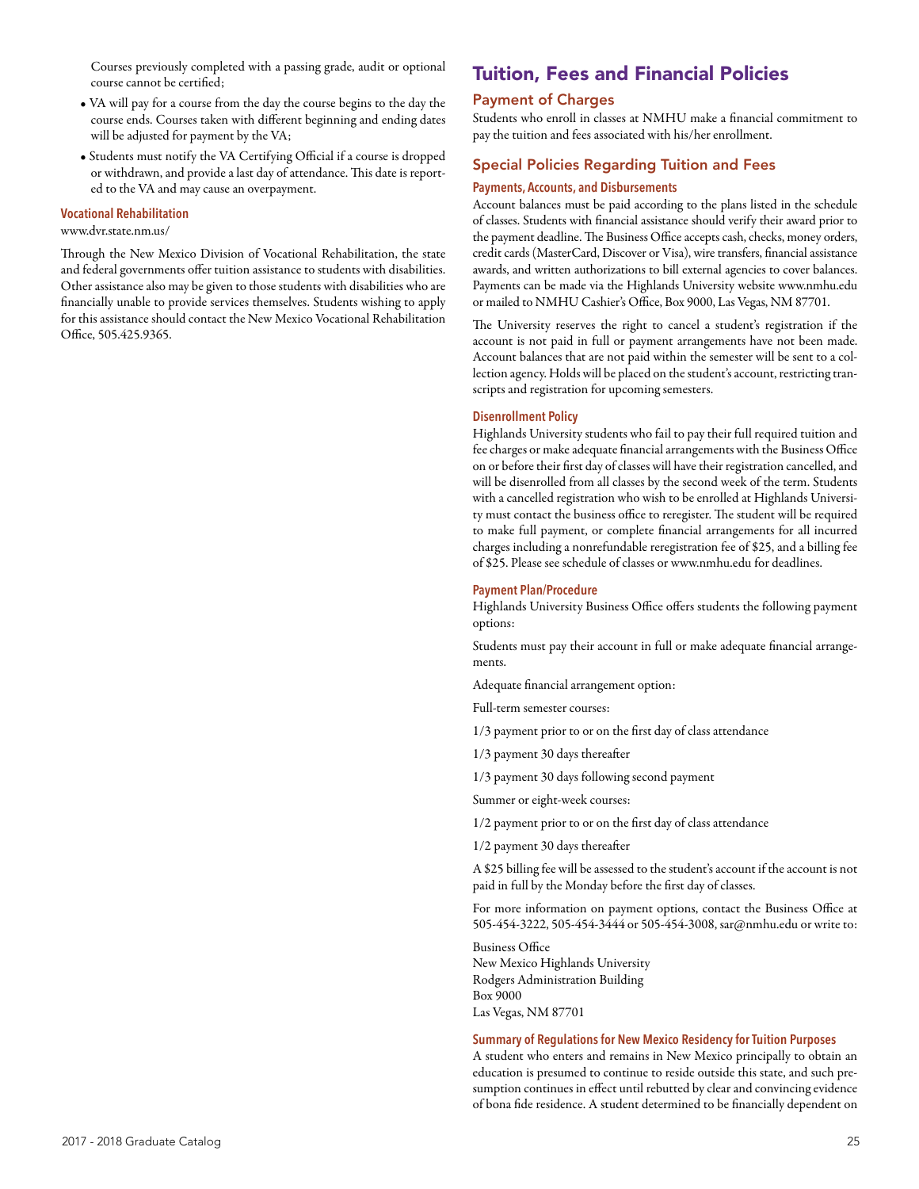Courses previously completed with a passing grade, audit or optional course cannot be certified;

- VA will pay for a course from the day the course begins to the day the course ends. Courses taken with different beginning and ending dates will be adjusted for payment by the VA;
- Students must notify the VA Certifying Official if a course is dropped or withdrawn, and provide a last day of attendance. This date is reported to the VA and may cause an overpayment.

#### Vocational Rehabilitation

www.dvr.state.nm.us/

Through the New Mexico Division of Vocational Rehabilitation, the state and federal governments offer tuition assistance to students with disabilities. Other assistance also may be given to those students with disabilities who are financially unable to provide services themselves. Students wishing to apply for this assistance should contact the New Mexico Vocational Rehabilitation Office, 505.425.9365.

# Tuition, Fees and Financial Policies

## Payment of Charges

Students who enroll in classes at NMHU make a financial commitment to pay the tuition and fees associated with his/her enrollment.

## Special Policies Regarding Tuition and Fees

#### Payments, Accounts, and Disbursements

Account balances must be paid according to the plans listed in the schedule of classes. Students with financial assistance should verify their award prior to the payment deadline. The Business Office accepts cash, checks, money orders, credit cards (MasterCard, Discover or Visa), wire transfers, financial assistance awards, and written authorizations to bill external agencies to cover balances. Payments can be made via the Highlands University website www.nmhu.edu or mailed to NMHU Cashier's Office, Box 9000, Las Vegas, NM 87701.

The University reserves the right to cancel a student's registration if the account is not paid in full or payment arrangements have not been made. Account balances that are not paid within the semester will be sent to a collection agency. Holds will be placed on the student's account, restricting transcripts and registration for upcoming semesters.

#### Disenrollment Policy

Highlands University students who fail to pay their full required tuition and fee charges or make adequate financial arrangements with the Business Office on or before their first day of classes will have their registration cancelled, and will be disenrolled from all classes by the second week of the term. Students with a cancelled registration who wish to be enrolled at Highlands University must contact the business office to reregister. The student will be required to make full payment, or complete financial arrangements for all incurred charges including a nonrefundable reregistration fee of $25, and a billing fee of $25. Please see schedule of classes or www.nmhu.edu for deadlines.

#### Payment Plan/Procedure

Highlands University Business Office offers students the following payment options:

Students must pay their account in full or make adequate financial arrangements.

Adequate financial arrangement option:

Full-term semester courses:

1/3 payment prior to or on the first day of class attendance

1/3 payment 30 days thereafter

1/3 payment 30 days following second payment

Summer or eight-week courses:

1/2 payment prior to or on the first day of class attendance

1/2 payment 30 days thereafter

A $25 billing fee will be assessed to the student's account if the account is not paid in full by the Monday before the first day of classes.

For more information on payment options, contact the Business Office at 505-454-3222, 505-454-3444 or 505-454-3008, sar@nmhu.edu or write to:

Business Office
New Mexico Highlands University
Rodgers Administration Building
Box 9000
Las Vegas, NM 87701

#### Summary of Regulations for New Mexico Residency for Tuition Purposes

A student who enters and remains in New Mexico principally to obtain an education is presumed to continue to reside outside this state, and such presumption continues in effect until rebutted by clear and convincing evidence of bona fide residence. A student determined to be financially dependent on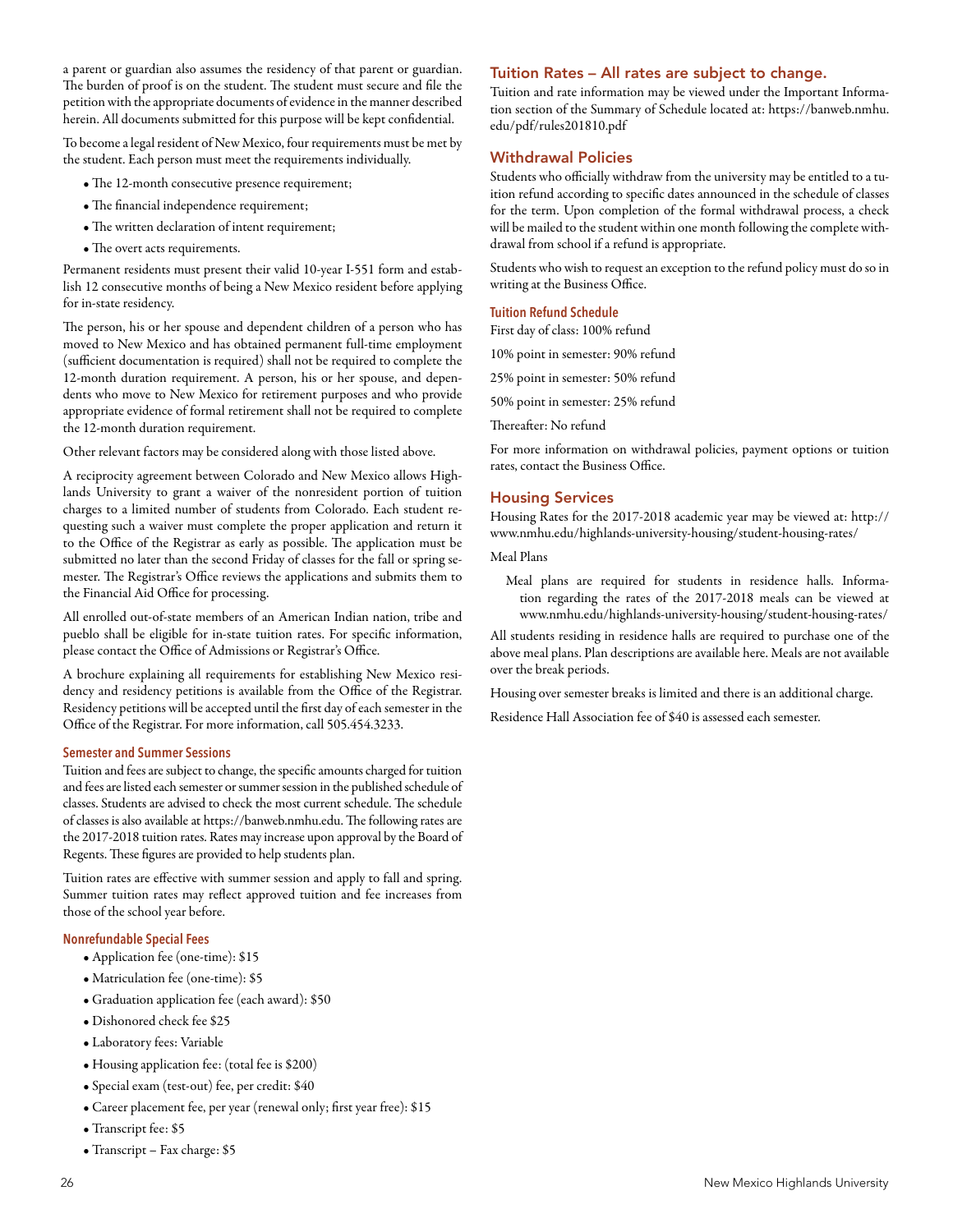a parent or guardian also assumes the residency of that parent or guardian. The burden of proof is on the student. The student must secure and file the petition with the appropriate documents of evidence in the manner described herein. All documents submitted for this purpose will be kept confidential.

To become a legal resident of New Mexico, four requirements must be met by the student. Each person must meet the requirements individually.

- The 12-month consecutive presence requirement;
- The financial independence requirement;
- The written declaration of intent requirement;
- The overt acts requirements.

Permanent residents must present their valid 10-year I-551 form and establish 12 consecutive months of being a New Mexico resident before applying for in-state residency.

The person, his or her spouse and dependent children of a person who has moved to New Mexico and has obtained permanent full-time employment (sufficient documentation is required) shall not be required to complete the 12-month duration requirement. A person, his or her spouse, and dependents who move to New Mexico for retirement purposes and who provide appropriate evidence of formal retirement shall not be required to complete the 12-month duration requirement.

Other relevant factors may be considered along with those listed above.

A reciprocity agreement between Colorado and New Mexico allows Highlands University to grant a waiver of the nonresident portion of tuition charges to a limited number of students from Colorado. Each student requesting such a waiver must complete the proper application and return it to the Office of the Registrar as early as possible. The application must be submitted no later than the second Friday of classes for the fall or spring semester. The Registrar's Office reviews the applications and submits them to the Financial Aid Office for processing.

All enrolled out-of-state members of an American Indian nation, tribe and pueblo shall be eligible for in-state tuition rates. For specific information, please contact the Office of Admissions or Registrar's Office.

A brochure explaining all requirements for establishing New Mexico residency and residency petitions is available from the Office of the Registrar. Residency petitions will be accepted until the first day of each semester in the Office of the Registrar. For more information, call 505.454.3233.

### Semester and Summer Sessions

Tuition and fees are subject to change, the specific amounts charged for tuition and fees are listed each semester or summer session in the published schedule of classes. Students are advised to check the most current schedule. The schedule of classes is also available at https://banweb.nmhu.edu. The following rates are the 2017-2018 tuition rates. Rates may increase upon approval by the Board of Regents. These figures are provided to help students plan.

Tuition rates are effective with summer session and apply to fall and spring. Summer tuition rates may reflect approved tuition and fee increases from those of the school year before.

### Nonrefundable Special Fees

- Application fee (one-time): $15
- Matriculation fee (one-time): $5
- Graduation application fee (each award): $50
- Dishonored check fee $25
- Laboratory fees: Variable
- Housing application fee: (total fee is $200)
- Special exam (test-out) fee, per credit: $40
- Career placement fee, per year (renewal only; first year free): $15
- Transcript fee: $5
- Transcript – Fax charge: $5

## Tuition Rates – All rates are subject to change.

Tuition and rate information may be viewed under the Important Information section of the Summary of Schedule located at: https://banweb.nmhu.edu/pdf/rules201810.pdf

## Withdrawal Policies

Students who officially withdraw from the university may be entitled to a tuition refund according to specific dates announced in the schedule of classes for the term. Upon completion of the formal withdrawal process, a check will be mailed to the student within one month following the complete withdrawal from school if a refund is appropriate.

Students who wish to request an exception to the refund policy must do so in writing at the Business Office.

### Tuition Refund Schedule

First day of class: 100% refund

10% point in semester: 90% refund

25% point in semester: 50% refund

50% point in semester: 25% refund

Thereafter: No refund

For more information on withdrawal policies, payment options or tuition rates, contact the Business Office.

## Housing Services

Housing Rates for the 2017-2018 academic year may be viewed at: http://www.nmhu.edu/highlands-university-housing/student-housing-rates/

Meal Plans

Meal plans are required for students in residence halls. Information regarding the rates of the 2017-2018 meals can be viewed at www.nmhu.edu/highlands-university-housing/student-housing-rates/

All students residing in residence halls are required to purchase one of the above meal plans. Plan descriptions are available here. Meals are not available over the break periods.

Housing over semester breaks is limited and there is an additional charge.

Residence Hall Association fee of $40 is assessed each semester.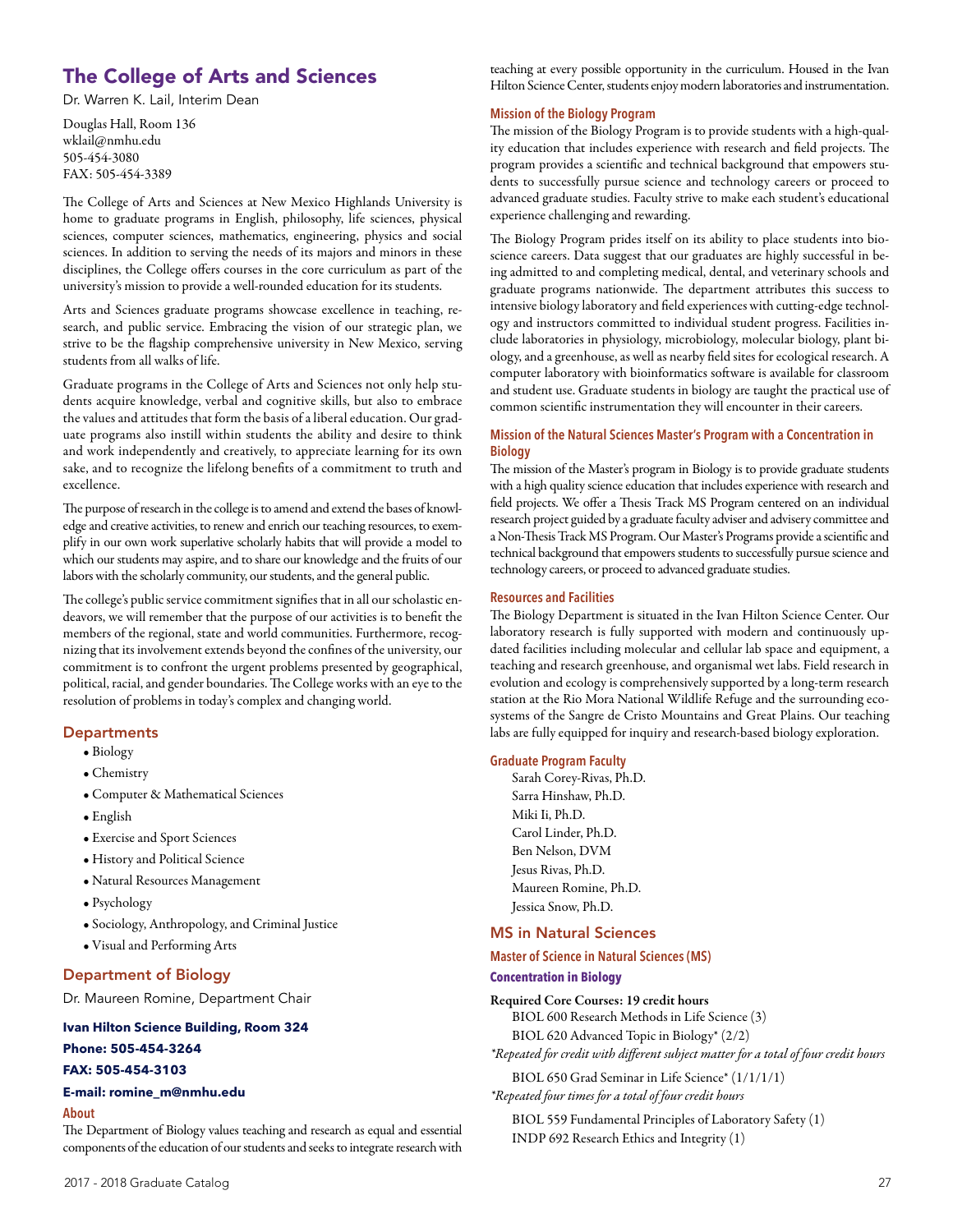## The College of Arts and Sciences

Dr. Warren K. Lail, Interim Dean

Douglas Hall, Room 136
wklail@nmhu.edu
505-454-3080
FAX: 505-454-3389

The College of Arts and Sciences at New Mexico Highlands University is home to graduate programs in English, philosophy, life sciences, physical sciences, computer sciences, mathematics, engineering, physics and social sciences. In addition to serving the needs of its majors and minors in these disciplines, the College offers courses in the core curriculum as part of the university's mission to provide a well-rounded education for its students.

Arts and Sciences graduate programs showcase excellence in teaching, research, and public service. Embracing the vision of our strategic plan, we strive to be the flagship comprehensive university in New Mexico, serving students from all walks of life.

Graduate programs in the College of Arts and Sciences not only help students acquire knowledge, verbal and cognitive skills, but also to embrace the values and attitudes that form the basis of a liberal education. Our graduate programs also instill within students the ability and desire to think and work independently and creatively, to appreciate learning for its own sake, and to recognize the lifelong benefits of a commitment to truth and excellence.

The purpose of research in the college is to amend and extend the bases of knowledge and creative activities, to renew and enrich our teaching resources, to exemplify in our own work superlative scholarly habits that will provide a model to which our students may aspire, and to share our knowledge and the fruits of our labors with the scholarly community, our students, and the general public.

The college's public service commitment signifies that in all our scholastic endeavors, we will remember that the purpose of our activities is to benefit the members of the regional, state and world communities. Furthermore, recognizing that its involvement extends beyond the confines of the university, our commitment is to confront the urgent problems presented by geographical, political, racial, and gender boundaries. The College works with an eye to the resolution of problems in today's complex and changing world.

### Departments

- Biology
- Chemistry
- Computer & Mathematical Sciences
- English
- Exercise and Sport Sciences
- History and Political Science
- Natural Resources Management
- Psychology
- Sociology, Anthropology, and Criminal Justice
- Visual and Performing Arts

### Department of Biology

Dr. Maureen Romine, Department Chair

**Ivan Hilton Science Building, Room 324**
**Phone: 505-454-3264**
**FAX: 505-454-3103**
**E-mail: romine_m@nmhu.edu**

#### About

The Department of Biology values teaching and research as equal and essential components of the education of our students and seeks to integrate research with teaching at every possible opportunity in the curriculum. Housed in the Ivan Hilton Science Center, students enjoy modern laboratories and instrumentation.

#### Mission of the Biology Program

The mission of the Biology Program is to provide students with a high-quality education that includes experience with research and field projects. The program provides a scientific and technical background that empowers students to successfully pursue science and technology careers or proceed to advanced graduate studies. Faculty strive to make each student's educational experience challenging and rewarding.

The Biology Program prides itself on its ability to place students into bioscience careers. Data suggest that our graduates are highly successful in being admitted to and completing medical, dental, and veterinary schools and graduate programs nationwide. The department attributes this success to intensive biology laboratory and field experiences with cutting-edge technology and instructors committed to individual student progress. Facilities include laboratories in physiology, microbiology, molecular biology, plant biology, and a greenhouse, as well as nearby field sites for ecological research. A computer laboratory with bioinformatics software is available for classroom and student use. Graduate students in biology are taught the practical use of common scientific instrumentation they will encounter in their careers.

#### Mission of the Natural Sciences Master's Program with a Concentration in Biology

The mission of the Master's program in Biology is to provide graduate students with a high quality science education that includes experience with research and field projects. We offer a Thesis Track MS Program centered on an individual research project guided by a graduate faculty adviser and advisery committee and a Non-Thesis Track MS Program. Our Master's Programs provide a scientific and technical background that empowers students to successfully pursue science and technology careers, or proceed to advanced graduate studies.

#### Resources and Facilities

The Biology Department is situated in the Ivan Hilton Science Center. Our laboratory research is fully supported with modern and continuously updated facilities including molecular and cellular lab space and equipment, a teaching and research greenhouse, and organismal wet labs. Field research in evolution and ecology is comprehensively supported by a long-term research station at the Rio Mora National Wildlife Refuge and the surrounding ecosystems of the Sangre de Cristo Mountains and Great Plains. Our teaching labs are fully equipped for inquiry and research-based biology exploration.

#### Graduate Program Faculty

Sarah Corey-Rivas, Ph.D.
Sarra Hinshaw, Ph.D.
Miki Ii, Ph.D.
Carol Linder, Ph.D.
Ben Nelson, DVM
Jesus Rivas, Ph.D.
Maureen Romine, Ph.D.
Jessica Snow, Ph.D.

### MS in Natural Sciences

#### Master of Science in Natural Sciences (MS)

#### Concentration in Biology

**Required Core Courses: 19 credit hours**

BIOL 600 Research Methods in Life Science (3)
BIOL 620 Advanced Topic in Biology* (2/2)

*\*Repeated for credit with different subject matter for a total of four credit hours*

BIOL 650 Grad Seminar in Life Science* (1/1/1/1)

*\*Repeated four times for a total of four credit hours*

BIOL 559 Fundamental Principles of Laboratory Safety (1)
INDP 692 Research Ethics and Integrity (1)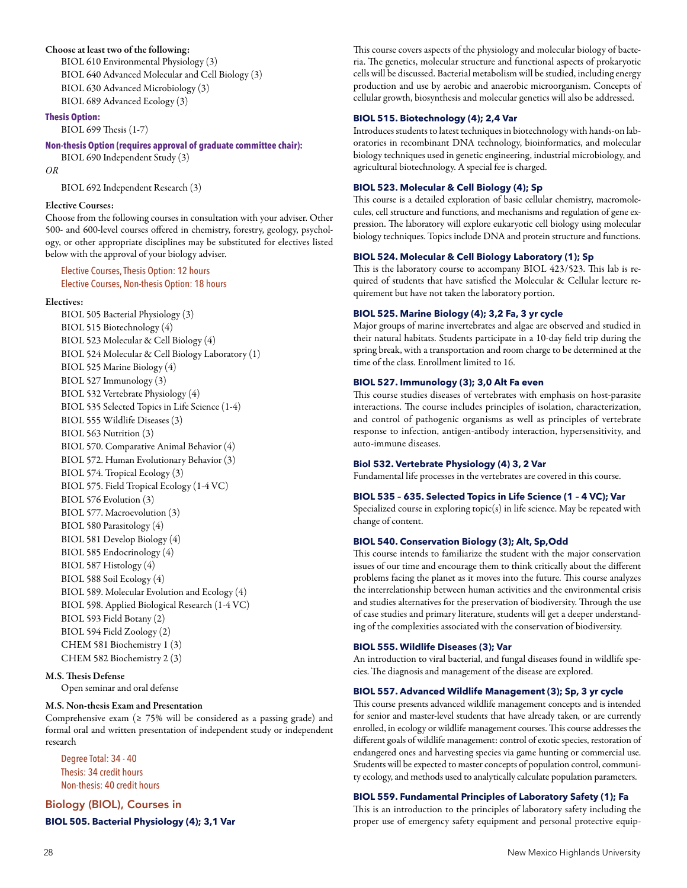**Choose at least two of the following:**

BIOL 610 Environmental Physiology (3)
BIOL 640 Advanced Molecular and Cell Biology (3)
BIOL 630 Advanced Microbiology (3)
BIOL 689 Advanced Ecology (3)

**Thesis Option:**

BIOL 699 Thesis (1-7)

**Non-thesis Option (requires approval of graduate committee chair):**

BIOL 690 Independent Study (3)

*OR*

BIOL 692 Independent Research (3)

**Elective Courses:**

Choose from the following courses in consultation with your adviser. Other 500- and 600-level courses offered in chemistry, forestry, geology, psychology, or other appropriate disciplines may be substituted for electives listed below with the approval of your biology adviser.

Elective Courses, Thesis Option: 12 hours
Elective Courses, Non-thesis Option: 18 hours

**Electives:**

BIOL 505 Bacterial Physiology (3)
BIOL 515 Biotechnology (4)
BIOL 523 Molecular & Cell Biology (4)
BIOL 524 Molecular & Cell Biology Laboratory (1)
BIOL 525 Marine Biology (4)
BIOL 527 Immunology (3)
BIOL 532 Vertebrate Physiology (4)
BIOL 535 Selected Topics in Life Science (1-4)
BIOL 555 Wildlife Diseases (3)
BIOL 563 Nutrition (3)
BIOL 570. Comparative Animal Behavior (4)
BIOL 572. Human Evolutionary Behavior (3)
BIOL 574. Tropical Ecology (3)
BIOL 575. Field Tropical Ecology (1-4 VC)
BIOL 576 Evolution (3)
BIOL 577. Macroevolution (3)
BIOL 580 Parasitology (4)
BIOL 581 Develop Biology (4)
BIOL 585 Endocrinology (4)
BIOL 587 Histology (4)
BIOL 588 Soil Ecology (4)
BIOL 589. Molecular Evolution and Ecology (4)
BIOL 598. Applied Biological Research (1-4 VC)
BIOL 593 Field Botany (2)
BIOL 594 Field Zoology (2)
CHEM 581 Biochemistry 1 (3)
CHEM 582 Biochemistry 2 (3)

**M.S. Thesis Defense**

Open seminar and oral defense

**M.S. Non-thesis Exam and Presentation**

Comprehensive exam (≥ 75% will be considered as a passing grade) and formal oral and written presentation of independent study or independent research

Degree Total: 34 - 40
Thesis: 34 credit hours
Non-thesis: 40 credit hours

## Biology (BIOL), Courses in

### BIOL 505. Bacterial Physiology (4); 3,1 Var

This course covers aspects of the physiology and molecular biology of bacteria. The genetics, molecular structure and functional aspects of prokaryotic cells will be discussed. Bacterial metabolism will be studied, including energy production and use by aerobic and anaerobic microorganism. Concepts of cellular growth, biosynthesis and molecular genetics will also be addressed.

### BIOL 515. Biotechnology (4); 2,4 Var

Introduces students to latest techniques in biotechnology with hands-on laboratories in recombinant DNA technology, bioinformatics, and molecular biology techniques used in genetic engineering, industrial microbiology, and agricultural biotechnology. A special fee is charged.

### BIOL 523. Molecular & Cell Biology (4); Sp

This course is a detailed exploration of basic cellular chemistry, macromolecules, cell structure and functions, and mechanisms and regulation of gene expression. The laboratory will explore eukaryotic cell biology using molecular biology techniques. Topics include DNA and protein structure and functions.

### BIOL 524. Molecular & Cell Biology Laboratory (1); Sp

This is the laboratory course to accompany BIOL 423/523. This lab is required of students that have satisfied the Molecular & Cellular lecture requirement but have not taken the laboratory portion.

### BIOL 525. Marine Biology (4); 3,2 Fa, 3 yr cycle

Major groups of marine invertebrates and algae are observed and studied in their natural habitats. Students participate in a 10-day field trip during the spring break, with a transportation and room charge to be determined at the time of the class. Enrollment limited to 16.

### BIOL 527. Immunology (3); 3,0 Alt Fa even

This course studies diseases of vertebrates with emphasis on host-parasite interactions. The course includes principles of isolation, characterization, and control of pathogenic organisms as well as principles of vertebrate response to infection, antigen-antibody interaction, hypersensitivity, and auto-immune diseases.

### Biol 532. Vertebrate Physiology (4) 3, 2 Var

Fundamental life processes in the vertebrates are covered in this course.

### BIOL 535 – 635. Selected Topics in Life Science (1 – 4 VC); Var

Specialized course in exploring topic(s) in life science. May be repeated with change of content.

### BIOL 540. Conservation Biology (3); Alt, Sp,Odd

This course intends to familiarize the student with the major conservation issues of our time and encourage them to think critically about the different problems facing the planet as it moves into the future. This course analyzes the interrelationship between human activities and the environmental crisis and studies alternatives for the preservation of biodiversity. Through the use of case studies and primary literature, students will get a deeper understanding of the complexities associated with the conservation of biodiversity.

### BIOL 555. Wildlife Diseases (3); Var

An introduction to viral bacterial, and fungal diseases found in wildlife species. The diagnosis and management of the disease are explored.

### BIOL 557. Advanced Wildlife Management (3); Sp, 3 yr cycle

This course presents advanced wildlife management concepts and is intended for senior and master-level students that have already taken, or are currently enrolled, in ecology or wildlife management courses. This course addresses the different goals of wildlife management: control of exotic species, restoration of endangered ones and harvesting species via game hunting or commercial use. Students will be expected to master concepts of population control, community ecology, and methods used to analytically calculate population parameters.

### BIOL 559. Fundamental Principles of Laboratory Safety (1); Fa

This is an introduction to the principles of laboratory safety including the proper use of emergency safety equipment and personal protective equip-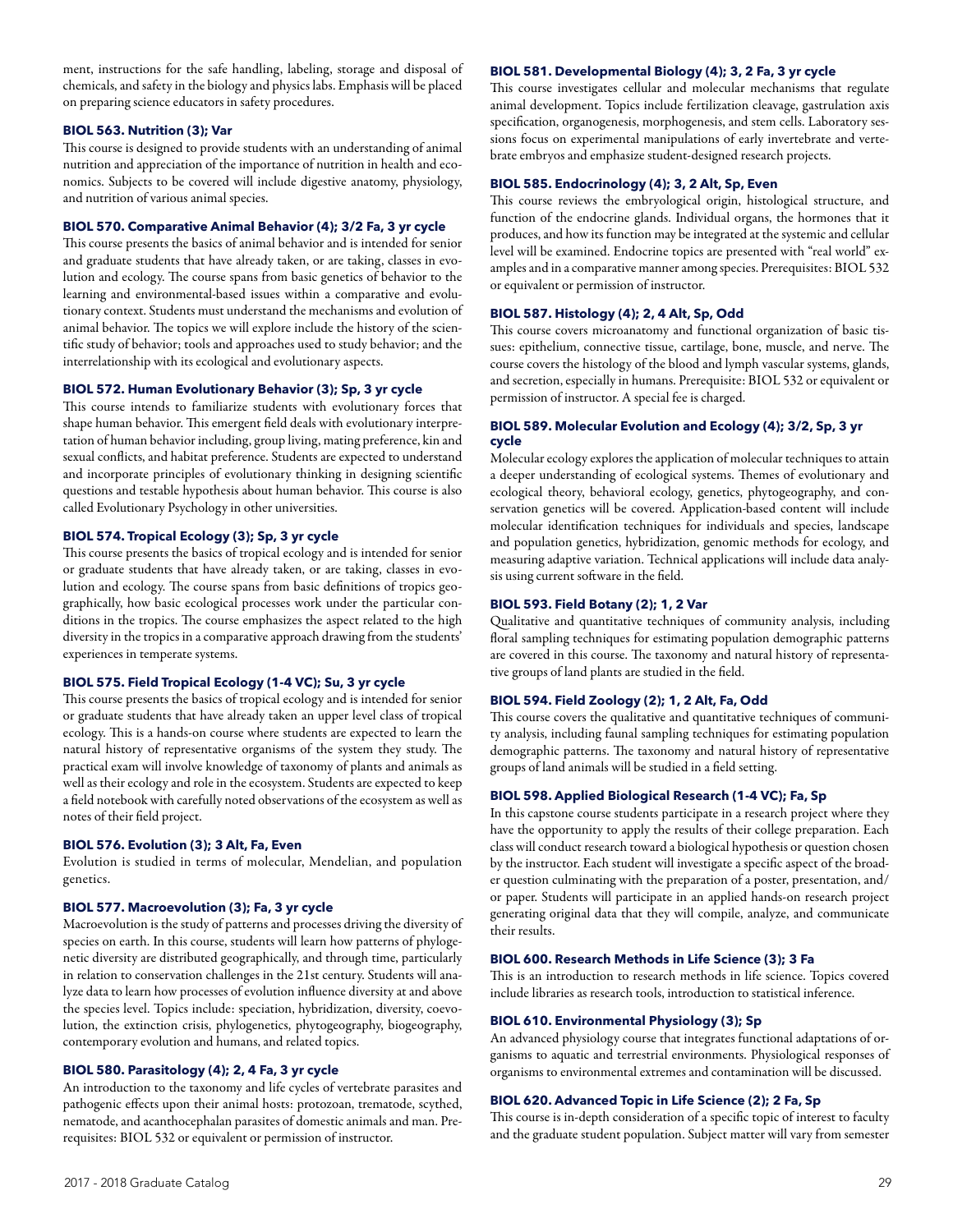ment, instructions for the safe handling, labeling, storage and disposal of chemicals, and safety in the biology and physics labs. Emphasis will be placed on preparing science educators in safety procedures.

**BIOL 563. Nutrition (3); Var**

This course is designed to provide students with an understanding of animal nutrition and appreciation of the importance of nutrition in health and economics. Subjects to be covered will include digestive anatomy, physiology, and nutrition of various animal species.

**BIOL 570. Comparative Animal Behavior (4); 3/2 Fa, 3 yr cycle**

This course presents the basics of animal behavior and is intended for senior and graduate students that have already taken, or are taking, classes in evolution and ecology. The course spans from basic genetics of behavior to the learning and environmental-based issues within a comparative and evolutionary context. Students must understand the mechanisms and evolution of animal behavior. The topics we will explore include the history of the scientific study of behavior; tools and approaches used to study behavior; and the interrelationship with its ecological and evolutionary aspects.

**BIOL 572. Human Evolutionary Behavior (3); Sp, 3 yr cycle**

This course intends to familiarize students with evolutionary forces that shape human behavior. This emergent field deals with evolutionary interpretation of human behavior including, group living, mating preference, kin and sexual conflicts, and habitat preference. Students are expected to understand and incorporate principles of evolutionary thinking in designing scientific questions and testable hypothesis about human behavior. This course is also called Evolutionary Psychology in other universities.

**BIOL 574. Tropical Ecology (3); Sp, 3 yr cycle**

This course presents the basics of tropical ecology and is intended for senior or graduate students that have already taken, or are taking, classes in evolution and ecology. The course spans from basic definitions of tropics geographically, how basic ecological processes work under the particular conditions in the tropics. The course emphasizes the aspect related to the high diversity in the tropics in a comparative approach drawing from the students' experiences in temperate systems.

**BIOL 575. Field Tropical Ecology (1-4 VC); Su, 3 yr cycle**

This course presents the basics of tropical ecology and is intended for senior or graduate students that have already taken an upper level class of tropical ecology. This is a hands-on course where students are expected to learn the natural history of representative organisms of the system they study. The practical exam will involve knowledge of taxonomy of plants and animals as well as their ecology and role in the ecosystem. Students are expected to keep a field notebook with carefully noted observations of the ecosystem as well as notes of their field project.

**BIOL 576. Evolution (3); 3 Alt, Fa, Even**

Evolution is studied in terms of molecular, Mendelian, and population genetics.

**BIOL 577. Macroevolution (3); Fa, 3 yr cycle**

Macroevolution is the study of patterns and processes driving the diversity of species on earth. In this course, students will learn how patterns of phylogenetic diversity are distributed geographically, and through time, particularly in relation to conservation challenges in the 21st century. Students will analyze data to learn how processes of evolution influence diversity at and above the species level. Topics include: speciation, hybridization, diversity, coevolution, the extinction crisis, phylogenetics, phytogeography, biogeography, contemporary evolution and humans, and related topics.

**BIOL 580. Parasitology (4); 2, 4 Fa, 3 yr cycle**

An introduction to the taxonomy and life cycles of vertebrate parasites and pathogenic effects upon their animal hosts: protozoan, trematode, scythed, nematode, and acanthocephalan parasites of domestic animals and man. Prerequisites: BIOL 532 or equivalent or permission of instructor.

**BIOL 581. Developmental Biology (4); 3, 2 Fa, 3 yr cycle**

This course investigates cellular and molecular mechanisms that regulate animal development. Topics include fertilization cleavage, gastrulation axis specification, organogenesis, morphogenesis, and stem cells. Laboratory sessions focus on experimental manipulations of early invertebrate and vertebrate embryos and emphasize student-designed research projects.

**BIOL 585. Endocrinology (4); 3, 2 Alt, Sp, Even**

This course reviews the embryological origin, histological structure, and function of the endocrine glands. Individual organs, the hormones that it produces, and how its function may be integrated at the systemic and cellular level will be examined. Endocrine topics are presented with "real world" examples and in a comparative manner among species. Prerequisites: BIOL 532 or equivalent or permission of instructor.

**BIOL 587. Histology (4); 2, 4 Alt, Sp, Odd**

This course covers microanatomy and functional organization of basic tissues: epithelium, connective tissue, cartilage, bone, muscle, and nerve. The course covers the histology of the blood and lymph vascular systems, glands, and secretion, especially in humans. Prerequisite: BIOL 532 or equivalent or permission of instructor. A special fee is charged.

**BIOL 589. Molecular Evolution and Ecology (4); 3/2, Sp, 3 yr cycle**

Molecular ecology explores the application of molecular techniques to attain a deeper understanding of ecological systems. Themes of evolutionary and ecological theory, behavioral ecology, genetics, phytogeography, and conservation genetics will be covered. Application-based content will include molecular identification techniques for individuals and species, landscape and population genetics, hybridization, genomic methods for ecology, and measuring adaptive variation. Technical applications will include data analysis using current software in the field.

**BIOL 593. Field Botany (2); 1, 2 Var**

Qualitative and quantitative techniques of community analysis, including floral sampling techniques for estimating population demographic patterns are covered in this course. The taxonomy and natural history of representative groups of land plants are studied in the field.

**BIOL 594. Field Zoology (2); 1, 2 Alt, Fa, Odd**

This course covers the qualitative and quantitative techniques of community analysis, including faunal sampling techniques for estimating population demographic patterns. The taxonomy and natural history of representative groups of land animals will be studied in a field setting.

**BIOL 598. Applied Biological Research (1-4 VC); Fa, Sp**

In this capstone course students participate in a research project where they have the opportunity to apply the results of their college preparation. Each class will conduct research toward a biological hypothesis or question chosen by the instructor. Each student will investigate a specific aspect of the broader question culminating with the preparation of a poster, presentation, and/or paper. Students will participate in an applied hands-on research project generating original data that they will compile, analyze, and communicate their results.

**BIOL 600. Research Methods in Life Science (3); 3 Fa**

This is an introduction to research methods in life science. Topics covered include libraries as research tools, introduction to statistical inference.

**BIOL 610. Environmental Physiology (3); Sp**

An advanced physiology course that integrates functional adaptations of organisms to aquatic and terrestrial environments. Physiological responses of organisms to environmental extremes and contamination will be discussed.

**BIOL 620. Advanced Topic in Life Science (2); 2 Fa, Sp**

This course is in-depth consideration of a specific topic of interest to faculty and the graduate student population. Subject matter will vary from semester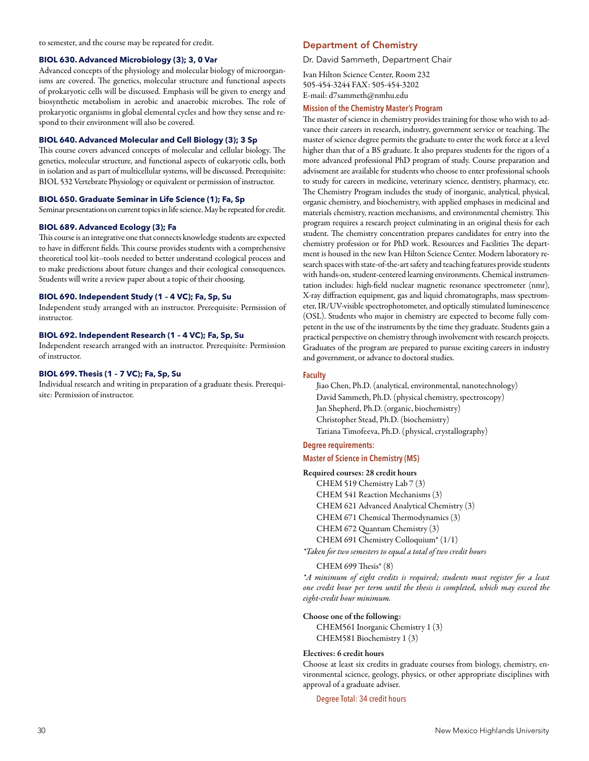to semester, and the course may be repeated for credit.

**BIOL 630. Advanced Microbiology (3); 3, 0 Var**

Advanced concepts of the physiology and molecular biology of microorganisms are covered. The genetics, molecular structure and functional aspects of prokaryotic cells will be discussed. Emphasis will be given to energy and biosynthetic metabolism in aerobic and anaerobic microbes. The role of prokaryotic organisms in global elemental cycles and how they sense and respond to their environment will also be covered.

**BIOL 640. Advanced Molecular and Cell Biology (3); 3 Sp**

This course covers advanced concepts of molecular and cellular biology. The genetics, molecular structure, and functional aspects of eukaryotic cells, both in isolation and as part of multicellular systems, will be discussed. Prerequisite: BIOL 532 Vertebrate Physiology or equivalent or permission of instructor.

**BIOL 650. Graduate Seminar in Life Science (1); Fa, Sp**

Seminar presentations on current topics in life science. May be repeated for credit.

**BIOL 689. Advanced Ecology (3); Fa**

This course is an integrative one that connects knowledge students are expected to have in different fields. This course provides students with a comprehensive theoretical tool kit--tools needed to better understand ecological process and to make predictions about future changes and their ecological consequences. Students will write a review paper about a topic of their choosing.

**BIOL 690. Independent Study (1 – 4 VC); Fa, Sp, Su**

Independent study arranged with an instructor. Prerequisite: Permission of instructor.

**BIOL 692. Independent Research (1 – 4 VC); Fa, Sp, Su**

Independent research arranged with an instructor. Prerequisite: Permission of instructor.

**BIOL 699. Thesis (1 – 7 VC); Fa, Sp, Su**

Individual research and writing in preparation of a graduate thesis. Prerequisite: Permission of instructor.

## Department of Chemistry

Dr. David Sammeth, Department Chair

Ivan Hilton Science Center, Room 232
505-454-3244 FAX: 505-454-3202
E-mail: d7sammeth@nmhu.edu

### Mission of the Chemistry Master's Program

The master of science in chemistry provides training for those who wish to advance their careers in research, industry, government service or teaching. The master of science degree permits the graduate to enter the work force at a level higher than that of a BS graduate. It also prepares students for the rigors of a more advanced professional PhD program of study. Course preparation and advisement are available for students who choose to enter professional schools to study for careers in medicine, veterinary science, dentistry, pharmacy, etc. The Chemistry Program includes the study of inorganic, analytical, physical, organic chemistry, and biochemistry, with applied emphases in medicinal and materials chemistry, reaction mechanisms, and environmental chemistry. This program requires a research project culminating in an original thesis for each student. The chemistry concentration prepares candidates for entry into the chemistry profession or for PhD work. Resources and Facilities The department is housed in the new Ivan Hilton Science Center. Modern laboratory research spaces with state-of-the-art safety and teaching features provide students with hands-on, student-centered learning environments. Chemical instrumentation includes: high-field nuclear magnetic resonance spectrometer (nmr), X-ray diffraction equipment, gas and liquid chromatographs, mass spectrometer, IR/UV-visible spectrophotometer, and optically stimulated luminescence (OSL). Students who major in chemistry are expected to become fully competent in the use of the instruments by the time they graduate. Students gain a practical perspective on chemistry through involvement with research projects. Graduates of the program are prepared to pursue exciting careers in industry and government, or advance to doctoral studies.

### Faculty

Jiao Chen, Ph.D. (analytical, environmental, nanotechnology)
David Sammeth, Ph.D. (physical chemistry, spectroscopy)
Jan Shepherd, Ph.D. (organic, biochemistry)
Christopher Stead, Ph.D. (biochemistry)
Tatiana Timofeeva, Ph.D. (physical, crystallography)

### Degree requirements:

### Master of Science in Chemistry (MS)

**Required courses: 28 credit hours**

CHEM 519 Chemistry Lab 7 (3)
CHEM 541 Reaction Mechanisms (3)
CHEM 621 Advanced Analytical Chemistry (3)
CHEM 671 Chemical Thermodynamics (3)
CHEM 672 Quantum Chemistry (3)
CHEM 691 Chemistry Colloquium* (1/1)

*\*Taken for two semesters to equal a total of two credit hours*

CHEM 699 Thesis* (8)

*\*A minimum of eight credits is required; students must register for a least one credit hour per term until the thesis is completed, which may exceed the eight-credit hour minimum.*

**Choose one of the following:**

CHEM561 Inorganic Chemistry 1 (3)
CHEM581 Biochemistry 1 (3)

**Electives: 6 credit hours**

Choose at least six credits in graduate courses from biology, chemistry, environmental science, geology, physics, or other appropriate disciplines with approval of a graduate adviser.

Degree Total: 34 credit hours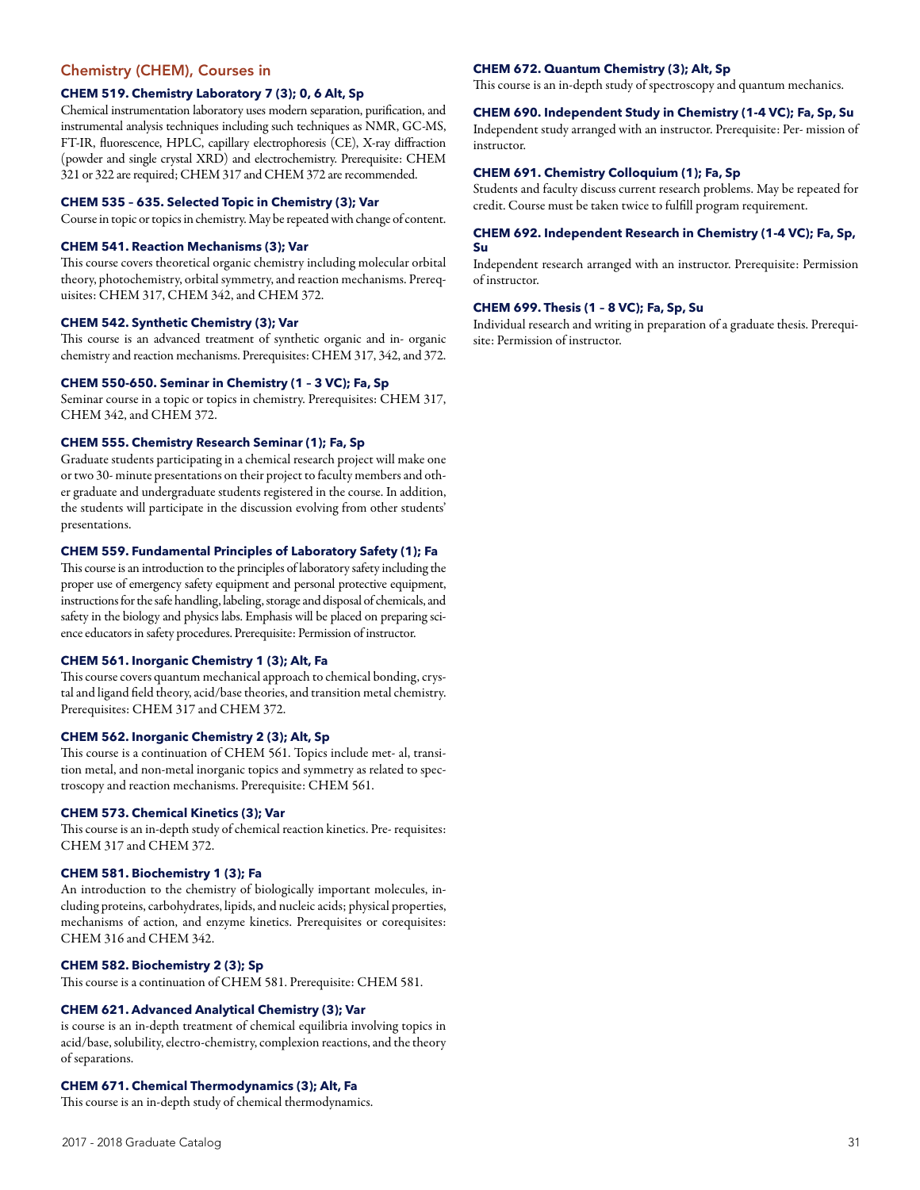## Chemistry (CHEM), Courses in

**CHEM 519. Chemistry Laboratory 7 (3); 0, 6 Alt, Sp**

Chemical instrumentation laboratory uses modern separation, purification, and instrumental analysis techniques including such techniques as NMR, GC-MS, FT-IR, fluorescence, HPLC, capillary electrophoresis (CE), X-ray diffraction (powder and single crystal XRD) and electrochemistry. Prerequisite: CHEM 321 or 322 are required; CHEM 317 and CHEM 372 are recommended.

**CHEM 535 – 635. Selected Topic in Chemistry (3); Var**

Course in topic or topics in chemistry. May be repeated with change of content.

**CHEM 541. Reaction Mechanisms (3); Var**

This course covers theoretical organic chemistry including molecular orbital theory, photochemistry, orbital symmetry, and reaction mechanisms. Prerequisites: CHEM 317, CHEM 342, and CHEM 372.

**CHEM 542. Synthetic Chemistry (3); Var**

This course is an advanced treatment of synthetic organic and in- organic chemistry and reaction mechanisms. Prerequisites: CHEM 317, 342, and 372.

**CHEM 550-650. Seminar in Chemistry (1 – 3 VC); Fa, Sp**

Seminar course in a topic or topics in chemistry. Prerequisites: CHEM 317, CHEM 342, and CHEM 372.

**CHEM 555. Chemistry Research Seminar (1); Fa, Sp**

Graduate students participating in a chemical research project will make one or two 30- minute presentations on their project to faculty members and other graduate and undergraduate students registered in the course. In addition, the students will participate in the discussion evolving from other students' presentations.

**CHEM 559. Fundamental Principles of Laboratory Safety (1); Fa**

This course is an introduction to the principles of laboratory safety including the proper use of emergency safety equipment and personal protective equipment, instructions for the safe handling, labeling, storage and disposal of chemicals, and safety in the biology and physics labs. Emphasis will be placed on preparing science educators in safety procedures. Prerequisite: Permission of instructor.

**CHEM 561. Inorganic Chemistry 1 (3); Alt, Fa**

This course covers quantum mechanical approach to chemical bonding, crystal and ligand field theory, acid/base theories, and transition metal chemistry. Prerequisites: CHEM 317 and CHEM 372.

**CHEM 562. Inorganic Chemistry 2 (3); Alt, Sp**

This course is a continuation of CHEM 561. Topics include met- al, transition metal, and non-metal inorganic topics and symmetry as related to spectroscopy and reaction mechanisms. Prerequisite: CHEM 561.

**CHEM 573. Chemical Kinetics (3); Var**

This course is an in-depth study of chemical reaction kinetics. Pre- requisites: CHEM 317 and CHEM 372.

**CHEM 581. Biochemistry 1 (3); Fa**

An introduction to the chemistry of biologically important molecules, including proteins, carbohydrates, lipids, and nucleic acids; physical properties, mechanisms of action, and enzyme kinetics. Prerequisites or corequisites: CHEM 316 and CHEM 342.

**CHEM 582. Biochemistry 2 (3); Sp**

This course is a continuation of CHEM 581. Prerequisite: CHEM 581.

**CHEM 621. Advanced Analytical Chemistry (3); Var**

is course is an in-depth treatment of chemical equilibria involving topics in acid/base, solubility, electro-chemistry, complexion reactions, and the theory of separations.

**CHEM 671. Chemical Thermodynamics (3); Alt, Fa**

This course is an in-depth study of chemical thermodynamics.

**CHEM 672. Quantum Chemistry (3); Alt, Sp**

This course is an in-depth study of spectroscopy and quantum mechanics.

**CHEM 690. Independent Study in Chemistry (1-4 VC); Fa, Sp, Su**

Independent study arranged with an instructor. Prerequisite: Per- mission of instructor.

**CHEM 691. Chemistry Colloquium (1); Fa, Sp**

Students and faculty discuss current research problems. May be repeated for credit. Course must be taken twice to fulfill program requirement.

**CHEM 692. Independent Research in Chemistry (1-4 VC); Fa, Sp, Su**

Independent research arranged with an instructor. Prerequisite: Permission of instructor.

**CHEM 699. Thesis (1 – 8 VC); Fa, Sp, Su**

Individual research and writing in preparation of a graduate thesis. Prerequisite: Permission of instructor.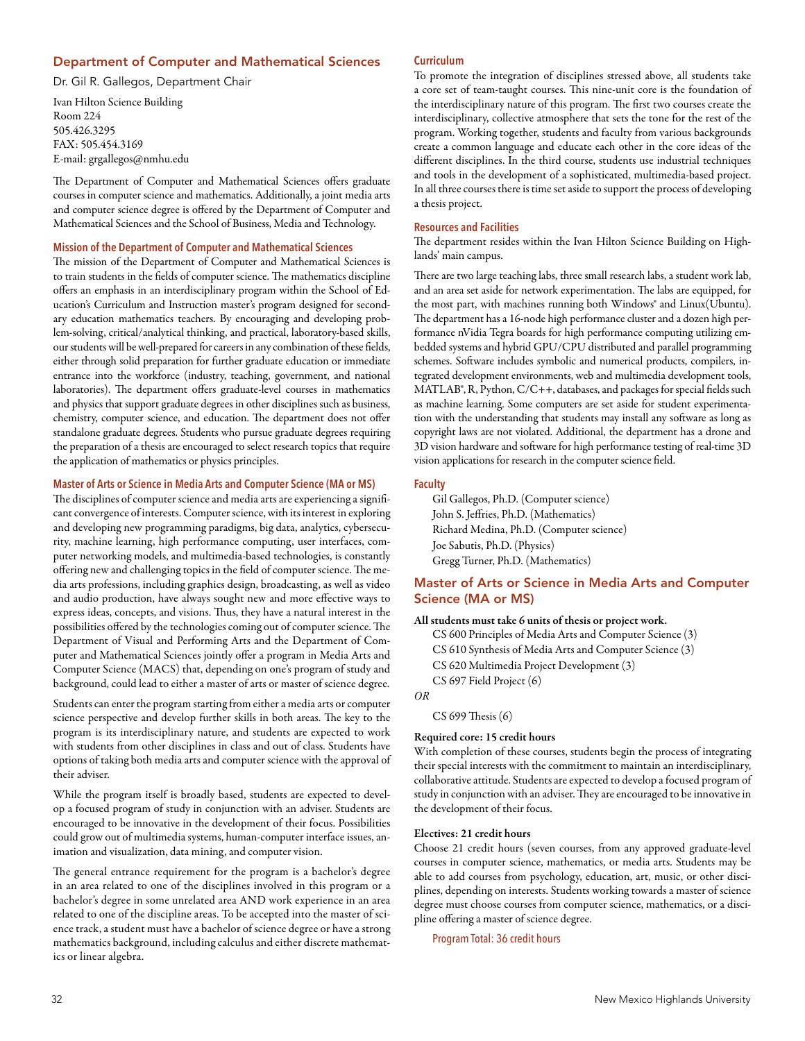## Department of Computer and Mathematical Sciences

Dr. Gil R. Gallegos, Department Chair

Ivan Hilton Science Building
Room 224
505.426.3295
FAX: 505.454.3169
E-mail: grgallegos@nmhu.edu

The Department of Computer and Mathematical Sciences offers graduate courses in computer science and mathematics. Additionally, a joint media arts and computer science degree is offered by the Department of Computer and Mathematical Sciences and the School of Business, Media and Technology.

### Mission of the Department of Computer and Mathematical Sciences

The mission of the Department of Computer and Mathematical Sciences is to train students in the fields of computer science. The mathematics discipline offers an emphasis in an interdisciplinary program within the School of Education's Curriculum and Instruction master's program designed for secondary education mathematics teachers. By encouraging and developing problem-solving, critical/analytical thinking, and practical, laboratory-based skills, our students will be well-prepared for careers in any combination of these fields, either through solid preparation for further graduate education or immediate entrance into the workforce (industry, teaching, government, and national laboratories). The department offers graduate-level courses in mathematics and physics that support graduate degrees in other disciplines such as business, chemistry, computer science, and education. The department does not offer standalone graduate degrees. Students who pursue graduate degrees requiring the preparation of a thesis are encouraged to select research topics that require the application of mathematics or physics principles.

### Master of Arts or Science in Media Arts and Computer Science (MA or MS)

The disciplines of computer science and media arts are experiencing a significant convergence of interests. Computer science, with its interest in exploring and developing new programming paradigms, big data, analytics, cybersecurity, machine learning, high performance computing, user interfaces, computer networking models, and multimedia-based technologies, is constantly offering new and challenging topics in the field of computer science. The media arts professions, including graphics design, broadcasting, as well as video and audio production, have always sought new and more effective ways to express ideas, concepts, and visions. Thus, they have a natural interest in the possibilities offered by the technologies coming out of computer science. The Department of Visual and Performing Arts and the Department of Computer and Mathematical Sciences jointly offer a program in Media Arts and Computer Science (MACS) that, depending on one's program of study and background, could lead to either a master of arts or master of science degree.

Students can enter the program starting from either a media arts or computer science perspective and develop further skills in both areas. The key to the program is its interdisciplinary nature, and students are expected to work with students from other disciplines in class and out of class. Students have options of taking both media arts and computer science with the approval of their adviser.

While the program itself is broadly based, students are expected to develop a focused program of study in conjunction with an adviser. Students are encouraged to be innovative in the development of their focus. Possibilities could grow out of multimedia systems, human-computer interface issues, animation and visualization, data mining, and computer vision.

The general entrance requirement for the program is a bachelor's degree in an area related to one of the disciplines involved in this program or a bachelor's degree in some unrelated area AND work experience in an area related to one of the discipline areas. To be accepted into the master of science track, a student must have a bachelor of science degree or have a strong mathematics background, including calculus and either discrete mathematics or linear algebra.

### Curriculum

To promote the integration of disciplines stressed above, all students take a core set of team-taught courses. This nine-unit core is the foundation of the interdisciplinary nature of this program. The first two courses create the interdisciplinary, collective atmosphere that sets the tone for the rest of the program. Working together, students and faculty from various backgrounds create a common language and educate each other in the core ideas of the different disciplines. In the third course, students use industrial techniques and tools in the development of a sophisticated, multimedia-based project. In all three courses there is time set aside to support the process of developing a thesis project.

### Resources and Facilities

The department resides within the Ivan Hilton Science Building on Highlands' main campus.

There are two large teaching labs, three small research labs, a student work lab, and an area set aside for network experimentation. The labs are equipped, for the most part, with machines running both Windows® and Linux(Ubuntu). The department has a 16-node high performance cluster and a dozen high performance nVidia Tegra boards for high performance computing utilizing embedded systems and hybrid GPU/CPU distributed and parallel programming schemes. Software includes symbolic and numerical products, compilers, integrated development environments, web and multimedia development tools, MATLAB®, R, Python, C/C++, databases, and packages for special fields such as machine learning. Some computers are set aside for student experimentation with the understanding that students may install any software as long as copyright laws are not violated. Additional, the department has a drone and 3D vision hardware and software for high performance testing of real-time 3D vision applications for research in the computer science field.

### Faculty

Gil Gallegos, Ph.D. (Computer science)
John S. Jeffries, Ph.D. (Mathematics)
Richard Medina, Ph.D. (Computer science)
Joe Sabutis, Ph.D. (Physics)
Gregg Turner, Ph.D. (Mathematics)

## Master of Arts or Science in Media Arts and Computer Science (MA or MS)

**All students must take 6 units of thesis or project work.**

CS 600 Principles of Media Arts and Computer Science (3)
CS 610 Synthesis of Media Arts and Computer Science (3)
CS 620 Multimedia Project Development (3)
CS 697 Field Project (6)

*OR*

CS 699 Thesis (6)

**Required core: 15 credit hours**

With completion of these courses, students begin the process of integrating their special interests with the commitment to maintain an interdisciplinary, collaborative attitude. Students are expected to develop a focused program of study in conjunction with an adviser. They are encouraged to be innovative in the development of their focus.

**Electives: 21 credit hours**

Choose 21 credit hours (seven courses, from any approved graduate-level courses in computer science, mathematics, or media arts. Students may be able to add courses from psychology, education, art, music, or other disciplines, depending on interests. Students working towards a master of science degree must choose courses from computer science, mathematics, or a discipline offering a master of science degree.

Program Total: 36 credit hours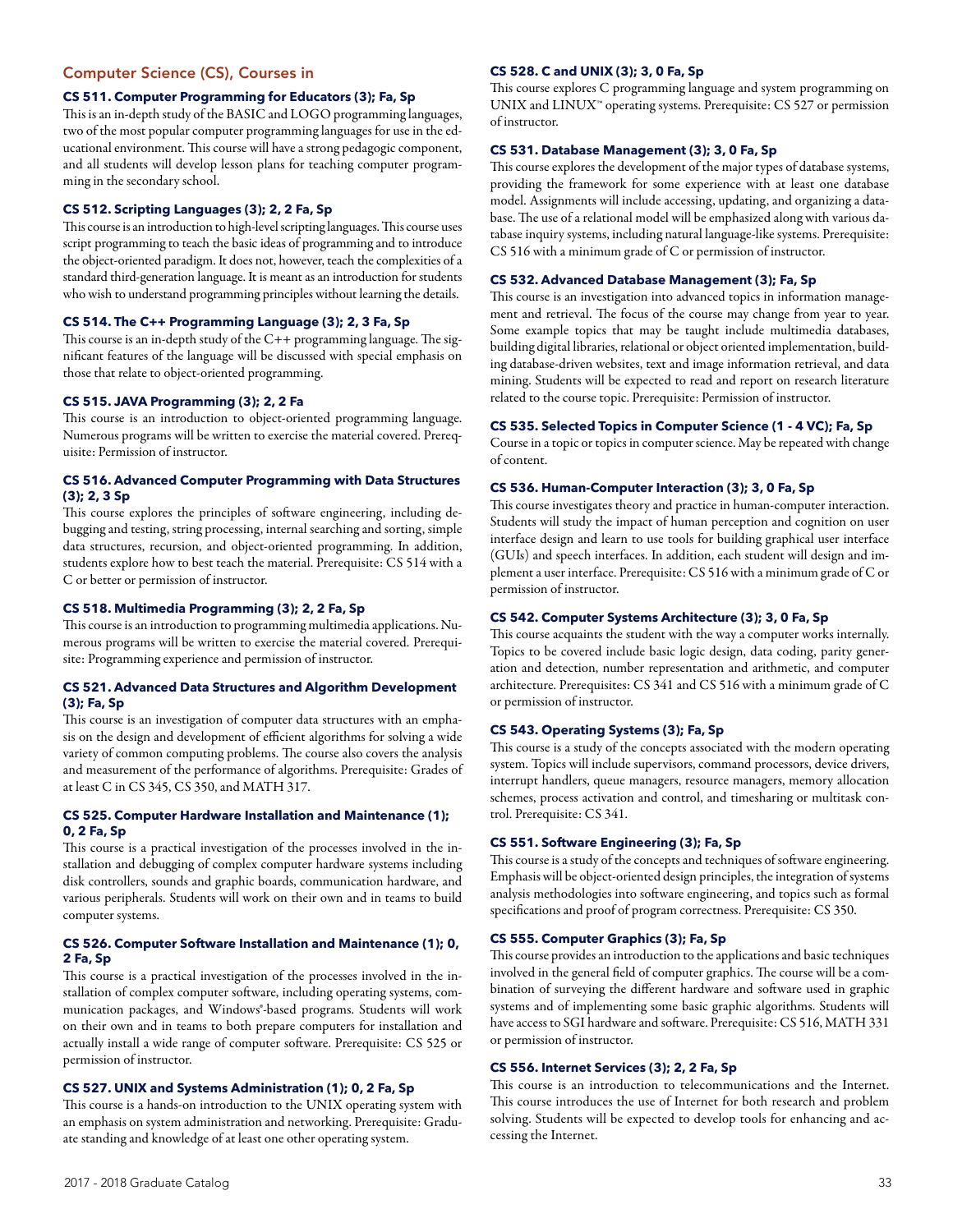## Computer Science (CS), Courses in

**CS 511. Computer Programming for Educators (3); Fa, Sp**

This is an in-depth study of the BASIC and LOGO programming languages, two of the most popular computer programming languages for use in the educational environment. This course will have a strong pedagogic component, and all students will develop lesson plans for teaching computer programming in the secondary school.

**CS 512. Scripting Languages (3); 2, 2 Fa, Sp**

This course is an introduction to high-level scripting languages. This course uses script programming to teach the basic ideas of programming and to introduce the object-oriented paradigm. It does not, however, teach the complexities of a standard third-generation language. It is meant as an introduction for students who wish to understand programming principles without learning the details.

**CS 514. The C++ Programming Language (3); 2, 3 Fa, Sp**

This course is an in-depth study of the C++ programming language. The significant features of the language will be discussed with special emphasis on those that relate to object-oriented programming.

**CS 515. JAVA Programming (3); 2, 2 Fa**

This course is an introduction to object-oriented programming language. Numerous programs will be written to exercise the material covered. Prerequisite: Permission of instructor.

**CS 516. Advanced Computer Programming with Data Structures (3); 2, 3 Sp**

This course explores the principles of software engineering, including debugging and testing, string processing, internal searching and sorting, simple data structures, recursion, and object-oriented programming. In addition, students explore how to best teach the material. Prerequisite: CS 514 with a C or better or permission of instructor.

**CS 518. Multimedia Programming (3); 2, 2 Fa, Sp**

This course is an introduction to programming multimedia applications. Numerous programs will be written to exercise the material covered. Prerequisite: Programming experience and permission of instructor.

**CS 521. Advanced Data Structures and Algorithm Development (3); Fa, Sp**

This course is an investigation of computer data structures with an emphasis on the design and development of efficient algorithms for solving a wide variety of common computing problems. The course also covers the analysis and measurement of the performance of algorithms. Prerequisite: Grades of at least C in CS 345, CS 350, and MATH 317.

**CS 525. Computer Hardware Installation and Maintenance (1); 0, 2 Fa, Sp**

This course is a practical investigation of the processes involved in the installation and debugging of complex computer hardware systems including disk controllers, sounds and graphic boards, communication hardware, and various peripherals. Students will work on their own and in teams to build computer systems.

**CS 526. Computer Software Installation and Maintenance (1); 0, 2 Fa, Sp**

This course is a practical investigation of the processes involved in the installation of complex computer software, including operating systems, communication packages, and Windows®-based programs. Students will work on their own and in teams to both prepare computers for installation and actually install a wide range of computer software. Prerequisite: CS 525 or permission of instructor.

**CS 527. UNIX and Systems Administration (1); 0, 2 Fa, Sp**

This course is a hands-on introduction to the UNIX operating system with an emphasis on system administration and networking. Prerequisite: Graduate standing and knowledge of at least one other operating system.

**CS 528. C and UNIX (3); 3, 0 Fa, Sp**

This course explores C programming language and system programming on UNIX and LINUX™ operating systems. Prerequisite: CS 527 or permission of instructor.

**CS 531. Database Management (3); 3, 0 Fa, Sp**

This course explores the development of the major types of database systems, providing the framework for some experience with at least one database model. Assignments will include accessing, updating, and organizing a database. The use of a relational model will be emphasized along with various database inquiry systems, including natural language-like systems. Prerequisite: CS 516 with a minimum grade of C or permission of instructor.

**CS 532. Advanced Database Management (3); Fa, Sp**

This course is an investigation into advanced topics in information management and retrieval. The focus of the course may change from year to year. Some example topics that may be taught include multimedia databases, building digital libraries, relational or object oriented implementation, building database-driven websites, text and image information retrieval, and data mining. Students will be expected to read and report on research literature related to the course topic. Prerequisite: Permission of instructor.

**CS 535. Selected Topics in Computer Science (1 - 4 VC); Fa, Sp**

Course in a topic or topics in computer science. May be repeated with change of content.

**CS 536. Human-Computer Interaction (3); 3, 0 Fa, Sp**

This course investigates theory and practice in human-computer interaction. Students will study the impact of human perception and cognition on user interface design and learn to use tools for building graphical user interface (GUIs) and speech interfaces. In addition, each student will design and implement a user interface. Prerequisite: CS 516 with a minimum grade of C or permission of instructor.

**CS 542. Computer Systems Architecture (3); 3, 0 Fa, Sp**

This course acquaints the student with the way a computer works internally. Topics to be covered include basic logic design, data coding, parity generation and detection, number representation and arithmetic, and computer architecture. Prerequisites: CS 341 and CS 516 with a minimum grade of C or permission of instructor.

**CS 543. Operating Systems (3); Fa, Sp**

This course is a study of the concepts associated with the modern operating system. Topics will include supervisors, command processors, device drivers, interrupt handlers, queue managers, resource managers, memory allocation schemes, process activation and control, and timesharing or multitask control. Prerequisite: CS 341.

**CS 551. Software Engineering (3); Fa, Sp**

This course is a study of the concepts and techniques of software engineering. Emphasis will be object-oriented design principles, the integration of systems analysis methodologies into software engineering, and topics such as formal specifications and proof of program correctness. Prerequisite: CS 350.

**CS 555. Computer Graphics (3); Fa, Sp**

This course provides an introduction to the applications and basic techniques involved in the general field of computer graphics. The course will be a combination of surveying the different hardware and software used in graphic systems and of implementing some basic graphic algorithms. Students will have access to SGI hardware and software. Prerequisite: CS 516, MATH 331 or permission of instructor.

**CS 556. Internet Services (3); 2, 2 Fa, Sp**

This course is an introduction to telecommunications and the Internet. This course introduces the use of Internet for both research and problem solving. Students will be expected to develop tools for enhancing and accessing the Internet.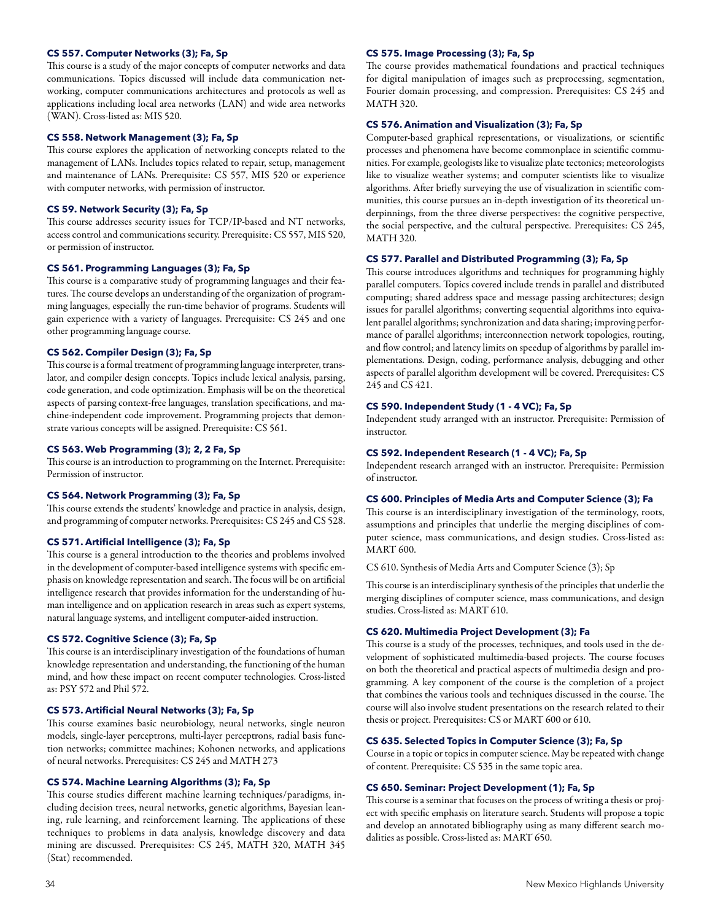**CS 557. Computer Networks (3); Fa, Sp**

This course is a study of the major concepts of computer networks and data communications. Topics discussed will include data communication networking, computer communications architectures and protocols as well as applications including local area networks (LAN) and wide area networks (WAN). Cross-listed as: MIS 520.

**CS 558. Network Management (3); Fa, Sp**

This course explores the application of networking concepts related to the management of LANs. Includes topics related to repair, setup, management and maintenance of LANs. Prerequisite: CS 557, MIS 520 or experience with computer networks, with permission of instructor.

**CS 59. Network Security (3); Fa, Sp**

This course addresses security issues for TCP/IP-based and NT networks, access control and communications security. Prerequisite: CS 557, MIS 520, or permission of instructor.

**CS 561. Programming Languages (3); Fa, Sp**

This course is a comparative study of programming languages and their features. The course develops an understanding of the organization of programming languages, especially the run-time behavior of programs. Students will gain experience with a variety of languages. Prerequisite: CS 245 and one other programming language course.

**CS 562. Compiler Design (3); Fa, Sp**

This course is a formal treatment of programming language interpreter, translator, and compiler design concepts. Topics include lexical analysis, parsing, code generation, and code optimization. Emphasis will be on the theoretical aspects of parsing context-free languages, translation specifications, and machine-independent code improvement. Programming projects that demonstrate various concepts will be assigned. Prerequisite: CS 561.

**CS 563. Web Programming (3); 2, 2 Fa, Sp**

This course is an introduction to programming on the Internet. Prerequisite: Permission of instructor.

**CS 564. Network Programming (3); Fa, Sp**

This course extends the students' knowledge and practice in analysis, design, and programming of computer networks. Prerequisites: CS 245 and CS 528.

**CS 571. Artificial Intelligence (3); Fa, Sp**

This course is a general introduction to the theories and problems involved in the development of computer-based intelligence systems with specific emphasis on knowledge representation and search. The focus will be on artificial intelligence research that provides information for the understanding of human intelligence and on application research in areas such as expert systems, natural language systems, and intelligent computer-aided instruction.

**CS 572. Cognitive Science (3); Fa, Sp**

This course is an interdisciplinary investigation of the foundations of human knowledge representation and understanding, the functioning of the human mind, and how these impact on recent computer technologies. Cross-listed as: PSY 572 and Phil 572.

**CS 573. Artificial Neural Networks (3); Fa, Sp**

This course examines basic neurobiology, neural networks, single neuron models, single-layer perceptrons, multi-layer perceptrons, radial basis function networks; committee machines; Kohonen networks, and applications of neural networks. Prerequisites: CS 245 and MATH 273

**CS 574. Machine Learning Algorithms (3); Fa, Sp**

This course studies different machine learning techniques/paradigms, including decision trees, neural networks, genetic algorithms, Bayesian leaning, rule learning, and reinforcement learning. The applications of these techniques to problems in data analysis, knowledge discovery and data mining are discussed. Prerequisites: CS 245, MATH 320, MATH 345 (Stat) recommended.

**CS 575. Image Processing (3); Fa, Sp**

The course provides mathematical foundations and practical techniques for digital manipulation of images such as preprocessing, segmentation, Fourier domain processing, and compression. Prerequisites: CS 245 and MATH 320.

**CS 576. Animation and Visualization (3); Fa, Sp**

Computer-based graphical representations, or visualizations, or scientific processes and phenomena have become commonplace in scientific communities. For example, geologists like to visualize plate tectonics; meteorologists like to visualize weather systems; and computer scientists like to visualize algorithms. After briefly surveying the use of visualization in scientific communities, this course pursues an in-depth investigation of its theoretical underpinnings, from the three diverse perspectives: the cognitive perspective, the social perspective, and the cultural perspective. Prerequisites: CS 245, MATH 320.

**CS 577. Parallel and Distributed Programming (3); Fa, Sp**

This course introduces algorithms and techniques for programming highly parallel computers. Topics covered include trends in parallel and distributed computing; shared address space and message passing architectures; design issues for parallel algorithms; converting sequential algorithms into equivalent parallel algorithms; synchronization and data sharing; improving performance of parallel algorithms; interconnection network topologies, routing, and flow control; and latency limits on speedup of algorithms by parallel implementations. Design, coding, performance analysis, debugging and other aspects of parallel algorithm development will be covered. Prerequisites: CS 245 and CS 421.

**CS 590. Independent Study (1 - 4 VC); Fa, Sp**

Independent study arranged with an instructor. Prerequisite: Permission of instructor.

**CS 592. Independent Research (1 - 4 VC); Fa, Sp**

Independent research arranged with an instructor. Prerequisite: Permission of instructor.

**CS 600. Principles of Media Arts and Computer Science (3); Fa**

This course is an interdisciplinary investigation of the terminology, roots, assumptions and principles that underlie the merging disciplines of computer science, mass communications, and design studies. Cross-listed as: MART 600.

CS 610. Synthesis of Media Arts and Computer Science (3); Sp

This course is an interdisciplinary synthesis of the principles that underlie the merging disciplines of computer science, mass communications, and design studies. Cross-listed as: MART 610.

**CS 620. Multimedia Project Development (3); Fa**

This course is a study of the processes, techniques, and tools used in the development of sophisticated multimedia-based projects. The course focuses on both the theoretical and practical aspects of multimedia design and programming. A key component of the course is the completion of a project that combines the various tools and techniques discussed in the course. The course will also involve student presentations on the research related to their thesis or project. Prerequisites: CS or MART 600 or 610.

**CS 635. Selected Topics in Computer Science (3); Fa, Sp**

Course in a topic or topics in computer science. May be repeated with change of content. Prerequisite: CS 535 in the same topic area.

**CS 650. Seminar: Project Development (1); Fa, Sp**

This course is a seminar that focuses on the process of writing a thesis or project with specific emphasis on literature search. Students will propose a topic and develop an annotated bibliography using as many different search modalities as possible. Cross-listed as: MART 650.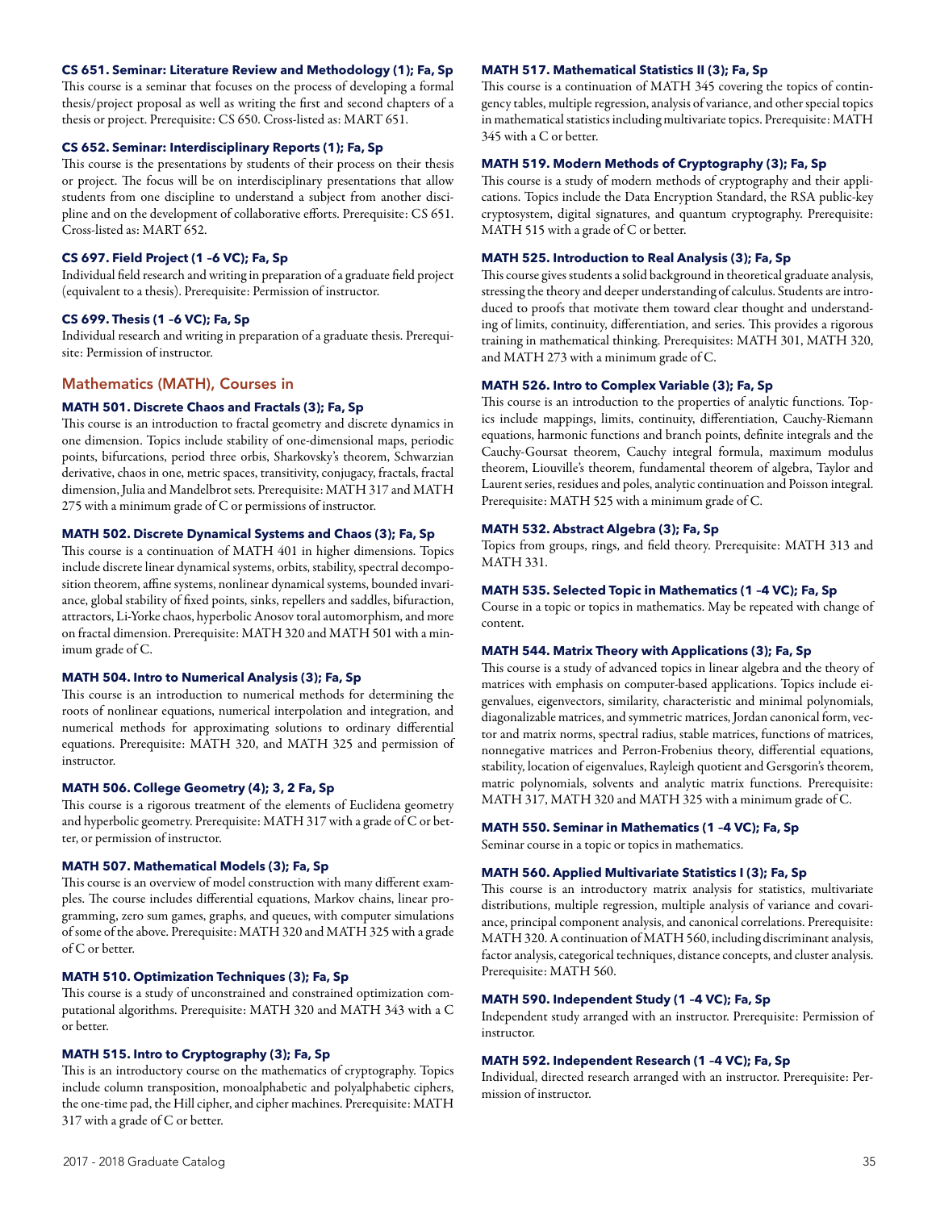**CS 651. Seminar: Literature Review and Methodology (1); Fa, Sp**
This course is a seminar that focuses on the process of developing a formal thesis/project proposal as well as writing the first and second chapters of a thesis or project. Prerequisite: CS 650. Cross-listed as: MART 651.

**CS 652. Seminar: Interdisciplinary Reports (1); Fa, Sp**
This course is the presentations by students of their process on their thesis or project. The focus will be on interdisciplinary presentations that allow students from one discipline to understand a subject from another discipline and on the development of collaborative efforts. Prerequisite: CS 651. Cross-listed as: MART 652.

**CS 697. Field Project (1 –6 VC); Fa, Sp**
Individual field research and writing in preparation of a graduate field project (equivalent to a thesis). Prerequisite: Permission of instructor.

**CS 699. Thesis (1 –6 VC); Fa, Sp**
Individual research and writing in preparation of a graduate thesis. Prerequisite: Permission of instructor.

## Mathematics (MATH), Courses in

**MATH 501. Discrete Chaos and Fractals (3); Fa, Sp**
This course is an introduction to fractal geometry and discrete dynamics in one dimension. Topics include stability of one-dimensional maps, periodic points, bifurcations, period three orbis, Sharkovsky's theorem, Schwarzian derivative, chaos in one, metric spaces, transitivity, conjugacy, fractals, fractal dimension, Julia and Mandelbrot sets. Prerequisite: MATH 317 and MATH 275 with a minimum grade of C or permissions of instructor.

**MATH 502. Discrete Dynamical Systems and Chaos (3); Fa, Sp**
This course is a continuation of MATH 401 in higher dimensions. Topics include discrete linear dynamical systems, orbits, stability, spectral decomposition theorem, affine systems, nonlinear dynamical systems, bounded invariance, global stability of fixed points, sinks, repellers and saddles, bifuraction, attractors, Li-Yorke chaos, hyperbolic Anosov toral automorphism, and more on fractal dimension. Prerequisite: MATH 320 and MATH 501 with a minimum grade of C.

**MATH 504. Intro to Numerical Analysis (3); Fa, Sp**
This course is an introduction to numerical methods for determining the roots of nonlinear equations, numerical interpolation and integration, and numerical methods for approximating solutions to ordinary differential equations. Prerequisite: MATH 320, and MATH 325 and permission of instructor.

**MATH 506. College Geometry (4); 3, 2 Fa, Sp**
This course is a rigorous treatment of the elements of Euclidena geometry and hyperbolic geometry. Prerequisite: MATH 317 with a grade of C or better, or permission of instructor.

**MATH 507. Mathematical Models (3); Fa, Sp**
This course is an overview of model construction with many different examples. The course includes differential equations, Markov chains, linear programming, zero sum games, graphs, and queues, with computer simulations of some of the above. Prerequisite: MATH 320 and MATH 325 with a grade of C or better.

**MATH 510. Optimization Techniques (3); Fa, Sp**
This course is a study of unconstrained and constrained optimization computational algorithms. Prerequisite: MATH 320 and MATH 343 with a C or better.

**MATH 515. Intro to Cryptography (3); Fa, Sp**
This is an introductory course on the mathematics of cryptography. Topics include column transposition, monoalphabetic and polyalphabetic ciphers, the one-time pad, the Hill cipher, and cipher machines. Prerequisite: MATH 317 with a grade of C or better.

**MATH 517. Mathematical Statistics II (3); Fa, Sp**
This course is a continuation of MATH 345 covering the topics of contingency tables, multiple regression, analysis of variance, and other special topics in mathematical statistics including multivariate topics. Prerequisite: MATH 345 with a C or better.

**MATH 519. Modern Methods of Cryptography (3); Fa, Sp**
This course is a study of modern methods of cryptography and their applications. Topics include the Data Encryption Standard, the RSA public-key cryptosystem, digital signatures, and quantum cryptography. Prerequisite: MATH 515 with a grade of C or better.

**MATH 525. Introduction to Real Analysis (3); Fa, Sp**
This course gives students a solid background in theoretical graduate analysis, stressing the theory and deeper understanding of calculus. Students are introduced to proofs that motivate them toward clear thought and understanding of limits, continuity, differentiation, and series. This provides a rigorous training in mathematical thinking. Prerequisites: MATH 301, MATH 320, and MATH 273 with a minimum grade of C.

**MATH 526. Intro to Complex Variable (3); Fa, Sp**
This course is an introduction to the properties of analytic functions. Topics include mappings, limits, continuity, differentiation, Cauchy-Riemann equations, harmonic functions and branch points, definite integrals and the Cauchy-Goursat theorem, Cauchy integral formula, maximum modulus theorem, Liouville's theorem, fundamental theorem of algebra, Taylor and Laurent series, residues and poles, analytic continuation and Poisson integral. Prerequisite: MATH 525 with a minimum grade of C.

**MATH 532. Abstract Algebra (3); Fa, Sp**
Topics from groups, rings, and field theory. Prerequisite: MATH 313 and MATH 331.

**MATH 535. Selected Topic in Mathematics (1 –4 VC); Fa, Sp**
Course in a topic or topics in mathematics. May be repeated with change of content.

**MATH 544. Matrix Theory with Applications (3); Fa, Sp**
This course is a study of advanced topics in linear algebra and the theory of matrices with emphasis on computer-based applications. Topics include eigenvalues, eigenvectors, similarity, characteristic and minimal polynomials, diagonalizable matrices, and symmetric matrices, Jordan canonical form, vector and matrix norms, spectral radius, stable matrices, functions of matrices, nonnegative matrices and Perron-Frobenius theory, differential equations, stability, location of eigenvalues, Rayleigh quotient and Gersgorin's theorem, matric polynomials, solvents and analytic matrix functions. Prerequisite: MATH 317, MATH 320 and MATH 325 with a minimum grade of C.

**MATH 550. Seminar in Mathematics (1 –4 VC); Fa, Sp**
Seminar course in a topic or topics in mathematics.

**MATH 560. Applied Multivariate Statistics I (3); Fa, Sp**
This course is an introductory matrix analysis for statistics, multivariate distributions, multiple regression, multiple analysis of variance and covariance, principal component analysis, and canonical correlations. Prerequisite: MATH 320. A continuation of MATH 560, including discriminant analysis, factor analysis, categorical techniques, distance concepts, and cluster analysis. Prerequisite: MATH 560.

**MATH 590. Independent Study (1 –4 VC); Fa, Sp**
Independent study arranged with an instructor. Prerequisite: Permission of instructor.

**MATH 592. Independent Research (1 –4 VC); Fa, Sp**
Individual, directed research arranged with an instructor. Prerequisite: Permission of instructor.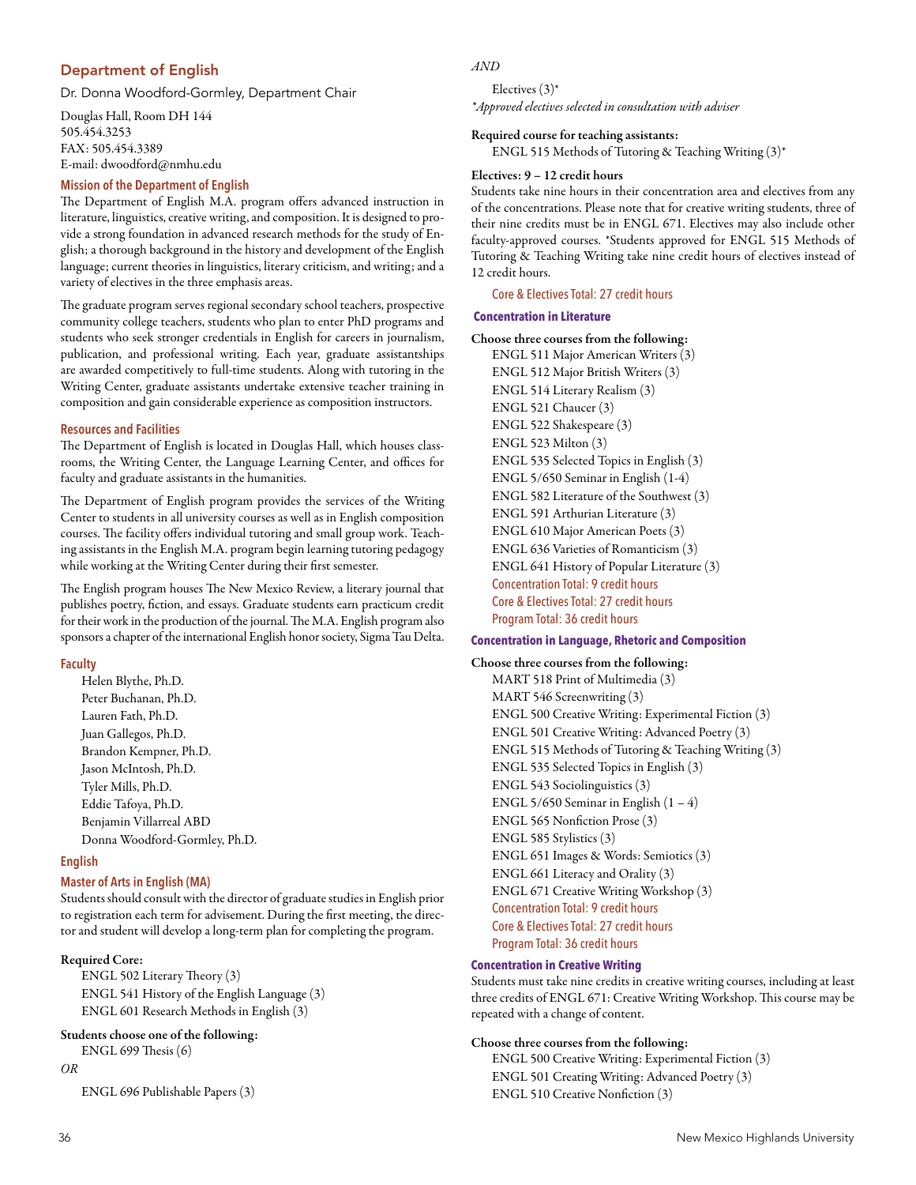## Department of English

Dr. Donna Woodford-Gormley, Department Chair

Douglas Hall, Room DH 144
505.454.3253
FAX: 505.454.3389
E-mail: dwoodford@nmhu.edu

### Mission of the Department of English

The Department of English M.A. program offers advanced instruction in literature, linguistics, creative writing, and composition. It is designed to provide a strong foundation in advanced research methods for the study of English; a thorough background in the history and development of the English language; current theories in linguistics, literary criticism, and writing; and a variety of electives in the three emphasis areas.

The graduate program serves regional secondary school teachers, prospective community college teachers, students who plan to enter PhD programs and students who seek stronger credentials in English for careers in journalism, publication, and professional writing. Each year, graduate assistantships are awarded competitively to full-time students. Along with tutoring in the Writing Center, graduate assistants undertake extensive teacher training in composition and gain considerable experience as composition instructors.

### Resources and Facilities

The Department of English is located in Douglas Hall, which houses classrooms, the Writing Center, the Language Learning Center, and offices for faculty and graduate assistants in the humanities.

The Department of English program provides the services of the Writing Center to students in all university courses as well as in English composition courses. The facility offers individual tutoring and small group work. Teaching assistants in the English M.A. program begin learning tutoring pedagogy while working at the Writing Center during their first semester.

The English program houses The New Mexico Review, a literary journal that publishes poetry, fiction, and essays. Graduate students earn practicum credit for their work in the production of the journal. The M.A. English program also sponsors a chapter of the international English honor society, Sigma Tau Delta.

### Faculty

Helen Blythe, Ph.D.
Peter Buchanan, Ph.D.
Lauren Fath, Ph.D.
Juan Gallegos, Ph.D.
Brandon Kempner, Ph.D.
Jason McIntosh, Ph.D.
Tyler Mills, Ph.D.
Eddie Tafoya, Ph.D.
Benjamin Villarreal ABD
Donna Woodford-Gormley, Ph.D.

### English

### Master of Arts in English (MA)

Students should consult with the director of graduate studies in English prior to registration each term for advisement. During the first meeting, the director and student will develop a long-term plan for completing the program.

**Required Core:**

ENGL 502 Literary Theory (3)
ENGL 541 History of the English Language (3)
ENGL 601 Research Methods in English (3)

**Students choose one of the following:**

ENGL 699 Thesis (6)

*OR*

ENGL 696 Publishable Papers (3)

*AND*

Electives (3)*

*Approved electives selected in consultation with adviser*

**Required course for teaching assistants:**

ENGL 515 Methods of Tutoring & Teaching Writing (3)*

**Electives: 9 – 12 credit hours**

Students take nine hours in their concentration area and electives from any of the concentrations. Please note that for creative writing students, three of their nine credits must be in ENGL 671. Electives may also include other faculty-approved courses. *Students approved for ENGL 515 Methods of Tutoring & Teaching Writing take nine credit hours of electives instead of 12 credit hours.

Core & Electives Total: 27 credit hours

### Concentration in Literature

**Choose three courses from the following:**

ENGL 511 Major American Writers (3)
ENGL 512 Major British Writers (3)
ENGL 514 Literary Realism (3)
ENGL 521 Chaucer (3)
ENGL 522 Shakespeare (3)
ENGL 523 Milton (3)
ENGL 535 Selected Topics in English (3)
ENGL 5/650 Seminar in English (1-4)
ENGL 582 Literature of the Southwest (3)
ENGL 591 Arthurian Literature (3)
ENGL 610 Major American Poets (3)
ENGL 636 Varieties of Romanticism (3)
ENGL 641 History of Popular Literature (3)

Concentration Total: 9 credit hours
Core & Electives Total: 27 credit hours
Program Total: 36 credit hours

### Concentration in Language, Rhetoric and Composition

**Choose three courses from the following:**

MART 518 Print of Multimedia (3)
MART 546 Screenwriting (3)
ENGL 500 Creative Writing: Experimental Fiction (3)
ENGL 501 Creative Writing: Advanced Poetry (3)
ENGL 515 Methods of Tutoring & Teaching Writing (3)
ENGL 535 Selected Topics in English (3)
ENGL 543 Sociolinguistics (3)
ENGL 5/650 Seminar in English (1 – 4)
ENGL 565 Nonfiction Prose (3)
ENGL 585 Stylistics (3)
ENGL 651 Images & Words: Semiotics (3)
ENGL 661 Literacy and Orality (3)
ENGL 671 Creative Writing Workshop (3)

Concentration Total: 9 credit hours
Core & Electives Total: 27 credit hours
Program Total: 36 credit hours

### Concentration in Creative Writing

Students must take nine credits in creative writing courses, including at least three credits of ENGL 671: Creative Writing Workshop. This course may be repeated with a change of content.

**Choose three courses from the following:**

ENGL 500 Creative Writing: Experimental Fiction (3)
ENGL 501 Creating Writing: Advanced Poetry (3)
ENGL 510 Creative Nonfiction (3)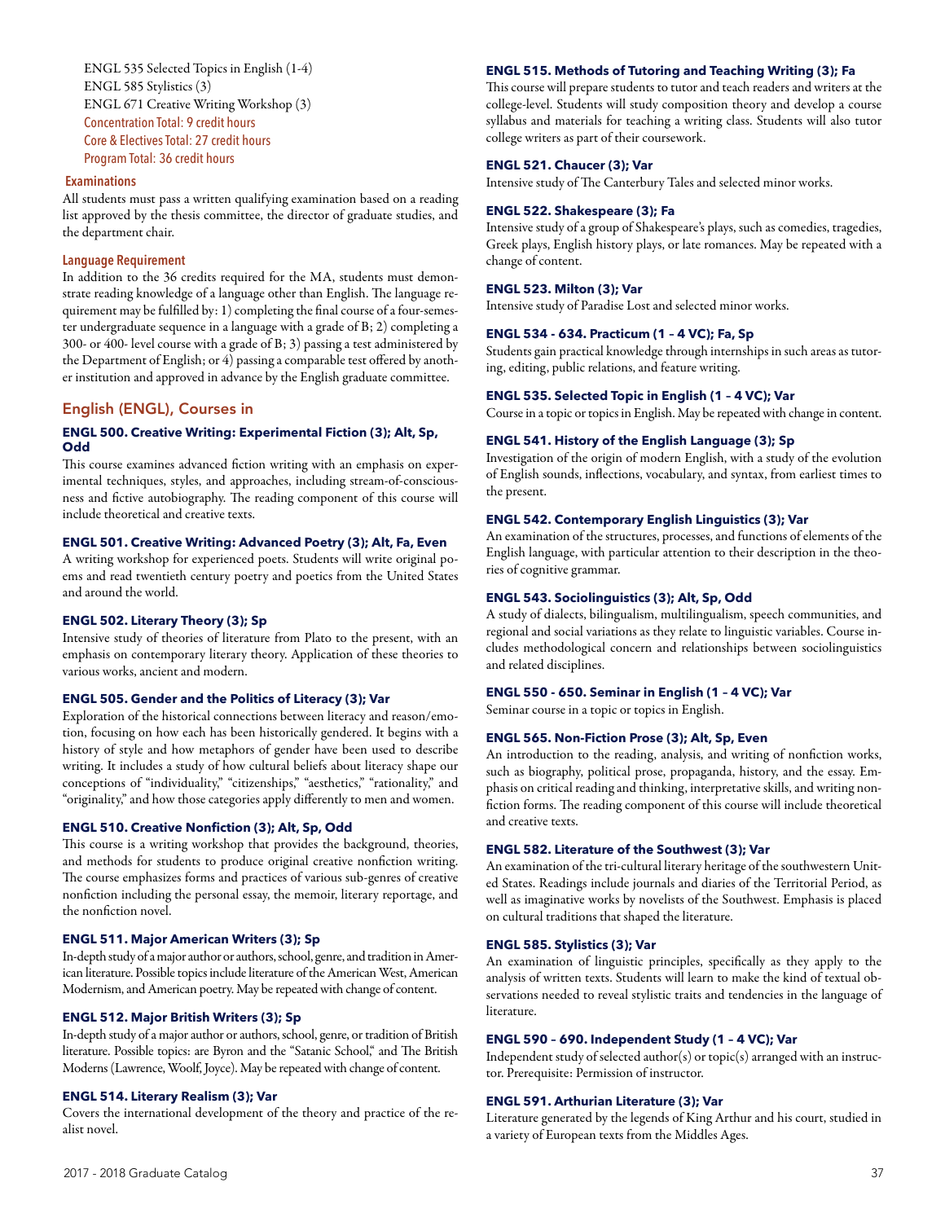ENGL 535 Selected Topics in English (1-4)
ENGL 585 Stylistics (3)
ENGL 671 Creative Writing Workshop (3)
Concentration Total: 9 credit hours
Core & Electives Total: 27 credit hours
Program Total: 36 credit hours

#### Examinations

All students must pass a written qualifying examination based on a reading list approved by the thesis committee, the director of graduate studies, and the department chair.

#### Language Requirement

In addition to the 36 credits required for the MA, students must demonstrate reading knowledge of a language other than English. The language requirement may be fulfilled by: 1) completing the final course of a four-semester undergraduate sequence in a language with a grade of B; 2) completing a 300- or 400- level course with a grade of B; 3) passing a test administered by the Department of English; or 4) passing a comparable test offered by another institution and approved in advance by the English graduate committee.

## English (ENGL), Courses in

**ENGL 500. Creative Writing: Experimental Fiction (3); Alt, Sp, Odd**

This course examines advanced fiction writing with an emphasis on experimental techniques, styles, and approaches, including stream-of-consciousness and fictive autobiography. The reading component of this course will include theoretical and creative texts.

**ENGL 501. Creative Writing: Advanced Poetry (3); Alt, Fa, Even**

A writing workshop for experienced poets. Students will write original poems and read twentieth century poetry and poetics from the United States and around the world.

**ENGL 502. Literary Theory (3); Sp**

Intensive study of theories of literature from Plato to the present, with an emphasis on contemporary literary theory. Application of these theories to various works, ancient and modern.

**ENGL 505. Gender and the Politics of Literacy (3); Var**

Exploration of the historical connections between literacy and reason/emotion, focusing on how each has been historically gendered. It begins with a history of style and how metaphors of gender have been used to describe writing. It includes a study of how cultural beliefs about literacy shape our conceptions of "individuality," "citizenships," "aesthetics," "rationality," and "originality," and how those categories apply differently to men and women.

**ENGL 510. Creative Nonfiction (3); Alt, Sp, Odd**

This course is a writing workshop that provides the background, theories, and methods for students to produce original creative nonfiction writing. The course emphasizes forms and practices of various sub-genres of creative nonfiction including the personal essay, the memoir, literary reportage, and the nonfiction novel.

**ENGL 511. Major American Writers (3); Sp**

In-depth study of a major author or authors, school, genre, and tradition in American literature. Possible topics include literature of the American West, American Modernism, and American poetry. May be repeated with change of content.

**ENGL 512. Major British Writers (3); Sp**

In-depth study of a major author or authors, school, genre, or tradition of British literature. Possible topics: are Byron and the "Satanic School," and The British Moderns (Lawrence, Woolf, Joyce). May be repeated with change of content.

**ENGL 514. Literary Realism (3); Var**

Covers the international development of the theory and practice of the realist novel.

**ENGL 515. Methods of Tutoring and Teaching Writing (3); Fa**

This course will prepare students to tutor and teach readers and writers at the college-level. Students will study composition theory and develop a course syllabus and materials for teaching a writing class. Students will also tutor college writers as part of their coursework.

**ENGL 521. Chaucer (3); Var**

Intensive study of The Canterbury Tales and selected minor works.

**ENGL 522. Shakespeare (3); Fa**

Intensive study of a group of Shakespeare's plays, such as comedies, tragedies, Greek plays, English history plays, or late romances. May be repeated with a change of content.

**ENGL 523. Milton (3); Var**

Intensive study of Paradise Lost and selected minor works.

**ENGL 534 - 634. Practicum (1 – 4 VC); Fa, Sp**

Students gain practical knowledge through internships in such areas as tutoring, editing, public relations, and feature writing.

**ENGL 535. Selected Topic in English (1 – 4 VC); Var**

Course in a topic or topics in English. May be repeated with change in content.

**ENGL 541. History of the English Language (3); Sp**

Investigation of the origin of modern English, with a study of the evolution of English sounds, inflections, vocabulary, and syntax, from earliest times to the present.

**ENGL 542. Contemporary English Linguistics (3); Var**

An examination of the structures, processes, and functions of elements of the English language, with particular attention to their description in the theories of cognitive grammar.

**ENGL 543. Sociolinguistics (3); Alt, Sp, Odd**

A study of dialects, bilingualism, multilingualism, speech communities, and regional and social variations as they relate to linguistic variables. Course includes methodological concern and relationships between sociolinguistics and related disciplines.

**ENGL 550 - 650. Seminar in English (1 – 4 VC); Var**

Seminar course in a topic or topics in English.

**ENGL 565. Non-Fiction Prose (3); Alt, Sp, Even**

An introduction to the reading, analysis, and writing of nonfiction works, such as biography, political prose, propaganda, history, and the essay. Emphasis on critical reading and thinking, interpretative skills, and writing nonfiction forms. The reading component of this course will include theoretical and creative texts.

**ENGL 582. Literature of the Southwest (3); Var**

An examination of the tri-cultural literary heritage of the southwestern United States. Readings include journals and diaries of the Territorial Period, as well as imaginative works by novelists of the Southwest. Emphasis is placed on cultural traditions that shaped the literature.

**ENGL 585. Stylistics (3); Var**

An examination of linguistic principles, specifically as they apply to the analysis of written texts. Students will learn to make the kind of textual observations needed to reveal stylistic traits and tendencies in the language of literature.

**ENGL 590 – 690. Independent Study (1 – 4 VC); Var**

Independent study of selected author(s) or topic(s) arranged with an instructor. Prerequisite: Permission of instructor.

**ENGL 591. Arthurian Literature (3); Var**

Literature generated by the legends of King Arthur and his court, studied in a variety of European texts from the Middles Ages.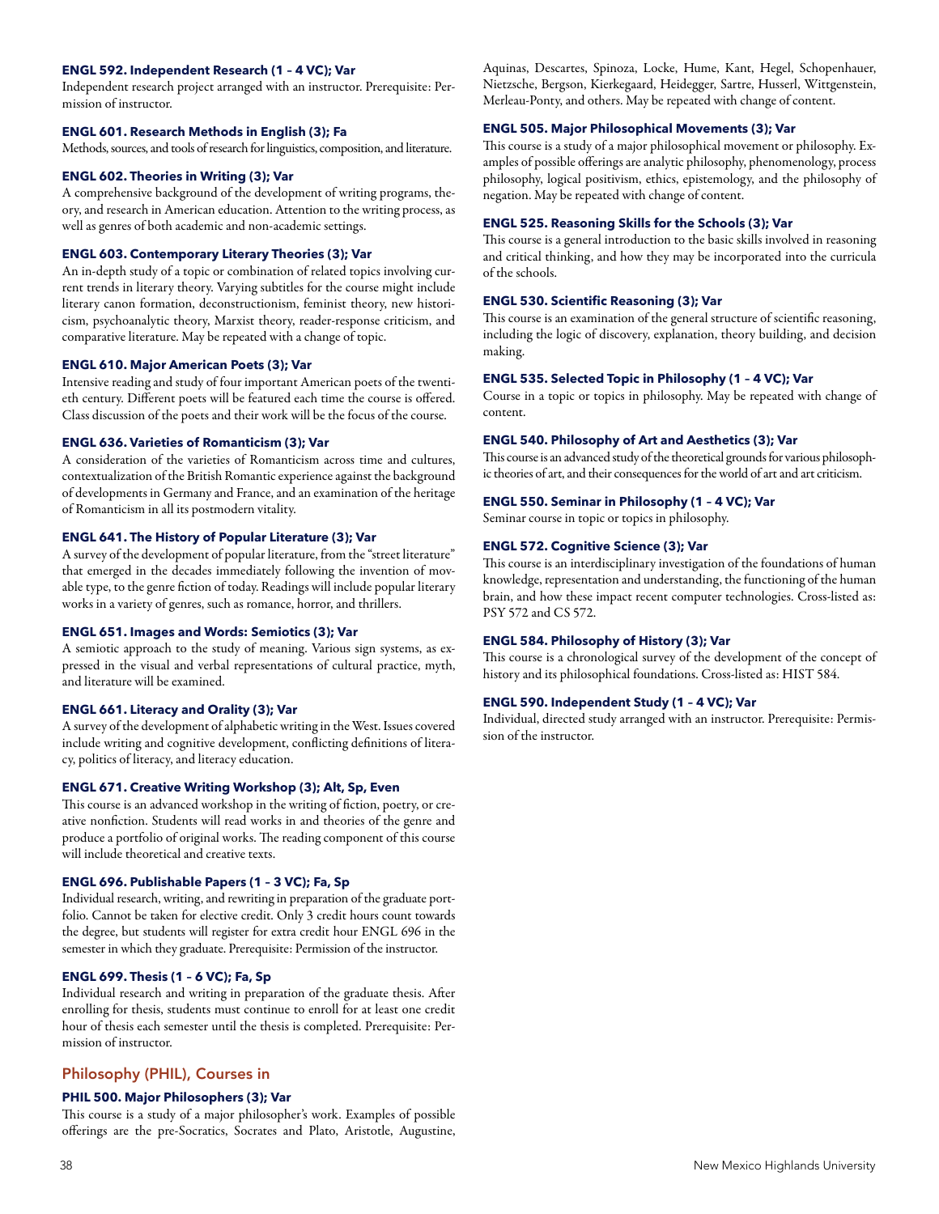**ENGL 592. Independent Research (1 – 4 VC); Var**
Independent research project arranged with an instructor. Prerequisite: Permission of instructor.

**ENGL 601. Research Methods in English (3); Fa**
Methods, sources, and tools of research for linguistics, composition, and literature.

**ENGL 602. Theories in Writing (3); Var**
A comprehensive background of the development of writing programs, theory, and research in American education. Attention to the writing process, as well as genres of both academic and non-academic settings.

**ENGL 603. Contemporary Literary Theories (3); Var**
An in-depth study of a topic or combination of related topics involving current trends in literary theory. Varying subtitles for the course might include literary canon formation, deconstructionism, feminist theory, new historicism, psychoanalytic theory, Marxist theory, reader-response criticism, and comparative literature. May be repeated with a change of topic.

**ENGL 610. Major American Poets (3); Var**
Intensive reading and study of four important American poets of the twentieth century. Different poets will be featured each time the course is offered. Class discussion of the poets and their work will be the focus of the course.

**ENGL 636. Varieties of Romanticism (3); Var**
A consideration of the varieties of Romanticism across time and cultures, contextualization of the British Romantic experience against the background of developments in Germany and France, and an examination of the heritage of Romanticism in all its postmodern vitality.

**ENGL 641. The History of Popular Literature (3); Var**
A survey of the development of popular literature, from the "street literature" that emerged in the decades immediately following the invention of movable type, to the genre fiction of today. Readings will include popular literary works in a variety of genres, such as romance, horror, and thrillers.

**ENGL 651. Images and Words: Semiotics (3); Var**
A semiotic approach to the study of meaning. Various sign systems, as expressed in the visual and verbal representations of cultural practice, myth, and literature will be examined.

**ENGL 661. Literacy and Orality (3); Var**
A survey of the development of alphabetic writing in the West. Issues covered include writing and cognitive development, conflicting definitions of literacy, politics of literacy, and literacy education.

**ENGL 671. Creative Writing Workshop (3); Alt, Sp, Even**
This course is an advanced workshop in the writing of fiction, poetry, or creative nonfiction. Students will read works in and theories of the genre and produce a portfolio of original works. The reading component of this course will include theoretical and creative texts.

**ENGL 696. Publishable Papers (1 – 3 VC); Fa, Sp**
Individual research, writing, and rewriting in preparation of the graduate portfolio. Cannot be taken for elective credit. Only 3 credit hours count towards the degree, but students will register for extra credit hour ENGL 696 in the semester in which they graduate. Prerequisite: Permission of the instructor.

**ENGL 699. Thesis (1 – 6 VC); Fa, Sp**
Individual research and writing in preparation of the graduate thesis. After enrolling for thesis, students must continue to enroll for at least one credit hour of thesis each semester until the thesis is completed. Prerequisite: Permission of instructor.

## Philosophy (PHIL), Courses in

**PHIL 500. Major Philosophers (3); Var**
This course is a study of a major philosopher's work. Examples of possible offerings are the pre-Socratics, Socrates and Plato, Aristotle, Augustine, Aquinas, Descartes, Spinoza, Locke, Hume, Kant, Hegel, Schopenhauer, Nietzsche, Bergson, Kierkegaard, Heidegger, Sartre, Husserl, Wittgenstein, Merleau-Ponty, and others. May be repeated with change of content.

**ENGL 505. Major Philosophical Movements (3); Var**
This course is a study of a major philosophical movement or philosophy. Examples of possible offerings are analytic philosophy, phenomenology, process philosophy, logical positivism, ethics, epistemology, and the philosophy of negation. May be repeated with change of content.

**ENGL 525. Reasoning Skills for the Schools (3); Var**
This course is a general introduction to the basic skills involved in reasoning and critical thinking, and how they may be incorporated into the curricula of the schools.

**ENGL 530. Scientific Reasoning (3); Var**
This course is an examination of the general structure of scientific reasoning, including the logic of discovery, explanation, theory building, and decision making.

**ENGL 535. Selected Topic in Philosophy (1 – 4 VC); Var**
Course in a topic or topics in philosophy. May be repeated with change of content.

**ENGL 540. Philosophy of Art and Aesthetics (3); Var**
This course is an advanced study of the theoretical grounds for various philosophic theories of art, and their consequences for the world of art and art criticism.

**ENGL 550. Seminar in Philosophy (1 – 4 VC); Var**
Seminar course in topic or topics in philosophy.

**ENGL 572. Cognitive Science (3); Var**
This course is an interdisciplinary investigation of the foundations of human knowledge, representation and understanding, the functioning of the human brain, and how these impact recent computer technologies. Cross-listed as: PSY 572 and CS 572.

**ENGL 584. Philosophy of History (3); Var**
This course is a chronological survey of the development of the concept of history and its philosophical foundations. Cross-listed as: HIST 584.

**ENGL 590. Independent Study (1 – 4 VC); Var**
Individual, directed study arranged with an instructor. Prerequisite: Permission of the instructor.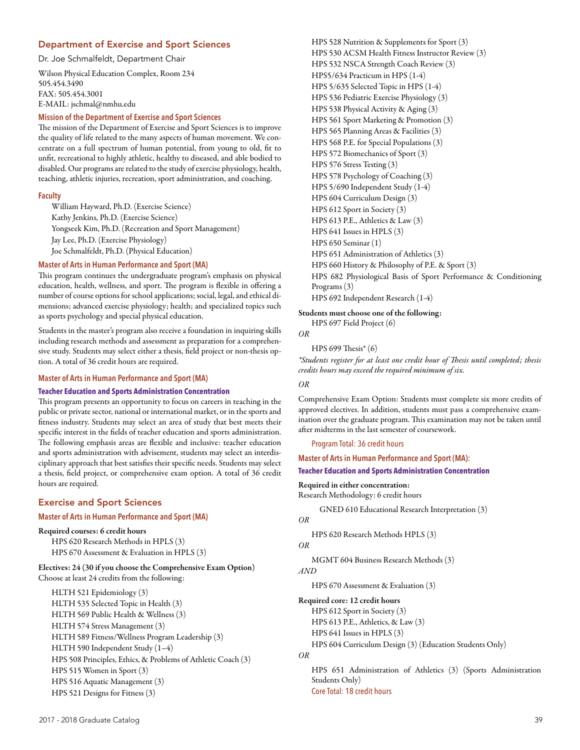## Department of Exercise and Sport Sciences

Dr. Joe Schmalfeldt, Department Chair

Wilson Physical Education Complex, Room 234
505.454.3490
FAX: 505.454.3001
E-MAIL: jschmal@nmhu.edu

### Mission of the Department of Exercise and Sport Sciences

The mission of the Department of Exercise and Sport Sciences is to improve the quality of life related to the many aspects of human movement. We concentrate on a full spectrum of human potential, from young to old, fit to unfit, recreational to highly athletic, healthy to diseased, and able bodied to disabled. Our programs are related to the study of exercise physiology, health, teaching, athletic injuries, recreation, sport administration, and coaching.

### Faculty

William Hayward, Ph.D. (Exercise Science)
Kathy Jenkins, Ph.D. (Exercise Science)
Yongseek Kim, Ph.D. (Recreation and Sport Management)
Jay Lee, Ph.D. (Exercise Physiology)
Joe Schmalfeldt, Ph.D. (Physical Education)

### Master of Arts in Human Performance and Sport (MA)

This program continues the undergraduate program's emphasis on physical education, health, wellness, and sport. The program is flexible in offering a number of course options for school applications; social, legal, and ethical dimensions; advanced exercise physiology; health; and specialized topics such as sports psychology and special physical education.

Students in the master's program also receive a foundation in inquiring skills including research methods and assessment as preparation for a comprehensive study. Students may select either a thesis, field project or non-thesis option. A total of 36 credit hours are required.

### Master of Arts in Human Performance and Sport (MA)

#### Teacher Education and Sports Administration Concentration

This program presents an opportunity to focus on careers in teaching in the public or private sector, national or international market, or in the sports and fitness industry. Students may select an area of study that best meets their specific interest in the fields of teacher education and sports administration. The following emphasis areas are flexible and inclusive: teacher education and sports administration with advisement, students may select an interdisciplinary approach that best satisfies their specific needs. Students may select a thesis, field project, or comprehensive exam option. A total of 36 credit hours are required.

## Exercise and Sport Sciences

### Master of Arts in Human Performance and Sport (MA)

**Required courses: 6 credit hours**

HPS 620 Research Methods in HPLS (3)
HPS 670 Assessment & Evaluation in HPLS (3)

**Electives: 24 (30 if you choose the Comprehensive Exam Option)**
Choose at least 24 credits from the following:

HLTH 521 Epidemiology (3)
HLTH 535 Selected Topic in Health (3)
HLTH 569 Public Health & Wellness (3)
HLTH 574 Stress Management (3)
HLTH 589 Fitness/Wellness Program Leadership (3)
HLTH 590 Independent Study (1–4)
HPS 508 Principles, Ethics, & Problems of Athletic Coach (3)
HPS 515 Women in Sport (3)
HPS 516 Aquatic Management (3)
HPS 521 Designs for Fitness (3)
HPS 528 Nutrition & Supplements for Sport (3)
HPS 530 ACSM Health Fitness Instructor Review (3)
HPS 532 NSCA Strength Coach Review (3)
HPS5/634 Practicum in HPS (1-4)
HPS 5/635 Selected Topic in HPS (1-4)
HPS 536 Pediatric Exercise Physiology (3)
HPS 538 Physical Activity & Aging (3)
HPS 561 Sport Marketing & Promotion (3)
HPS 565 Planning Areas & Facilities (3)
HPS 568 P.E. for Special Populations (3)
HPS 572 Biomechanics of Sport (3)
HPS 576 Stress Testing (3)
HPS 578 Psychology of Coaching (3)
HPS 5/690 Independent Study (1-4)
HPS 604 Curriculum Design (3)
HPS 612 Sport in Society (3)
HPS 613 P.E., Athletics & Law (3)
HPS 641 Issues in HPLS (3)
HPS 650 Seminar (1)
HPS 651 Administration of Athletics (3)
HPS 660 History & Philosophy of P.E. & Sport (3)
HPS 682 Physiological Basis of Sport Performance & Conditioning Programs (3)
HPS 692 Independent Research (1-4)

**Students must choose one of the following:**

HPS 697 Field Project (6)

*OR*

HPS 699 Thesis* (6)

*\*Students register for at least one credit hour of Thesis until completed; thesis credits hours may exceed the required minimum of six.*

*OR*

Comprehensive Exam Option: Students must complete six more credits of approved electives. In addition, students must pass a comprehensive examination over the graduate program. This examination may not be taken until after midterms in the last semester of coursework.

Program Total: 36 credit hours

### Master of Arts in Human Performance and Sport (MA):

#### Teacher Education and Sports Administration Concentration

**Required in either concentration:**
Research Methodology: 6 credit hours

GNED 610 Educational Research Interpretation (3)

*OR*

HPS 620 Research Methods HPLS (3)

*OR*

MGMT 604 Business Research Methods (3)

*AND*

HPS 670 Assessment & Evaluation (3)

**Required core: 12 credit hours**

HPS 612 Sport in Society (3)
HPS 613 P.E., Athletics, & Law (3)
HPS 641 Issues in HPLS (3)
HPS 604 Curriculum Design (3) (Education Students Only)

*OR*

HPS 651 Administration of Athletics (3) (Sports Administration Students Only)

Core Total: 18 credit hours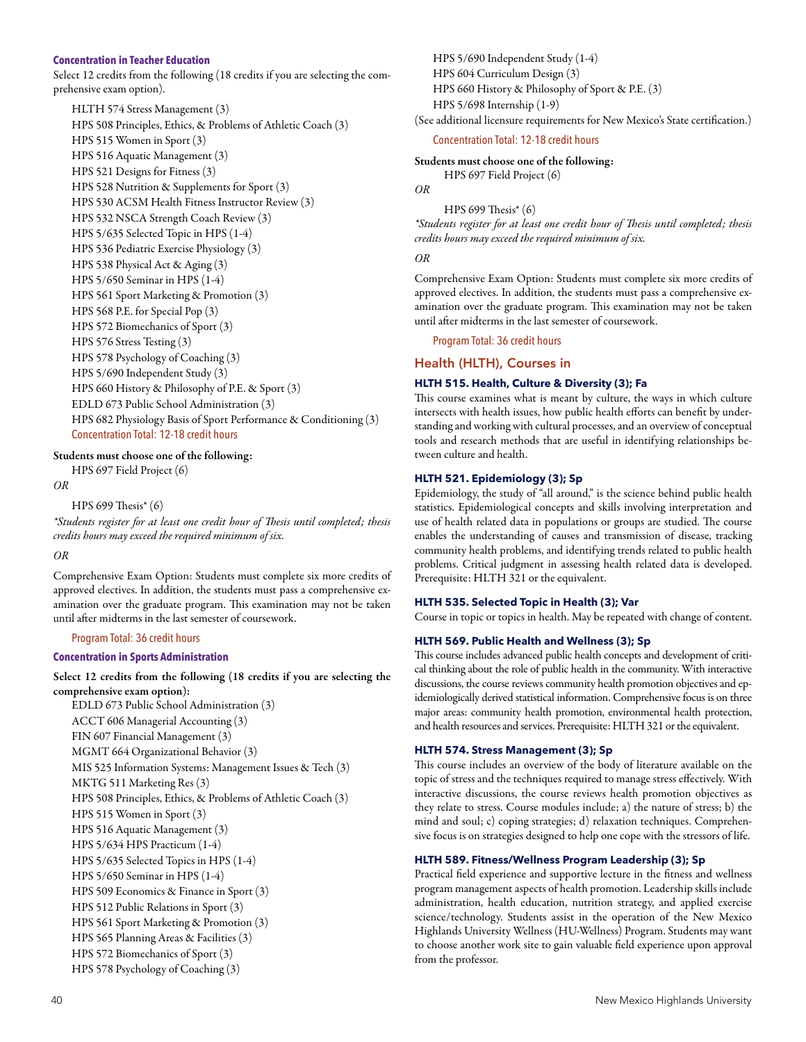### Concentration in Teacher Education

Select 12 credits from the following (18 credits if you are selecting the comprehensive exam option).

- HLTH 574 Stress Management (3)
- HPS 508 Principles, Ethics, & Problems of Athletic Coach (3)
- HPS 515 Women in Sport (3)
- HPS 516 Aquatic Management (3)
- HPS 521 Designs for Fitness (3)
- HPS 528 Nutrition & Supplements for Sport (3)
- HPS 530 ACSM Health Fitness Instructor Review (3)
- HPS 532 NSCA Strength Coach Review (3)
- HPS 5/635 Selected Topic in HPS (1-4)
- HPS 536 Pediatric Exercise Physiology (3)
- HPS 538 Physical Act & Aging (3)
- HPS 5/650 Seminar in HPS (1-4)
- HPS 561 Sport Marketing & Promotion (3)
- HPS 568 P.E. for Special Pop (3)
- HPS 572 Biomechanics of Sport (3)
- HPS 576 Stress Testing (3)
- HPS 578 Psychology of Coaching (3)
- HPS 5/690 Independent Study (3)
- HPS 660 History & Philosophy of P.E. & Sport (3)
- EDLD 673 Public School Administration (3)
- HPS 682 Physiology Basis of Sport Performance & Conditioning (3)

Concentration Total: 12-18 credit hours

**Students must choose one of the following:**

HPS 697 Field Project (6)

*OR*

HPS 699 Thesis* (6)

**Students register for at least one credit hour of Thesis until completed; thesis credits hours may exceed the required minimum of six.*

*OR*

Comprehensive Exam Option: Students must complete six more credits of approved electives. In addition, the students must pass a comprehensive examination over the graduate program. This examination may not be taken until after midterms in the last semester of coursework.

Program Total: 36 credit hours

### Concentration in Sports Administration

**Select 12 credits from the following (18 credits if you are selecting the comprehensive exam option):**

- EDLD 673 Public School Administration (3)
- ACCT 606 Managerial Accounting (3)
- FIN 607 Financial Management (3)
- MGMT 664 Organizational Behavior (3)
- MIS 525 Information Systems: Management Issues & Tech (3)
- MKTG 511 Marketing Res (3)
- HPS 508 Principles, Ethics, & Problems of Athletic Coach (3)
- HPS 515 Women in Sport (3)
- HPS 516 Aquatic Management (3)
- HPS 5/634 HPS Practicum (1-4)
- HPS 5/635 Selected Topics in HPS (1-4)
- HPS 5/650 Seminar in HPS (1-4)
- HPS 509 Economics & Finance in Sport (3)
- HPS 512 Public Relations in Sport (3)
- HPS 561 Sport Marketing & Promotion (3)
- HPS 565 Planning Areas & Facilities (3)
- HPS 572 Biomechanics of Sport (3)
- HPS 578 Psychology of Coaching (3)
- HPS 5/690 Independent Study (1-4)
- HPS 604 Curriculum Design (3)
- HPS 660 History & Philosophy of Sport & P.E. (3)
- HPS 5/698 Internship (1-9)

(See additional licensure requirements for New Mexico's State certification.)

Concentration Total: 12-18 credit hours

**Students must choose one of the following:**

HPS 697 Field Project (6)

*OR*

HPS 699 Thesis* (6)

**Students register for at least one credit hour of Thesis until completed; thesis credits hours may exceed the required minimum of six.*

*OR*

Comprehensive Exam Option: Students must complete six more credits of approved electives. In addition, the students must pass a comprehensive examination over the graduate program. This examination may not be taken until after midterms in the last semester of coursework.

Program Total: 36 credit hours

## Health (HLTH), Courses in

**HLTH 515. Health, Culture & Diversity (3); Fa**

This course examines what is meant by culture, the ways in which culture intersects with health issues, how public health efforts can benefit by understanding and working with cultural processes, and an overview of conceptual tools and research methods that are useful in identifying relationships between culture and health.

**HLTH 521. Epidemiology (3); Sp**

Epidemiology, the study of "all around," is the science behind public health statistics. Epidemiological concepts and skills involving interpretation and use of health related data in populations or groups are studied. The course enables the understanding of causes and transmission of disease, tracking community health problems, and identifying trends related to public health problems. Critical judgment in assessing health related data is developed. Prerequisite: HLTH 321 or the equivalent.

**HLTH 535. Selected Topic in Health (3); Var**

Course in topic or topics in health. May be repeated with change of content.

**HLTH 569. Public Health and Wellness (3); Sp**

This course includes advanced public health concepts and development of critical thinking about the role of public health in the community. With interactive discussions, the course reviews community health promotion objectives and epidemiologically derived statistical information. Comprehensive focus is on three major areas: community health promotion, environmental health protection, and health resources and services. Prerequisite: HLTH 321 or the equivalent.

**HLTH 574. Stress Management (3); Sp**

This course includes an overview of the body of literature available on the topic of stress and the techniques required to manage stress effectively. With interactive discussions, the course reviews health promotion objectives as they relate to stress. Course modules include; a) the nature of stress; b) the mind and soul; c) coping strategies; d) relaxation techniques. Comprehensive focus is on strategies designed to help one cope with the stressors of life.

**HLTH 589. Fitness/Wellness Program Leadership (3); Sp**

Practical field experience and supportive lecture in the fitness and wellness program management aspects of health promotion. Leadership skills include administration, health education, nutrition strategy, and applied exercise science/technology. Students assist in the operation of the New Mexico Highlands University Wellness (HU-Wellness) Program. Students may want to choose another work site to gain valuable field experience upon approval from the professor.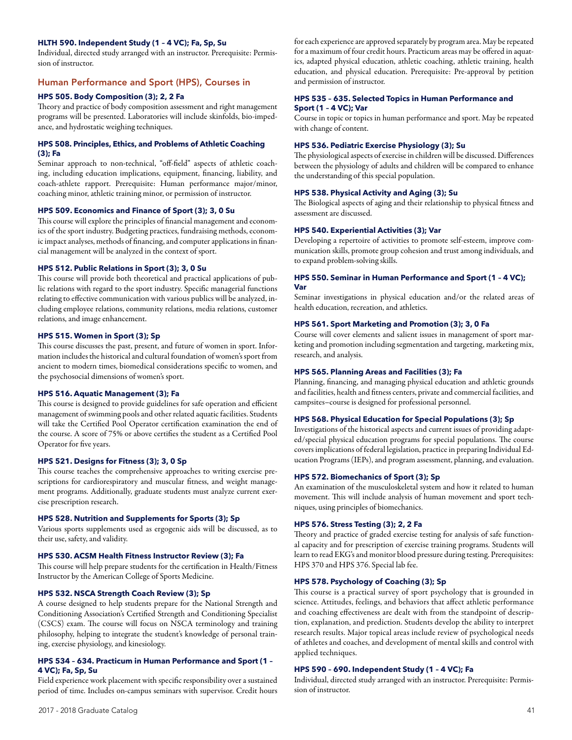**HLTH 590. Independent Study (1 – 4 VC); Fa, Sp, Su**
Individual, directed study arranged with an instructor. Prerequisite: Permission of instructor.

## Human Performance and Sport (HPS), Courses in

**HPS 505. Body Composition (3); 2, 2 Fa**
Theory and practice of body composition assessment and right management programs will be presented. Laboratories will include skinfolds, bio-impedance, and hydrostatic weighing techniques.

**HPS 508. Principles, Ethics, and Problems of Athletic Coaching (3); Fa**
Seminar approach to non-technical, "off-field" aspects of athletic coaching, including education implications, equipment, financing, liability, and coach-athlete rapport. Prerequisite: Human performance major/minor, coaching minor, athletic training minor, or permission of instructor.

**HPS 509. Economics and Finance of Sport (3); 3, 0 Su**
This course will explore the principles of financial management and economics of the sport industry. Budgeting practices, fundraising methods, economic impact analyses, methods of financing, and computer applications in financial management will be analyzed in the context of sport.

**HPS 512. Public Relations in Sport (3); 3, 0 Su**
This course will provide both theoretical and practical applications of public relations with regard to the sport industry. Specific managerial functions relating to effective communication with various publics will be analyzed, including employee relations, community relations, media relations, customer relations, and image enhancement.

**HPS 515. Women in Sport (3); Sp**
This course discusses the past, present, and future of women in sport. Information includes the historical and cultural foundation of women's sport from ancient to modern times, biomedical considerations specific to women, and the psychosocial dimensions of women's sport.

**HPS 516. Aquatic Management (3); Fa**
This course is designed to provide guidelines for safe operation and efficient management of swimming pools and other related aquatic facilities. Students will take the Certified Pool Operator certification examination the end of the course. A score of 75% or above certifies the student as a Certified Pool Operator for five years.

**HPS 521. Designs for Fitness (3); 3, 0 Sp**
This course teaches the comprehensive approaches to writing exercise prescriptions for cardiorespiratory and muscular fitness, and weight management programs. Additionally, graduate students must analyze current exercise prescription research.

**HPS 528. Nutrition and Supplements for Sports (3); Sp**
Various sports supplements used as ergogenic aids will be discussed, as to their use, safety, and validity.

**HPS 530. ACSM Health Fitness Instructor Review (3); Fa**
This course will help prepare students for the certification in Health/Fitness Instructor by the American College of Sports Medicine.

**HPS 532. NSCA Strength Coach Review (3); Sp**
A course designed to help students prepare for the National Strength and Conditioning Association's Certified Strength and Conditioning Specialist (CSCS) exam. The course will focus on NSCA terminology and training philosophy, helping to integrate the student's knowledge of personal training, exercise physiology, and kinesiology.

**HPS 534 – 634. Practicum in Human Performance and Sport (1 – 4 VC); Fa, Sp, Su**
Field experience work placement with specific responsibility over a sustained period of time. Includes on-campus seminars with supervisor. Credit hours for each experience are approved separately by program area. May be repeated for a maximum of four credit hours. Practicum areas may be offered in aquatics, adapted physical education, athletic coaching, athletic training, health education, and physical education. Prerequisite: Pre-approval by petition and permission of instructor.

**HPS 535 – 635. Selected Topics in Human Performance and Sport (1 – 4 VC); Var**
Course in topic or topics in human performance and sport. May be repeated with change of content.

**HPS 536. Pediatric Exercise Physiology (3); Su**
The physiological aspects of exercise in children will be discussed. Differences between the physiology of adults and children will be compared to enhance the understanding of this special population.

**HPS 538. Physical Activity and Aging (3); Su**
The Biological aspects of aging and their relationship to physical fitness and assessment are discussed.

**HPS 540. Experiential Activities (3); Var**
Developing a repertoire of activities to promote self-esteem, improve communication skills, promote group cohesion and trust among individuals, and to expand problem-solving skills.

**HPS 550. Seminar in Human Performance and Sport (1 – 4 VC); Var**
Seminar investigations in physical education and/or the related areas of health education, recreation, and athletics.

**HPS 561. Sport Marketing and Promotion (3); 3, 0 Fa**
Course will cover elements and salient issues in management of sport marketing and promotion including segmentation and targeting, marketing mix, research, and analysis.

**HPS 565. Planning Areas and Facilities (3); Fa**
Planning, financing, and managing physical education and athletic grounds and facilities, health and fitness centers, private and commercial facilities, and campsites–course is designed for professional personnel.

**HPS 568. Physical Education for Special Populations (3); Sp**
Investigations of the historical aspects and current issues of providing adapted/special physical education programs for special populations. The course covers implications of federal legislation, practice in preparing Individual Education Programs (IEPs), and program assessment, planning, and evaluation.

**HPS 572. Biomechanics of Sport (3); Sp**
An examination of the musculoskeletal system and how it related to human movement. This will include analysis of human movement and sport techniques, using principles of biomechanics.

**HPS 576. Stress Testing (3); 2, 2 Fa**
Theory and practice of graded exercise testing for analysis of safe functional capacity and for prescription of exercise training programs. Students will learn to read EKG's and monitor blood pressure during testing. Prerequisites: HPS 370 and HPS 376. Special lab fee.

**HPS 578. Psychology of Coaching (3); Sp**
This course is a practical survey of sport psychology that is grounded in science. Attitudes, feelings, and behaviors that affect athletic performance and coaching effectiveness are dealt with from the standpoint of description, explanation, and prediction. Students develop the ability to interpret research results. Major topical areas include review of psychological needs of athletes and coaches, and development of mental skills and control with applied techniques.

**HPS 590 – 690. Independent Study (1 – 4 VC); Fa**
Individual, directed study arranged with an instructor. Prerequisite: Permission of instructor.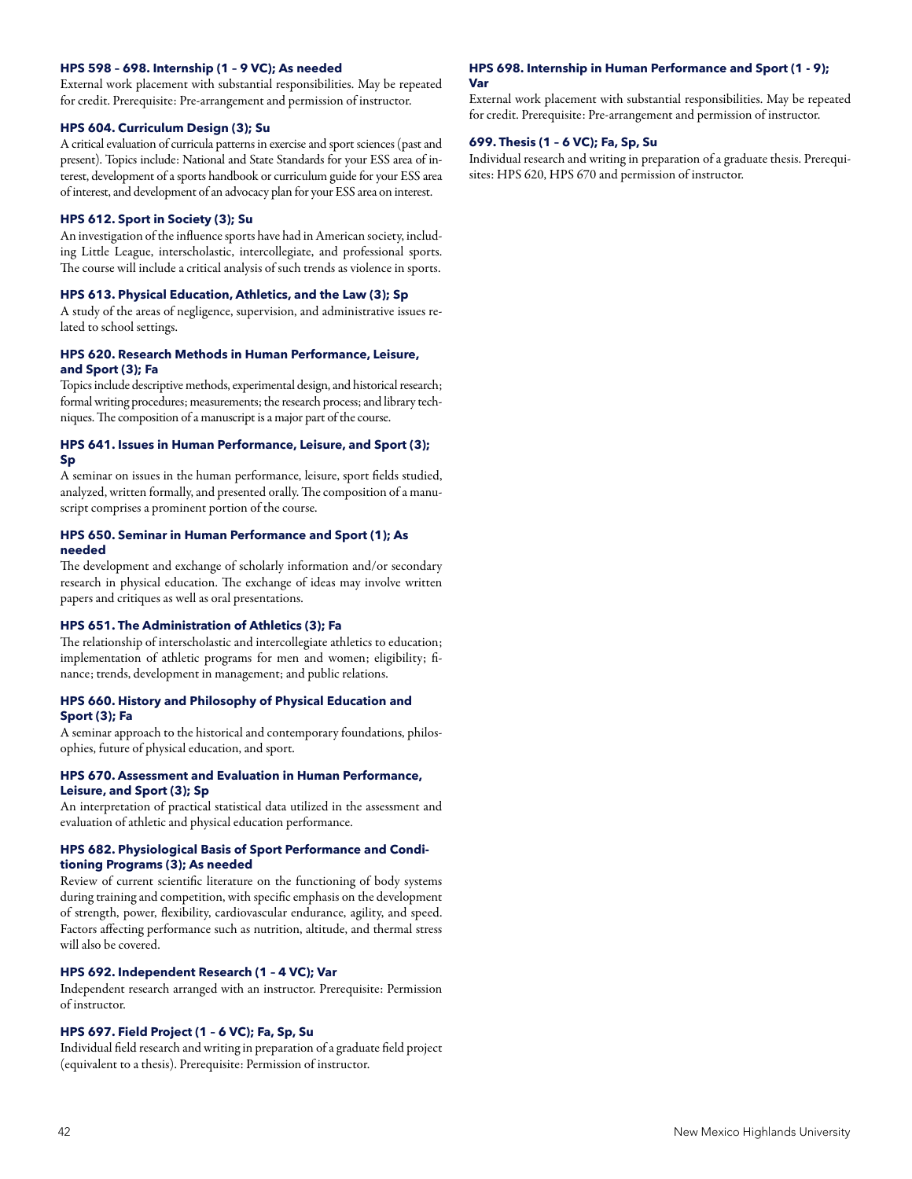**HPS 598 – 698. Internship (1 – 9 VC); As needed**

External work placement with substantial responsibilities. May be repeated for credit. Prerequisite: Pre-arrangement and permission of instructor.

**HPS 604. Curriculum Design (3); Su**

A critical evaluation of curricula patterns in exercise and sport sciences (past and present). Topics include: National and State Standards for your ESS area of interest, development of a sports handbook or curriculum guide for your ESS area of interest, and development of an advocacy plan for your ESS area on interest.

**HPS 612. Sport in Society (3); Su**

An investigation of the influence sports have had in American society, including Little League, interscholastic, intercollegiate, and professional sports. The course will include a critical analysis of such trends as violence in sports.

**HPS 613. Physical Education, Athletics, and the Law (3); Sp**

A study of the areas of negligence, supervision, and administrative issues related to school settings.

**HPS 620. Research Methods in Human Performance, Leisure, and Sport (3); Fa**

Topics include descriptive methods, experimental design, and historical research; formal writing procedures; measurements; the research process; and library techniques. The composition of a manuscript is a major part of the course.

**HPS 641. Issues in Human Performance, Leisure, and Sport (3); Sp**

A seminar on issues in the human performance, leisure, sport fields studied, analyzed, written formally, and presented orally. The composition of a manuscript comprises a prominent portion of the course.

**HPS 650. Seminar in Human Performance and Sport (1); As needed**

The development and exchange of scholarly information and/or secondary research in physical education. The exchange of ideas may involve written papers and critiques as well as oral presentations.

**HPS 651. The Administration of Athletics (3); Fa**

The relationship of interscholastic and intercollegiate athletics to education; implementation of athletic programs for men and women; eligibility; finance; trends, development in management; and public relations.

**HPS 660. History and Philosophy of Physical Education and Sport (3); Fa**

A seminar approach to the historical and contemporary foundations, philosophies, future of physical education, and sport.

**HPS 670. Assessment and Evaluation in Human Performance, Leisure, and Sport (3); Sp**

An interpretation of practical statistical data utilized in the assessment and evaluation of athletic and physical education performance.

**HPS 682. Physiological Basis of Sport Performance and Conditioning Programs (3); As needed**

Review of current scientific literature on the functioning of body systems during training and competition, with specific emphasis on the development of strength, power, flexibility, cardiovascular endurance, agility, and speed. Factors affecting performance such as nutrition, altitude, and thermal stress will also be covered.

**HPS 692. Independent Research (1 – 4 VC); Var**

Independent research arranged with an instructor. Prerequisite: Permission of instructor.

**HPS 697. Field Project (1 – 6 VC); Fa, Sp, Su**

Individual field research and writing in preparation of a graduate field project (equivalent to a thesis). Prerequisite: Permission of instructor.

**HPS 698. Internship in Human Performance and Sport (1 - 9); Var**

External work placement with substantial responsibilities. May be repeated for credit. Prerequisite: Pre-arrangement and permission of instructor.

**699. Thesis (1 – 6 VC); Fa, Sp, Su**

Individual research and writing in preparation of a graduate thesis. Prerequisites: HPS 620, HPS 670 and permission of instructor.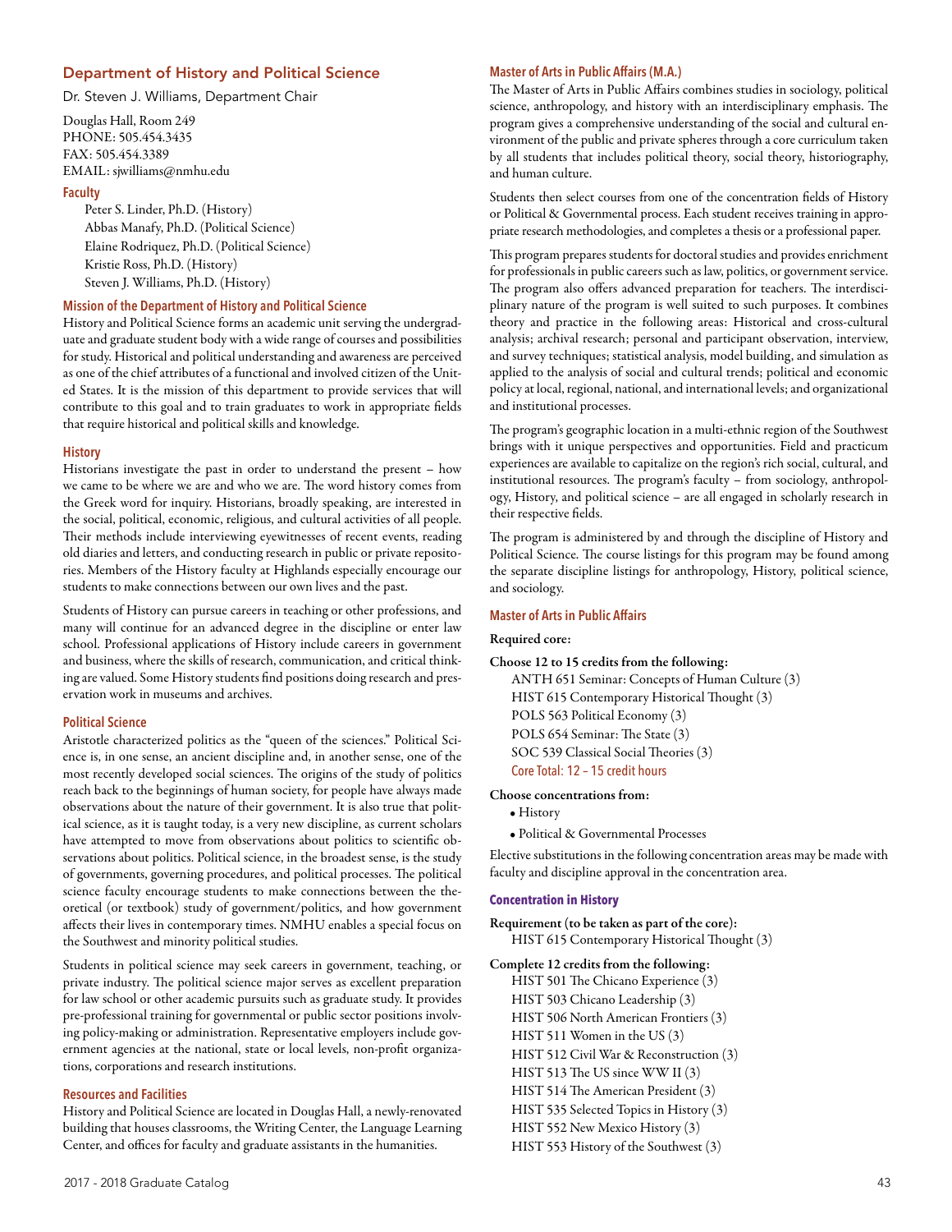## Department of History and Political Science

Dr. Steven J. Williams, Department Chair

Douglas Hall, Room 249
PHONE: 505.454.3435
FAX: 505.454.3389
EMAIL: sjwilliams@nmhu.edu

### Faculty

Peter S. Linder, Ph.D. (History)
Abbas Manafy, Ph.D. (Political Science)
Elaine Rodriquez, Ph.D. (Political Science)
Kristie Ross, Ph.D. (History)
Steven J. Williams, Ph.D. (History)

### Mission of the Department of History and Political Science

History and Political Science forms an academic unit serving the undergraduate and graduate student body with a wide range of courses and possibilities for study. Historical and political understanding and awareness are perceived as one of the chief attributes of a functional and involved citizen of the United States. It is the mission of this department to provide services that will contribute to this goal and to train graduates to work in appropriate fields that require historical and political skills and knowledge.

### History

Historians investigate the past in order to understand the present – how we came to be where we are and who we are. The word history comes from the Greek word for inquiry. Historians, broadly speaking, are interested in the social, political, economic, religious, and cultural activities of all people. Their methods include interviewing eyewitnesses of recent events, reading old diaries and letters, and conducting research in public or private repositories. Members of the History faculty at Highlands especially encourage our students to make connections between our own lives and the past.

Students of History can pursue careers in teaching or other professions, and many will continue for an advanced degree in the discipline or enter law school. Professional applications of History include careers in government and business, where the skills of research, communication, and critical thinking are valued. Some History students find positions doing research and preservation work in museums and archives.

### Political Science

Aristotle characterized politics as the "queen of the sciences." Political Science is, in one sense, an ancient discipline and, in another sense, one of the most recently developed social sciences. The origins of the study of politics reach back to the beginnings of human society, for people have always made observations about the nature of their government. It is also true that political science, as it is taught today, is a very new discipline, as current scholars have attempted to move from observations about politics to scientific observations about politics. Political science, in the broadest sense, is the study of governments, governing procedures, and political processes. The political science faculty encourage students to make connections between the theoretical (or textbook) study of government/politics, and how government affects their lives in contemporary times. NMHU enables a special focus on the Southwest and minority political studies.

Students in political science may seek careers in government, teaching, or private industry. The political science major serves as excellent preparation for law school or other academic pursuits such as graduate study. It provides pre-professional training for governmental or public sector positions involving policy-making or administration. Representative employers include government agencies at the national, state or local levels, non-profit organizations, corporations and research institutions.

### Resources and Facilities

History and Political Science are located in Douglas Hall, a newly-renovated building that houses classrooms, the Writing Center, the Language Learning Center, and offices for faculty and graduate assistants in the humanities.

### Master of Arts in Public Affairs (M.A.)

The Master of Arts in Public Affairs combines studies in sociology, political science, anthropology, and history with an interdisciplinary emphasis. The program gives a comprehensive understanding of the social and cultural environment of the public and private spheres through a core curriculum taken by all students that includes political theory, social theory, historiography, and human culture.

Students then select courses from one of the concentration fields of History or Political & Governmental process. Each student receives training in appropriate research methodologies, and completes a thesis or a professional paper.

This program prepares students for doctoral studies and provides enrichment for professionals in public careers such as law, politics, or government service. The program also offers advanced preparation for teachers. The interdisciplinary nature of the program is well suited to such purposes. It combines theory and practice in the following areas: Historical and cross-cultural analysis; archival research; personal and participant observation, interview, and survey techniques; statistical analysis, model building, and simulation as applied to the analysis of social and cultural trends; political and economic policy at local, regional, national, and international levels; and organizational and institutional processes.

The program's geographic location in a multi-ethnic region of the Southwest brings with it unique perspectives and opportunities. Field and practicum experiences are available to capitalize on the region's rich social, cultural, and institutional resources. The program's faculty – from sociology, anthropology, History, and political science – are all engaged in scholarly research in their respective fields.

The program is administered by and through the discipline of History and Political Science. The course listings for this program may be found among the separate discipline listings for anthropology, History, political science, and sociology.

### Master of Arts in Public Affairs

**Required core:**

**Choose 12 to 15 credits from the following:**

ANTH 651 Seminar: Concepts of Human Culture (3)
HIST 615 Contemporary Historical Thought (3)
POLS 563 Political Economy (3)
POLS 654 Seminar: The State (3)
SOC 539 Classical Social Theories (3)
Core Total: 12 – 15 credit hours

**Choose concentrations from:**

- History
- Political & Governmental Processes

Elective substitutions in the following concentration areas may be made with faculty and discipline approval in the concentration area.

#### Concentration in History

**Requirement (to be taken as part of the core):**
HIST 615 Contemporary Historical Thought (3)

**Complete 12 credits from the following:**
HIST 501 The Chicano Experience (3)
HIST 503 Chicano Leadership (3)
HIST 506 North American Frontiers (3)
HIST 511 Women in the US (3)
HIST 512 Civil War & Reconstruction (3)
HIST 513 The US since WW II (3)
HIST 514 The American President (3)
HIST 535 Selected Topics in History (3)
HIST 552 New Mexico History (3)
HIST 553 History of the Southwest (3)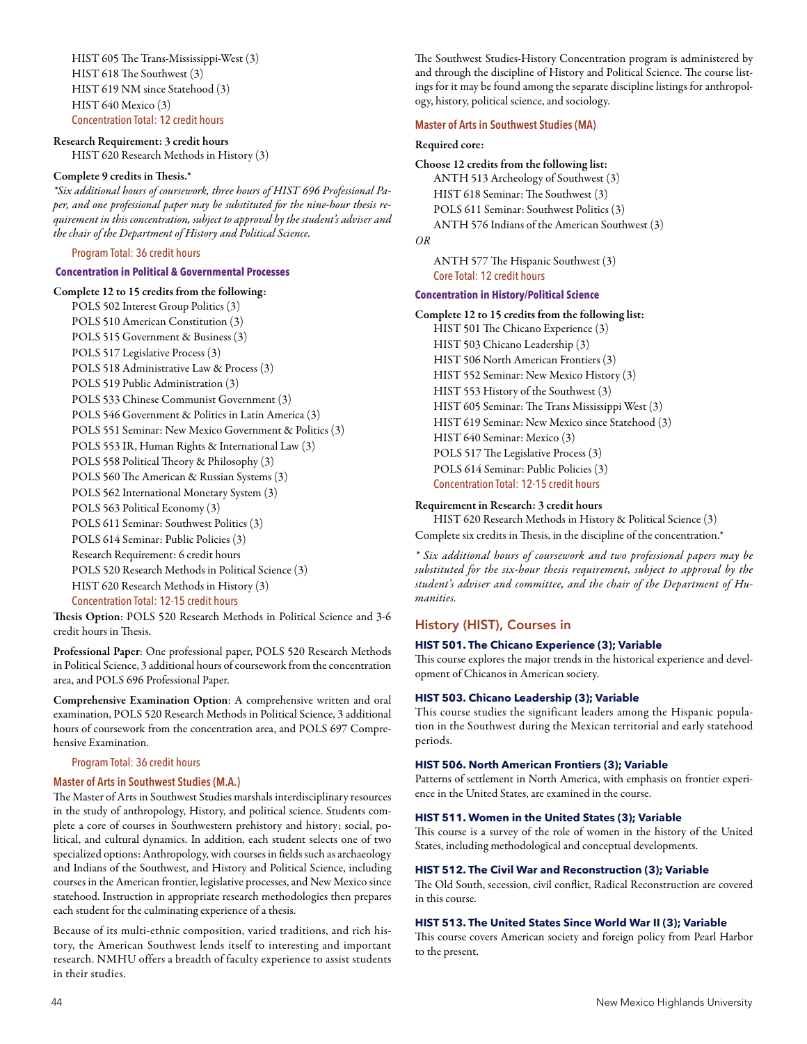HIST 605 The Trans-Mississippi-West (3)
HIST 618 The Southwest (3)
HIST 619 NM since Statehood (3)
HIST 640 Mexico (3)
Concentration Total: 12 credit hours

**Research Requirement: 3 credit hours**
HIST 620 Research Methods in History (3)

**Complete 9 credits in Thesis.***
*\*Six additional hours of coursework, three hours of HIST 696 Professional Paper, and one professional paper may be substituted for the nine-hour thesis requirement in this concentration, subject to approval by the student's adviser and the chair of the Department of History and Political Science.*

Program Total: 36 credit hours

### Concentration in Political & Governmental Processes

**Complete 12 to 15 credits from the following:**
POLS 502 Interest Group Politics (3)
POLS 510 American Constitution (3)
POLS 515 Government & Business (3)
POLS 517 Legislative Process (3)
POLS 518 Administrative Law & Process (3)
POLS 519 Public Administration (3)
POLS 533 Chinese Communist Government (3)
POLS 546 Government & Politics in Latin America (3)
POLS 551 Seminar: New Mexico Government & Politics (3)
POLS 553 IR, Human Rights & International Law (3)
POLS 558 Political Theory & Philosophy (3)
POLS 560 The American & Russian Systems (3)
POLS 562 International Monetary System (3)
POLS 563 Political Economy (3)
POLS 611 Seminar: Southwest Politics (3)
POLS 614 Seminar: Public Policies (3)
Research Requirement: 6 credit hours
POLS 520 Research Methods in Political Science (3)
HIST 620 Research Methods in History (3)
Concentration Total: 12-15 credit hours

**Thesis Option**: POLS 520 Research Methods in Political Science and 3-6 credit hours in Thesis.

**Professional Paper**: One professional paper, POLS 520 Research Methods in Political Science, 3 additional hours of coursework from the concentration area, and POLS 696 Professional Paper.

**Comprehensive Examination Option**: A comprehensive written and oral examination, POLS 520 Research Methods in Political Science, 3 additional hours of coursework from the concentration area, and POLS 697 Comprehensive Examination.

Program Total: 36 credit hours

### Master of Arts in Southwest Studies (M.A.)

The Master of Arts in Southwest Studies marshals interdisciplinary resources in the study of anthropology, History, and political science. Students complete a core of courses in Southwestern prehistory and history; social, political, and cultural dynamics. In addition, each student selects one of two specialized options: Anthropology, with courses in fields such as archaeology and Indians of the Southwest, and History and Political Science, including courses in the American frontier, legislative processes, and New Mexico since statehood. Instruction in appropriate research methodologies then prepares each student for the culminating experience of a thesis.

Because of its multi-ethnic composition, varied traditions, and rich history, the American Southwest lends itself to interesting and important research. NMHU offers a breadth of faculty experience to assist students in their studies.

The Southwest Studies-History Concentration program is administered by and through the discipline of History and Political Science. The course listings for it may be found among the separate discipline listings for anthropology, history, political science, and sociology.

### Master of Arts in Southwest Studies (MA)

**Required core:**

**Choose 12 credits from the following list:**
ANTH 513 Archeology of Southwest (3)
HIST 618 Seminar: The Southwest (3)
POLS 611 Seminar: Southwest Politics (3)
ANTH 576 Indians of the American Southwest (3)

*OR*

ANTH 577 The Hispanic Southwest (3)
Core Total: 12 credit hours

### Concentration in History/Political Science

**Complete 12 to 15 credits from the following list:**
HIST 501 The Chicano Experience (3)
HIST 503 Chicano Leadership (3)
HIST 506 North American Frontiers (3)
HIST 552 Seminar: New Mexico History (3)
HIST 553 History of the Southwest (3)
HIST 605 Seminar: The Trans Mississippi West (3)
HIST 619 Seminar: New Mexico since Statehood (3)
HIST 640 Seminar: Mexico (3)
POLS 517 The Legislative Process (3)
POLS 614 Seminar: Public Policies (3)
Concentration Total: 12-15 credit hours

**Requirement in Research: 3 credit hours**
HIST 620 Research Methods in History & Political Science (3)
Complete six credits in Thesis, in the discipline of the concentration.*

*\* Six additional hours of coursework and two professional papers may be substituted for the six-hour thesis requirement, subject to approval by the student's adviser and committee, and the chair of the Department of Humanities.*

## History (HIST), Courses in

**HIST 501. The Chicano Experience (3); Variable**
This course explores the major trends in the historical experience and development of Chicanos in American society.

**HIST 503. Chicano Leadership (3); Variable**
This course studies the significant leaders among the Hispanic population in the Southwest during the Mexican territorial and early statehood periods.

**HIST 506. North American Frontiers (3); Variable**
Patterns of settlement in North America, with emphasis on frontier experience in the United States, are examined in the course.

**HIST 511. Women in the United States (3); Variable**
This course is a survey of the role of women in the history of the United States, including methodological and conceptual developments.

**HIST 512. The Civil War and Reconstruction (3); Variable**
The Old South, secession, civil conflict, Radical Reconstruction are covered in this course.

**HIST 513. The United States Since World War II (3); Variable**
This course covers American society and foreign policy from Pearl Harbor to the present.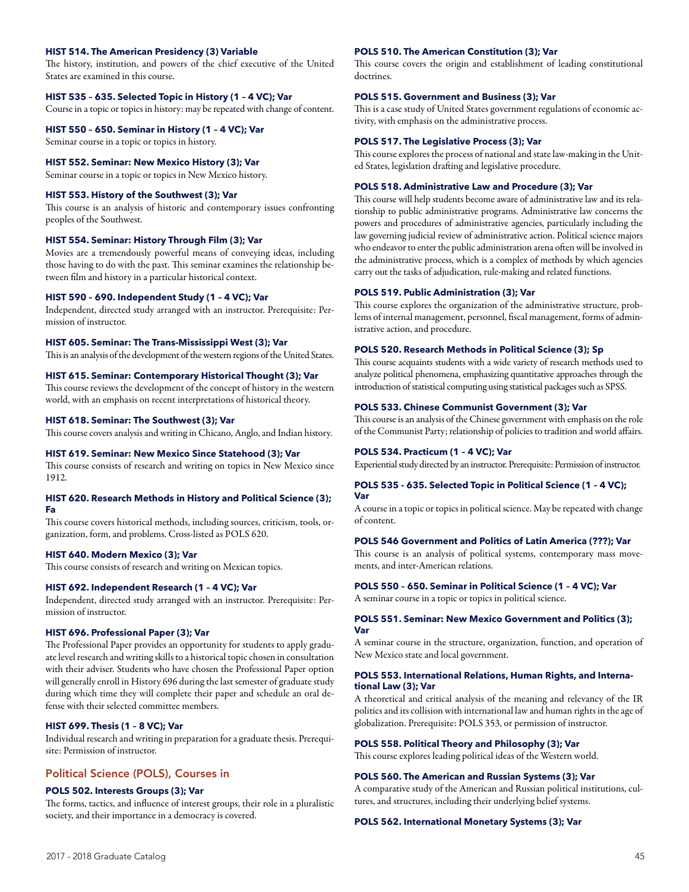**HIST 514. The American Presidency (3) Variable**
The history, institution, and powers of the chief executive of the United States are examined in this course.

**HIST 535 – 635. Selected Topic in History (1 – 4 VC); Var**
Course in a topic or topics in history: may be repeated with change of content.

**HIST 550 – 650. Seminar in History (1 – 4 VC); Var**
Seminar course in a topic or topics in history.

**HIST 552. Seminar: New Mexico History (3); Var**
Seminar course in a topic or topics in New Mexico history.

**HIST 553. History of the Southwest (3); Var**
This course is an analysis of historic and contemporary issues confronting peoples of the Southwest.

**HIST 554. Seminar: History Through Film (3); Var**
Movies are a tremendously powerful means of conveying ideas, including those having to do with the past. This seminar examines the relationship between film and history in a particular historical context.

**HIST 590 – 690. Independent Study (1 – 4 VC); Var**
Independent, directed study arranged with an instructor. Prerequisite: Permission of instructor.

**HIST 605. Seminar: The Trans-Mississippi West (3); Var**
This is an analysis of the development of the western regions of the United States.

**HIST 615. Seminar: Contemporary Historical Thought (3); Var**
This course reviews the development of the concept of history in the western world, with an emphasis on recent interpretations of historical theory.

**HIST 618. Seminar: The Southwest (3); Var**
This course covers analysis and writing in Chicano, Anglo, and Indian history.

**HIST 619. Seminar: New Mexico Since Statehood (3); Var**
This course consists of research and writing on topics in New Mexico since 1912.

**HIST 620. Research Methods in History and Political Science (3); Fa**
This course covers historical methods, including sources, criticism, tools, organization, form, and problems. Cross-listed as POLS 620.

**HIST 640. Modern Mexico (3); Var**
This course consists of research and writing on Mexican topics.

**HIST 692. Independent Research (1 – 4 VC); Var**
Independent, directed study arranged with an instructor. Prerequisite: Permission of instructor.

**HIST 696. Professional Paper (3); Var**
The Professional Paper provides an opportunity for students to apply graduate level research and writing skills to a historical topic chosen in consultation with their adviser. Students who have chosen the Professional Paper option will generally enroll in History 696 during the last semester of graduate study during which time they will complete their paper and schedule an oral defense with their selected committee members.

**HIST 699. Thesis (1 – 8 VC); Var**
Individual research and writing in preparation for a graduate thesis. Prerequisite: Permission of instructor.

## Political Science (POLS), Courses in

**POLS 502. Interests Groups (3); Var**
The forms, tactics, and influence of interest groups, their role in a pluralistic society, and their importance in a democracy is covered.

**POLS 510. The American Constitution (3); Var**
This course covers the origin and establishment of leading constitutional doctrines.

**POLS 515. Government and Business (3); Var**
This is a case study of United States government regulations of economic activity, with emphasis on the administrative process.

**POLS 517. The Legislative Process (3); Var**
This course explores the process of national and state law-making in the United States, legislation drafting and legislative procedure.

**POLS 518. Administrative Law and Procedure (3); Var**
This course will help students become aware of administrative law and its relationship to public administrative programs. Administrative law concerns the powers and procedures of administrative agencies, particularly including the law governing judicial review of administrative action. Political science majors who endeavor to enter the public administration arena often will be involved in the administrative process, which is a complex of methods by which agencies carry out the tasks of adjudication, rule-making and related functions.

**POLS 519. Public Administration (3); Var**
This course explores the organization of the administrative structure, problems of internal management, personnel, fiscal management, forms of administrative action, and procedure.

**POLS 520. Research Methods in Political Science (3); Sp**
This course acquaints students with a wide variety of research methods used to analyze political phenomena, emphasizing quantitative approaches through the introduction of statistical computing using statistical packages such as SPSS.

**POLS 533. Chinese Communist Government (3); Var**
This course is an analysis of the Chinese government with emphasis on the role of the Communist Party; relationship of policies to tradition and world affairs.

**POLS 534. Practicum (1 – 4 VC); Var**
Experiential study directed by an instructor. Prerequisite: Permission of instructor.

**POLS 535 - 635. Selected Topic in Political Science (1 – 4 VC); Var**
A course in a topic or topics in political science. May be repeated with change of content.

**POLS 546 Government and Politics of Latin America (???); Var**
This course is an analysis of political systems, contemporary mass movements, and inter-American relations.

**POLS 550 – 650. Seminar in Political Science (1 – 4 VC); Var**
A seminar course in a topic or topics in political science.

**POLS 551. Seminar: New Mexico Government and Politics (3); Var**
A seminar course in the structure, organization, function, and operation of New Mexico state and local government.

**POLS 553. International Relations, Human Rights, and International Law (3); Var**
A theoretical and critical analysis of the meaning and relevancy of the IR politics and its collision with international law and human rights in the age of globalization. Prerequisite: POLS 353, or permission of instructor.

**POLS 558. Political Theory and Philosophy (3); Var**
This course explores leading political ideas of the Western world.

**POLS 560. The American and Russian Systems (3); Var**
A comparative study of the American and Russian political institutions, cultures, and structures, including their underlying belief systems.

**POLS 562. International Monetary Systems (3); Var**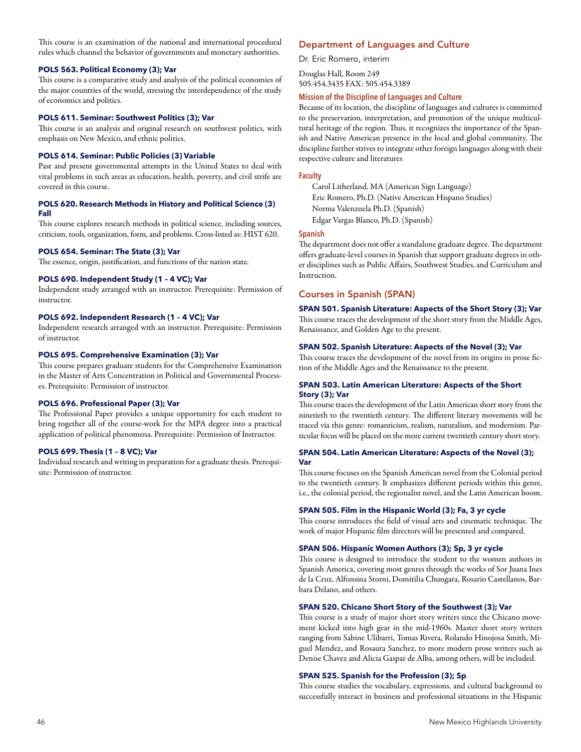This course is an examination of the national and international procedural rules which channel the behavior of governments and monetary authorities.

**POLS 563. Political Economy (3); Var**
This course is a comparative study and analysis of the political economies of the major countries of the world, stressing the interdependence of the study of economics and politics.

**POLS 611. Seminar: Southwest Politics (3); Var**
This course is an analysis and original research on southwest politics, with emphasis on New Mexico, and ethnic politics.

**POLS 614. Seminar: Public Policies (3) Variable**
Past and present governmental attempts in the United States to deal with vital problems in such areas as education, health, poverty, and civil strife are covered in this course.

**POLS 620. Research Methods in History and Political Science (3) Fall**
This course explores research methods in political science, including sources, criticism, tools, organization, form, and problems. Cross-listed as: HIST 620.

**POLS 654. Seminar: The State (3); Var**
The essence, origin, justification, and functions of the nation state.

**POLS 690. Independent Study (1 – 4 VC); Var**
Independent study arranged with an instructor. Prerequisite: Permission of instructor.

**POLS 692. Independent Research (1 – 4 VC); Var**
Independent research arranged with an instructor. Prerequisite: Permission of instructor.

**POLS 695. Comprehensive Examination (3); Var**
This course prepares graduate students for the Comprehensive Examination in the Master of Arts Concentration in Political and Governmental Processes. Prerequisite: Permission of instructor.

**POLS 696. Professional Paper (3); Var**
The Professional Paper provides a unique opportunity for each student to bring together all of the course-work for the MPA degree into a practical application of political phenomena. Prerequisite: Permission of Instructor.

**POLS 699. Thesis (1 – 8 VC); Var**
Individual research and writing in preparation for a graduate thesis. Prerequisite: Permission of instructor.

## Department of Languages and Culture

Dr. Eric Romero, interim

Douglas Hall, Room 249
505.454.3435 FAX: 505.454.3389

### Mission of the Discipline of Languages and Culture

Because of its location, the discipline of languages and cultures is committed to the preservation, interpretation, and promotion of the unique multicultural heritage of the region. Thus, it recognizes the importance of the Spanish and Native American presence in the local and global community. The discipline further strives to integrate other foreign languages along with their respective culture and literatures

### Faculty

Carol Litherland, MA (American Sign Language)
Eric Romero, Ph.D. (Native American Hispano Studies)
Norma Valenzuela Ph.D. (Spanish)
Edgar Vargas Blanco, Ph.D. (Spanish)

### Spanish

The department does not offer a standalone graduate degree. The department offers graduate-level courses in Spanish that support graduate degrees in other disciplines such as Public Affairs, Southwest Studies, and Curriculum and Instruction.

## Courses in Spanish (SPAN)

**SPAN 501. Spanish Literature: Aspects of the Short Story (3); Var**
This course traces the development of the short story from the Middle Ages, Renaissance, and Golden Age to the present.

**SPAN 502. Spanish Literature: Aspects of the Novel (3); Var**
This course traces the development of the novel from its origins in prose fiction of the Middle Ages and the Renaissance to the present.

**SPAN 503. Latin American Literature: Aspects of the Short Story (3); Var**
This course traces the development of the Latin American short story from the ninetieth to the twentieth century. The different literary movements will be traced via this genre: romanticism, realism, naturalism, and modernism. Particular focus will be placed on the more current twentieth century short story.

**SPAN 504. Latin American Literature: Aspects of the Novel (3); Var**
This course focuses on the Spanish American novel from the Colonial period to the twentieth century. It emphasizes different periods within this genre, i.e., the colonial period, the regionalist novel, and the Latin American boom.

**SPAN 505. Film in the Hispanic World (3); Fa, 3 yr cycle**
This course introduces the field of visual arts and cinematic technique. The work of major Hispanic film directors will be presented and compared.

**SPAN 506. Hispanic Women Authors (3); Sp, 3 yr cycle**
This course is designed to introduce the student to the women authors in Spanish America, covering most genres through the works of Sor Juana Ines de la Cruz, Alfonsina Storni, Domitilia Chungara, Rosario Castellanos, Barbara Delano, and others.

**SPAN 520. Chicano Short Story of the Southwest (3); Var**
This course is a study of major short story writers since the Chicano movement kicked into high gear in the mid-1960s. Master short story writers ranging from Sabine Ulibarri, Tomas Rivera, Rolando Hinojosa Smith, Miguel Mendez, and Rosaura Sanchez, to more modern prose writers such as Denise Chavez and Alicia Gaspar de Alba, among others, will be included.

**SPAN 525. Spanish for the Profession (3); Sp**
This course studies the vocabulary, expressions, and cultural background to successfully interact in business and professional situations in the Hispanic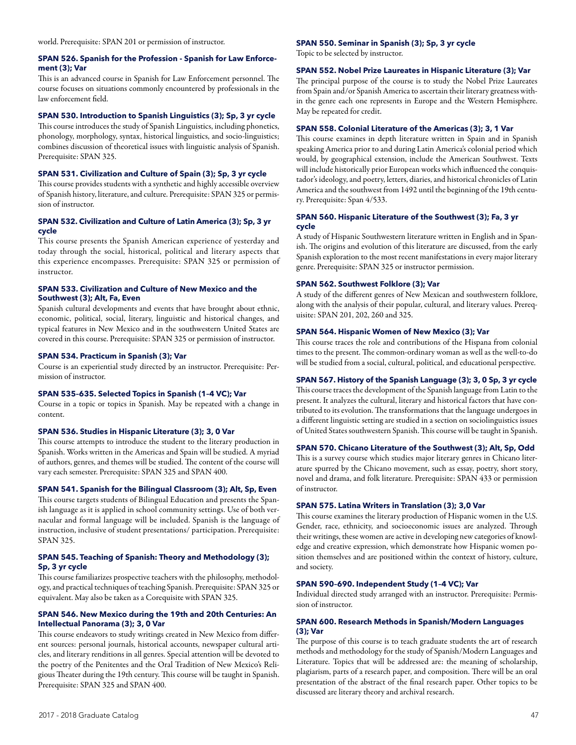world. Prerequisite: SPAN 201 or permission of instructor.

**SPAN 526. Spanish for the Profession - Spanish for Law Enforcement (3); Var**

This is an advanced course in Spanish for Law Enforcement personnel. The course focuses on situations commonly encountered by professionals in the law enforcement field.

**SPAN 530. Introduction to Spanish Linguistics (3); Sp, 3 yr cycle**

This course introduces the study of Spanish Linguistics, including phonetics, phonology, morphology, syntax, historical linguistics, and socio-linguistics; combines discussion of theoretical issues with linguistic analysis of Spanish. Prerequisite: SPAN 325.

**SPAN 531. Civilization and Culture of Spain (3); Sp, 3 yr cycle**

This course provides students with a synthetic and highly accessible overview of Spanish history, literature, and culture. Prerequisite: SPAN 325 or permission of instructor.

**SPAN 532. Civilization and Culture of Latin America (3); Sp, 3 yr cycle**

This course presents the Spanish American experience of yesterday and today through the social, historical, political and literary aspects that this experience encompasses. Prerequisite: SPAN 325 or permission of instructor.

**SPAN 533. Civilization and Culture of New Mexico and the Southwest (3); Alt, Fa, Even**

Spanish cultural developments and events that have brought about ethnic, economic, political, social, literary, linguistic and historical changes, and typical features in New Mexico and in the southwestern United States are covered in this course. Prerequisite: SPAN 325 or permission of instructor.

**SPAN 534. Practicum in Spanish (3); Var**

Course is an experiential study directed by an instructor. Prerequisite: Permission of instructor.

**SPAN 535–635. Selected Topics in Spanish (1–4 VC); Var**

Course in a topic or topics in Spanish. May be repeated with a change in content.

**SPAN 536. Studies in Hispanic Literature (3); 3, 0 Var**

This course attempts to introduce the student to the literary production in Spanish. Works written in the Americas and Spain will be studied. A myriad of authors, genres, and themes will be studied. The content of the course will vary each semester. Prerequisite: SPAN 325 and SPAN 400.

**SPAN 541. Spanish for the Bilingual Classroom (3); Alt, Sp, Even**

This course targets students of Bilingual Education and presents the Spanish language as it is applied in school community settings. Use of both vernacular and formal language will be included. Spanish is the language of instruction, inclusive of student presentations/ participation. Prerequisite: SPAN 325.

**SPAN 545. Teaching of Spanish: Theory and Methodology (3); Sp, 3 yr cycle**

This course familiarizes prospective teachers with the philosophy, methodology, and practical techniques of teaching Spanish. Prerequisite: SPAN 325 or equivalent. May also be taken as a Corequisite with SPAN 325.

**SPAN 546. New Mexico during the 19th and 20th Centuries: An Intellectual Panorama (3); 3, 0 Var**

This course endeavors to study writings created in New Mexico from different sources: personal journals, historical accounts, newspaper cultural articles, and literary renditions in all genres. Special attention will be devoted to the poetry of the Penitentes and the Oral Tradition of New Mexico's Religious Theater during the 19th century. This course will be taught in Spanish. Prerequisite: SPAN 325 and SPAN 400.

**SPAN 550. Seminar in Spanish (3); Sp, 3 yr cycle**

Topic to be selected by instructor.

**SPAN 552. Nobel Prize Laureates in Hispanic Literature (3); Var**

The principal purpose of the course is to study the Nobel Prize Laureates from Spain and/or Spanish America to ascertain their literary greatness within the genre each one represents in Europe and the Western Hemisphere. May be repeated for credit.

**SPAN 558. Colonial Literature of the Americas (3); 3, 1 Var**

This course examines in depth literature written in Spain and in Spanish speaking America prior to and during Latin America's colonial period which would, by geographical extension, include the American Southwest. Texts will include historically prior European works which influenced the conquistador's ideology, and poetry, letters, diaries, and historical chronicles of Latin America and the southwest from 1492 until the beginning of the 19th century. Prerequisite: Span 4/533.

**SPAN 560. Hispanic Literature of the Southwest (3); Fa, 3 yr cycle**

A study of Hispanic Southwestern literature written in English and in Spanish. The origins and evolution of this literature are discussed, from the early Spanish exploration to the most recent manifestations in every major literary genre. Prerequisite: SPAN 325 or instructor permission.

**SPAN 562. Southwest Folklore (3); Var**

A study of the different genres of New Mexican and southwestern folklore, along with the analysis of their popular, cultural, and literary values. Prerequisite: SPAN 201, 202, 260 and 325.

**SPAN 564. Hispanic Women of New Mexico (3); Var**

This course traces the role and contributions of the Hispana from colonial times to the present. The common-ordinary woman as well as the well-to-do will be studied from a social, cultural, political, and educational perspective.

**SPAN 567. History of the Spanish Language (3); 3, 0 Sp, 3 yr cycle**

This course traces the development of the Spanish language from Latin to the present. It analyzes the cultural, literary and historical factors that have contributed to its evolution. The transformations that the language undergoes in a different linguistic setting are studied in a section on sociolinguistics issues of United States southwestern Spanish. This course will be taught in Spanish.

**SPAN 570. Chicano Literature of the Southwest (3); Alt, Sp, Odd**

This is a survey course which studies major literary genres in Chicano literature spurred by the Chicano movement, such as essay, poetry, short story, novel and drama, and folk literature. Prerequisite: SPAN 433 or permission of instructor.

**SPAN 575. Latina Writers in Translation (3); 3,0 Var**

This course examines the literary production of Hispanic women in the U.S. Gender, race, ethnicity, and socioeconomic issues are analyzed. Through their writings, these women are active in developing new categories of knowledge and creative expression, which demonstrate how Hispanic women position themselves and are positioned within the context of history, culture, and society.

**SPAN 590–690. Independent Study (1–4 VC); Var**

Individual directed study arranged with an instructor. Prerequisite: Permission of instructor.

**SPAN 600. Research Methods in Spanish/Modern Languages (3); Var**

The purpose of this course is to teach graduate students the art of research methods and methodology for the study of Spanish/Modern Languages and Literature. Topics that will be addressed are: the meaning of scholarship, plagiarism, parts of a research paper, and composition. There will be an oral presentation of the abstract of the final research paper. Other topics to be discussed are literary theory and archival research.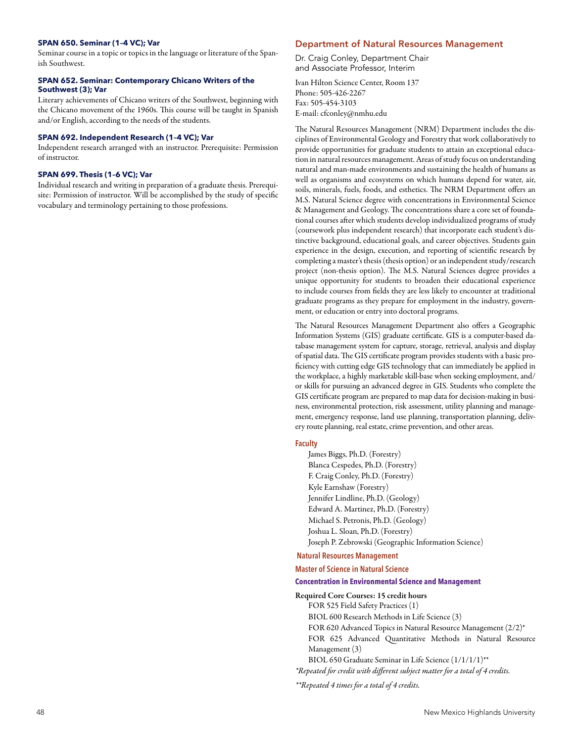**SPAN 650. Seminar (1–4 VC); Var**

Seminar course in a topic or topics in the language or literature of the Spanish Southwest.

**SPAN 652. Seminar: Contemporary Chicano Writers of the Southwest (3); Var**

Literary achievements of Chicano writers of the Southwest, beginning with the Chicano movement of the 1960s. This course will be taught in Spanish and/or English, according to the needs of the students.

**SPAN 692. Independent Research (1–4 VC); Var**

Independent research arranged with an instructor. Prerequisite: Permission of instructor.

**SPAN 699. Thesis (1–6 VC); Var**

Individual research and writing in preparation of a graduate thesis. Prerequisite: Permission of instructor. Will be accomplished by the study of specific vocabulary and terminology pertaining to those professions.

## Department of Natural Resources Management

Dr. Craig Conley, Department Chair
and Associate Professor, Interim

Ivan Hilton Science Center, Room 137
Phone: 505-426-2267
Fax: 505-454-3103
E-mail: cfconley@nmhu.edu

The Natural Resources Management (NRM) Department includes the disciplines of Environmental Geology and Forestry that work collaboratively to provide opportunities for graduate students to attain an exceptional education in natural resources management. Areas of study focus on understanding natural and man-made environments and sustaining the health of humans as well as organisms and ecosystems on which humans depend for water, air, soils, minerals, fuels, foods, and esthetics. The NRM Department offers an M.S. Natural Science degree with concentrations in Environmental Science & Management and Geology. The concentrations share a core set of foundational courses after which students develop individualized programs of study (coursework plus independent research) that incorporate each student's distinctive background, educational goals, and career objectives. Students gain experience in the design, execution, and reporting of scientific research by completing a master's thesis (thesis option) or an independent study/research project (non-thesis option). The M.S. Natural Sciences degree provides a unique opportunity for students to broaden their educational experience to include courses from fields they are less likely to encounter at traditional graduate programs as they prepare for employment in the industry, government, or education or entry into doctoral programs.

The Natural Resources Management Department also offers a Geographic Information Systems (GIS) graduate certificate. GIS is a computer-based database management system for capture, storage, retrieval, analysis and display of spatial data. The GIS certificate program provides students with a basic proficiency with cutting edge GIS technology that can immediately be applied in the workplace, a highly marketable skill-base when seeking employment, and/or skills for pursuing an advanced degree in GIS. Students who complete the GIS certificate program are prepared to map data for decision-making in business, environmental protection, risk assessment, utility planning and management, emergency response, land use planning, transportation planning, delivery route planning, real estate, crime prevention, and other areas.

### Faculty

James Biggs, Ph.D. (Forestry)
Blanca Cespedes, Ph.D. (Forestry)
F. Craig Conley, Ph.D. (Forestry)
Kyle Earnshaw (Forestry)
Jennifer Lindline, Ph.D. (Geology)
Edward A. Martinez, Ph.D. (Forestry)
Michael S. Petronis, Ph.D. (Geology)
Joshua L. Sloan, Ph.D. (Forestry)
Joseph P. Zebrowski (Geographic Information Science)

### Natural Resources Management

### Master of Science in Natural Science

#### Concentration in Environmental Science and Management

**Required Core Courses: 15 credit hours**

FOR 525 Field Safety Practices (1)
BIOL 600 Research Methods in Life Science (3)
FOR 620 Advanced Topics in Natural Resource Management (2/2)*
FOR 625 Advanced Quantitative Methods in Natural Resource Management (3)
BIOL 650 Graduate Seminar in Life Science (1/1/1/1)**

*\*Repeated for credit with different subject matter for a total of 4 credits.*

*\*\*Repeated 4 times for a total of 4 credits.*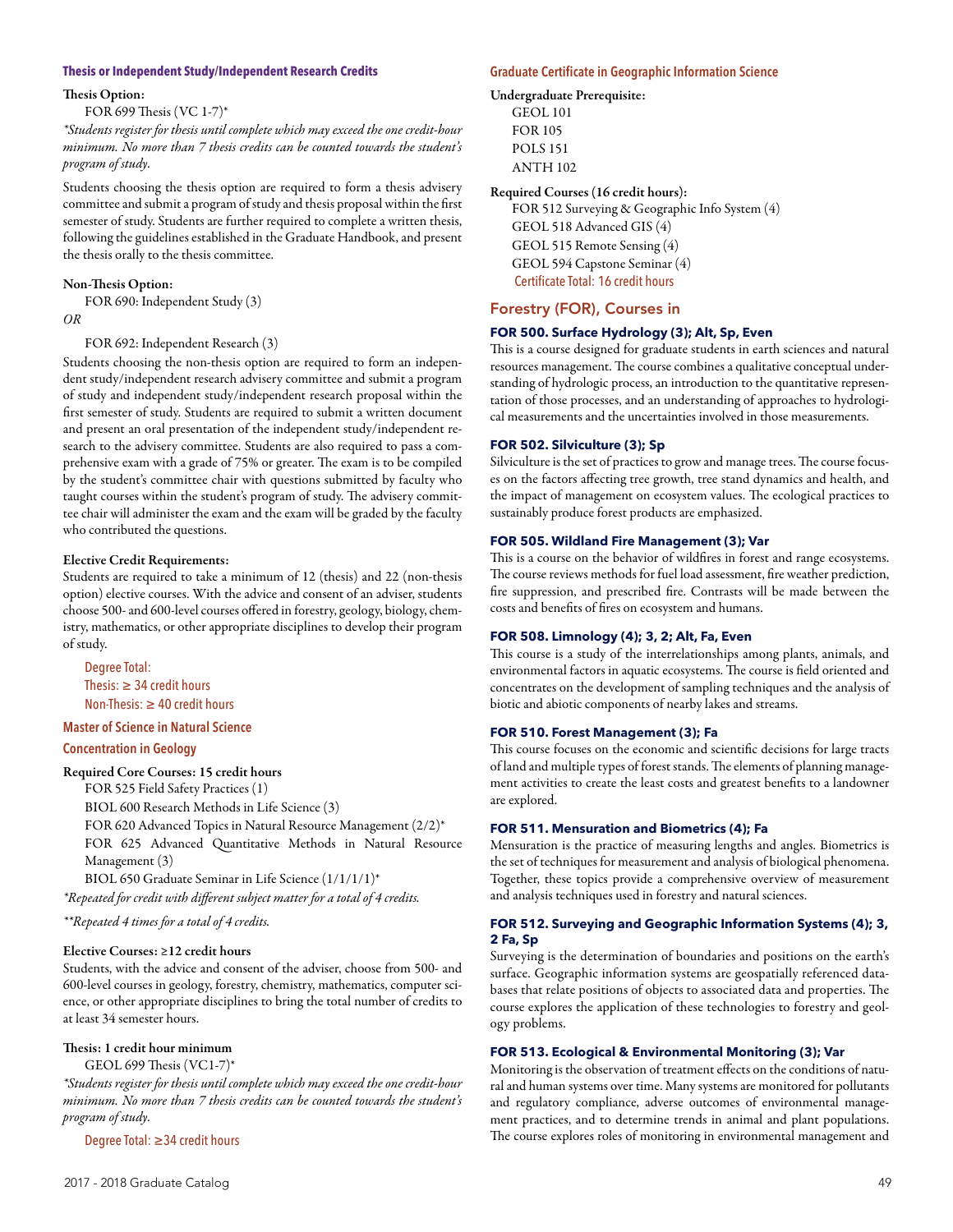### Thesis or Independent Study/Independent Research Credits

**Thesis Option:**

FOR 699 Thesis (VC 1-7)*

*\*Students register for thesis until complete which may exceed the one credit-hour minimum. No more than 7 thesis credits can be counted towards the student's program of study.*

Students choosing the thesis option are required to form a thesis advisery committee and submit a program of study and thesis proposal within the first semester of study. Students are further required to complete a written thesis, following the guidelines established in the Graduate Handbook, and present the thesis orally to the thesis committee.

**Non-Thesis Option:**

FOR 690: Independent Study (3)

*OR*

FOR 692: Independent Research (3)

Students choosing the non-thesis option are required to form an independent study/independent research advisery committee and submit a program of study and independent study/independent research proposal within the first semester of study. Students are required to submit a written document and present an oral presentation of the independent study/independent research to the advisery committee. Students are also required to pass a comprehensive exam with a grade of 75% or greater. The exam is to be compiled by the student's committee chair with questions submitted by faculty who taught courses within the student's program of study. The advisery committee chair will administer the exam and the exam will be graded by the faculty who contributed the questions.

**Elective Credit Requirements:**

Students are required to take a minimum of 12 (thesis) and 22 (non-thesis option) elective courses. With the advice and consent of an adviser, students choose 500- and 600-level courses offered in forestry, geology, biology, chemistry, mathematics, or other appropriate disciplines to develop their program of study.

Degree Total:
Thesis: ≥ 34 credit hours
Non-Thesis: ≥ 40 credit hours

### Master of Science in Natural Science

### Concentration in Geology

**Required Core Courses: 15 credit hours**

FOR 525 Field Safety Practices (1)

BIOL 600 Research Methods in Life Science (3)

FOR 620 Advanced Topics in Natural Resource Management (2/2)*

FOR 625 Advanced Quantitative Methods in Natural Resource Management (3)

BIOL 650 Graduate Seminar in Life Science (1/1/1/1)*

*\*Repeated for credit with different subject matter for a total of 4 credits.*

*\*\*Repeated 4 times for a total of 4 credits.*

**Elective Courses: ≥12 credit hours**

Students, with the advice and consent of the adviser, choose from 500- and 600-level courses in geology, forestry, chemistry, mathematics, computer science, or other appropriate disciplines to bring the total number of credits to at least 34 semester hours.

**Thesis: 1 credit hour minimum**

GEOL 699 Thesis (VC1-7)*

*\*Students register for thesis until complete which may exceed the one credit-hour minimum. No more than 7 thesis credits can be counted towards the student's program of study.*

Degree Total: ≥34 credit hours

### Graduate Certificate in Geographic Information Science

**Undergraduate Prerequisite:**

GEOL 101
FOR 105
POLS 151
ANTH 102

**Required Courses (16 credit hours):**

FOR 512 Surveying & Geographic Info System (4)
GEOL 518 Advanced GIS (4)
GEOL 515 Remote Sensing (4)
GEOL 594 Capstone Seminar (4)

Certificate Total: 16 credit hours

## Forestry (FOR), Courses in

**FOR 500. Surface Hydrology (3); Alt, Sp, Even**

This is a course designed for graduate students in earth sciences and natural resources management. The course combines a qualitative conceptual understanding of hydrologic process, an introduction to the quantitative representation of those processes, and an understanding of approaches to hydrological measurements and the uncertainties involved in those measurements.

**FOR 502. Silviculture (3); Sp**

Silviculture is the set of practices to grow and manage trees. The course focuses on the factors affecting tree growth, tree stand dynamics and health, and the impact of management on ecosystem values. The ecological practices to sustainably produce forest products are emphasized.

**FOR 505. Wildland Fire Management (3); Var**

This is a course on the behavior of wildfires in forest and range ecosystems. The course reviews methods for fuel load assessment, fire weather prediction, fire suppression, and prescribed fire. Contrasts will be made between the costs and benefits of fires on ecosystem and humans.

**FOR 508. Limnology (4); 3, 2; Alt, Fa, Even**

This course is a study of the interrelationships among plants, animals, and environmental factors in aquatic ecosystems. The course is field oriented and concentrates on the development of sampling techniques and the analysis of biotic and abiotic components of nearby lakes and streams.

**FOR 510. Forest Management (3); Fa**

This course focuses on the economic and scientific decisions for large tracts of land and multiple types of forest stands. The elements of planning management activities to create the least costs and greatest benefits to a landowner are explored.

**FOR 511. Mensuration and Biometrics (4); Fa**

Mensuration is the practice of measuring lengths and angles. Biometrics is the set of techniques for measurement and analysis of biological phenomena. Together, these topics provide a comprehensive overview of measurement and analysis techniques used in forestry and natural sciences.

**FOR 512. Surveying and Geographic Information Systems (4); 3, 2 Fa, Sp**

Surveying is the determination of boundaries and positions on the earth's surface. Geographic information systems are geospatially referenced databases that relate positions of objects to associated data and properties. The course explores the application of these technologies to forestry and geology problems.

**FOR 513. Ecological & Environmental Monitoring (3); Var**

Monitoring is the observation of treatment effects on the conditions of natural and human systems over time. Many systems are monitored for pollutants and regulatory compliance, adverse outcomes of environmental management practices, and to determine trends in animal and plant populations. The course explores roles of monitoring in environmental management and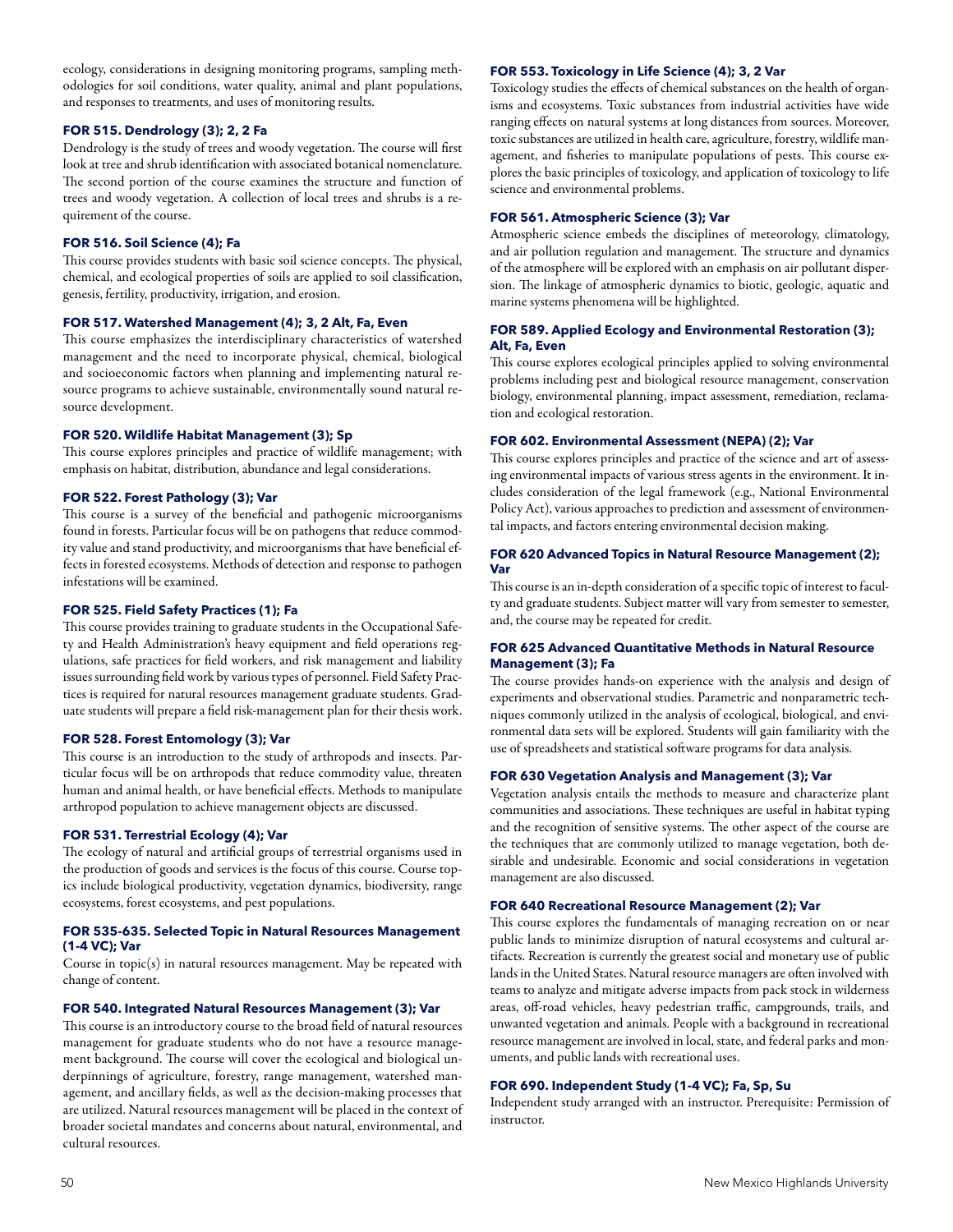ecology, considerations in designing monitoring programs, sampling methodologies for soil conditions, water quality, animal and plant populations, and responses to treatments, and uses of monitoring results.

**FOR 515. Dendrology (3); 2, 2 Fa**

Dendrology is the study of trees and woody vegetation. The course will first look at tree and shrub identification with associated botanical nomenclature. The second portion of the course examines the structure and function of trees and woody vegetation. A collection of local trees and shrubs is a requirement of the course.

**FOR 516. Soil Science (4); Fa**

This course provides students with basic soil science concepts. The physical, chemical, and ecological properties of soils are applied to soil classification, genesis, fertility, productivity, irrigation, and erosion.

**FOR 517. Watershed Management (4); 3, 2 Alt, Fa, Even**

This course emphasizes the interdisciplinary characteristics of watershed management and the need to incorporate physical, chemical, biological and socioeconomic factors when planning and implementing natural resource programs to achieve sustainable, environmentally sound natural resource development.

**FOR 520. Wildlife Habitat Management (3); Sp**

This course explores principles and practice of wildlife management; with emphasis on habitat, distribution, abundance and legal considerations.

**FOR 522. Forest Pathology (3); Var**

This course is a survey of the beneficial and pathogenic microorganisms found in forests. Particular focus will be on pathogens that reduce commodity value and stand productivity, and microorganisms that have beneficial effects in forested ecosystems. Methods of detection and response to pathogen infestations will be examined.

**FOR 525. Field Safety Practices (1); Fa**

This course provides training to graduate students in the Occupational Safety and Health Administration's heavy equipment and field operations regulations, safe practices for field workers, and risk management and liability issues surrounding field work by various types of personnel. Field Safety Practices is required for natural resources management graduate students. Graduate students will prepare a field risk-management plan for their thesis work.

**FOR 528. Forest Entomology (3); Var**

This course is an introduction to the study of arthropods and insects. Particular focus will be on arthropods that reduce commodity value, threaten human and animal health, or have beneficial effects. Methods to manipulate arthropod population to achieve management objects are discussed.

**FOR 531. Terrestrial Ecology (4); Var**

The ecology of natural and artificial groups of terrestrial organisms used in the production of goods and services is the focus of this course. Course topics include biological productivity, vegetation dynamics, biodiversity, range ecosystems, forest ecosystems, and pest populations.

**FOR 535-635. Selected Topic in Natural Resources Management (1-4 VC); Var**

Course in topic(s) in natural resources management. May be repeated with change of content.

**FOR 540. Integrated Natural Resources Management (3); Var**

This course is an introductory course to the broad field of natural resources management for graduate students who do not have a resource management background. The course will cover the ecological and biological underpinnings of agriculture, forestry, range management, watershed management, and ancillary fields, as well as the decision-making processes that are utilized. Natural resources management will be placed in the context of broader societal mandates and concerns about natural, environmental, and cultural resources.

**FOR 553. Toxicology in Life Science (4); 3, 2 Var**

Toxicology studies the effects of chemical substances on the health of organisms and ecosystems. Toxic substances from industrial activities have wide ranging effects on natural systems at long distances from sources. Moreover, toxic substances are utilized in health care, agriculture, forestry, wildlife management, and fisheries to manipulate populations of pests. This course explores the basic principles of toxicology, and application of toxicology to life science and environmental problems.

**FOR 561. Atmospheric Science (3); Var**

Atmospheric science embeds the disciplines of meteorology, climatology, and air pollution regulation and management. The structure and dynamics of the atmosphere will be explored with an emphasis on air pollutant dispersion. The linkage of atmospheric dynamics to biotic, geologic, aquatic and marine systems phenomena will be highlighted.

**FOR 589. Applied Ecology and Environmental Restoration (3); Alt, Fa, Even**

This course explores ecological principles applied to solving environmental problems including pest and biological resource management, conservation biology, environmental planning, impact assessment, remediation, reclamation and ecological restoration.

**FOR 602. Environmental Assessment (NEPA) (2); Var**

This course explores principles and practice of the science and art of assessing environmental impacts of various stress agents in the environment. It includes consideration of the legal framework (e.g., National Environmental Policy Act), various approaches to prediction and assessment of environmental impacts, and factors entering environmental decision making.

**FOR 620 Advanced Topics in Natural Resource Management (2); Var**

This course is an in-depth consideration of a specific topic of interest to faculty and graduate students. Subject matter will vary from semester to semester, and, the course may be repeated for credit.

**FOR 625 Advanced Quantitative Methods in Natural Resource Management (3); Fa**

The course provides hands-on experience with the analysis and design of experiments and observational studies. Parametric and nonparametric techniques commonly utilized in the analysis of ecological, biological, and environmental data sets will be explored. Students will gain familiarity with the use of spreadsheets and statistical software programs for data analysis.

**FOR 630 Vegetation Analysis and Management (3); Var**

Vegetation analysis entails the methods to measure and characterize plant communities and associations. These techniques are useful in habitat typing and the recognition of sensitive systems. The other aspect of the course are the techniques that are commonly utilized to manage vegetation, both desirable and undesirable. Economic and social considerations in vegetation management are also discussed.

**FOR 640 Recreational Resource Management (2); Var**

This course explores the fundamentals of managing recreation on or near public lands to minimize disruption of natural ecosystems and cultural artifacts. Recreation is currently the greatest social and monetary use of public lands in the United States. Natural resource managers are often involved with teams to analyze and mitigate adverse impacts from pack stock in wilderness areas, off-road vehicles, heavy pedestrian traffic, campgrounds, trails, and unwanted vegetation and animals. People with a background in recreational resource management are involved in local, state, and federal parks and monuments, and public lands with recreational uses.

**FOR 690. Independent Study (1-4 VC); Fa, Sp, Su**

Independent study arranged with an instructor. Prerequisite: Permission of instructor.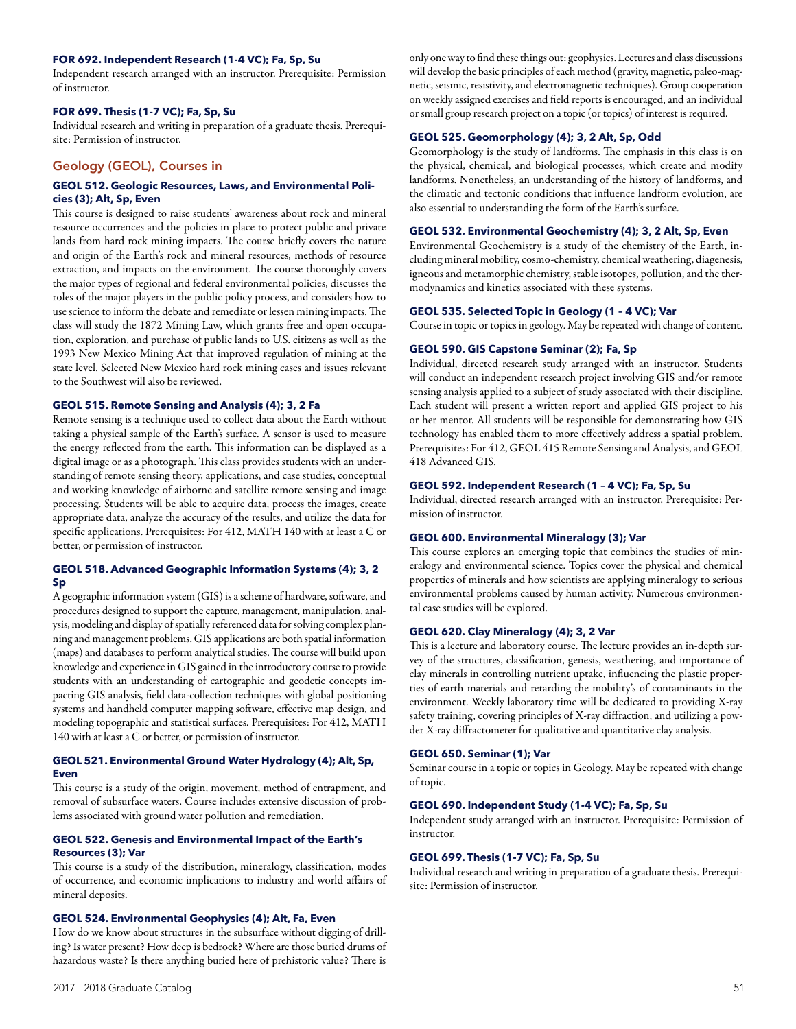**FOR 692. Independent Research (1-4 VC); Fa, Sp, Su**

Independent research arranged with an instructor. Prerequisite: Permission of instructor.

**FOR 699. Thesis (1-7 VC); Fa, Sp, Su**

Individual research and writing in preparation of a graduate thesis. Prerequisite: Permission of instructor.

## Geology (GEOL), Courses in

**GEOL 512. Geologic Resources, Laws, and Environmental Policies (3); Alt, Sp, Even**

This course is designed to raise students' awareness about rock and mineral resource occurrences and the policies in place to protect public and private lands from hard rock mining impacts. The course briefly covers the nature and origin of the Earth's rock and mineral resources, methods of resource extraction, and impacts on the environment. The course thoroughly covers the major types of regional and federal environmental policies, discusses the roles of the major players in the public policy process, and considers how to use science to inform the debate and remediate or lessen mining impacts. The class will study the 1872 Mining Law, which grants free and open occupation, exploration, and purchase of public lands to U.S. citizens as well as the 1993 New Mexico Mining Act that improved regulation of mining at the state level. Selected New Mexico hard rock mining cases and issues relevant to the Southwest will also be reviewed.

**GEOL 515. Remote Sensing and Analysis (4); 3, 2 Fa**

Remote sensing is a technique used to collect data about the Earth without taking a physical sample of the Earth's surface. A sensor is used to measure the energy reflected from the earth. This information can be displayed as a digital image or as a photograph. This class provides students with an understanding of remote sensing theory, applications, and case studies, conceptual and working knowledge of airborne and satellite remote sensing and image processing. Students will be able to acquire data, process the images, create appropriate data, analyze the accuracy of the results, and utilize the data for specific applications. Prerequisites: For 412, MATH 140 with at least a C or better, or permission of instructor.

**GEOL 518. Advanced Geographic Information Systems (4); 3, 2 Sp**

A geographic information system (GIS) is a scheme of hardware, software, and procedures designed to support the capture, management, manipulation, analysis, modeling and display of spatially referenced data for solving complex planning and management problems. GIS applications are both spatial information (maps) and databases to perform analytical studies. The course will build upon knowledge and experience in GIS gained in the introductory course to provide students with an understanding of cartographic and geodetic concepts impacting GIS analysis, field data-collection techniques with global positioning systems and handheld computer mapping software, effective map design, and modeling topographic and statistical surfaces. Prerequisites: For 412, MATH 140 with at least a C or better, or permission of instructor.

**GEOL 521. Environmental Ground Water Hydrology (4); Alt, Sp, Even**

This course is a study of the origin, movement, method of entrapment, and removal of subsurface waters. Course includes extensive discussion of problems associated with ground water pollution and remediation.

**GEOL 522. Genesis and Environmental Impact of the Earth's Resources (3); Var**

This course is a study of the distribution, mineralogy, classification, modes of occurrence, and economic implications to industry and world affairs of mineral deposits.

**GEOL 524. Environmental Geophysics (4); Alt, Fa, Even**

How do we know about structures in the subsurface without digging of drilling? Is water present? How deep is bedrock? Where are those buried drums of hazardous waste? Is there anything buried here of prehistoric value? There is only one way to find these things out: geophysics. Lectures and class discussions will develop the basic principles of each method (gravity, magnetic, paleo-magnetic, seismic, resistivity, and electromagnetic techniques). Group cooperation on weekly assigned exercises and field reports is encouraged, and an individual or small group research project on a topic (or topics) of interest is required.

**GEOL 525. Geomorphology (4); 3, 2 Alt, Sp, Odd**

Geomorphology is the study of landforms. The emphasis in this class is on the physical, chemical, and biological processes, which create and modify landforms. Nonetheless, an understanding of the history of landforms, and the climatic and tectonic conditions that influence landform evolution, are also essential to understanding the form of the Earth's surface.

**GEOL 532. Environmental Geochemistry (4); 3, 2 Alt, Sp, Even**

Environmental Geochemistry is a study of the chemistry of the Earth, including mineral mobility, cosmo-chemistry, chemical weathering, diagenesis, igneous and metamorphic chemistry, stable isotopes, pollution, and the thermodynamics and kinetics associated with these systems.

**GEOL 535. Selected Topic in Geology (1 – 4 VC); Var**

Course in topic or topics in geology. May be repeated with change of content.

**GEOL 590. GIS Capstone Seminar (2); Fa, Sp**

Individual, directed research study arranged with an instructor. Students will conduct an independent research project involving GIS and/or remote sensing analysis applied to a subject of study associated with their discipline. Each student will present a written report and applied GIS project to his or her mentor. All students will be responsible for demonstrating how GIS technology has enabled them to more effectively address a spatial problem. Prerequisites: For 412, GEOL 415 Remote Sensing and Analysis, and GEOL 418 Advanced GIS.

**GEOL 592. Independent Research (1 – 4 VC); Fa, Sp, Su**

Individual, directed research arranged with an instructor. Prerequisite: Permission of instructor.

**GEOL 600. Environmental Mineralogy (3); Var**

This course explores an emerging topic that combines the studies of mineralogy and environmental science. Topics cover the physical and chemical properties of minerals and how scientists are applying mineralogy to serious environmental problems caused by human activity. Numerous environmental case studies will be explored.

**GEOL 620. Clay Mineralogy (4); 3, 2 Var**

This is a lecture and laboratory course. The lecture provides an in-depth survey of the structures, classification, genesis, weathering, and importance of clay minerals in controlling nutrient uptake, influencing the plastic properties of earth materials and retarding the mobility's of contaminants in the environment. Weekly laboratory time will be dedicated to providing X-ray safety training, covering principles of X-ray diffraction, and utilizing a powder X-ray diffractometer for qualitative and quantitative clay analysis.

**GEOL 650. Seminar (1); Var**

Seminar course in a topic or topics in Geology. May be repeated with change of topic.

**GEOL 690. Independent Study (1-4 VC); Fa, Sp, Su**

Independent study arranged with an instructor. Prerequisite: Permission of instructor.

**GEOL 699. Thesis (1-7 VC); Fa, Sp, Su**

Individual research and writing in preparation of a graduate thesis. Prerequisite: Permission of instructor.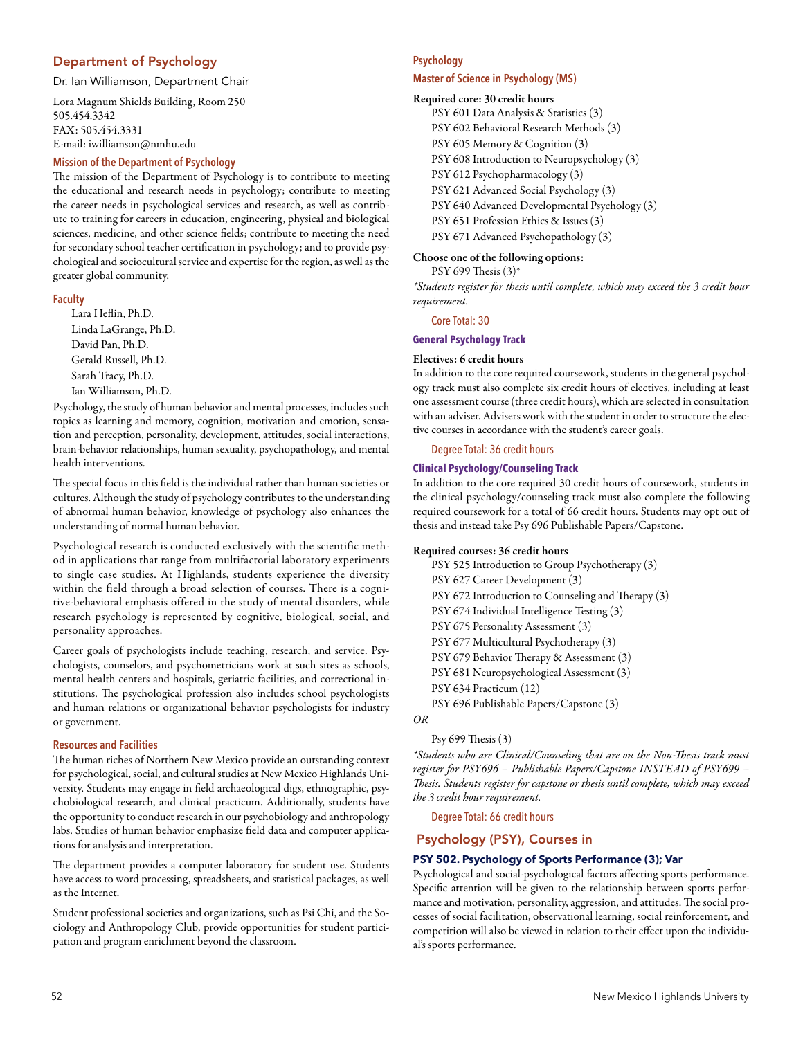## Department of Psychology

Dr. Ian Williamson, Department Chair

Lora Magnum Shields Building, Room 250
505.454.3342
FAX: 505.454.3331
E-mail: iwilliamson@nmhu.edu

### Mission of the Department of Psychology

The mission of the Department of Psychology is to contribute to meeting the educational and research needs in psychology; contribute to meeting the career needs in psychological services and research, as well as contribute to training for careers in education, engineering, physical and biological sciences, medicine, and other science fields; contribute to meeting the need for secondary school teacher certification in psychology; and to provide psychological and sociocultural service and expertise for the region, as well as the greater global community.

### Faculty

Lara Heflin, Ph.D.
Linda LaGrange, Ph.D.
David Pan, Ph.D.
Gerald Russell, Ph.D.
Sarah Tracy, Ph.D.
Ian Williamson, Ph.D.

Psychology, the study of human behavior and mental processes, includes such topics as learning and memory, cognition, motivation and emotion, sensation and perception, personality, development, attitudes, social interactions, brain-behavior relationships, human sexuality, psychopathology, and mental health interventions.

The special focus in this field is the individual rather than human societies or cultures. Although the study of psychology contributes to the understanding of abnormal human behavior, knowledge of psychology also enhances the understanding of normal human behavior.

Psychological research is conducted exclusively with the scientific method in applications that range from multifactorial laboratory experiments to single case studies. At Highlands, students experience the diversity within the field through a broad selection of courses. There is a cognitive-behavioral emphasis offered in the study of mental disorders, while research psychology is represented by cognitive, biological, social, and personality approaches.

Career goals of psychologists include teaching, research, and service. Psychologists, counselors, and psychometricians work at such sites as schools, mental health centers and hospitals, geriatric facilities, and correctional institutions. The psychological profession also includes school psychologists and human relations or organizational behavior psychologists for industry or government.

### Resources and Facilities

The human riches of Northern New Mexico provide an outstanding context for psychological, social, and cultural studies at New Mexico Highlands University. Students may engage in field archaeological digs, ethnographic, psychobiological research, and clinical practicum. Additionally, students have the opportunity to conduct research in our psychobiology and anthropology labs. Studies of human behavior emphasize field data and computer applications for analysis and interpretation.

The department provides a computer laboratory for student use. Students have access to word processing, spreadsheets, and statistical packages, as well as the Internet.

Student professional societies and organizations, such as Psi Chi, and the Sociology and Anthropology Club, provide opportunities for student participation and program enrichment beyond the classroom.

### Psychology

### Master of Science in Psychology (MS)

**Required core: 30 credit hours**

PSY 601 Data Analysis & Statistics (3)
PSY 602 Behavioral Research Methods (3)
PSY 605 Memory & Cognition (3)
PSY 608 Introduction to Neuropsychology (3)
PSY 612 Psychopharmacology (3)
PSY 621 Advanced Social Psychology (3)
PSY 640 Advanced Developmental Psychology (3)
PSY 651 Profession Ethics & Issues (3)
PSY 671 Advanced Psychopathology (3)

**Choose one of the following options:**

PSY 699 Thesis (3)*

*\*Students register for thesis until complete, which may exceed the 3 credit hour requirement.*

Core Total: 30

#### General Psychology Track

**Electives: 6 credit hours**

In addition to the core required coursework, students in the general psychology track must also complete six credit hours of electives, including at least one assessment course (three credit hours), which are selected in consultation with an adviser. Advisers work with the student in order to structure the elective courses in accordance with the student's career goals.

Degree Total: 36 credit hours

#### Clinical Psychology/Counseling Track

In addition to the core required 30 credit hours of coursework, students in the clinical psychology/counseling track must also complete the following required coursework for a total of 66 credit hours. Students may opt out of thesis and instead take Psy 696 Publishable Papers/Capstone.

**Required courses: 36 credit hours**

PSY 525 Introduction to Group Psychotherapy (3)
PSY 627 Career Development (3)
PSY 672 Introduction to Counseling and Therapy (3)
PSY 674 Individual Intelligence Testing (3)
PSY 675 Personality Assessment (3)
PSY 677 Multicultural Psychotherapy (3)
PSY 679 Behavior Therapy & Assessment (3)
PSY 681 Neuropsychological Assessment (3)
PSY 634 Practicum (12)
PSY 696 Publishable Papers/Capstone (3)

*OR*

Psy 699 Thesis (3)

*\*Students who are Clinical/Counseling that are on the Non-Thesis track must register for PSY696 – Publishable Papers/Capstone INSTEAD of PSY699 – Thesis. Students register for capstone or thesis until complete, which may exceed the 3 credit hour requirement.*

Degree Total: 66 credit hours

## Psychology (PSY), Courses in

**PSY 502. Psychology of Sports Performance (3); Var**

Psychological and social-psychological factors affecting sports performance. Specific attention will be given to the relationship between sports performance and motivation, personality, aggression, and attitudes. The social processes of social facilitation, observational learning, social reinforcement, and competition will also be viewed in relation to their effect upon the individual's sports performance.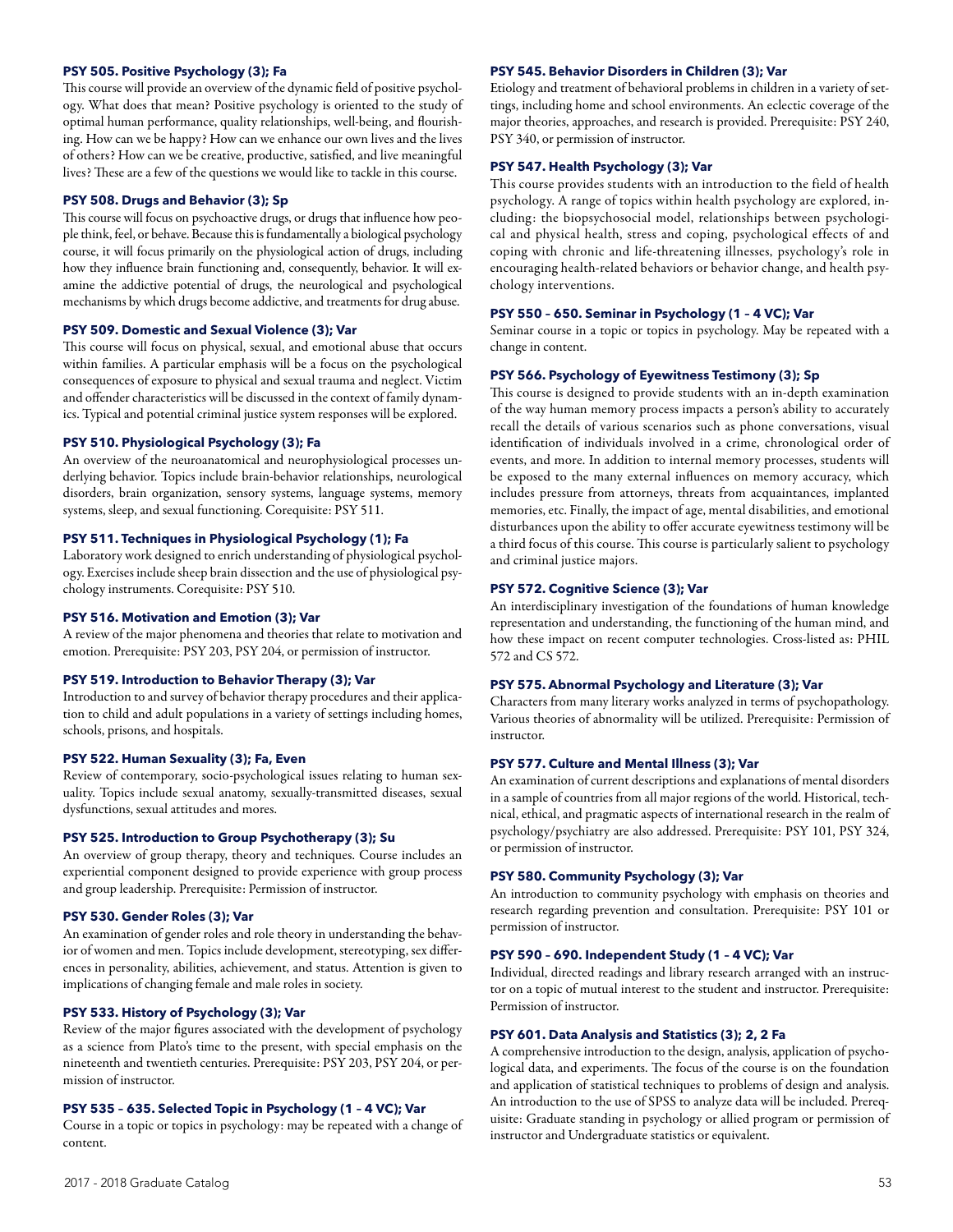**PSY 505. Positive Psychology (3); Fa**

This course will provide an overview of the dynamic field of positive psychology. What does that mean? Positive psychology is oriented to the study of optimal human performance, quality relationships, well-being, and flourishing. How can we be happy? How can we enhance our own lives and the lives of others? How can we be creative, productive, satisfied, and live meaningful lives? These are a few of the questions we would like to tackle in this course.

**PSY 508. Drugs and Behavior (3); Sp**

This course will focus on psychoactive drugs, or drugs that influence how people think, feel, or behave. Because this is fundamentally a biological psychology course, it will focus primarily on the physiological action of drugs, including how they influence brain functioning and, consequently, behavior. It will examine the addictive potential of drugs, the neurological and psychological mechanisms by which drugs become addictive, and treatments for drug abuse.

**PSY 509. Domestic and Sexual Violence (3); Var**

This course will focus on physical, sexual, and emotional abuse that occurs within families. A particular emphasis will be a focus on the psychological consequences of exposure to physical and sexual trauma and neglect. Victim and offender characteristics will be discussed in the context of family dynamics. Typical and potential criminal justice system responses will be explored.

**PSY 510. Physiological Psychology (3); Fa**

An overview of the neuroanatomical and neurophysiological processes underlying behavior. Topics include brain-behavior relationships, neurological disorders, brain organization, sensory systems, language systems, memory systems, sleep, and sexual functioning. Corequisite: PSY 511.

**PSY 511. Techniques in Physiological Psychology (1); Fa**

Laboratory work designed to enrich understanding of physiological psychology. Exercises include sheep brain dissection and the use of physiological psychology instruments. Corequisite: PSY 510.

**PSY 516. Motivation and Emotion (3); Var**

A review of the major phenomena and theories that relate to motivation and emotion. Prerequisite: PSY 203, PSY 204, or permission of instructor.

**PSY 519. Introduction to Behavior Therapy (3); Var**

Introduction to and survey of behavior therapy procedures and their application to child and adult populations in a variety of settings including homes, schools, prisons, and hospitals.

**PSY 522. Human Sexuality (3); Fa, Even**

Review of contemporary, socio-psychological issues relating to human sexuality. Topics include sexual anatomy, sexually-transmitted diseases, sexual dysfunctions, sexual attitudes and mores.

**PSY 525. Introduction to Group Psychotherapy (3); Su**

An overview of group therapy, theory and techniques. Course includes an experiential component designed to provide experience with group process and group leadership. Prerequisite: Permission of instructor.

**PSY 530. Gender Roles (3); Var**

An examination of gender roles and role theory in understanding the behavior of women and men. Topics include development, stereotyping, sex differences in personality, abilities, achievement, and status. Attention is given to implications of changing female and male roles in society.

**PSY 533. History of Psychology (3); Var**

Review of the major figures associated with the development of psychology as a science from Plato's time to the present, with special emphasis on the nineteenth and twentieth centuries. Prerequisite: PSY 203, PSY 204, or permission of instructor.

**PSY 535 – 635. Selected Topic in Psychology (1 – 4 VC); Var**

Course in a topic or topics in psychology: may be repeated with a change of content.

**PSY 545. Behavior Disorders in Children (3); Var**

Etiology and treatment of behavioral problems in children in a variety of settings, including home and school environments. An eclectic coverage of the major theories, approaches, and research is provided. Prerequisite: PSY 240, PSY 340, or permission of instructor.

**PSY 547. Health Psychology (3); Var**

This course provides students with an introduction to the field of health psychology. A range of topics within health psychology are explored, including: the biopsychosocial model, relationships between psychological and physical health, stress and coping, psychological effects of and coping with chronic and life-threatening illnesses, psychology's role in encouraging health-related behaviors or behavior change, and health psychology interventions.

**PSY 550 – 650. Seminar in Psychology (1 – 4 VC); Var**

Seminar course in a topic or topics in psychology. May be repeated with a change in content.

**PSY 566. Psychology of Eyewitness Testimony (3); Sp**

This course is designed to provide students with an in-depth examination of the way human memory process impacts a person's ability to accurately recall the details of various scenarios such as phone conversations, visual identification of individuals involved in a crime, chronological order of events, and more. In addition to internal memory processes, students will be exposed to the many external influences on memory accuracy, which includes pressure from attorneys, threats from acquaintances, implanted memories, etc. Finally, the impact of age, mental disabilities, and emotional disturbances upon the ability to offer accurate eyewitness testimony will be a third focus of this course. This course is particularly salient to psychology and criminal justice majors.

**PSY 572. Cognitive Science (3); Var**

An interdisciplinary investigation of the foundations of human knowledge representation and understanding, the functioning of the human mind, and how these impact on recent computer technologies. Cross-listed as: PHIL 572 and CS 572.

**PSY 575. Abnormal Psychology and Literature (3); Var**

Characters from many literary works analyzed in terms of psychopathology. Various theories of abnormality will be utilized. Prerequisite: Permission of instructor.

**PSY 577. Culture and Mental Illness (3); Var**

An examination of current descriptions and explanations of mental disorders in a sample of countries from all major regions of the world. Historical, technical, ethical, and pragmatic aspects of international research in the realm of psychology/psychiatry are also addressed. Prerequisite: PSY 101, PSY 324, or permission of instructor.

**PSY 580. Community Psychology (3); Var**

An introduction to community psychology with emphasis on theories and research regarding prevention and consultation. Prerequisite: PSY 101 or permission of instructor.

**PSY 590 – 690. Independent Study (1 – 4 VC); Var**

Individual, directed readings and library research arranged with an instructor on a topic of mutual interest to the student and instructor. Prerequisite: Permission of instructor.

**PSY 601. Data Analysis and Statistics (3); 2, 2 Fa**

A comprehensive introduction to the design, analysis, application of psychological data, and experiments. The focus of the course is on the foundation and application of statistical techniques to problems of design and analysis. An introduction to the use of SPSS to analyze data will be included. Prerequisite: Graduate standing in psychology or allied program or permission of instructor and Undergraduate statistics or equivalent.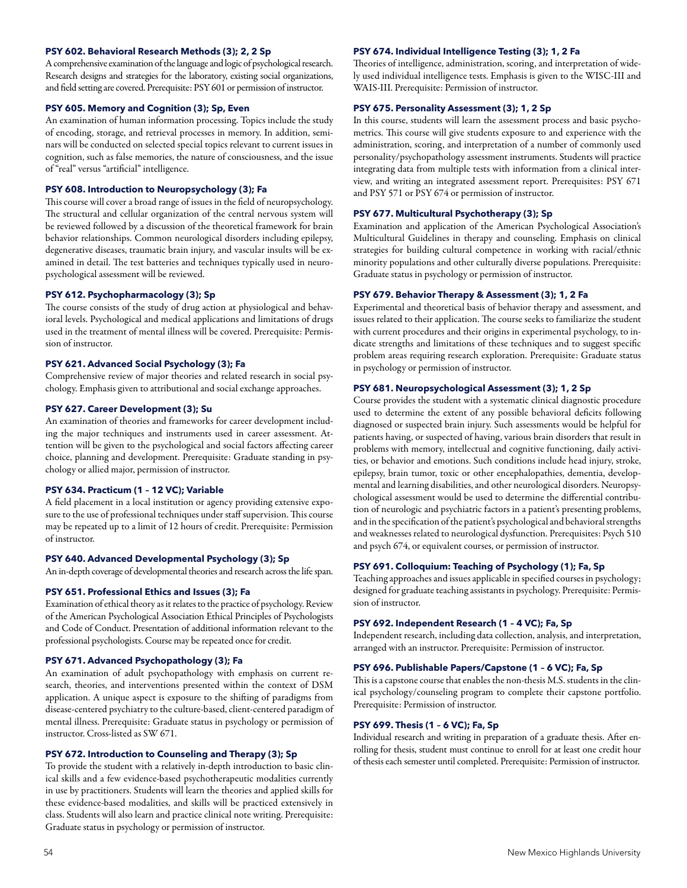**PSY 602. Behavioral Research Methods (3); 2, 2 Sp**
A comprehensive examination of the language and logic of psychological research. Research designs and strategies for the laboratory, existing social organizations, and field setting are covered. Prerequisite: PSY 601 or permission of instructor.

**PSY 605. Memory and Cognition (3); Sp, Even**
An examination of human information processing. Topics include the study of encoding, storage, and retrieval processes in memory. In addition, seminars will be conducted on selected special topics relevant to current issues in cognition, such as false memories, the nature of consciousness, and the issue of "real" versus "artificial" intelligence.

**PSY 608. Introduction to Neuropsychology (3); Fa**
This course will cover a broad range of issues in the field of neuropsychology. The structural and cellular organization of the central nervous system will be reviewed followed by a discussion of the theoretical framework for brain behavior relationships. Common neurological disorders including epilepsy, degenerative diseases, traumatic brain injury, and vascular insults will be examined in detail. The test batteries and techniques typically used in neuropsychological assessment will be reviewed.

**PSY 612. Psychopharmacology (3); Sp**
The course consists of the study of drug action at physiological and behavioral levels. Psychological and medical applications and limitations of drugs used in the treatment of mental illness will be covered. Prerequisite: Permission of instructor.

**PSY 621. Advanced Social Psychology (3); Fa**
Comprehensive review of major theories and related research in social psychology. Emphasis given to attributional and social exchange approaches.

**PSY 627. Career Development (3); Su**
An examination of theories and frameworks for career development including the major techniques and instruments used in career assessment. Attention will be given to the psychological and social factors affecting career choice, planning and development. Prerequisite: Graduate standing in psychology or allied major, permission of instructor.

**PSY 634. Practicum (1 – 12 VC); Variable**
A field placement in a local institution or agency providing extensive exposure to the use of professional techniques under staff supervision. This course may be repeated up to a limit of 12 hours of credit. Prerequisite: Permission of instructor.

**PSY 640. Advanced Developmental Psychology (3); Sp**
An in-depth coverage of developmental theories and research across the life span.

**PSY 651. Professional Ethics and Issues (3); Fa**
Examination of ethical theory as it relates to the practice of psychology. Review of the American Psychological Association Ethical Principles of Psychologists and Code of Conduct. Presentation of additional information relevant to the professional psychologists. Course may be repeated once for credit.

**PSY 671. Advanced Psychopathology (3); Fa**
An examination of adult psychopathology with emphasis on current research, theories, and interventions presented within the context of DSM application. A unique aspect is exposure to the shifting of paradigms from disease-centered psychiatry to the culture-based, client-centered paradigm of mental illness. Prerequisite: Graduate status in psychology or permission of instructor. Cross-listed as SW 671.

**PSY 672. Introduction to Counseling and Therapy (3); Sp**
To provide the student with a relatively in-depth introduction to basic clinical skills and a few evidence-based psychotherapeutic modalities currently in use by practitioners. Students will learn the theories and applied skills for these evidence-based modalities, and skills will be practiced extensively in class. Students will also learn and practice clinical note writing. Prerequisite: Graduate status in psychology or permission of instructor.

**PSY 674. Individual Intelligence Testing (3); 1, 2 Fa**
Theories of intelligence, administration, scoring, and interpretation of widely used individual intelligence tests. Emphasis is given to the WISC-III and WAIS-III. Prerequisite: Permission of instructor.

**PSY 675. Personality Assessment (3); 1, 2 Sp**
In this course, students will learn the assessment process and basic psychometrics. This course will give students exposure to and experience with the administration, scoring, and interpretation of a number of commonly used personality/psychopathology assessment instruments. Students will practice integrating data from multiple tests with information from a clinical interview, and writing an integrated assessment report. Prerequisites: PSY 671 and PSY 571 or PSY 674 or permission of instructor.

**PSY 677. Multicultural Psychotherapy (3); Sp**
Examination and application of the American Psychological Association's Multicultural Guidelines in therapy and counseling. Emphasis on clinical strategies for building cultural competence in working with racial/ethnic minority populations and other culturally diverse populations. Prerequisite: Graduate status in psychology or permission of instructor.

**PSY 679. Behavior Therapy & Assessment (3); 1, 2 Fa**
Experimental and theoretical basis of behavior therapy and assessment, and issues related to their application. The course seeks to familiarize the student with current procedures and their origins in experimental psychology, to indicate strengths and limitations of these techniques and to suggest specific problem areas requiring research exploration. Prerequisite: Graduate status in psychology or permission of instructor.

**PSY 681. Neuropsychological Assessment (3); 1, 2 Sp**
Course provides the student with a systematic clinical diagnostic procedure used to determine the extent of any possible behavioral deficits following diagnosed or suspected brain injury. Such assessments would be helpful for patients having, or suspected of having, various brain disorders that result in problems with memory, intellectual and cognitive functioning, daily activities, or behavior and emotions. Such conditions include head injury, stroke, epilepsy, brain tumor, toxic or other encephalopathies, dementia, developmental and learning disabilities, and other neurological disorders. Neuropsychological assessment would be used to determine the differential contribution of neurologic and psychiatric factors in a patient's presenting problems, and in the specification of the patient's psychological and behavioral strengths and weaknesses related to neurological dysfunction. Prerequisites: Psych 510 and psych 674, or equivalent courses, or permission of instructor.

**PSY 691. Colloquium: Teaching of Psychology (1); Fa, Sp**
Teaching approaches and issues applicable in specified courses in psychology; designed for graduate teaching assistants in psychology. Prerequisite: Permission of instructor.

**PSY 692. Independent Research (1 – 4 VC); Fa, Sp**
Independent research, including data collection, analysis, and interpretation, arranged with an instructor. Prerequisite: Permission of instructor.

**PSY 696. Publishable Papers/Capstone (1 – 6 VC); Fa, Sp**
This is a capstone course that enables the non-thesis M.S. students in the clinical psychology/counseling program to complete their capstone portfolio. Prerequisite: Permission of instructor.

**PSY 699. Thesis (1 – 6 VC); Fa, Sp**
Individual research and writing in preparation of a graduate thesis. After enrolling for thesis, student must continue to enroll for at least one credit hour of thesis each semester until completed. Prerequisite: Permission of instructor.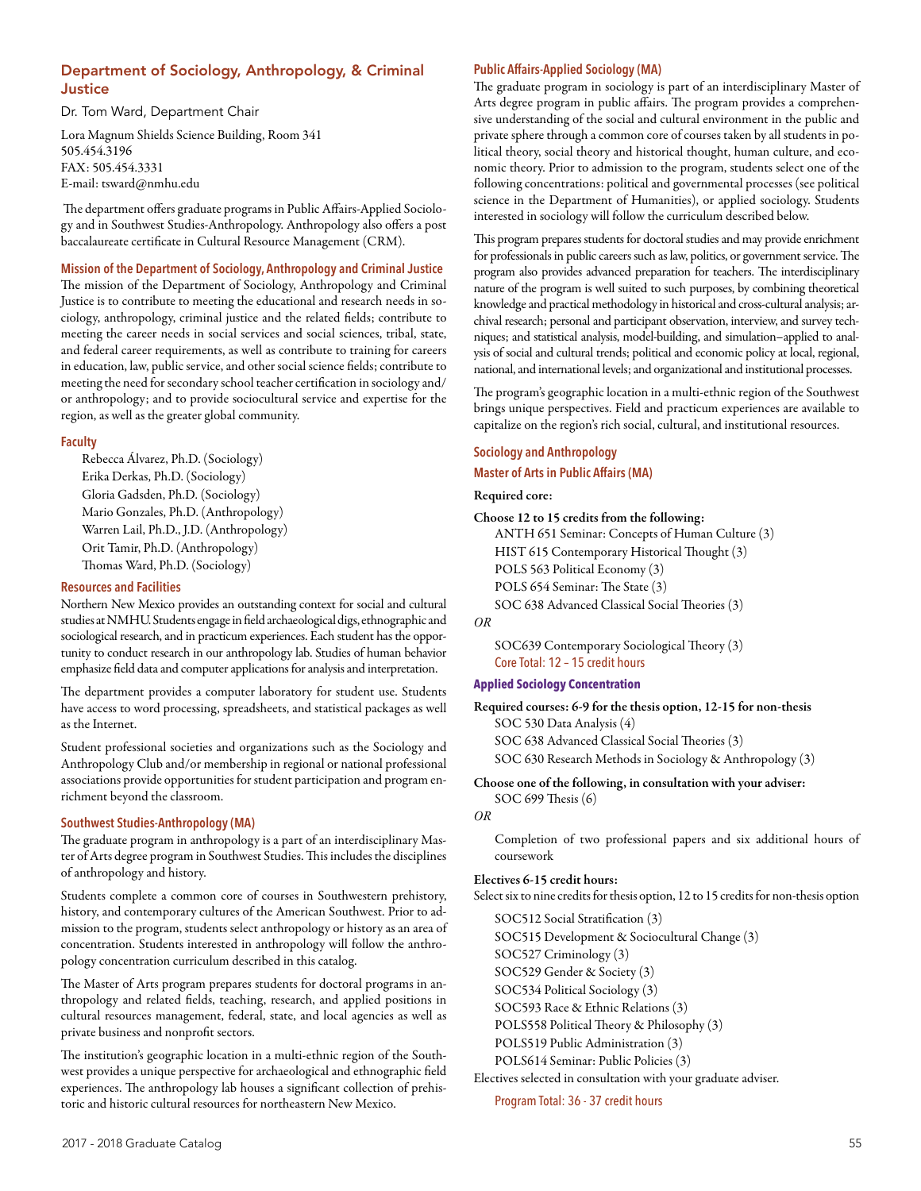## Department of Sociology, Anthropology, & Criminal Justice

Dr. Tom Ward, Department Chair

Lora Magnum Shields Science Building, Room 341
505.454.3196
FAX: 505.454.3331
E-mail: tsward@nmhu.edu

The department offers graduate programs in Public Affairs-Applied Sociology and in Southwest Studies-Anthropology. Anthropology also offers a post baccalaureate certificate in Cultural Resource Management (CRM).

### Mission of the Department of Sociology, Anthropology and Criminal Justice

The mission of the Department of Sociology, Anthropology and Criminal Justice is to contribute to meeting the educational and research needs in sociology, anthropology, criminal justice and the related fields; contribute to meeting the career needs in social services and social sciences, tribal, state, and federal career requirements, as well as contribute to training for careers in education, law, public service, and other social science fields; contribute to meeting the need for secondary school teacher certification in sociology and/or anthropology; and to provide sociocultural service and expertise for the region, as well as the greater global community.

### Faculty

Rebecca Álvarez, Ph.D. (Sociology)
Erika Derkas, Ph.D. (Sociology)
Gloria Gadsden, Ph.D. (Sociology)
Mario Gonzales, Ph.D. (Anthropology)
Warren Lail, Ph.D., J.D. (Anthropology)
Orit Tamir, Ph.D. (Anthropology)
Thomas Ward, Ph.D. (Sociology)

### Resources and Facilities

Northern New Mexico provides an outstanding context for social and cultural studies at NMHU. Students engage in field archaeological digs, ethnographic and sociological research, and in practicum experiences. Each student has the opportunity to conduct research in our anthropology lab. Studies of human behavior emphasize field data and computer applications for analysis and interpretation.

The department provides a computer laboratory for student use. Students have access to word processing, spreadsheets, and statistical packages as well as the Internet.

Student professional societies and organizations such as the Sociology and Anthropology Club and/or membership in regional or national professional associations provide opportunities for student participation and program enrichment beyond the classroom.

### Southwest Studies-Anthropology (MA)

The graduate program in anthropology is a part of an interdisciplinary Master of Arts degree program in Southwest Studies. This includes the disciplines of anthropology and history.

Students complete a common core of courses in Southwestern prehistory, history, and contemporary cultures of the American Southwest. Prior to admission to the program, students select anthropology or history as an area of concentration. Students interested in anthropology will follow the anthropology concentration curriculum described in this catalog.

The Master of Arts program prepares students for doctoral programs in anthropology and related fields, teaching, research, and applied positions in cultural resources management, federal, state, and local agencies as well as private business and nonprofit sectors.

The institution's geographic location in a multi-ethnic region of the Southwest provides a unique perspective for archaeological and ethnographic field experiences. The anthropology lab houses a significant collection of prehistoric and historic cultural resources for northeastern New Mexico.

### Public Affairs-Applied Sociology (MA)

The graduate program in sociology is part of an interdisciplinary Master of Arts degree program in public affairs. The program provides a comprehensive understanding of the social and cultural environment in the public and private sphere through a common core of courses taken by all students in political theory, social theory and historical thought, human culture, and economic theory. Prior to admission to the program, students select one of the following concentrations: political and governmental processes (see political science in the Department of Humanities), or applied sociology. Students interested in sociology will follow the curriculum described below.

This program prepares students for doctoral studies and may provide enrichment for professionals in public careers such as law, politics, or government service. The program also provides advanced preparation for teachers. The interdisciplinary nature of the program is well suited to such purposes, by combining theoretical knowledge and practical methodology in historical and cross-cultural analysis; archival research; personal and participant observation, interview, and survey techniques; and statistical analysis, model-building, and simulation–applied to analysis of social and cultural trends; political and economic policy at local, regional, national, and international levels; and organizational and institutional processes.

The program's geographic location in a multi-ethnic region of the Southwest brings unique perspectives. Field and practicum experiences are available to capitalize on the region's rich social, cultural, and institutional resources.

### Sociology and Anthropology

### Master of Arts in Public Affairs (MA)

**Required core:**

**Choose 12 to 15 credits from the following:**

ANTH 651 Seminar: Concepts of Human Culture (3)
HIST 615 Contemporary Historical Thought (3)
POLS 563 Political Economy (3)
POLS 654 Seminar: The State (3)
SOC 638 Advanced Classical Social Theories (3)

*OR*

SOC639 Contemporary Sociological Theory (3)

Core Total: 12 – 15 credit hours

### Applied Sociology Concentration

**Required courses: 6-9 for the thesis option, 12-15 for non-thesis**

SOC 530 Data Analysis (4)
SOC 638 Advanced Classical Social Theories (3)
SOC 630 Research Methods in Sociology & Anthropology (3)

**Choose one of the following, in consultation with your adviser:**

SOC 699 Thesis (6)

*OR*

Completion of two professional papers and six additional hours of coursework

**Electives 6-15 credit hours:**

Select six to nine credits for thesis option, 12 to 15 credits for non-thesis option

SOC512 Social Stratification (3)
SOC515 Development & Sociocultural Change (3)
SOC527 Criminology (3)
SOC529 Gender & Society (3)
SOC534 Political Sociology (3)
SOC593 Race & Ethnic Relations (3)
POLS558 Political Theory & Philosophy (3)
POLS519 Public Administration (3)
POLS614 Seminar: Public Policies (3)

Electives selected in consultation with your graduate adviser.

Program Total: 36 - 37 credit hours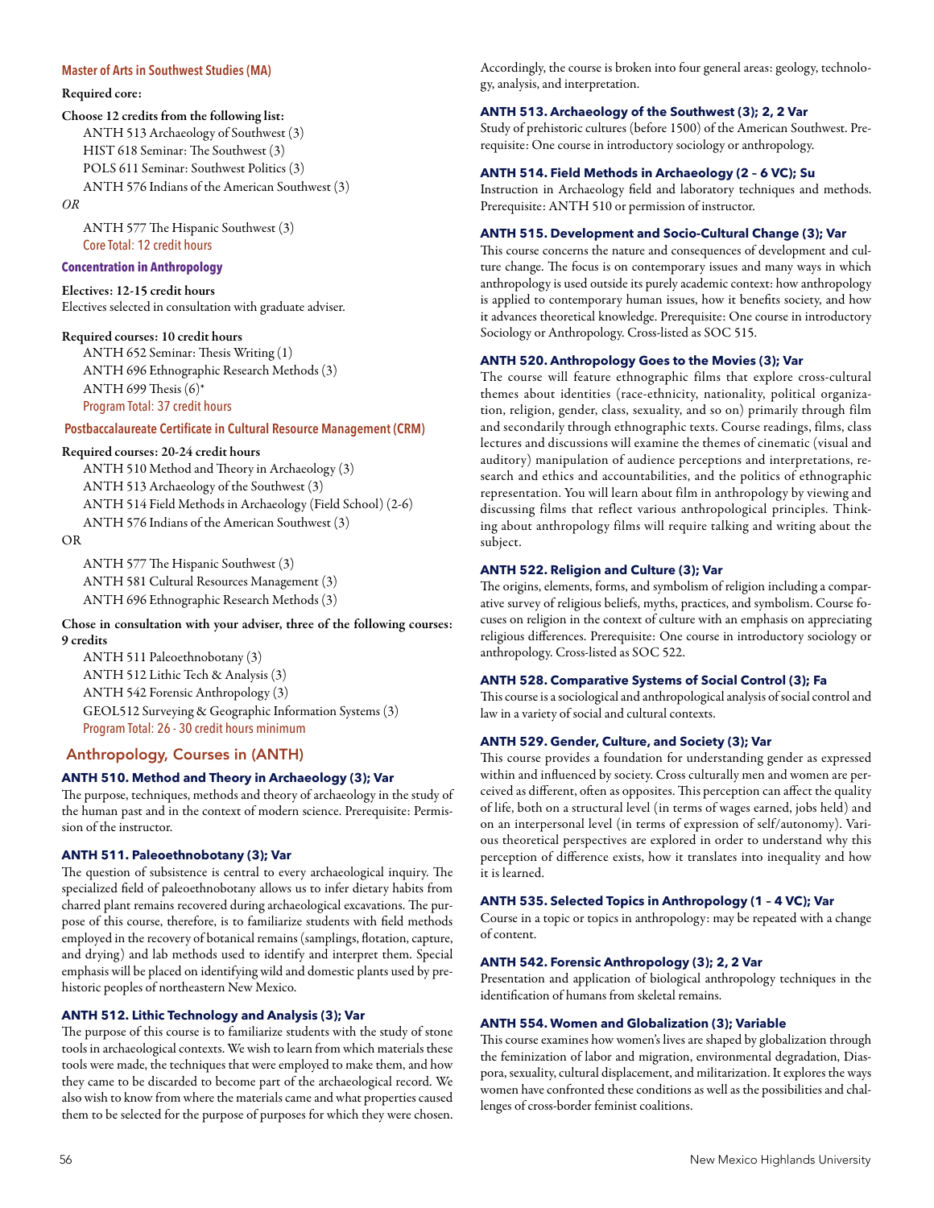#### Master of Arts in Southwest Studies (MA)

**Required core:**

**Choose 12 credits from the following list:**

ANTH 513 Archaeology of Southwest (3)
HIST 618 Seminar: The Southwest (3)
POLS 611 Seminar: Southwest Politics (3)
ANTH 576 Indians of the American Southwest (3)

*OR*

ANTH 577 The Hispanic Southwest (3)
Core Total: 12 credit hours

#### Concentration in Anthropology

**Electives: 12-15 credit hours**
Electives selected in consultation with graduate adviser.

**Required courses: 10 credit hours**

ANTH 652 Seminar: Thesis Writing (1)
ANTH 696 Ethnographic Research Methods (3)
ANTH 699 Thesis (6)*
Program Total: 37 credit hours

#### Postbaccalaureate Certificate in Cultural Resource Management (CRM)

**Required courses: 20-24 credit hours**

ANTH 510 Method and Theory in Archaeology (3)
ANTH 513 Archaeology of the Southwest (3)
ANTH 514 Field Methods in Archaeology (Field School) (2-6)
ANTH 576 Indians of the American Southwest (3)

OR

ANTH 577 The Hispanic Southwest (3)
ANTH 581 Cultural Resources Management (3)
ANTH 696 Ethnographic Research Methods (3)

**Chose in consultation with your adviser, three of the following courses: 9 credits**

ANTH 511 Paleoethnobotany (3)
ANTH 512 Lithic Tech & Analysis (3)
ANTH 542 Forensic Anthropology (3)
GEOL512 Surveying & Geographic Information Systems (3)
Program Total: 26 - 30 credit hours minimum

## Anthropology, Courses in (ANTH)

**ANTH 510. Method and Theory in Archaeology (3); Var**
The purpose, techniques, methods and theory of archaeology in the study of the human past and in the context of modern science. Prerequisite: Permission of the instructor.

**ANTH 511. Paleoethnobotany (3); Var**
The question of subsistence is central to every archaeological inquiry. The specialized field of paleoethnobotany allows us to infer dietary habits from charred plant remains recovered during archaeological excavations. The purpose of this course, therefore, is to familiarize students with field methods employed in the recovery of botanical remains (samplings, flotation, capture, and drying) and lab methods used to identify and interpret them. Special emphasis will be placed on identifying wild and domestic plants used by prehistoric peoples of northeastern New Mexico.

**ANTH 512. Lithic Technology and Analysis (3); Var**
The purpose of this course is to familiarize students with the study of stone tools in archaeological contexts. We wish to learn from which materials these tools were made, the techniques that were employed to make them, and how they came to be discarded to become part of the archaeological record. We also wish to know from where the materials came and what properties caused them to be selected for the purpose of purposes for which they were chosen. Accordingly, the course is broken into four general areas: geology, technology, analysis, and interpretation.

**ANTH 513. Archaeology of the Southwest (3); 2, 2 Var**
Study of prehistoric cultures (before 1500) of the American Southwest. Prerequisite: One course in introductory sociology or anthropology.

**ANTH 514. Field Methods in Archaeology (2 – 6 VC); Su**
Instruction in Archaeology field and laboratory techniques and methods. Prerequisite: ANTH 510 or permission of instructor.

**ANTH 515. Development and Socio-Cultural Change (3); Var**
This course concerns the nature and consequences of development and culture change. The focus is on contemporary issues and many ways in which anthropology is used outside its purely academic context: how anthropology is applied to contemporary human issues, how it benefits society, and how it advances theoretical knowledge. Prerequisite: One course in introductory Sociology or Anthropology. Cross-listed as SOC 515.

**ANTH 520. Anthropology Goes to the Movies (3); Var**
The course will feature ethnographic films that explore cross-cultural themes about identities (race-ethnicity, nationality, political organization, religion, gender, class, sexuality, and so on) primarily through film and secondarily through ethnographic texts. Course readings, films, class lectures and discussions will examine the themes of cinematic (visual and auditory) manipulation of audience perceptions and interpretations, research and ethics and accountabilities, and the politics of ethnographic representation. You will learn about film in anthropology by viewing and discussing films that reflect various anthropological principles. Thinking about anthropology films will require talking and writing about the subject.

**ANTH 522. Religion and Culture (3); Var**
The origins, elements, forms, and symbolism of religion including a comparative survey of religious beliefs, myths, practices, and symbolism. Course focuses on religion in the context of culture with an emphasis on appreciating religious differences. Prerequisite: One course in introductory sociology or anthropology. Cross-listed as SOC 522.

**ANTH 528. Comparative Systems of Social Control (3); Fa**
This course is a sociological and anthropological analysis of social control and law in a variety of social and cultural contexts.

**ANTH 529. Gender, Culture, and Society (3); Var**
This course provides a foundation for understanding gender as expressed within and influenced by society. Cross culturally men and women are perceived as different, often as opposites. This perception can affect the quality of life, both on a structural level (in terms of wages earned, jobs held) and on an interpersonal level (in terms of expression of self/autonomy). Various theoretical perspectives are explored in order to understand why this perception of difference exists, how it translates into inequality and how it is learned.

**ANTH 535. Selected Topics in Anthropology (1 – 4 VC); Var**
Course in a topic or topics in anthropology: may be repeated with a change of content.

**ANTH 542. Forensic Anthropology (3); 2, 2 Var**
Presentation and application of biological anthropology techniques in the identification of humans from skeletal remains.

**ANTH 554. Women and Globalization (3); Variable**
This course examines how women's lives are shaped by globalization through the feminization of labor and migration, environmental degradation, Diaspora, sexuality, cultural displacement, and militarization. It explores the ways women have confronted these conditions as well as the possibilities and challenges of cross-border feminist coalitions.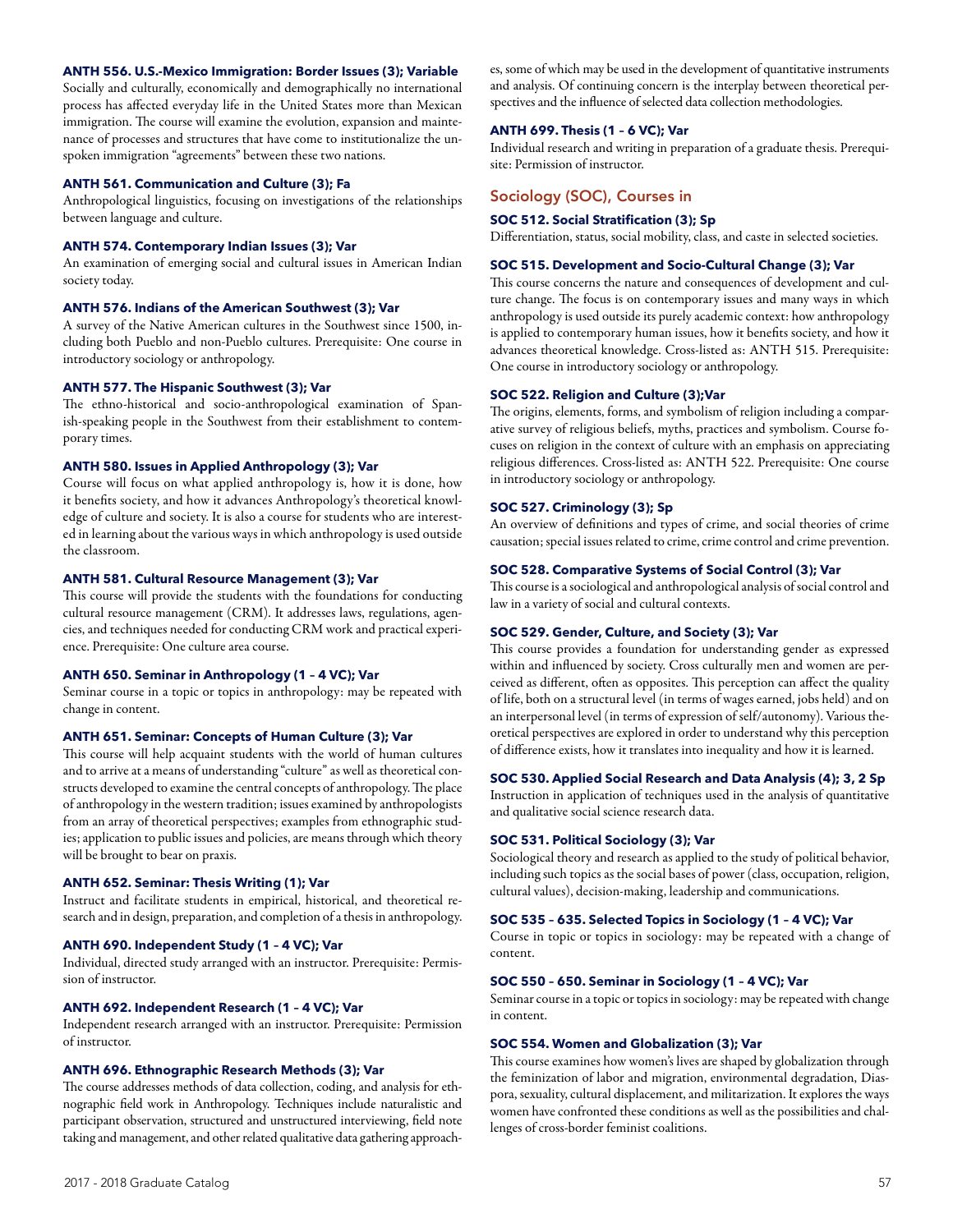**ANTH 556. U.S.-Mexico Immigration: Border Issues (3); Variable**
Socially and culturally, economically and demographically no international process has affected everyday life in the United States more than Mexican immigration. The course will examine the evolution, expansion and maintenance of processes and structures that have come to institutionalize the unspoken immigration "agreements" between these two nations.

**ANTH 561. Communication and Culture (3); Fa**
Anthropological linguistics, focusing on investigations of the relationships between language and culture.

**ANTH 574. Contemporary Indian Issues (3); Var**
An examination of emerging social and cultural issues in American Indian society today.

**ANTH 576. Indians of the American Southwest (3); Var**
A survey of the Native American cultures in the Southwest since 1500, including both Pueblo and non-Pueblo cultures. Prerequisite: One course in introductory sociology or anthropology.

**ANTH 577. The Hispanic Southwest (3); Var**
The ethno-historical and socio-anthropological examination of Spanish-speaking people in the Southwest from their establishment to contemporary times.

**ANTH 580. Issues in Applied Anthropology (3); Var**
Course will focus on what applied anthropology is, how it is done, how it benefits society, and how it advances Anthropology's theoretical knowledge of culture and society. It is also a course for students who are interested in learning about the various ways in which anthropology is used outside the classroom.

**ANTH 581. Cultural Resource Management (3); Var**
This course will provide the students with the foundations for conducting cultural resource management (CRM). It addresses laws, regulations, agencies, and techniques needed for conducting CRM work and practical experience. Prerequisite: One culture area course.

**ANTH 650. Seminar in Anthropology (1 – 4 VC); Var**
Seminar course in a topic or topics in anthropology: may be repeated with change in content.

**ANTH 651. Seminar: Concepts of Human Culture (3); Var**
This course will help acquaint students with the world of human cultures and to arrive at a means of understanding "culture" as well as theoretical constructs developed to examine the central concepts of anthropology. The place of anthropology in the western tradition; issues examined by anthropologists from an array of theoretical perspectives; examples from ethnographic studies; application to public issues and policies, are means through which theory will be brought to bear on praxis.

**ANTH 652. Seminar: Thesis Writing (1); Var**
Instruct and facilitate students in empirical, historical, and theoretical research and in design, preparation, and completion of a thesis in anthropology.

**ANTH 690. Independent Study (1 – 4 VC); Var**
Individual, directed study arranged with an instructor. Prerequisite: Permission of instructor.

**ANTH 692. Independent Research (1 – 4 VC); Var**
Independent research arranged with an instructor. Prerequisite: Permission of instructor.

**ANTH 696. Ethnographic Research Methods (3); Var**
The course addresses methods of data collection, coding, and analysis for ethnographic field work in Anthropology. Techniques include naturalistic and participant observation, structured and unstructured interviewing, field note taking and management, and other related qualitative data gathering approaches, some of which may be used in the development of quantitative instruments and analysis. Of continuing concern is the interplay between theoretical perspectives and the influence of selected data collection methodologies.

**ANTH 699. Thesis (1 – 6 VC); Var**
Individual research and writing in preparation of a graduate thesis. Prerequisite: Permission of instructor.

## Sociology (SOC), Courses in

**SOC 512. Social Stratification (3); Sp**
Differentiation, status, social mobility, class, and caste in selected societies.

**SOC 515. Development and Socio-Cultural Change (3); Var**
This course concerns the nature and consequences of development and culture change. The focus is on contemporary issues and many ways in which anthropology is used outside its purely academic context: how anthropology is applied to contemporary human issues, how it benefits society, and how it advances theoretical knowledge. Cross-listed as: ANTH 515. Prerequisite: One course in introductory sociology or anthropology.

**SOC 522. Religion and Culture (3);Var**
The origins, elements, forms, and symbolism of religion including a comparative survey of religious beliefs, myths, practices and symbolism. Course focuses on religion in the context of culture with an emphasis on appreciating religious differences. Cross-listed as: ANTH 522. Prerequisite: One course in introductory sociology or anthropology.

**SOC 527. Criminology (3); Sp**
An overview of definitions and types of crime, and social theories of crime causation; special issues related to crime, crime control and crime prevention.

**SOC 528. Comparative Systems of Social Control (3); Var**
This course is a sociological and anthropological analysis of social control and law in a variety of social and cultural contexts.

**SOC 529. Gender, Culture, and Society (3); Var**
This course provides a foundation for understanding gender as expressed within and influenced by society. Cross culturally men and women are perceived as different, often as opposites. This perception can affect the quality of life, both on a structural level (in terms of wages earned, jobs held) and on an interpersonal level (in terms of expression of self/autonomy). Various theoretical perspectives are explored in order to understand why this perception of difference exists, how it translates into inequality and how it is learned.

**SOC 530. Applied Social Research and Data Analysis (4); 3, 2 Sp**
Instruction in application of techniques used in the analysis of quantitative and qualitative social science research data.

**SOC 531. Political Sociology (3); Var**
Sociological theory and research as applied to the study of political behavior, including such topics as the social bases of power (class, occupation, religion, cultural values), decision-making, leadership and communications.

**SOC 535 – 635. Selected Topics in Sociology (1 – 4 VC); Var**
Course in topic or topics in sociology: may be repeated with a change of content.

**SOC 550 – 650. Seminar in Sociology (1 – 4 VC); Var**
Seminar course in a topic or topics in sociology: may be repeated with change in content.

**SOC 554. Women and Globalization (3); Var**
This course examines how women's lives are shaped by globalization through the feminization of labor and migration, environmental degradation, Diaspora, sexuality, cultural displacement, and militarization. It explores the ways women have confronted these conditions as well as the possibilities and challenges of cross-border feminist coalitions.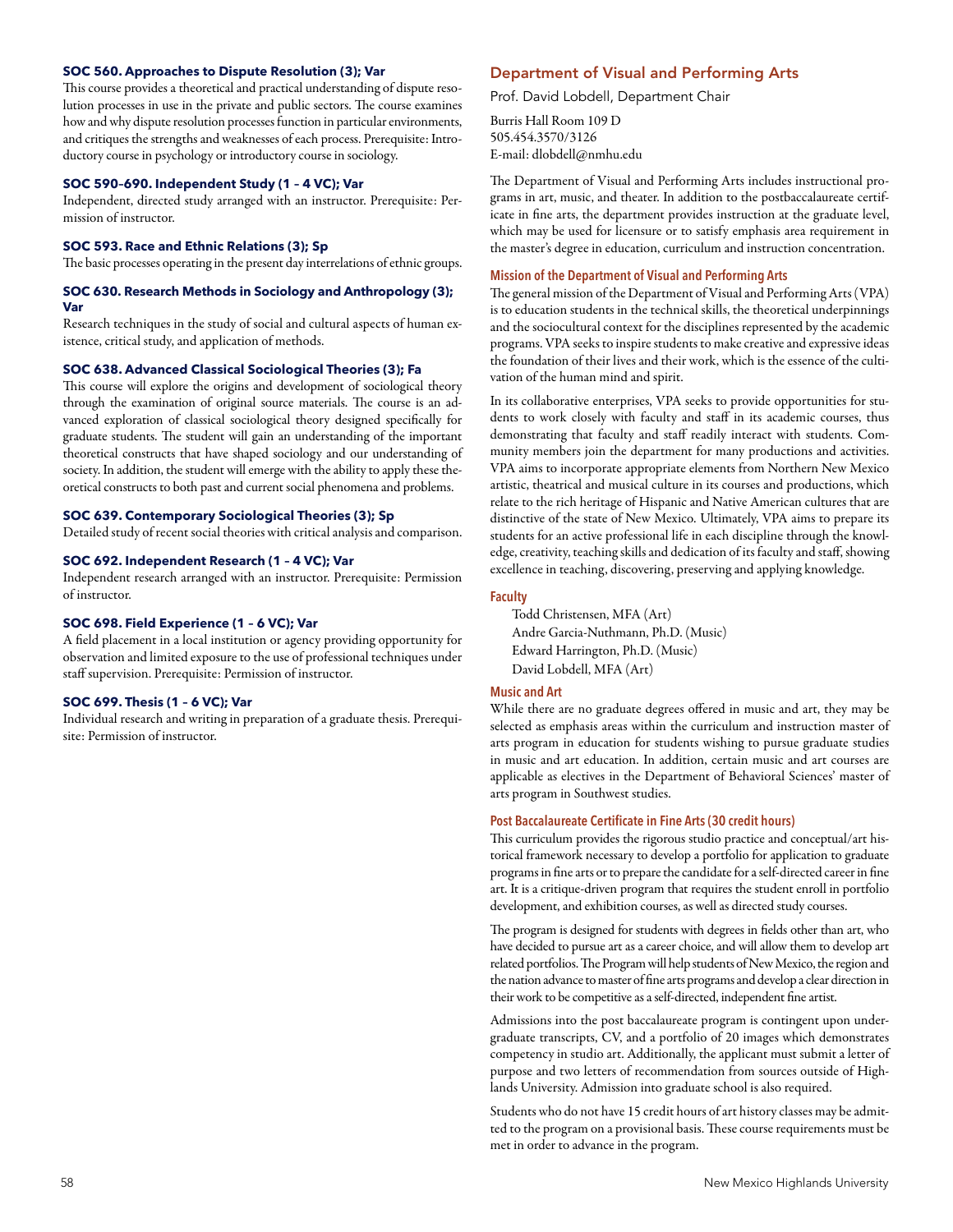**SOC 560. Approaches to Dispute Resolution (3); Var**
This course provides a theoretical and practical understanding of dispute resolution processes in use in the private and public sectors. The course examines how and why dispute resolution processes function in particular environments, and critiques the strengths and weaknesses of each process. Prerequisite: Introductory course in psychology or introductory course in sociology.

**SOC 590–690. Independent Study (1 – 4 VC); Var**
Independent, directed study arranged with an instructor. Prerequisite: Permission of instructor.

**SOC 593. Race and Ethnic Relations (3); Sp**
The basic processes operating in the present day interrelations of ethnic groups.

**SOC 630. Research Methods in Sociology and Anthropology (3); Var**
Research techniques in the study of social and cultural aspects of human existence, critical study, and application of methods.

**SOC 638. Advanced Classical Sociological Theories (3); Fa**
This course will explore the origins and development of sociological theory through the examination of original source materials. The course is an advanced exploration of classical sociological theory designed specifically for graduate students. The student will gain an understanding of the important theoretical constructs that have shaped sociology and our understanding of society. In addition, the student will emerge with the ability to apply these theoretical constructs to both past and current social phenomena and problems.

**SOC 639. Contemporary Sociological Theories (3); Sp**
Detailed study of recent social theories with critical analysis and comparison.

**SOC 692. Independent Research (1 – 4 VC); Var**
Independent research arranged with an instructor. Prerequisite: Permission of instructor.

**SOC 698. Field Experience (1 – 6 VC); Var**
A field placement in a local institution or agency providing opportunity for observation and limited exposure to the use of professional techniques under staff supervision. Prerequisite: Permission of instructor.

**SOC 699. Thesis (1 – 6 VC); Var**
Individual research and writing in preparation of a graduate thesis. Prerequisite: Permission of instructor.

## Department of Visual and Performing Arts

Prof. David Lobdell, Department Chair

Burris Hall Room 109 D
505.454.3570/3126
E-mail: dlobdell@nmhu.edu

The Department of Visual and Performing Arts includes instructional programs in art, music, and theater. In addition to the postbaccalaureate certificate in fine arts, the department provides instruction at the graduate level, which may be used for licensure or to satisfy emphasis area requirement in the master's degree in education, curriculum and instruction concentration.

### Mission of the Department of Visual and Performing Arts

The general mission of the Department of Visual and Performing Arts (VPA) is to education students in the technical skills, the theoretical underpinnings and the sociocultural context for the disciplines represented by the academic programs. VPA seeks to inspire students to make creative and expressive ideas the foundation of their lives and their work, which is the essence of the cultivation of the human mind and spirit.

In its collaborative enterprises, VPA seeks to provide opportunities for students to work closely with faculty and staff in its academic courses, thus demonstrating that faculty and staff readily interact with students. Community members join the department for many productions and activities. VPA aims to incorporate appropriate elements from Northern New Mexico artistic, theatrical and musical culture in its courses and productions, which relate to the rich heritage of Hispanic and Native American cultures that are distinctive of the state of New Mexico. Ultimately, VPA aims to prepare its students for an active professional life in each discipline through the knowledge, creativity, teaching skills and dedication of its faculty and staff, showing excellence in teaching, discovering, preserving and applying knowledge.

### Faculty

Todd Christensen, MFA (Art)
Andre Garcia-Nuthmann, Ph.D. (Music)
Edward Harrington, Ph.D. (Music)
David Lobdell, MFA (Art)

### Music and Art

While there are no graduate degrees offered in music and art, they may be selected as emphasis areas within the curriculum and instruction master of arts program in education for students wishing to pursue graduate studies in music and art education. In addition, certain music and art courses are applicable as electives in the Department of Behavioral Sciences' master of arts program in Southwest studies.

### Post Baccalaureate Certificate in Fine Arts (30 credit hours)

This curriculum provides the rigorous studio practice and conceptual/art historical framework necessary to develop a portfolio for application to graduate programs in fine arts or to prepare the candidate for a self-directed career in fine art. It is a critique-driven program that requires the student enroll in portfolio development, and exhibition courses, as well as directed study courses.

The program is designed for students with degrees in fields other than art, who have decided to pursue art as a career choice, and will allow them to develop art related portfolios. The Program will help students of New Mexico, the region and the nation advance to master of fine arts programs and develop a clear direction in their work to be competitive as a self-directed, independent fine artist.

Admissions into the post baccalaureate program is contingent upon undergraduate transcripts, CV, and a portfolio of 20 images which demonstrates competency in studio art. Additionally, the applicant must submit a letter of purpose and two letters of recommendation from sources outside of Highlands University. Admission into graduate school is also required.

Students who do not have 15 credit hours of art history classes may be admitted to the program on a provisional basis. These course requirements must be met in order to advance in the program.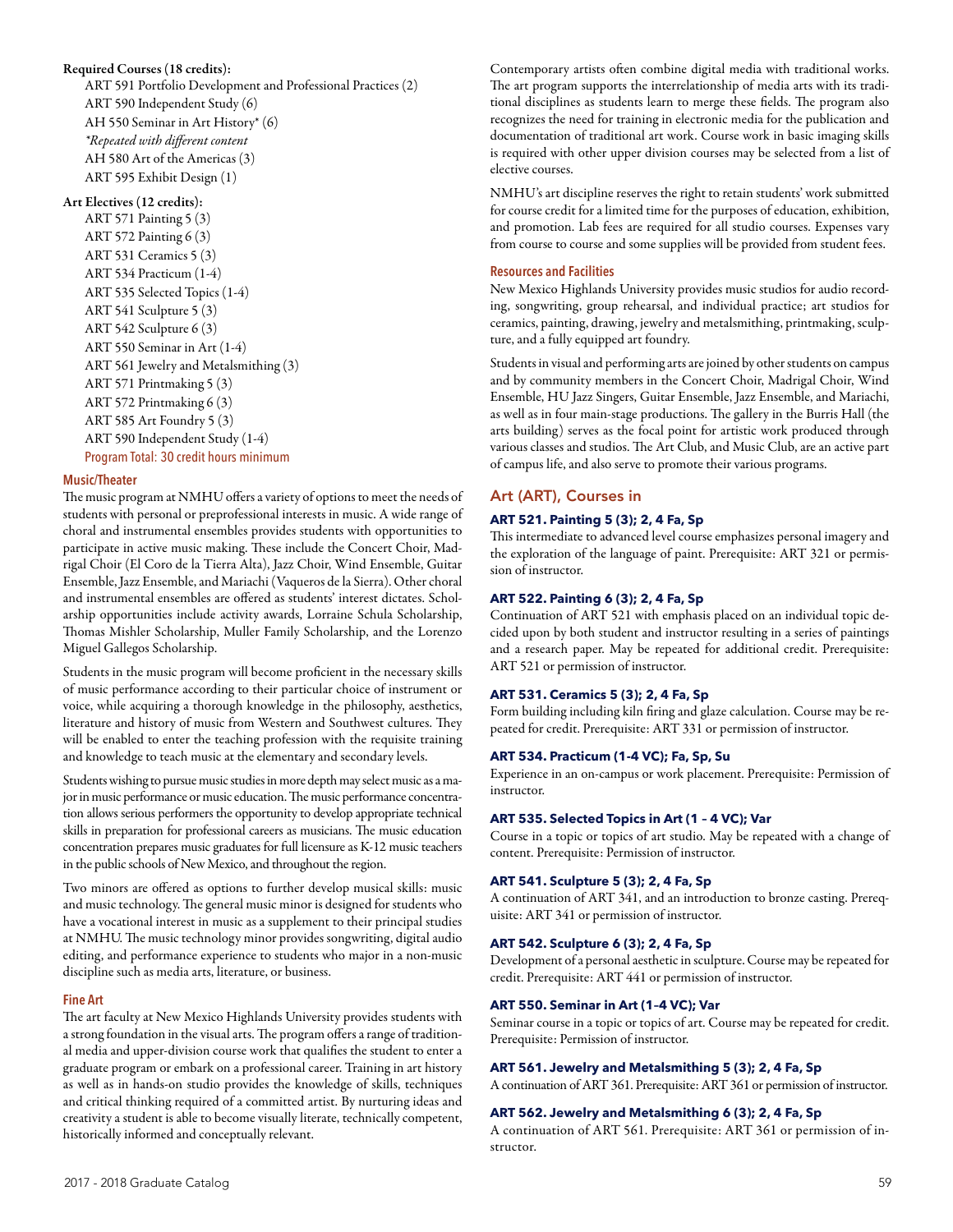**Required Courses (18 credits):**

ART 591 Portfolio Development and Professional Practices (2)
ART 590 Independent Study (6)
AH 550 Seminar in Art History* (6)
*\*Repeated with different content*
AH 580 Art of the Americas (3)
ART 595 Exhibit Design (1)

**Art Electives (12 credits):**

ART 571 Painting 5 (3)
ART 572 Painting 6 (3)
ART 531 Ceramics 5 (3)
ART 534 Practicum (1-4)
ART 535 Selected Topics (1-4)
ART 541 Sculpture 5 (3)
ART 542 Sculpture 6 (3)
ART 550 Seminar in Art (1-4)
ART 561 Jewelry and Metalsmithing (3)
ART 571 Printmaking 5 (3)
ART 572 Printmaking 6 (3)
ART 585 Art Foundry 5 (3)
ART 590 Independent Study (1-4)
Program Total: 30 credit hours minimum

### Music/Theater

The music program at NMHU offers a variety of options to meet the needs of students with personal or preprofessional interests in music. A wide range of choral and instrumental ensembles provides students with opportunities to participate in active music making. These include the Concert Choir, Madrigal Choir (El Coro de la Tierra Alta), Jazz Choir, Wind Ensemble, Guitar Ensemble, Jazz Ensemble, and Mariachi (Vaqueros de la Sierra). Other choral and instrumental ensembles are offered as students' interest dictates. Scholarship opportunities include activity awards, Lorraine Schula Scholarship, Thomas Mishler Scholarship, Muller Family Scholarship, and the Lorenzo Miguel Gallegos Scholarship.

Students in the music program will become proficient in the necessary skills of music performance according to their particular choice of instrument or voice, while acquiring a thorough knowledge in the philosophy, aesthetics, literature and history of music from Western and Southwest cultures. They will be enabled to enter the teaching profession with the requisite training and knowledge to teach music at the elementary and secondary levels.

Students wishing to pursue music studies in more depth may select music as a major in music performance or music education. The music performance concentration allows serious performers the opportunity to develop appropriate technical skills in preparation for professional careers as musicians. The music education concentration prepares music graduates for full licensure as K-12 music teachers in the public schools of New Mexico, and throughout the region.

Two minors are offered as options to further develop musical skills: music and music technology. The general music minor is designed for students who have a vocational interest in music as a supplement to their principal studies at NMHU. The music technology minor provides songwriting, digital audio editing, and performance experience to students who major in a non-music discipline such as media arts, literature, or business.

### Fine Art

The art faculty at New Mexico Highlands University provides students with a strong foundation in the visual arts. The program offers a range of traditional media and upper-division course work that qualifies the student to enter a graduate program or embark on a professional career. Training in art history as well as in hands-on studio provides the knowledge of skills, techniques and critical thinking required of a committed artist. By nurturing ideas and creativity a student is able to become visually literate, technically competent, historically informed and conceptually relevant.

Contemporary artists often combine digital media with traditional works. The art program supports the interrelationship of media arts with its traditional disciplines as students learn to merge these fields. The program also recognizes the need for training in electronic media for the publication and documentation of traditional art work. Course work in basic imaging skills is required with other upper division courses may be selected from a list of elective courses.

NMHU's art discipline reserves the right to retain students' work submitted for course credit for a limited time for the purposes of education, exhibition, and promotion. Lab fees are required for all studio courses. Expenses vary from course to course and some supplies will be provided from student fees.

### Resources and Facilities

New Mexico Highlands University provides music studios for audio recording, songwriting, group rehearsal, and individual practice; art studios for ceramics, painting, drawing, jewelry and metalsmithing, printmaking, sculpture, and a fully equipped art foundry.

Students in visual and performing arts are joined by other students on campus and by community members in the Concert Choir, Madrigal Choir, Wind Ensemble, HU Jazz Singers, Guitar Ensemble, Jazz Ensemble, and Mariachi, as well as in four main-stage productions. The gallery in the Burris Hall (the arts building) serves as the focal point for artistic work produced through various classes and studios. The Art Club, and Music Club, are an active part of campus life, and also serve to promote their various programs.

## Art (ART), Courses in

**ART 521. Painting 5 (3); 2, 4 Fa, Sp**

This intermediate to advanced level course emphasizes personal imagery and the exploration of the language of paint. Prerequisite: ART 321 or permission of instructor.

**ART 522. Painting 6 (3); 2, 4 Fa, Sp**

Continuation of ART 521 with emphasis placed on an individual topic decided upon by both student and instructor resulting in a series of paintings and a research paper. May be repeated for additional credit. Prerequisite: ART 521 or permission of instructor.

**ART 531. Ceramics 5 (3); 2, 4 Fa, Sp**

Form building including kiln firing and glaze calculation. Course may be repeated for credit. Prerequisite: ART 331 or permission of instructor.

**ART 534. Practicum (1-4 VC); Fa, Sp, Su**

Experience in an on-campus or work placement. Prerequisite: Permission of instructor.

**ART 535. Selected Topics in Art (1 – 4 VC); Var**

Course in a topic or topics of art studio. May be repeated with a change of content. Prerequisite: Permission of instructor.

**ART 541. Sculpture 5 (3); 2, 4 Fa, Sp**

A continuation of ART 341, and an introduction to bronze casting. Prerequisite: ART 341 or permission of instructor.

**ART 542. Sculpture 6 (3); 2, 4 Fa, Sp**

Development of a personal aesthetic in sculpture. Course may be repeated for credit. Prerequisite: ART 441 or permission of instructor.

**ART 550. Seminar in Art (1–4 VC); Var**

Seminar course in a topic or topics of art. Course may be repeated for credit. Prerequisite: Permission of instructor.

**ART 561. Jewelry and Metalsmithing 5 (3); 2, 4 Fa, Sp**

A continuation of ART 361. Prerequisite: ART 361 or permission of instructor.

**ART 562. Jewelry and Metalsmithing 6 (3); 2, 4 Fa, Sp**

A continuation of ART 561. Prerequisite: ART 361 or permission of instructor.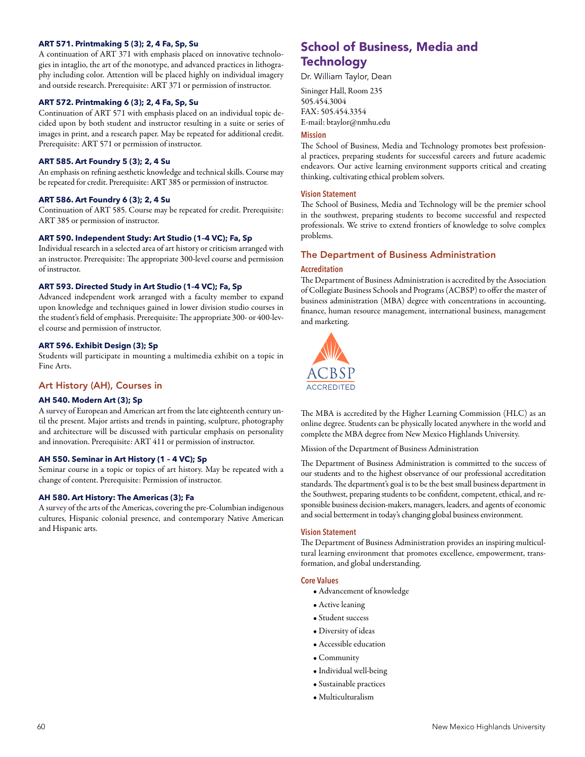**ART 571. Printmaking 5 (3); 2, 4 Fa, Sp, Su**
A continuation of ART 371 with emphasis placed on innovative technologies in intaglio, the art of the monotype, and advanced practices in lithography including color. Attention will be placed highly on individual imagery and outside research. Prerequisite: ART 371 or permission of instructor.

**ART 572. Printmaking 6 (3); 2, 4 Fa, Sp, Su**
Continuation of ART 571 with emphasis placed on an individual topic decided upon by both student and instructor resulting in a suite or series of images in print, and a research paper. May be repeated for additional credit. Prerequisite: ART 571 or permission of instructor.

**ART 585. Art Foundry 5 (3); 2, 4 Su**
An emphasis on refining aesthetic knowledge and technical skills. Course may be repeated for credit. Prerequisite: ART 385 or permission of instructor.

**ART 586. Art Foundry 6 (3); 2, 4 Su**
Continuation of ART 585. Course may be repeated for credit. Prerequisite: ART 385 or permission of instructor.

**ART 590. Independent Study: Art Studio (1–4 VC); Fa, Sp**
Individual research in a selected area of art history or criticism arranged with an instructor. Prerequisite: The appropriate 300-level course and permission of instructor.

**ART 593. Directed Study in Art Studio (1–4 VC); Fa, Sp**
Advanced independent work arranged with a faculty member to expand upon knowledge and techniques gained in lower division studio courses in the student's field of emphasis. Prerequisite: The appropriate 300- or 400-level course and permission of instructor.

**ART 596. Exhibit Design (3); Sp**
Students will participate in mounting a multimedia exhibit on a topic in Fine Arts.

## Art History (AH), Courses in

**AH 540. Modern Art (3); Sp**
A survey of European and American art from the late eighteenth century until the present. Major artists and trends in painting, sculpture, photography and architecture will be discussed with particular emphasis on personality and innovation. Prerequisite: ART 411 or permission of instructor.

**AH 550. Seminar in Art History (1 – 4 VC); Sp**
Seminar course in a topic or topics of art history. May be repeated with a change of content. Prerequisite: Permission of instructor.

**AH 580. Art History: The Americas (3); Fa**
A survey of the arts of the Americas, covering the pre-Columbian indigenous cultures, Hispanic colonial presence, and contemporary Native American and Hispanic arts.

# School of Business, Media and Technology

Dr. William Taylor, Dean

Sininger Hall, Room 235
505.454.3004
FAX: 505.454.3354
E-mail: btaylor@nmhu.edu

### Mission

The School of Business, Media and Technology promotes best professional practices, preparing students for successful careers and future academic endeavors. Our active learning environment supports critical and creating thinking, cultivating ethical problem solvers.

### Vision Statement

The School of Business, Media and Technology will be the premier school in the southwest, preparing students to become successful and respected professionals. We strive to extend frontiers of knowledge to solve complex problems.

## The Department of Business Administration

### Accreditation

The Department of Business Administration is accredited by the Association of Collegiate Business Schools and Programs (ACBSP) to offer the master of business administration (MBA) degree with concentrations in accounting, finance, human resource management, international business, management and marketing.

ACBSP ACCREDITED

The MBA is accredited by the Higher Learning Commission (HLC) as an online degree. Students can be physically located anywhere in the world and complete the MBA degree from New Mexico Highlands University.

Mission of the Department of Business Administration

The Department of Business Administration is committed to the success of our students and to the highest observance of our professional accreditation standards. The department's goal is to be the best small business department in the Southwest, preparing students to be confident, competent, ethical, and responsible business decision-makers, managers, leaders, and agents of economic and social betterment in today's changing global business environment.

### Vision Statement

The Department of Business Administration provides an inspiring multicultural learning environment that promotes excellence, empowerment, transformation, and global understanding.

### Core Values

- Advancement of knowledge
- Active leaning
- Student success
- Diversity of ideas
- Accessible education
- Community
- Individual well-being
- Sustainable practices
- Multiculturalism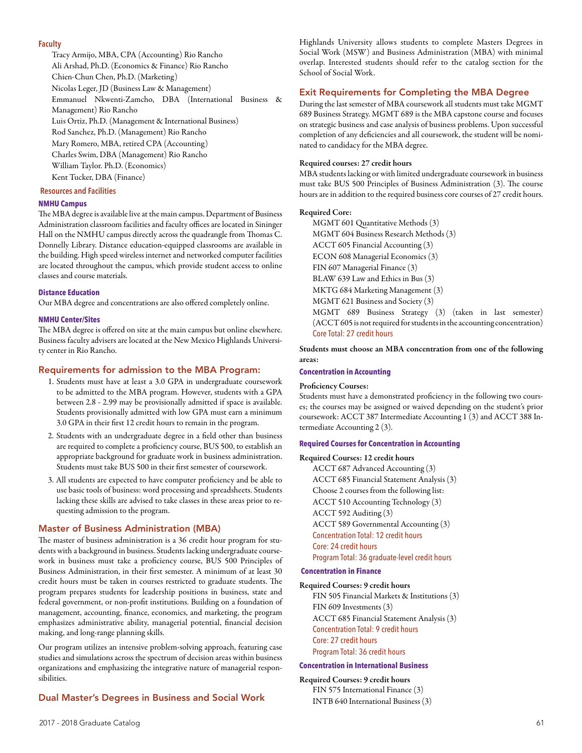### Faculty

Tracy Armijo, MBA, CPA (Accounting) Rio Rancho
Ali Arshad, Ph.D. (Economics & Finance) Rio Rancho
Chien-Chun Chen, Ph.D. (Marketing)
Nicolas Leger, JD (Business Law & Management)
Emmanuel Nkwenti-Zamcho, DBA (International Business & Management) Rio Rancho
Luis Ortiz, Ph.D. (Management & International Business)
Rod Sanchez, Ph.D. (Management) Rio Rancho
Mary Romero, MBA, retired CPA (Accounting)
Charles Swim, DBA (Management) Rio Rancho
William Taylor. Ph.D. (Economics)
Kent Tucker, DBA (Finance)

### Resources and Facilities

#### NMHU Campus

The MBA degree is available live at the main campus. Department of Business Administration classroom facilities and faculty offices are located in Sininger Hall on the NMHU campus directly across the quadrangle from Thomas C. Donnelly Library. Distance education-equipped classrooms are available in the building. High speed wireless internet and networked computer facilities are located throughout the campus, which provide student access to online classes and course materials.

#### Distance Education

Our MBA degree and concentrations are also offered completely online.

#### NMHU Center/Sites

The MBA degree is offered on site at the main campus but online elsewhere. Business faculty advisers are located at the New Mexico Highlands University center in Rio Rancho.

## Requirements for admission to the MBA Program:

1. Students must have at least a 3.0 GPA in undergraduate coursework to be admitted to the MBA program. However, students with a GPA between 2.8 - 2.99 may be provisionally admitted if space is available. Students provisionally admitted with low GPA must earn a minimum 3.0 GPA in their first 12 credit hours to remain in the program.
2. Students with an undergraduate degree in a field other than business are required to complete a proficiency course, BUS 500, to establish an appropriate background for graduate work in business administration. Students must take BUS 500 in their first semester of coursework.
3. All students are expected to have computer proficiency and be able to use basic tools of business: word processing and spreadsheets. Students lacking these skills are advised to take classes in these areas prior to requesting admission to the program.

## Master of Business Administration (MBA)

The master of business administration is a 36 credit hour program for students with a background in business. Students lacking undergraduate coursework in business must take a proficiency course, BUS 500 Principles of Business Administration, in their first semester. A minimum of at least 30 credit hours must be taken in courses restricted to graduate students. The program prepares students for leadership positions in business, state and federal government, or non-profit institutions. Building on a foundation of management, accounting, finance, economics, and marketing, the program emphasizes administrative ability, managerial potential, financial decision making, and long-range planning skills.

Our program utilizes an intensive problem-solving approach, featuring case studies and simulations across the spectrum of decision areas within business organizations and emphasizing the integrative nature of managerial responsibilities.

## Dual Master's Degrees in Business and Social Work

Highlands University allows students to complete Masters Degrees in Social Work (MSW) and Business Administration (MBA) with minimal overlap. Interested students should refer to the catalog section for the School of Social Work.

## Exit Requirements for Completing the MBA Degree

During the last semester of MBA coursework all students must take MGMT 689 Business Strategy. MGMT 689 is the MBA capstone course and focuses on strategic business and case analysis of business problems. Upon successful completion of any deficiencies and all coursework, the student will be nominated to candidacy for the MBA degree.

**Required courses: 27 credit hours**

MBA students lacking or with limited undergraduate coursework in business must take BUS 500 Principles of Business Administration (3). The course hours are in addition to the required business core courses of 27 credit hours.

**Required Core:**

MGMT 601 Quantitative Methods (3)
MGMT 604 Business Research Methods (3)
ACCT 605 Financial Accounting (3)
ECON 608 Managerial Economics (3)
FIN 607 Managerial Finance (3)
BLAW 639 Law and Ethics in Bus (3)
MKTG 684 Marketing Management (3)
MGMT 621 Business and Society (3)
MGMT 689 Business Strategy (3) (taken in last semester)
(ACCT 605 is not required for students in the accounting concentration)
Core Total: 27 credit hours

**Students must choose an MBA concentration from one of the following areas:**

#### Concentration in Accounting

**Proficiency Courses:**

Students must have a demonstrated proficiency in the following two courses; the courses may be assigned or waived depending on the student's prior coursework: ACCT 387 Intermediate Accounting 1 (3) and ACCT 388 Intermediate Accounting 2 (3).

#### Required Courses for Concentration in Accounting

**Required Courses: 12 credit hours**

ACCT 687 Advanced Accounting (3)
ACCT 685 Financial Statement Analysis (3)
Choose 2 courses from the following list:
ACCT 510 Accounting Technology (3)
ACCT 592 Auditing (3)
ACCT 589 Governmental Accounting (3)
Concentration Total: 12 credit hours
Core: 24 credit hours
Program Total: 36 graduate-level credit hours

#### Concentration in Finance

**Required Courses: 9 credit hours**

FIN 505 Financial Markets & Institutions (3)
FIN 609 Investments (3)
ACCT 685 Financial Statement Analysis (3)
Concentration Total: 9 credit hours
Core: 27 credit hours
Program Total: 36 credit hours

#### Concentration in International Business

**Required Courses: 9 credit hours**

FIN 575 International Finance (3)
INTB 640 International Business (3)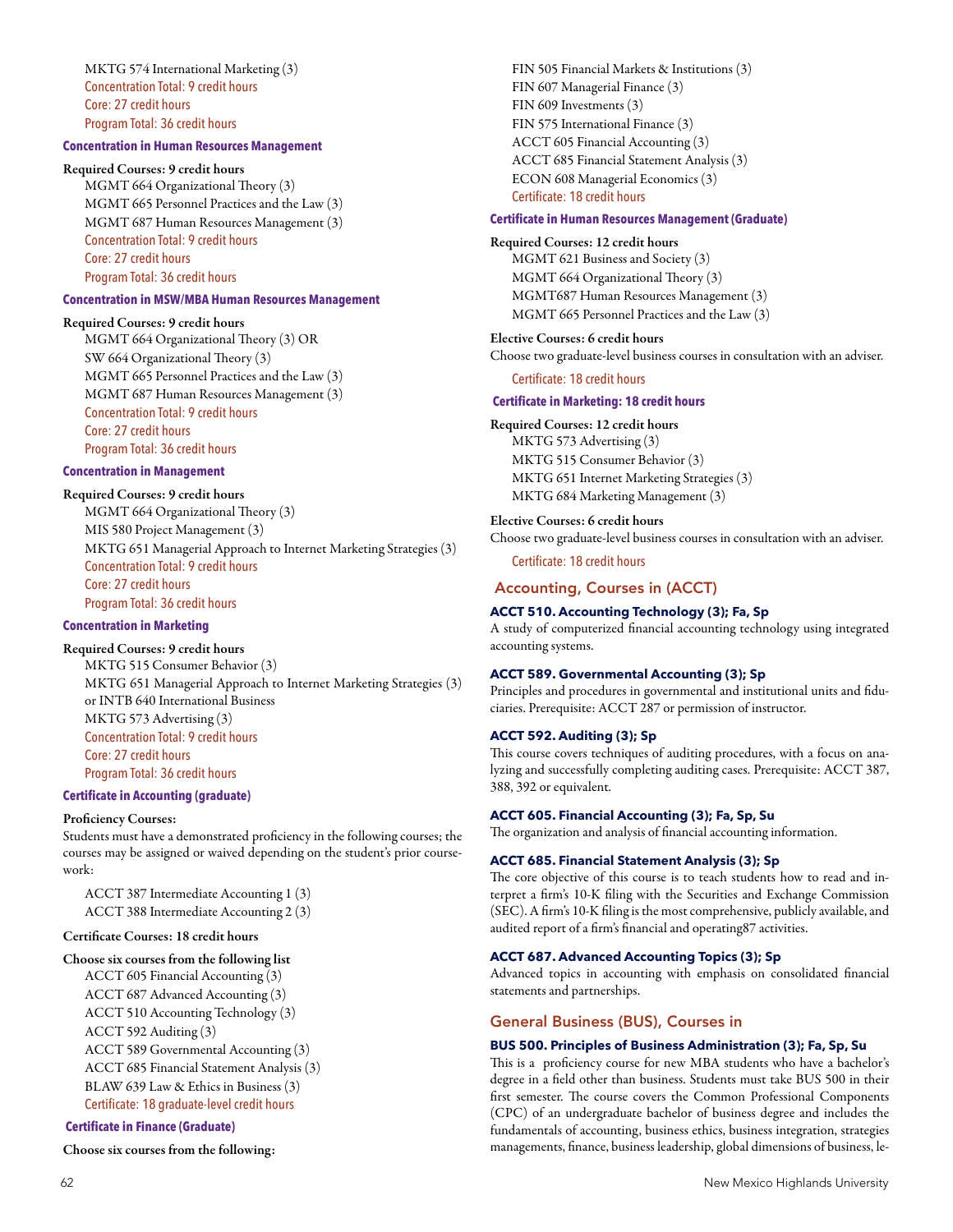MKTG 574 International Marketing (3)
Concentration Total: 9 credit hours
Core: 27 credit hours
Program Total: 36 credit hours

### Concentration in Human Resources Management

**Required Courses: 9 credit hours**

MGMT 664 Organizational Theory (3)
MGMT 665 Personnel Practices and the Law (3)
MGMT 687 Human Resources Management (3)
Concentration Total: 9 credit hours
Core: 27 credit hours
Program Total: 36 credit hours

### Concentration in MSW/MBA Human Resources Management

**Required Courses: 9 credit hours**

MGMT 664 Organizational Theory (3) OR
SW 664 Organizational Theory (3)
MGMT 665 Personnel Practices and the Law (3)
MGMT 687 Human Resources Management (3)
Concentration Total: 9 credit hours
Core: 27 credit hours
Program Total: 36 credit hours

### Concentration in Management

**Required Courses: 9 credit hours**

MGMT 664 Organizational Theory (3)
MIS 580 Project Management (3)
MKTG 651 Managerial Approach to Internet Marketing Strategies (3)
Concentration Total: 9 credit hours
Core: 27 credit hours
Program Total: 36 credit hours

### Concentration in Marketing

**Required Courses: 9 credit hours**

MKTG 515 Consumer Behavior (3)
MKTG 651 Managerial Approach to Internet Marketing Strategies (3) or INTB 640 International Business
MKTG 573 Advertising (3)
Concentration Total: 9 credit hours
Core: 27 credit hours
Program Total: 36 credit hours

### Certificate in Accounting (graduate)

**Proficiency Courses:**

Students must have a demonstrated proficiency in the following courses; the courses may be assigned or waived depending on the student's prior coursework:

ACCT 387 Intermediate Accounting 1 (3)
ACCT 388 Intermediate Accounting 2 (3)

**Certificate Courses: 18 credit hours**

**Choose six courses from the following list**

ACCT 605 Financial Accounting (3)
ACCT 687 Advanced Accounting (3)
ACCT 510 Accounting Technology (3)
ACCT 592 Auditing (3)
ACCT 589 Governmental Accounting (3)
ACCT 685 Financial Statement Analysis (3)
BLAW 639 Law & Ethics in Business (3)
Certificate: 18 graduate-level credit hours

### Certificate in Finance (Graduate)

**Choose six courses from the following:**

FIN 505 Financial Markets & Institutions (3)
FIN 607 Managerial Finance (3)
FIN 609 Investments (3)
FIN 575 International Finance (3)
ACCT 605 Financial Accounting (3)
ACCT 685 Financial Statement Analysis (3)
ECON 608 Managerial Economics (3)
Certificate: 18 credit hours

### Certificate in Human Resources Management (Graduate)

**Required Courses: 12 credit hours**

MGMT 621 Business and Society (3)
MGMT 664 Organizational Theory (3)
MGMT687 Human Resources Management (3)
MGMT 665 Personnel Practices and the Law (3)

**Elective Courses: 6 credit hours**

Choose two graduate-level business courses in consultation with an adviser.

Certificate: 18 credit hours

### Certificate in Marketing: 18 credit hours

**Required Courses: 12 credit hours**

MKTG 573 Advertising (3)
MKTG 515 Consumer Behavior (3)
MKTG 651 Internet Marketing Strategies (3)
MKTG 684 Marketing Management (3)

**Elective Courses: 6 credit hours**

Choose two graduate-level business courses in consultation with an adviser.

Certificate: 18 credit hours

## Accounting, Courses in (ACCT)

**ACCT 510. Accounting Technology (3); Fa, Sp**
A study of computerized financial accounting technology using integrated accounting systems.

**ACCT 589. Governmental Accounting (3); Sp**
Principles and procedures in governmental and institutional units and fiduciaries. Prerequisite: ACCT 287 or permission of instructor.

**ACCT 592. Auditing (3); Sp**
This course covers techniques of auditing procedures, with a focus on analyzing and successfully completing auditing cases. Prerequisite: ACCT 387, 388, 392 or equivalent.

**ACCT 605. Financial Accounting (3); Fa, Sp, Su**
The organization and analysis of financial accounting information.

**ACCT 685. Financial Statement Analysis (3); Sp**
The core objective of this course is to teach students how to read and interpret a firm's 10-K filing with the Securities and Exchange Commission (SEC). A firm's 10-K filing is the most comprehensive, publicly available, and audited report of a firm's financial and operating87 activities.

**ACCT 687. Advanced Accounting Topics (3); Sp**
Advanced topics in accounting with emphasis on consolidated financial statements and partnerships.

## General Business (BUS), Courses in

**BUS 500. Principles of Business Administration (3); Fa, Sp, Su**
This is a proficiency course for new MBA students who have a bachelor's degree in a field other than business. Students must take BUS 500 in their first semester. The course covers the Common Professional Components (CPC) of an undergraduate bachelor of business degree and includes the fundamentals of accounting, business ethics, business integration, strategies managements, finance, business leadership, global dimensions of business, le-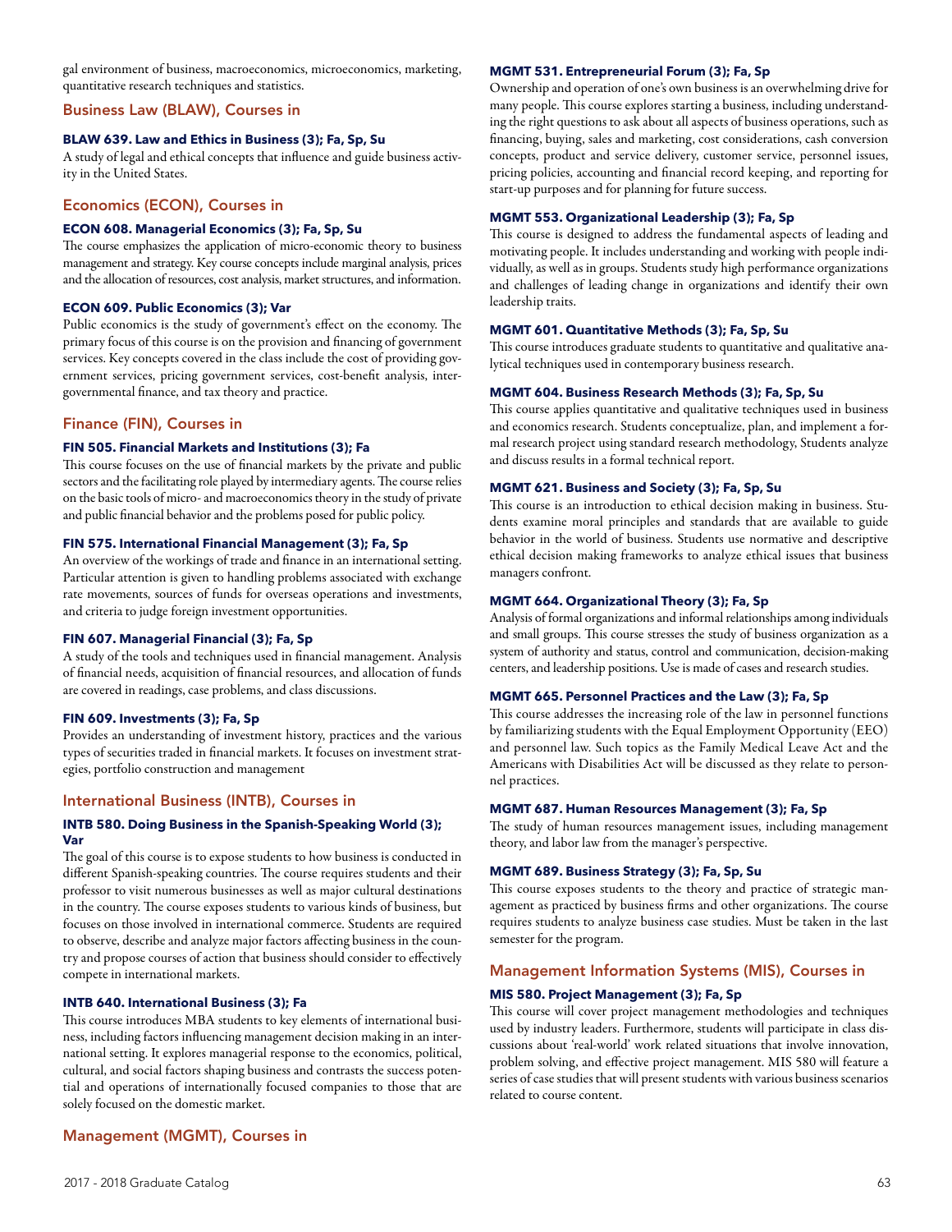gal environment of business, macroeconomics, microeconomics, marketing, quantitative research techniques and statistics.

## Business Law (BLAW), Courses in

### BLAW 639. Law and Ethics in Business (3); Fa, Sp, Su

A study of legal and ethical concepts that influence and guide business activity in the United States.

## Economics (ECON), Courses in

### ECON 608. Managerial Economics (3); Fa, Sp, Su

The course emphasizes the application of micro-economic theory to business management and strategy. Key course concepts include marginal analysis, prices and the allocation of resources, cost analysis, market structures, and information.

### ECON 609. Public Economics (3); Var

Public economics is the study of government's effect on the economy. The primary focus of this course is on the provision and financing of government services. Key concepts covered in the class include the cost of providing government services, pricing government services, cost-benefit analysis, intergovernmental finance, and tax theory and practice.

## Finance (FIN), Courses in

### FIN 505. Financial Markets and Institutions (3); Fa

This course focuses on the use of financial markets by the private and public sectors and the facilitating role played by intermediary agents. The course relies on the basic tools of micro- and macroeconomics theory in the study of private and public financial behavior and the problems posed for public policy.

### FIN 575. International Financial Management (3); Fa, Sp

An overview of the workings of trade and finance in an international setting. Particular attention is given to handling problems associated with exchange rate movements, sources of funds for overseas operations and investments, and criteria to judge foreign investment opportunities.

### FIN 607. Managerial Financial (3); Fa, Sp

A study of the tools and techniques used in financial management. Analysis of financial needs, acquisition of financial resources, and allocation of funds are covered in readings, case problems, and class discussions.

### FIN 609. Investments (3); Fa, Sp

Provides an understanding of investment history, practices and the various types of securities traded in financial markets. It focuses on investment strategies, portfolio construction and management

## International Business (INTB), Courses in

### INTB 580. Doing Business in the Spanish-Speaking World (3); Var

The goal of this course is to expose students to how business is conducted in different Spanish-speaking countries. The course requires students and their professor to visit numerous businesses as well as major cultural destinations in the country. The course exposes students to various kinds of business, but focuses on those involved in international commerce. Students are required to observe, describe and analyze major factors affecting business in the country and propose courses of action that business should consider to effectively compete in international markets.

### INTB 640. International Business (3); Fa

This course introduces MBA students to key elements of international business, including factors influencing management decision making in an international setting. It explores managerial response to the economics, political, cultural, and social factors shaping business and contrasts the success potential and operations of internationally focused companies to those that are solely focused on the domestic market.

## Management (MGMT), Courses in

### MGMT 531. Entrepreneurial Forum (3); Fa, Sp

Ownership and operation of one's own business is an overwhelming drive for many people. This course explores starting a business, including understanding the right questions to ask about all aspects of business operations, such as financing, buying, sales and marketing, cost considerations, cash conversion concepts, product and service delivery, customer service, personnel issues, pricing policies, accounting and financial record keeping, and reporting for start-up purposes and for planning for future success.

### MGMT 553. Organizational Leadership (3); Fa, Sp

This course is designed to address the fundamental aspects of leading and motivating people. It includes understanding and working with people individually, as well as in groups. Students study high performance organizations and challenges of leading change in organizations and identify their own leadership traits.

### MGMT 601. Quantitative Methods (3); Fa, Sp, Su

This course introduces graduate students to quantitative and qualitative analytical techniques used in contemporary business research.

### MGMT 604. Business Research Methods (3); Fa, Sp, Su

This course applies quantitative and qualitative techniques used in business and economics research. Students conceptualize, plan, and implement a formal research project using standard research methodology, Students analyze and discuss results in a formal technical report.

### MGMT 621. Business and Society (3); Fa, Sp, Su

This course is an introduction to ethical decision making in business. Students examine moral principles and standards that are available to guide behavior in the world of business. Students use normative and descriptive ethical decision making frameworks to analyze ethical issues that business managers confront.

### MGMT 664. Organizational Theory (3); Fa, Sp

Analysis of formal organizations and informal relationships among individuals and small groups. This course stresses the study of business organization as a system of authority and status, control and communication, decision-making centers, and leadership positions. Use is made of cases and research studies.

### MGMT 665. Personnel Practices and the Law (3); Fa, Sp

This course addresses the increasing role of the law in personnel functions by familiarizing students with the Equal Employment Opportunity (EEO) and personnel law. Such topics as the Family Medical Leave Act and the Americans with Disabilities Act will be discussed as they relate to personnel practices.

### MGMT 687. Human Resources Management (3); Fa, Sp

The study of human resources management issues, including management theory, and labor law from the manager's perspective.

### MGMT 689. Business Strategy (3); Fa, Sp, Su

This course exposes students to the theory and practice of strategic management as practiced by business firms and other organizations. The course requires students to analyze business case studies. Must be taken in the last semester for the program.

## Management Information Systems (MIS), Courses in

### MIS 580. Project Management (3); Fa, Sp

This course will cover project management methodologies and techniques used by industry leaders. Furthermore, students will participate in class discussions about 'real-world' work related situations that involve innovation, problem solving, and effective project management. MIS 580 will feature a series of case studies that will present students with various business scenarios related to course content.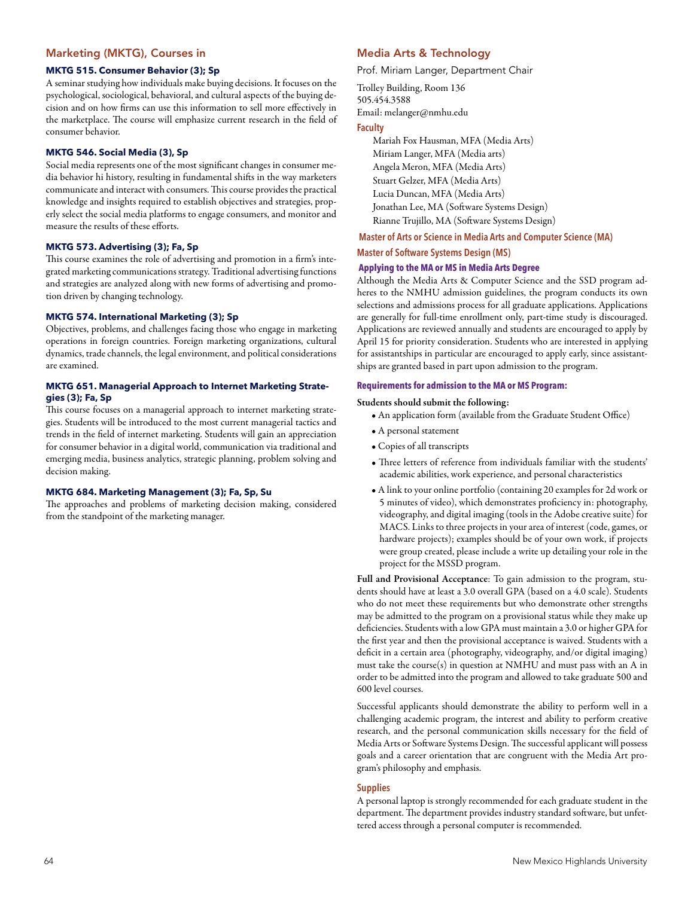## Marketing (MKTG), Courses in

### MKTG 515. Consumer Behavior (3); Sp

A seminar studying how individuals make buying decisions. It focuses on the psychological, sociological, behavioral, and cultural aspects of the buying decision and on how firms can use this information to sell more effectively in the marketplace. The course will emphasize current research in the field of consumer behavior.

### MKTG 546. Social Media (3), Sp

Social media represents one of the most significant changes in consumer media behavior hi history, resulting in fundamental shifts in the way marketers communicate and interact with consumers. This course provides the practical knowledge and insights required to establish objectives and strategies, properly select the social media platforms to engage consumers, and monitor and measure the results of these efforts.

### MKTG 573. Advertising (3); Fa, Sp

This course examines the role of advertising and promotion in a firm's integrated marketing communications strategy. Traditional advertising functions and strategies are analyzed along with new forms of advertising and promotion driven by changing technology.

### MKTG 574. International Marketing (3); Sp

Objectives, problems, and challenges facing those who engage in marketing operations in foreign countries. Foreign marketing organizations, cultural dynamics, trade channels, the legal environment, and political considerations are examined.

### MKTG 651. Managerial Approach to Internet Marketing Strategies (3); Fa, Sp

This course focuses on a managerial approach to internet marketing strategies. Students will be introduced to the most current managerial tactics and trends in the field of internet marketing. Students will gain an appreciation for consumer behavior in a digital world, communication via traditional and emerging media, business analytics, strategic planning, problem solving and decision making.

### MKTG 684. Marketing Management (3); Fa, Sp, Su

The approaches and problems of marketing decision making, considered from the standpoint of the marketing manager.

## Media Arts & Technology

Prof. Miriam Langer, Department Chair

Trolley Building, Room 136
505.454.3588
Email: melanger@nmhu.edu

### Faculty

Mariah Fox Hausman, MFA (Media Arts)
Miriam Langer, MFA (Media arts)
Angela Meron, MFA (Media Arts)
Stuart Gelzer, MFA (Media Arts)
Lucia Duncan, MFA (Media Arts)
Jonathan Lee, MA (Software Systems Design)
Rianne Trujillo, MA (Software Systems Design)

### Master of Arts or Science in Media Arts and Computer Science (MA)

### Master of Software Systems Design (MS)

### Applying to the MA or MS in Media Arts Degree

Although the Media Arts & Computer Science and the SSD program adheres to the NMHU admission guidelines, the program conducts its own selections and admissions process for all graduate applications. Applications are generally for full-time enrollment only, part-time study is discouraged. Applications are reviewed annually and students are encouraged to apply by April 15 for priority consideration. Students who are interested in applying for assistantships in particular are encouraged to apply early, since assistantships are granted based in part upon admission to the program.

### Requirements for admission to the MA or MS Program:

**Students should submit the following:**

- An application form (available from the Graduate Student Office)
- A personal statement
- Copies of all transcripts
- Three letters of reference from individuals familiar with the students' academic abilities, work experience, and personal characteristics
- A link to your online portfolio (containing 20 examples for 2d work or 5 minutes of video), which demonstrates proficiency in: photography, videography, and digital imaging (tools in the Adobe creative suite) for MACS. Links to three projects in your area of interest (code, games, or hardware projects); examples should be of your own work, if projects were group created, please include a write up detailing your role in the project for the MSSD program.

**Full and Provisional Acceptance**: To gain admission to the program, students should have at least a 3.0 overall GPA (based on a 4.0 scale). Students who do not meet these requirements but who demonstrate other strengths may be admitted to the program on a provisional status while they make up deficiencies. Students with a low GPA must maintain a 3.0 or higher GPA for the first year and then the provisional acceptance is waived. Students with a deficit in a certain area (photography, videography, and/or digital imaging) must take the course(s) in question at NMHU and must pass with an A in order to be admitted into the program and allowed to take graduate 500 and 600 level courses.

Successful applicants should demonstrate the ability to perform well in a challenging academic program, the interest and ability to perform creative research, and the personal communication skills necessary for the field of Media Arts or Software Systems Design. The successful applicant will possess goals and a career orientation that are congruent with the Media Art program's philosophy and emphasis.

### Supplies

A personal laptop is strongly recommended for each graduate student in the department. The department provides industry standard software, but unfettered access through a personal computer is recommended.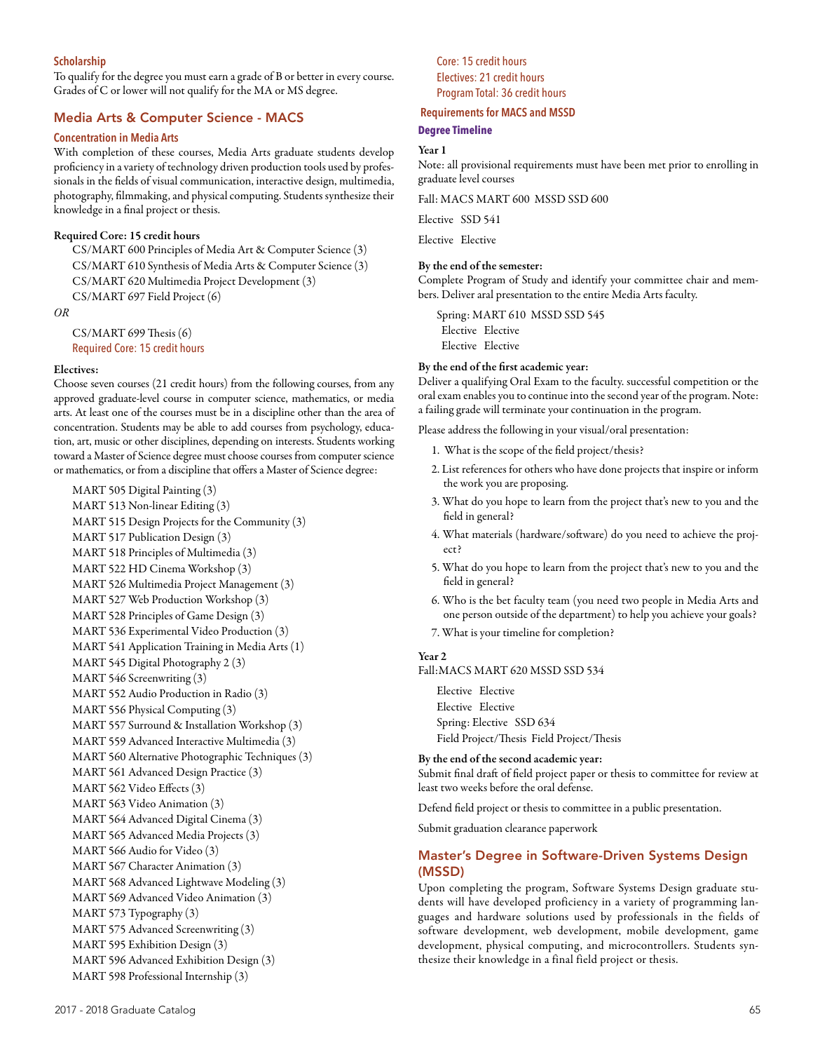### Scholarship

To qualify for the degree you must earn a grade of B or better in every course. Grades of C or lower will not qualify for the MA or MS degree.

## Media Arts & Computer Science - MACS

### Concentration in Media Arts

With completion of these courses, Media Arts graduate students develop proficiency in a variety of technology driven production tools used by professionals in the fields of visual communication, interactive design, multimedia, photography, filmmaking, and physical computing. Students synthesize their knowledge in a final project or thesis.

**Required Core: 15 credit hours**

CS/MART 600 Principles of Media Art & Computer Science (3)
CS/MART 610 Synthesis of Media Arts & Computer Science (3)
CS/MART 620 Multimedia Project Development (3)
CS/MART 697 Field Project (6)

*OR*

CS/MART 699 Thesis (6)
Required Core: 15 credit hours

**Electives:**

Choose seven courses (21 credit hours) from the following courses, from any approved graduate-level course in computer science, mathematics, or media arts. At least one of the courses must be in a discipline other than the area of concentration. Students may be able to add courses from psychology, education, art, music or other disciplines, depending on interests. Students working toward a Master of Science degree must choose courses from computer science or mathematics, or from a discipline that offers a Master of Science degree:

MART 505 Digital Painting (3)
MART 513 Non-linear Editing (3)
MART 515 Design Projects for the Community (3)
MART 517 Publication Design (3)
MART 518 Principles of Multimedia (3)
MART 522 HD Cinema Workshop (3)
MART 526 Multimedia Project Management (3)
MART 527 Web Production Workshop (3)
MART 528 Principles of Game Design (3)
MART 536 Experimental Video Production (3)
MART 541 Application Training in Media Arts (1)
MART 545 Digital Photography 2 (3)
MART 546 Screenwriting (3)
MART 552 Audio Production in Radio (3)
MART 556 Physical Computing (3)
MART 557 Surround & Installation Workshop (3)
MART 559 Advanced Interactive Multimedia (3)
MART 560 Alternative Photographic Techniques (3)
MART 561 Advanced Design Practice (3)
MART 562 Video Effects (3)
MART 563 Video Animation (3)
MART 564 Advanced Digital Cinema (3)
MART 565 Advanced Media Projects (3)
MART 566 Audio for Video (3)
MART 567 Character Animation (3)
MART 568 Advanced Lightwave Modeling (3)
MART 569 Advanced Video Animation (3)
MART 573 Typography (3)
MART 575 Advanced Screenwriting (3)
MART 595 Exhibition Design (3)
MART 596 Advanced Exhibition Design (3)
MART 598 Professional Internship (3)

Core: 15 credit hours
Electives: 21 credit hours
Program Total: 36 credit hours

### Requirements for MACS and MSSD

#### Degree Timeline

**Year 1**

Note: all provisional requirements must have been met prior to enrolling in graduate level courses

Fall: MACS MART 600 MSSD SSD 600

Elective SSD 541

Elective Elective

**By the end of the semester:**

Complete Program of Study and identify your committee chair and members. Deliver aral presentation to the entire Media Arts faculty.

Spring: MART 610 MSSD SSD 545
Elective Elective
Elective Elective

**By the end of the first academic year:**

Deliver a qualifying Oral Exam to the faculty. successful competition or the oral exam enables you to continue into the second year of the program. Note: a failing grade will terminate your continuation in the program.

Please address the following in your visual/oral presentation:

1. What is the scope of the field project/thesis?
2. List references for others who have done projects that inspire or inform the work you are proposing.
3. What do you hope to learn from the project that's new to you and the field in general?
4. What materials (hardware/software) do you need to achieve the project?
5. What do you hope to learn from the project that's new to you and the field in general?
6. Who is the bet faculty team (you need two people in Media Arts and one person outside of the department) to help you achieve your goals?
7. What is your timeline for completion?

**Year 2**

Fall:MACS MART 620 MSSD SSD 534

Elective Elective
Elective Elective
Spring: Elective SSD 634
Field Project/Thesis Field Project/Thesis

**By the end of the second academic year:**

Submit final draft of field project paper or thesis to committee for review at least two weeks before the oral defense.

Defend field project or thesis to committee in a public presentation.

Submit graduation clearance paperwork

## Master's Degree in Software-Driven Systems Design (MSSD)

Upon completing the program, Software Systems Design graduate students will have developed proficiency in a variety of programming languages and hardware solutions used by professionals in the fields of software development, web development, mobile development, game development, physical computing, and microcontrollers. Students synthesize their knowledge in a final field project or thesis.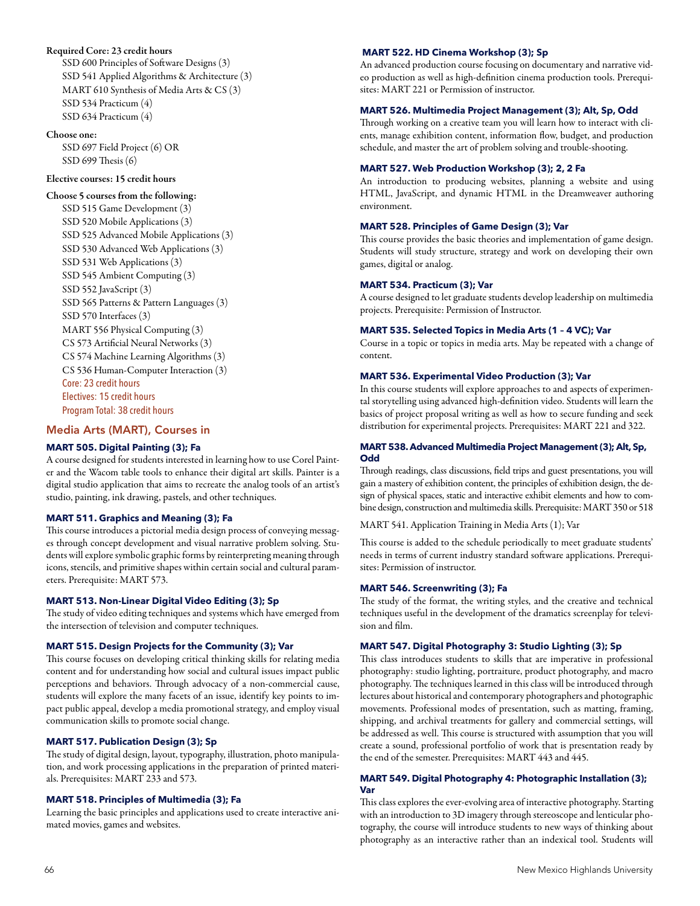**Required Core: 23 credit hours**

- SSD 600 Principles of Software Designs (3)
- SSD 541 Applied Algorithms & Architecture (3)
- MART 610 Synthesis of Media Arts & CS (3)
- SSD 534 Practicum (4)
- SSD 634 Practicum (4)

**Choose one:**

- SSD 697 Field Project (6) OR
- SSD 699 Thesis (6)

**Elective courses: 15 credit hours**

**Choose 5 courses from the following:**

- SSD 515 Game Development (3)
- SSD 520 Mobile Applications (3)
- SSD 525 Advanced Mobile Applications (3)
- SSD 530 Advanced Web Applications (3)
- SSD 531 Web Applications (3)
- SSD 545 Ambient Computing (3)
- SSD 552 JavaScript (3)
- SSD 565 Patterns & Pattern Languages (3)
- SSD 570 Interfaces (3)
- MART 556 Physical Computing (3)
- CS 573 Artificial Neural Networks (3)
- CS 574 Machine Learning Algorithms (3)
- CS 536 Human-Computer Interaction (3)

Core: 23 credit hours
Electives: 15 credit hours
Program Total: 38 credit hours

## Media Arts (MART), Courses in

### MART 505. Digital Painting (3); Fa

A course designed for students interested in learning how to use Corel Painter and the Wacom table tools to enhance their digital art skills. Painter is a digital studio application that aims to recreate the analog tools of an artist's studio, painting, ink drawing, pastels, and other techniques.

### MART 511. Graphics and Meaning (3); Fa

This course introduces a pictorial media design process of conveying messages through concept development and visual narrative problem solving. Students will explore symbolic graphic forms by reinterpreting meaning through icons, stencils, and primitive shapes within certain social and cultural parameters. Prerequisite: MART 573.

### MART 513. Non-Linear Digital Video Editing (3); Sp

The study of video editing techniques and systems which have emerged from the intersection of television and computer techniques.

### MART 515. Design Projects for the Community (3); Var

This course focuses on developing critical thinking skills for relating media content and for understanding how social and cultural issues impact public perceptions and behaviors. Through advocacy of a non-commercial cause, students will explore the many facets of an issue, identify key points to impact public appeal, develop a media promotional strategy, and employ visual communication skills to promote social change.

### MART 517. Publication Design (3); Sp

The study of digital design, layout, typography, illustration, photo manipulation, and work processing applications in the preparation of printed materials. Prerequisites: MART 233 and 573.

### MART 518. Principles of Multimedia (3); Fa

Learning the basic principles and applications used to create interactive animated movies, games and websites.

### MART 522. HD Cinema Workshop (3); Sp

An advanced production course focusing on documentary and narrative video production as well as high-definition cinema production tools. Prerequisites: MART 221 or Permission of instructor.

### MART 526. Multimedia Project Management (3); Alt, Sp, Odd

Through working on a creative team you will learn how to interact with clients, manage exhibition content, information flow, budget, and production schedule, and master the art of problem solving and trouble-shooting.

### MART 527. Web Production Workshop (3); 2, 2 Fa

An introduction to producing websites, planning a website and using HTML, JavaScript, and dynamic HTML in the Dreamweaver authoring environment.

### MART 528. Principles of Game Design (3); Var

This course provides the basic theories and implementation of game design. Students will study structure, strategy and work on developing their own games, digital or analog.

### MART 534. Practicum (3); Var

A course designed to let graduate students develop leadership on multimedia projects. Prerequisite: Permission of Instructor.

### MART 535. Selected Topics in Media Arts (1 – 4 VC); Var

Course in a topic or topics in media arts. May be repeated with a change of content.

### MART 536. Experimental Video Production (3); Var

In this course students will explore approaches to and aspects of experimental storytelling using advanced high-definition video. Students will learn the basics of project proposal writing as well as how to secure funding and seek distribution for experimental projects. Prerequisites: MART 221 and 322.

### MART 538. Advanced Multimedia Project Management (3); Alt, Sp, Odd

Through readings, class discussions, field trips and guest presentations, you will gain a mastery of exhibition content, the principles of exhibition design, the design of physical spaces, static and interactive exhibit elements and how to combine design, construction and multimedia skills. Prerequisite: MART 350 or 518

MART 541. Application Training in Media Arts (1); Var

This course is added to the schedule periodically to meet graduate students' needs in terms of current industry standard software applications. Prerequisites: Permission of instructor.

### MART 546. Screenwriting (3); Fa

The study of the format, the writing styles, and the creative and technical techniques useful in the development of the dramatics screenplay for television and film.

### MART 547. Digital Photography 3: Studio Lighting (3); Sp

This class introduces students to skills that are imperative in professional photography: studio lighting, portraiture, product photography, and macro photography. The techniques learned in this class will be introduced through lectures about historical and contemporary photographers and photographic movements. Professional modes of presentation, such as matting, framing, shipping, and archival treatments for gallery and commercial settings, will be addressed as well. This course is structured with assumption that you will create a sound, professional portfolio of work that is presentation ready by the end of the semester. Prerequisites: MART 443 and 445.

### MART 549. Digital Photography 4: Photographic Installation (3); Var

This class explores the ever-evolving area of interactive photography. Starting with an introduction to 3D imagery through stereoscope and lenticular photography, the course will introduce students to new ways of thinking about photography as an interactive rather than an indexical tool. Students will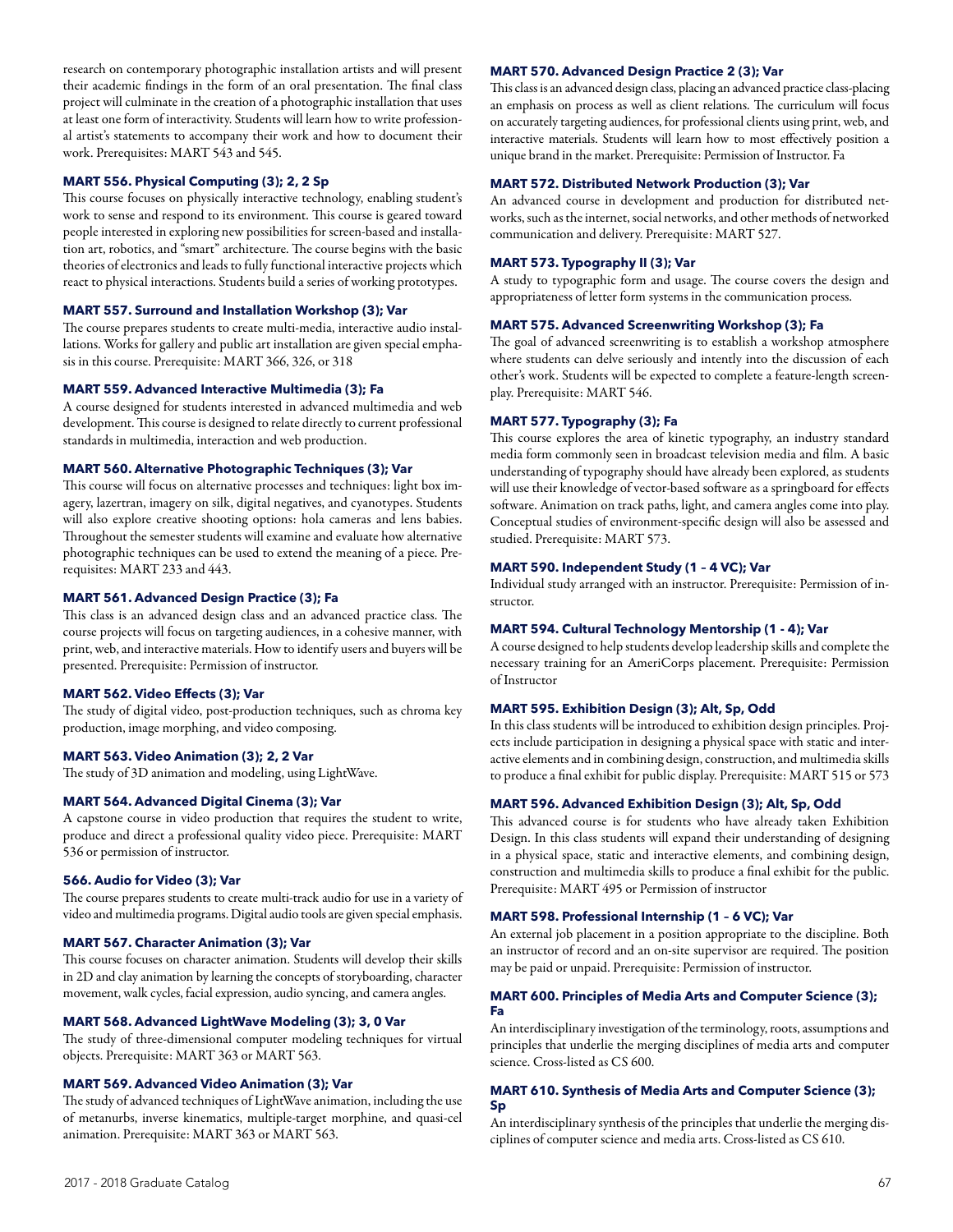research on contemporary photographic installation artists and will present their academic findings in the form of an oral presentation. The final class project will culminate in the creation of a photographic installation that uses at least one form of interactivity. Students will learn how to write professional artist's statements to accompany their work and how to document their work. Prerequisites: MART 543 and 545.

**MART 556. Physical Computing (3); 2, 2 Sp**

This course focuses on physically interactive technology, enabling student's work to sense and respond to its environment. This course is geared toward people interested in exploring new possibilities for screen-based and installation art, robotics, and "smart" architecture. The course begins with the basic theories of electronics and leads to fully functional interactive projects which react to physical interactions. Students build a series of working prototypes.

**MART 557. Surround and Installation Workshop (3); Var**

The course prepares students to create multi-media, interactive audio installations. Works for gallery and public art installation are given special emphasis in this course. Prerequisite: MART 366, 326, or 318

**MART 559. Advanced Interactive Multimedia (3); Fa**

A course designed for students interested in advanced multimedia and web development. This course is designed to relate directly to current professional standards in multimedia, interaction and web production.

**MART 560. Alternative Photographic Techniques (3); Var**

This course will focus on alternative processes and techniques: light box imagery, lazertran, imagery on silk, digital negatives, and cyanotypes. Students will also explore creative shooting options: hola cameras and lens babies. Throughout the semester students will examine and evaluate how alternative photographic techniques can be used to extend the meaning of a piece. Prerequisites: MART 233 and 443.

**MART 561. Advanced Design Practice (3); Fa**

This class is an advanced design class and an advanced practice class. The course projects will focus on targeting audiences, in a cohesive manner, with print, web, and interactive materials. How to identify users and buyers will be presented. Prerequisite: Permission of instructor.

**MART 562. Video Effects (3); Var**

The study of digital video, post-production techniques, such as chroma key production, image morphing, and video composing.

**MART 563. Video Animation (3); 2, 2 Var**

The study of 3D animation and modeling, using LightWave.

**MART 564. Advanced Digital Cinema (3); Var**

A capstone course in video production that requires the student to write, produce and direct a professional quality video piece. Prerequisite: MART 536 or permission of instructor.

**566. Audio for Video (3); Var**

The course prepares students to create multi-track audio for use in a variety of video and multimedia programs. Digital audio tools are given special emphasis.

**MART 567. Character Animation (3); Var**

This course focuses on character animation. Students will develop their skills in 2D and clay animation by learning the concepts of storyboarding, character movement, walk cycles, facial expression, audio syncing, and camera angles.

**MART 568. Advanced LightWave Modeling (3); 3, 0 Var**

The study of three-dimensional computer modeling techniques for virtual objects. Prerequisite: MART 363 or MART 563.

**MART 569. Advanced Video Animation (3); Var**

The study of advanced techniques of LightWave animation, including the use of metanurbs, inverse kinematics, multiple-target morphine, and quasi-cel animation. Prerequisite: MART 363 or MART 563.

**MART 570. Advanced Design Practice 2 (3); Var**

This class is an advanced design class, placing an advanced practice class-placing an emphasis on process as well as client relations. The curriculum will focus on accurately targeting audiences, for professional clients using print, web, and interactive materials. Students will learn how to most effectively position a unique brand in the market. Prerequisite: Permission of Instructor. Fa

**MART 572. Distributed Network Production (3); Var**

An advanced course in development and production for distributed networks, such as the internet, social networks, and other methods of networked communication and delivery. Prerequisite: MART 527.

**MART 573. Typography II (3); Var**

A study to typographic form and usage. The course covers the design and appropriateness of letter form systems in the communication process.

**MART 575. Advanced Screenwriting Workshop (3); Fa**

The goal of advanced screenwriting is to establish a workshop atmosphere where students can delve seriously and intently into the discussion of each other's work. Students will be expected to complete a feature-length screenplay. Prerequisite: MART 546.

**MART 577. Typography (3); Fa**

This course explores the area of kinetic typography, an industry standard media form commonly seen in broadcast television media and film. A basic understanding of typography should have already been explored, as students will use their knowledge of vector-based software as a springboard for effects software. Animation on track paths, light, and camera angles come into play. Conceptual studies of environment-specific design will also be assessed and studied. Prerequisite: MART 573.

**MART 590. Independent Study (1 – 4 VC); Var**

Individual study arranged with an instructor. Prerequisite: Permission of instructor.

**MART 594. Cultural Technology Mentorship (1 - 4); Var**

A course designed to help students develop leadership skills and complete the necessary training for an AmeriCorps placement. Prerequisite: Permission of Instructor

**MART 595. Exhibition Design (3); Alt, Sp, Odd**

In this class students will be introduced to exhibition design principles. Projects include participation in designing a physical space with static and interactive elements and in combining design, construction, and multimedia skills to produce a final exhibit for public display. Prerequisite: MART 515 or 573

**MART 596. Advanced Exhibition Design (3); Alt, Sp, Odd**

This advanced course is for students who have already taken Exhibition Design. In this class students will expand their understanding of designing in a physical space, static and interactive elements, and combining design, construction and multimedia skills to produce a final exhibit for the public. Prerequisite: MART 495 or Permission of instructor

**MART 598. Professional Internship (1 – 6 VC); Var**

An external job placement in a position appropriate to the discipline. Both an instructor of record and an on-site supervisor are required. The position may be paid or unpaid. Prerequisite: Permission of instructor.

**MART 600. Principles of Media Arts and Computer Science (3); Fa**

An interdisciplinary investigation of the terminology, roots, assumptions and principles that underlie the merging disciplines of media arts and computer science. Cross-listed as CS 600.

**MART 610. Synthesis of Media Arts and Computer Science (3); Sp**

An interdisciplinary synthesis of the principles that underlie the merging disciplines of computer science and media arts. Cross-listed as CS 610.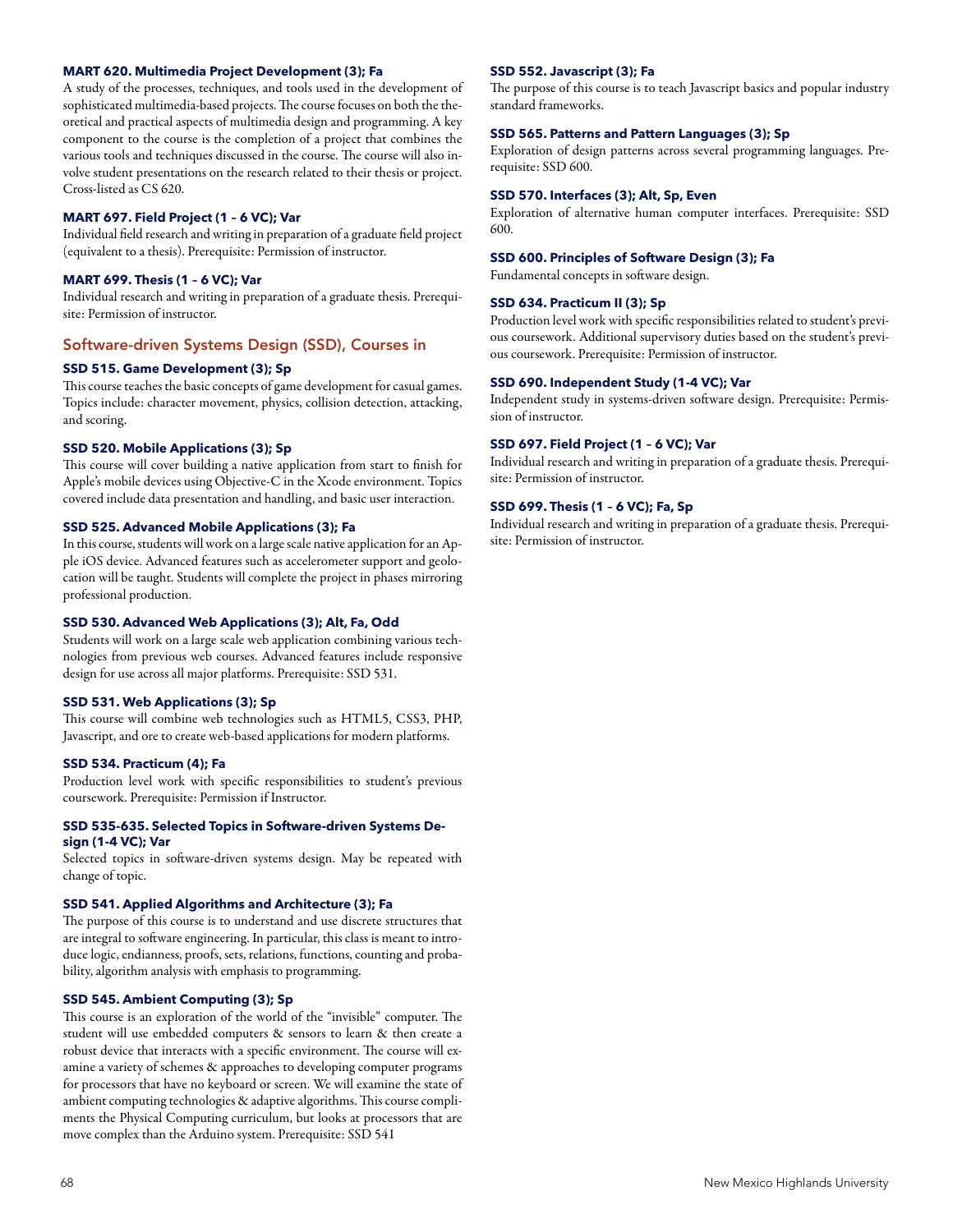**MART 620. Multimedia Project Development (3); Fa**
A study of the processes, techniques, and tools used in the development of sophisticated multimedia-based projects. The course focuses on both the theoretical and practical aspects of multimedia design and programming. A key component to the course is the completion of a project that combines the various tools and techniques discussed in the course. The course will also involve student presentations on the research related to their thesis or project. Cross-listed as CS 620.

**MART 697. Field Project (1 – 6 VC); Var**
Individual field research and writing in preparation of a graduate field project (equivalent to a thesis). Prerequisite: Permission of instructor.

**MART 699. Thesis (1 – 6 VC); Var**
Individual research and writing in preparation of a graduate thesis. Prerequisite: Permission of instructor.

## Software-driven Systems Design (SSD), Courses in

**SSD 515. Game Development (3); Sp**
This course teaches the basic concepts of game development for casual games. Topics include: character movement, physics, collision detection, attacking, and scoring.

**SSD 520. Mobile Applications (3); Sp**
This course will cover building a native application from start to finish for Apple's mobile devices using Objective-C in the Xcode environment. Topics covered include data presentation and handling, and basic user interaction.

**SSD 525. Advanced Mobile Applications (3); Fa**
In this course, students will work on a large scale native application for an Apple iOS device. Advanced features such as accelerometer support and geolocation will be taught. Students will complete the project in phases mirroring professional production.

**SSD 530. Advanced Web Applications (3); Alt, Fa, Odd**
Students will work on a large scale web application combining various technologies from previous web courses. Advanced features include responsive design for use across all major platforms. Prerequisite: SSD 531.

**SSD 531. Web Applications (3); Sp**
This course will combine web technologies such as HTML5, CSS3, PHP, Javascript, and ore to create web-based applications for modern platforms.

**SSD 534. Practicum (4); Fa**
Production level work with specific responsibilities to student's previous coursework. Prerequisite: Permission if Instructor.

**SSD 535-635. Selected Topics in Software-driven Systems Design (1-4 VC); Var**
Selected topics in software-driven systems design. May be repeated with change of topic.

**SSD 541. Applied Algorithms and Architecture (3); Fa**
The purpose of this course is to understand and use discrete structures that are integral to software engineering. In particular, this class is meant to introduce logic, endianness, proofs, sets, relations, functions, counting and probability, algorithm analysis with emphasis to programming.

**SSD 545. Ambient Computing (3); Sp**
This course is an exploration of the world of the "invisible" computer. The student will use embedded computers & sensors to learn & then create a robust device that interacts with a specific environment. The course will examine a variety of schemes & approaches to developing computer programs for processors that have no keyboard or screen. We will examine the state of ambient computing technologies & adaptive algorithms. This course compliments the Physical Computing curriculum, but looks at processors that are move complex than the Arduino system. Prerequisite: SSD 541

**SSD 552. Javascript (3); Fa**
The purpose of this course is to teach Javascript basics and popular industry standard frameworks.

**SSD 565. Patterns and Pattern Languages (3); Sp**
Exploration of design patterns across several programming languages. Prerequisite: SSD 600.

**SSD 570. Interfaces (3); Alt, Sp, Even**
Exploration of alternative human computer interfaces. Prerequisite: SSD 600.

**SSD 600. Principles of Software Design (3); Fa**
Fundamental concepts in software design.

**SSD 634. Practicum II (3); Sp**
Production level work with specific responsibilities related to student's previous coursework. Additional supervisory duties based on the student's previous coursework. Prerequisite: Permission of instructor.

**SSD 690. Independent Study (1-4 VC); Var**
Independent study in systems-driven software design. Prerequisite: Permission of instructor.

**SSD 697. Field Project (1 – 6 VC); Var**
Individual research and writing in preparation of a graduate thesis. Prerequisite: Permission of instructor.

**SSD 699. Thesis (1 – 6 VC); Fa, Sp**
Individual research and writing in preparation of a graduate thesis. Prerequisite: Permission of instructor.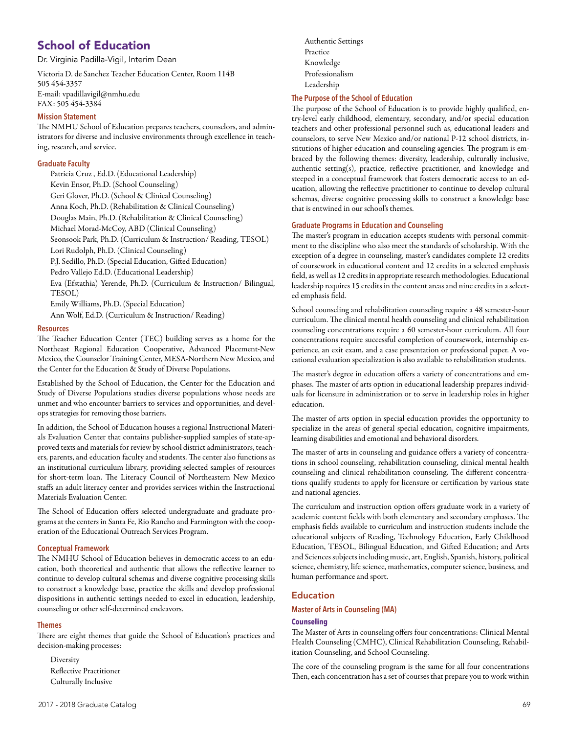# School of Education

Dr. Virginia Padilla-Vigil, Interim Dean

Victoria D. de Sanchez Teacher Education Center, Room 114B
505 454-3357
E-mail: vpadillavigil@nmhu.edu
FAX: 505 454-3384

### Mission Statement

The NMHU School of Education prepares teachers, counselors, and administrators for diverse and inclusive environments through excellence in teaching, research, and service.

### Graduate Faculty

Patricia Cruz , Ed.D. (Educational Leadership)
Kevin Ensor, Ph.D. (School Counseling)
Geri Glover, Ph.D. (School & Clinical Counseling)
Anna Koch, Ph.D. (Rehabilitation & Clinical Counseling)
Douglas Main, Ph.D. (Rehabilitation & Clinical Counseling)
Michael Morad-McCoy, ABD (Clinical Counseling)
Seonsook Park, Ph.D. (Curriculum & Instruction/ Reading, TESOL)
Lori Rudolph, Ph.D. (Clinical Counseling)
P.J. Sedillo, Ph.D. (Special Education, Gifted Education)
Pedro Vallejo Ed.D. (Educational Leadership)
Eva (Efstathia) Yerende, Ph.D. (Curriculum & Instruction/ Bilingual, TESOL)
Emily Williams, Ph.D. (Special Education)
Ann Wolf, Ed.D. (Curriculum & Instruction/ Reading)

### Resources

The Teacher Education Center (TEC) building serves as a home for the Northeast Regional Education Cooperative, Advanced Placement-New Mexico, the Counselor Training Center, MESA-Northern New Mexico, and the Center for the Education & Study of Diverse Populations.

Established by the School of Education, the Center for the Education and Study of Diverse Populations studies diverse populations whose needs are unmet and who encounter barriers to services and opportunities, and develops strategies for removing those barriers.

In addition, the School of Education houses a regional Instructional Materials Evaluation Center that contains publisher-supplied samples of state-approved texts and materials for review by school district administrators, teachers, parents, and education faculty and students. The center also functions as an institutional curriculum library, providing selected samples of resources for short-term loan. The Literacy Council of Northeastern New Mexico staffs an adult literacy center and provides services within the Instructional Materials Evaluation Center.

The School of Education offers selected undergraduate and graduate programs at the centers in Santa Fe, Rio Rancho and Farmington with the cooperation of the Educational Outreach Services Program.

### Conceptual Framework

The NMHU School of Education believes in democratic access to an education, both theoretical and authentic that allows the reflective learner to continue to develop cultural schemas and diverse cognitive processing skills to construct a knowledge base, practice the skills and develop professional dispositions in authentic settings needed to excel in education, leadership, counseling or other self-determined endeavors.

### Themes

There are eight themes that guide the School of Education's practices and decision-making processes:

- Diversity
- Reflective Practitioner
- Culturally Inclusive
- Authentic Settings
- Practice
- Knowledge
- Professionalism
- Leadership

### The Purpose of the School of Education

The purpose of the School of Education is to provide highly qualified, entry-level early childhood, elementary, secondary, and/or special education teachers and other professional personnel such as, educational leaders and counselors, to serve New Mexico and/or national P-12 school districts, institutions of higher education and counseling agencies. The program is embraced by the following themes: diversity, leadership, culturally inclusive, authentic setting(s), practice, reflective practitioner, and knowledge and steeped in a conceptual framework that fosters democratic access to an education, allowing the reflective practitioner to continue to develop cultural schemas, diverse cognitive processing skills to construct a knowledge base that is entwined in our school's themes.

### Graduate Programs in Education and Counseling

The master's program in education accepts students with personal commitment to the discipline who also meet the standards of scholarship. With the exception of a degree in counseling, master's candidates complete 12 credits of coursework in educational content and 12 credits in a selected emphasis field, as well as 12 credits in appropriate research methodologies. Educational leadership requires 15 credits in the content areas and nine credits in a selected emphasis field.

School counseling and rehabilitation counseling require a 48 semester-hour curriculum. The clinical mental health counseling and clinical rehabilitation counseling concentrations require a 60 semester-hour curriculum. All four concentrations require successful completion of coursework, internship experience, an exit exam, and a case presentation or professional paper. A vocational evaluation specialization is also available to rehabilitation students.

The master's degree in education offers a variety of concentrations and emphases. The master of arts option in educational leadership prepares individuals for licensure in administration or to serve in leadership roles in higher education.

The master of arts option in special education provides the opportunity to specialize in the areas of general special education, cognitive impairments, learning disabilities and emotional and behavioral disorders.

The master of arts in counseling and guidance offers a variety of concentrations in school counseling, rehabilitation counseling, clinical mental health counseling and clinical rehabilitation counseling. The different concentrations qualify students to apply for licensure or certification by various state and national agencies.

The curriculum and instruction option offers graduate work in a variety of academic content fields with both elementary and secondary emphases. The emphasis fields available to curriculum and instruction students include the educational subjects of Reading, Technology Education, Early Childhood Education, TESOL, Bilingual Education, and Gifted Education; and Arts and Sciences subjects including music, art, English, Spanish, history, political science, chemistry, life science, mathematics, computer science, business, and human performance and sport.

## Education

### Master of Arts in Counseling (MA)

#### Counseling

The Master of Arts in counseling offers four concentrations: Clinical Mental Health Counseling (CMHC), Clinical Rehabilitation Counseling, Rehabilitation Counseling, and School Counseling.

The core of the counseling program is the same for all four concentrations Then, each concentration has a set of courses that prepare you to work within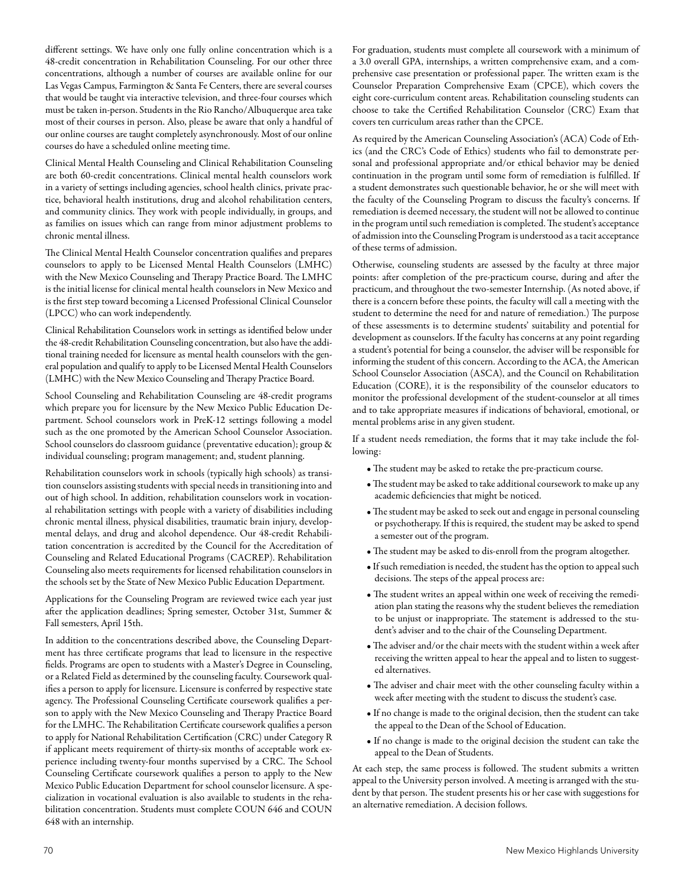different settings. We have only one fully online concentration which is a 48-credit concentration in Rehabilitation Counseling. For our other three concentrations, although a number of courses are available online for our Las Vegas Campus, Farmington & Santa Fe Centers, there are several courses that would be taught via interactive television, and three-four courses which must be taken in-person. Students in the Rio Rancho/Albuquerque area take most of their courses in person. Also, please be aware that only a handful of our online courses are taught completely asynchronously. Most of our online courses do have a scheduled online meeting time.

Clinical Mental Health Counseling and Clinical Rehabilitation Counseling are both 60-credit concentrations. Clinical mental health counselors work in a variety of settings including agencies, school health clinics, private practice, behavioral health institutions, drug and alcohol rehabilitation centers, and community clinics. They work with people individually, in groups, and as families on issues which can range from minor adjustment problems to chronic mental illness.

The Clinical Mental Health Counselor concentration qualifies and prepares counselors to apply to be Licensed Mental Health Counselors (LMHC) with the New Mexico Counseling and Therapy Practice Board. The LMHC is the initial license for clinical mental health counselors in New Mexico and is the first step toward becoming a Licensed Professional Clinical Counselor (LPCC) who can work independently.

Clinical Rehabilitation Counselors work in settings as identified below under the 48-credit Rehabilitation Counseling concentration, but also have the additional training needed for licensure as mental health counselors with the general population and qualify to apply to be Licensed Mental Health Counselors (LMHC) with the New Mexico Counseling and Therapy Practice Board.

School Counseling and Rehabilitation Counseling are 48-credit programs which prepare you for licensure by the New Mexico Public Education Department. School counselors work in PreK-12 settings following a model such as the one promoted by the American School Counselor Association. School counselors do classroom guidance (preventative education); group & individual counseling; program management; and, student planning.

Rehabilitation counselors work in schools (typically high schools) as transition counselors assisting students with special needs in transitioning into and out of high school. In addition, rehabilitation counselors work in vocational rehabilitation settings with people with a variety of disabilities including chronic mental illness, physical disabilities, traumatic brain injury, developmental delays, and drug and alcohol dependence. Our 48-credit Rehabilitation concentration is accredited by the Council for the Accreditation of Counseling and Related Educational Programs (CACREP). Rehabilitation Counseling also meets requirements for licensed rehabilitation counselors in the schools set by the State of New Mexico Public Education Department.

Applications for the Counseling Program are reviewed twice each year just after the application deadlines; Spring semester, October 31st, Summer & Fall semesters, April 15th.

In addition to the concentrations described above, the Counseling Department has three certificate programs that lead to licensure in the respective fields. Programs are open to students with a Master's Degree in Counseling, or a Related Field as determined by the counseling faculty. Coursework qualifies a person to apply for licensure. Licensure is conferred by respective state agency. The Professional Counseling Certificate coursework qualifies a person to apply with the New Mexico Counseling and Therapy Practice Board for the LMHC. The Rehabilitation Certificate coursework qualifies a person to apply for National Rehabilitation Certification (CRC) under Category R if applicant meets requirement of thirty-six months of acceptable work experience including twenty-four months supervised by a CRC. The School Counseling Certificate coursework qualifies a person to apply to the New Mexico Public Education Department for school counselor licensure. A specialization in vocational evaluation is also available to students in the rehabilitation concentration. Students must complete COUN 646 and COUN 648 with an internship.

For graduation, students must complete all coursework with a minimum of a 3.0 overall GPA, internships, a written comprehensive exam, and a comprehensive case presentation or professional paper. The written exam is the Counselor Preparation Comprehensive Exam (CPCE), which covers the eight core-curriculum content areas. Rehabilitation counseling students can choose to take the Certified Rehabilitation Counselor (CRC) Exam that covers ten curriculum areas rather than the CPCE.

As required by the American Counseling Association's (ACA) Code of Ethics (and the CRC's Code of Ethics) students who fail to demonstrate personal and professional appropriate and/or ethical behavior may be denied continuation in the program until some form of remediation is fulfilled. If a student demonstrates such questionable behavior, he or she will meet with the faculty of the Counseling Program to discuss the faculty's concerns. If remediation is deemed necessary, the student will not be allowed to continue in the program until such remediation is completed. The student's acceptance of admission into the Counseling Program is understood as a tacit acceptance of these terms of admission.

Otherwise, counseling students are assessed by the faculty at three major points: after completion of the pre-practicum course, during and after the practicum, and throughout the two-semester Internship. (As noted above, if there is a concern before these points, the faculty will call a meeting with the student to determine the need for and nature of remediation.) The purpose of these assessments is to determine students' suitability and potential for development as counselors. If the faculty has concerns at any point regarding a student's potential for being a counselor, the adviser will be responsible for informing the student of this concern. According to the ACA, the American School Counselor Association (ASCA), and the Council on Rehabilitation Education (CORE), it is the responsibility of the counselor educators to monitor the professional development of the student-counselor at all times and to take appropriate measures if indications of behavioral, emotional, or mental problems arise in any given student.

If a student needs remediation, the forms that it may take include the following:

- The student may be asked to retake the pre-practicum course.
- The student may be asked to take additional coursework to make up any academic deficiencies that might be noticed.
- The student may be asked to seek out and engage in personal counseling or psychotherapy. If this is required, the student may be asked to spend a semester out of the program.
- The student may be asked to dis-enroll from the program altogether.
- If such remediation is needed, the student has the option to appeal such decisions. The steps of the appeal process are:
- The student writes an appeal within one week of receiving the remediation plan stating the reasons why the student believes the remediation to be unjust or inappropriate. The statement is addressed to the student's adviser and to the chair of the Counseling Department.
- The adviser and/or the chair meets with the student within a week after receiving the written appeal to hear the appeal and to listen to suggested alternatives.
- The adviser and chair meet with the other counseling faculty within a week after meeting with the student to discuss the student's case.
- If no change is made to the original decision, then the student can take the appeal to the Dean of the School of Education.
- If no change is made to the original decision the student can take the appeal to the Dean of Students.

At each step, the same process is followed. The student submits a written appeal to the University person involved. A meeting is arranged with the student by that person. The student presents his or her case with suggestions for an alternative remediation. A decision follows.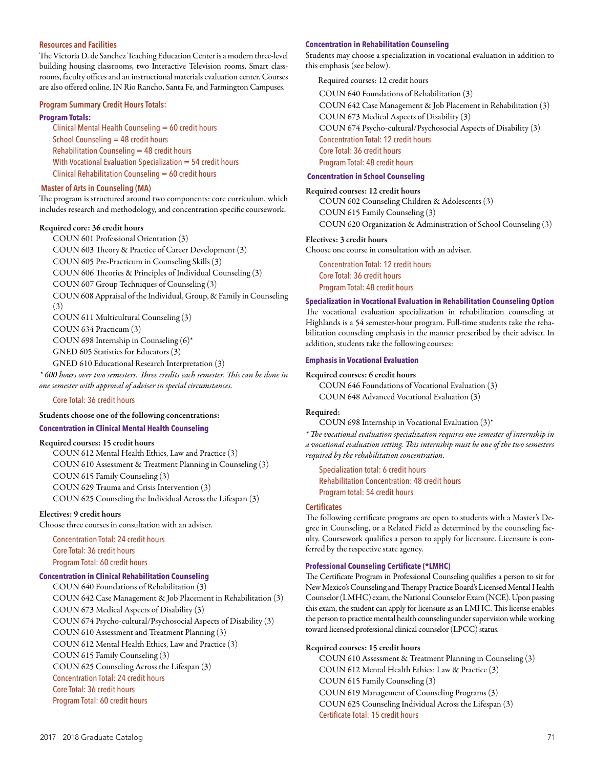### Resources and Facilities

The Victoria D. de Sanchez Teaching Education Center is a modern three-level building housing classrooms, two Interactive Television rooms, Smart classrooms, faculty offices and an instructional materials evaluation center. Courses are also offered online, IN Rio Rancho, Santa Fe, and Farmington Campuses.

### Program Summary Credit Hours Totals:

#### Program Totals:

Clinical Mental Health Counseling = 60 credit hours
School Counseling = 48 credit hours
Rehabilitation Counseling = 48 credit hours
With Vocational Evaluation Specialization = 54 credit hours
Clinical Rehabilitation Counseling = 60 credit hours

### Master of Arts in Counseling (MA)

The program is structured around two components: core curriculum, which includes research and methodology, and concentration specific coursework.

**Required core: 36 credit hours**

COUN 601 Professional Orientation (3)
COUN 603 Theory & Practice of Career Development (3)
COUN 605 Pre-Practicum in Counseling Skills (3)
COUN 606 Theories & Principles of Individual Counseling (3)
COUN 607 Group Techniques of Counseling (3)
COUN 608 Appraisal of the Individual, Group, & Family in Counseling (3)
COUN 611 Multicultural Counseling (3)
COUN 634 Practicum (3)
COUN 698 Internship in Counseling (6)*
GNED 605 Statistics for Educators (3)
GNED 610 Educational Research Interpretation (3)

*\* 600 hours over two semesters. Three credits each semester. This can be done in one semester with approval of adviser in special circumstances.*

Core Total: 36 credit hours

**Students choose one of the following concentrations:**

#### Concentration in Clinical Mental Health Counseling

**Required courses: 15 credit hours**

COUN 612 Mental Health Ethics, Law and Practice (3)
COUN 610 Assessment & Treatment Planning in Counseling (3)
COUN 615 Family Counseling (3)
COUN 629 Trauma and Crisis Intervention (3)
COUN 625 Counseling the Individual Across the Lifespan (3)

**Electives: 9 credit hours**

Choose three courses in consultation with an adviser.

Concentration Total: 24 credit hours
Core Total: 36 credit hours
Program Total: 60 credit hours

#### Concentration in Clinical Rehabilitation Counseling

COUN 640 Foundations of Rehabilitation (3)
COUN 642 Case Management & Job Placement in Rehabilitation (3)
COUN 673 Medical Aspects of Disability (3)
COUN 674 Psycho-cultural/Psychosocial Aspects of Disability (3)
COUN 610 Assessment and Treatment Planning (3)
COUN 612 Mental Health Ethics, Law and Practice (3)
COUN 615 Family Counseling (3)
COUN 625 Counseling Across the Lifespan (3)
Concentration Total: 24 credit hours
Core Total: 36 credit hours
Program Total: 60 credit hours

#### Concentration in Rehabilitation Counseling

Students may choose a specialization in vocational evaluation in addition to this emphasis (see below).

Required courses: 12 credit hours

COUN 640 Foundations of Rehabilitation (3)
COUN 642 Case Management & Job Placement in Rehabilitation (3)
COUN 673 Medical Aspects of Disability (3)
COUN 674 Psycho-cultural/Psychosocial Aspects of Disability (3)
Concentration Total: 12 credit hours
Core Total: 36 credit hours
Program Total: 48 credit hours

#### Concentration in School Counseling

**Required courses: 12 credit hours**

COUN 602 Counseling Children & Adolescents (3)
COUN 615 Family Counseling (3)
COUN 620 Organization & Administration of School Counseling (3)

**Electives: 3 credit hours**

Choose one course in consultation with an adviser.

Concentration Total: 12 credit hours
Core Total: 36 credit hours
Program Total: 48 credit hours

#### Specialization in Vocational Evaluation in Rehabilitation Counseling Option

The vocational evaluation specialization in rehabilitation counseling at Highlands is a 54 semester-hour program. Full-time students take the rehabilitation counseling emphasis in the manner prescribed by their adviser. In addition, students take the following courses:

#### Emphasis in Vocational Evaluation

**Required courses: 6 credit hours**

COUN 646 Foundations of Vocational Evaluation (3)
COUN 648 Advanced Vocational Evaluation (3)

**Required:**

COUN 698 Internship in Vocational Evaluation (3)*

*\* The vocational evaluation specialization requires one semester of internship in a vocational evaluation setting. This internship must be one of the two semesters required by the rehabilitation concentration.*

Specialization total: 6 credit hours
Rehabilitation Concentration: 48 credit hours
Program total: 54 credit hours

### Certificates

The following certificate programs are open to students with a Master's Degree in Counseling, or a Related Field as determined by the counseling faculty. Coursework qualifies a person to apply for licensure. Licensure is conferred by the respective state agency.

#### Professional Counseling Certificate (*LMHC)

The Certificate Program in Professional Counseling qualifies a person to sit for New Mexico's Counseling and Therapy Practice Board's Licensed Mental Health Counselor (LMHC) exam, the National Counselor Exam (NCE). Upon passing this exam, the student can apply for licensure as an LMHC. This license enables the person to practice mental health counseling under supervision while working toward licensed professional clinical counselor (LPCC) status.

**Required courses: 15 credit hours**

COUN 610 Assessment & Treatment Planning in Counseling (3)
COUN 612 Mental Health Ethics: Law & Practice (3)
COUN 615 Family Counseling (3)
COUN 619 Management of Counseling Programs (3)
COUN 625 Counseling Individual Across the Lifespan (3)
Certificate Total: 15 credit hours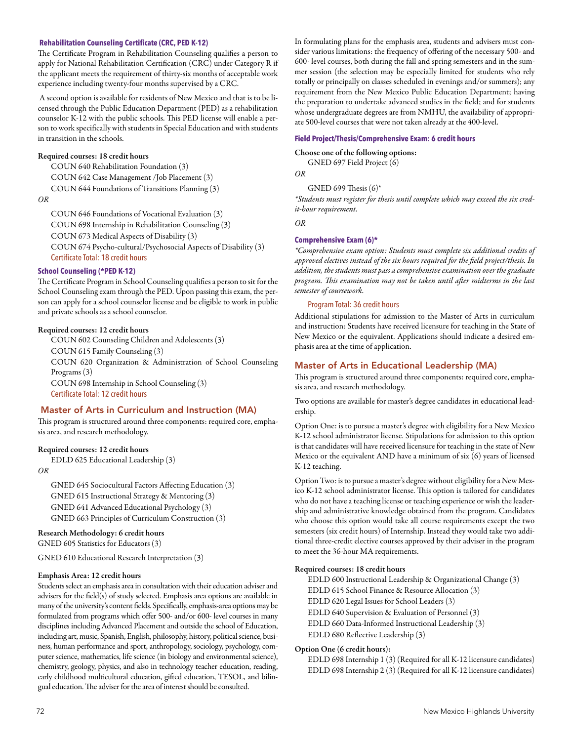### Rehabilitation Counseling Certificate (CRC, PED K-12)

The Certificate Program in Rehabilitation Counseling qualifies a person to apply for National Rehabilitation Certification (CRC) under Category R if the applicant meets the requirement of thirty-six months of acceptable work experience including twenty-four months supervised by a CRC.

A second option is available for residents of New Mexico and that is to be licensed through the Public Education Department (PED) as a rehabilitation counselor K-12 with the public schools. This PED license will enable a person to work specifically with students in Special Education and with students in transition in the schools.

**Required courses: 18 credit hours**

COUN 640 Rehabilitation Foundation (3)
COUN 642 Case Management /Job Placement (3)
COUN 644 Foundations of Transitions Planning (3)

*OR*

COUN 646 Foundations of Vocational Evaluation (3)
COUN 698 Internship in Rehabilitation Counseling (3)
COUN 673 Medical Aspects of Disability (3)
COUN 674 Psycho-cultural/Psychosocial Aspects of Disability (3)

Certificate Total: 18 credit hours

### School Counseling (*PED K-12)

The Certificate Program in School Counseling qualifies a person to sit for the School Counseling exam through the PED. Upon passing this exam, the person can apply for a school counselor license and be eligible to work in public and private schools as a school counselor.

**Required courses: 12 credit hours**

COUN 602 Counseling Children and Adolescents (3)
COUN 615 Family Counseling (3)
COUN 620 Organization & Administration of School Counseling Programs (3)
COUN 698 Internship in School Counseling (3)

Certificate Total: 12 credit hours

## Master of Arts in Curriculum and Instruction (MA)

This program is structured around three components: required core, emphasis area, and research methodology.

**Required courses: 12 credit hours**

EDLD 625 Educational Leadership (3)

*OR*

GNED 645 Sociocultural Factors Affecting Education (3)
GNED 615 Instructional Strategy & Mentoring (3)
GNED 641 Advanced Educational Psychology (3)
GNED 663 Principles of Curriculum Construction (3)

**Research Methodology: 6 credit hours**

GNED 605 Statistics for Educators (3)

GNED 610 Educational Research Interpretation (3)

**Emphasis Area: 12 credit hours**

Students select an emphasis area in consultation with their education adviser and advisers for the field(s) of study selected. Emphasis area options are available in many of the university's content fields. Specifically, emphasis-area options may be formulated from programs which offer 500- and/or 600- level courses in many disciplines including Advanced Placement and outside the school of Education, including art, music, Spanish, English, philosophy, history, political science, business, human performance and sport, anthropology, sociology, psychology, computer science, mathematics, life science (in biology and environmental science), chemistry, geology, physics, and also in technology teacher education, reading, early childhood multicultural education, gifted education, TESOL, and bilingual education. The adviser for the area of interest should be consulted.

In formulating plans for the emphasis area, students and advisers must consider various limitations: the frequency of offering of the necessary 500- and 600- level courses, both during the fall and spring semesters and in the summer session (the selection may be especially limited for students who rely totally or principally on classes scheduled in evenings and/or summers); any requirement from the New Mexico Public Education Department; having the preparation to undertake advanced studies in the field; and for students whose undergraduate degrees are from NMHU, the availability of appropriate 500-level courses that were not taken already at the 400-level.

### Field Project/Thesis/Comprehensive Exam: 6 credit hours

**Choose one of the following options:**

GNED 697 Field Project (6)

*OR*

GNED 699 Thesis (6)*

*\*Students must register for thesis until complete which may exceed the six credit-hour requirement.*

*OR*

### Comprehensive Exam (6)*

*\*Comprehensive exam option: Students must complete six additional credits of approved electives instead of the six hours required for the field project/thesis. In addition, the students must pass a comprehensive examination over the graduate program. This examination may not be taken until after midterms in the last semester of coursework.*

Program Total: 36 credit hours

Additional stipulations for admission to the Master of Arts in curriculum and instruction: Students have received licensure for teaching in the State of New Mexico or the equivalent. Applications should indicate a desired emphasis area at the time of application.

## Master of Arts in Educational Leadership (MA)

This program is structured around three components: required core, emphasis area, and research methodology.

Two options are available for master's degree candidates in educational leadership.

Option One: is to pursue a master's degree with eligibility for a New Mexico K-12 school administrator license. Stipulations for admission to this option is that candidates will have received licensure for teaching in the state of New Mexico or the equivalent AND have a minimum of six (6) years of licensed K-12 teaching.

Option Two: is to pursue a master's degree without eligibility for a New Mexico K-12 school administrator license. This option is tailored for candidates who do not have a teaching license or teaching experience or wish the leadership and administrative knowledge obtained from the program. Candidates who choose this option would take all course requirements except the two semesters (six credit hours) of Internship. Instead they would take two additional three-credit elective courses approved by their adviser in the program to meet the 36-hour MA requirements.

**Required courses: 18 credit hours**

EDLD 600 Instructional Leadership & Organizational Change (3)
EDLD 615 School Finance & Resource Allocation (3)
EDLD 620 Legal Issues for School Leaders (3)
EDLD 640 Supervision & Evaluation of Personnel (3)
EDLD 660 Data-Informed Instructional Leadership (3)
EDLD 680 Reflective Leadership (3)

**Option One (6 credit hours):**

EDLD 698 Internship 1 (3) (Required for all K-12 licensure candidates)
EDLD 698 Internship 2 (3) (Required for all K-12 licensure candidates)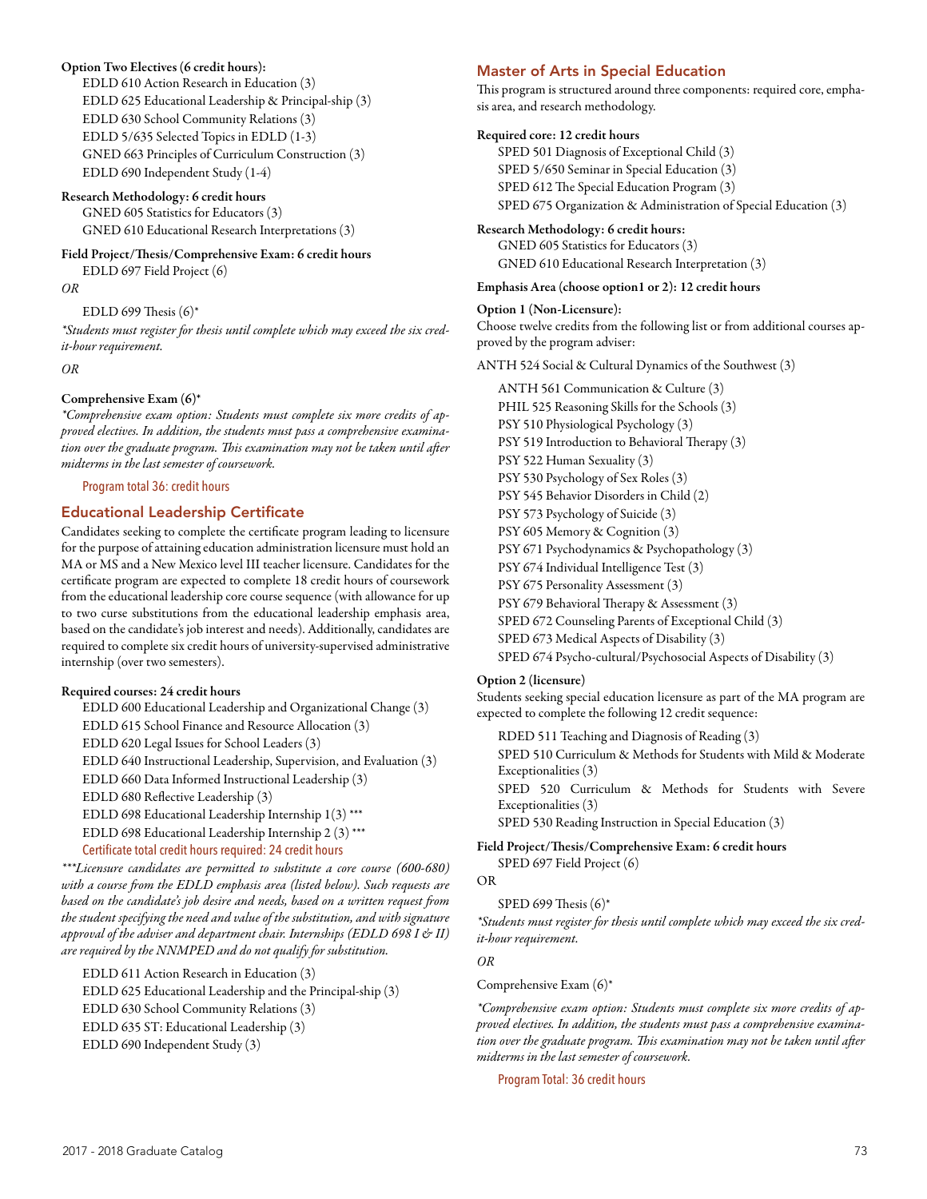**Option Two Electives (6 credit hours):**

EDLD 610 Action Research in Education (3)
EDLD 625 Educational Leadership & Principal-ship (3)
EDLD 630 School Community Relations (3)
EDLD 5/635 Selected Topics in EDLD (1-3)
GNED 663 Principles of Curriculum Construction (3)
EDLD 690 Independent Study (1-4)

**Research Methodology: 6 credit hours**

GNED 605 Statistics for Educators (3)
GNED 610 Educational Research Interpretations (3)

**Field Project/Thesis/Comprehensive Exam: 6 credit hours**

EDLD 697 Field Project (6)

*OR*

EDLD 699 Thesis (6)*

*\*Students must register for thesis until complete which may exceed the six credit-hour requirement.*

*OR*

**Comprehensive Exam (6)***

*\*Comprehensive exam option: Students must complete six more credits of approved electives. In addition, the students must pass a comprehensive examination over the graduate program. This examination may not be taken until after midterms in the last semester of coursework.*

Program total 36: credit hours

## Educational Leadership Certificate

Candidates seeking to complete the certificate program leading to licensure for the purpose of attaining education administration licensure must hold an MA or MS and a New Mexico level III teacher licensure. Candidates for the certificate program are expected to complete 18 credit hours of coursework from the educational leadership core course sequence (with allowance for up to two curse substitutions from the educational leadership emphasis area, based on the candidate's job interest and needs). Additionally, candidates are required to complete six credit hours of university-supervised administrative internship (over two semesters).

**Required courses: 24 credit hours**

EDLD 600 Educational Leadership and Organizational Change (3)
EDLD 615 School Finance and Resource Allocation (3)
EDLD 620 Legal Issues for School Leaders (3)
EDLD 640 Instructional Leadership, Supervision, and Evaluation (3)
EDLD 660 Data Informed Instructional Leadership (3)
EDLD 680 Reflective Leadership (3)
EDLD 698 Educational Leadership Internship 1(3) ***
EDLD 698 Educational Leadership Internship 2 (3) ***

Certificate total credit hours required: 24 credit hours

*\*\*\*Licensure candidates are permitted to substitute a core course (600-680) with a course from the EDLD emphasis area (listed below). Such requests are based on the candidate's job desire and needs, based on a written request from the student specifying the need and value of the substitution, and with signature approval of the adviser and department chair. Internships (EDLD 698 I & II) are required by the NNMPED and do not qualify for substitution.*

EDLD 611 Action Research in Education (3)
EDLD 625 Educational Leadership and the Principal-ship (3)
EDLD 630 School Community Relations (3)
EDLD 635 ST: Educational Leadership (3)
EDLD 690 Independent Study (3)

## Master of Arts in Special Education

This program is structured around three components: required core, emphasis area, and research methodology.

**Required core: 12 credit hours**

SPED 501 Diagnosis of Exceptional Child (3)
SPED 5/650 Seminar in Special Education (3)
SPED 612 The Special Education Program (3)
SPED 675 Organization & Administration of Special Education (3)

**Research Methodology: 6 credit hours:**

GNED 605 Statistics for Educators (3)
GNED 610 Educational Research Interpretation (3)

**Emphasis Area (choose option1 or 2): 12 credit hours**

**Option 1 (Non-Licensure):**

Choose twelve credits from the following list or from additional courses approved by the program adviser:

ANTH 524 Social & Cultural Dynamics of the Southwest (3)

ANTH 561 Communication & Culture (3)
PHIL 525 Reasoning Skills for the Schools (3)
PSY 510 Physiological Psychology (3)
PSY 519 Introduction to Behavioral Therapy (3)
PSY 522 Human Sexuality (3)
PSY 530 Psychology of Sex Roles (3)
PSY 545 Behavior Disorders in Child (2)
PSY 573 Psychology of Suicide (3)
PSY 605 Memory & Cognition (3)
PSY 671 Psychodynamics & Psychopathology (3)
PSY 674 Individual Intelligence Test (3)
PSY 675 Personality Assessment (3)
PSY 679 Behavioral Therapy & Assessment (3)
SPED 672 Counseling Parents of Exceptional Child (3)
SPED 673 Medical Aspects of Disability (3)
SPED 674 Psycho-cultural/Psychosocial Aspects of Disability (3)

**Option 2 (licensure)**

Students seeking special education licensure as part of the MA program are expected to complete the following 12 credit sequence:

RDED 511 Teaching and Diagnosis of Reading (3)
SPED 510 Curriculum & Methods for Students with Mild & Moderate Exceptionalities (3)
SPED 520 Curriculum & Methods for Students with Severe Exceptionalities (3)
SPED 530 Reading Instruction in Special Education (3)

**Field Project/Thesis/Comprehensive Exam: 6 credit hours**

SPED 697 Field Project (6)

OR

SPED 699 Thesis (6)*

*\*Students must register for thesis until complete which may exceed the six credit-hour requirement.*

*OR*

Comprehensive Exam (6)*

*\*Comprehensive exam option: Students must complete six more credits of approved electives. In addition, the students must pass a comprehensive examination over the graduate program. This examination may not be taken until after midterms in the last semester of coursework.*

Program Total: 36 credit hours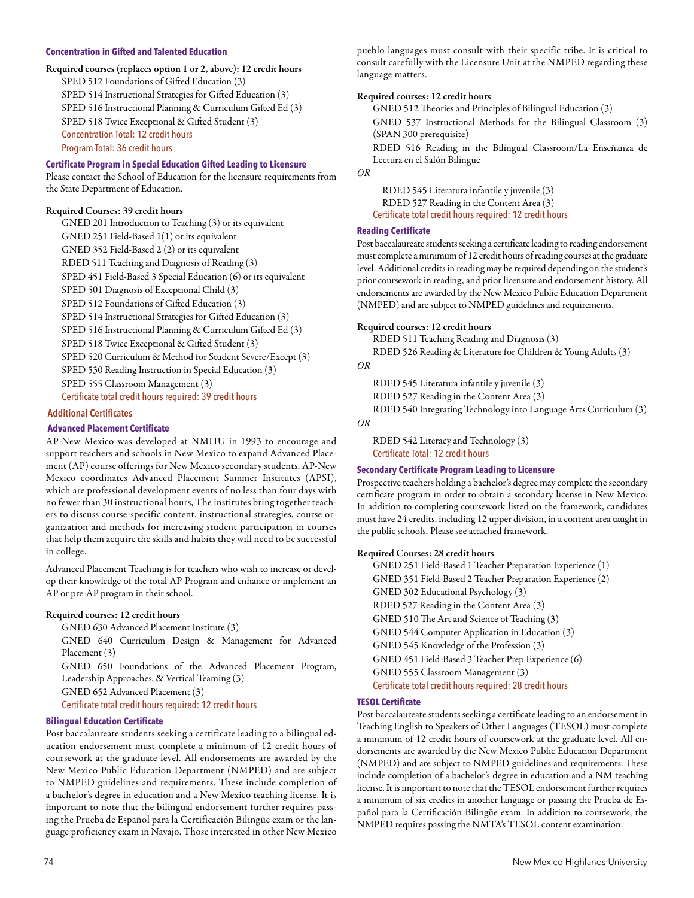### Concentration in Gifted and Talented Education

**Required courses (replaces option 1 or 2, above): 12 credit hours**

SPED 512 Foundations of Gifted Education (3)
SPED 514 Instructional Strategies for Gifted Education (3)
SPED 516 Instructional Planning & Curriculum Gifted Ed (3)
SPED 518 Twice Exceptional & Gifted Student (3)
Concentration Total: 12 credit hours
Program Total: 36 credit hours

### Certificate Program in Special Education Gifted Leading to Licensure

Please contact the School of Education for the licensure requirements from the State Department of Education.

**Required Courses: 39 credit hours**

GNED 201 Introduction to Teaching (3) or its equivalent
GNED 251 Field-Based 1(1) or its equivalent
GNED 352 Field-Based 2 (2) or its equivalent
RDED 511 Teaching and Diagnosis of Reading (3)
SPED 451 Field-Based 3 Special Education (6) or its equivalent
SPED 501 Diagnosis of Exceptional Child (3)
SPED 512 Foundations of Gifted Education (3)
SPED 514 Instructional Strategies for Gifted Education (3)
SPED 516 Instructional Planning & Curriculum Gifted Ed (3)
SPED 518 Twice Exceptional & Gifted Student (3)
SPED 520 Curriculum & Method for Student Severe/Except (3)
SPED 530 Reading Instruction in Special Education (3)
SPED 555 Classroom Management (3)
Certificate total credit hours required: 39 credit hours

## Additional Certificates

### Advanced Placement Certificate

AP-New Mexico was developed at NMHU in 1993 to encourage and support teachers and schools in New Mexico to expand Advanced Placement (AP) course offerings for New Mexico secondary students. AP-New Mexico coordinates Advanced Placement Summer Institutes (APSI), which are professional development events of no less than four days with no fewer than 30 instructional hours, The institutes bring together teachers to discuss course-specific content, instructional strategies, course organization and methods for increasing student participation in courses that help them acquire the skills and habits they will need to be successful in college.

Advanced Placement Teaching is for teachers who wish to increase or develop their knowledge of the total AP Program and enhance or implement an AP or pre-AP program in their school.

**Required courses: 12 credit hours**

GNED 630 Advanced Placement Institute (3)
GNED 640 Curriculum Design & Management for Advanced Placement (3)
GNED 650 Foundations of the Advanced Placement Program, Leadership Approaches, & Vertical Teaming (3)
GNED 652 Advanced Placement (3)
Certificate total credit hours required: 12 credit hours

### Bilingual Education Certificate

Post baccalaureate students seeking a certificate leading to a bilingual education endorsement must complete a minimum of 12 credit hours of coursework at the graduate level. All endorsements are awarded by the New Mexico Public Education Department (NMPED) and are subject to NMPED guidelines and requirements. These include completion of a bachelor's degree in education and a New Mexico teaching license. It is important to note that the bilingual endorsement further requires passing the Prueba de Español para la Certificación Bilingüe exam or the language proficiency exam in Navajo. Those interested in other New Mexico pueblo languages must consult with their specific tribe. It is critical to consult carefully with the Licensure Unit at the NMPED regarding these language matters.

**Required courses: 12 credit hours**

GNED 512 Theories and Principles of Bilingual Education (3)
GNED 537 Instructional Methods for the Bilingual Classroom (3) (SPAN 300 prerequisite)
RDED 516 Reading in the Bilingual Classroom/La Enseñanza de Lectura en el Salón Bilingüe

*OR*

RDED 545 Literatura infantile y juvenile (3)
RDED 527 Reading in the Content Area (3)
Certificate total credit hours required: 12 credit hours

### Reading Certificate

Post baccalaureate students seeking a certificate leading to reading endorsement must complete a minimum of 12 credit hours of reading courses at the graduate level. Additional credits in reading may be required depending on the student's prior coursework in reading, and prior licensure and endorsement history. All endorsements are awarded by the New Mexico Public Education Department (NMPED) and are subject to NMPED guidelines and requirements.

**Required courses: 12 credit hours**

RDED 511 Teaching Reading and Diagnosis (3)
RDED 526 Reading & Literature for Children & Young Adults (3)

*OR*

RDED 545 Literatura infantile y juvenile (3)
RDED 527 Reading in the Content Area (3)
RDED 540 Integrating Technology into Language Arts Curriculum (3)

*OR*

RDED 542 Literacy and Technology (3)
Certificate Total: 12 credit hours

### Secondary Certificate Program Leading to Licensure

Prospective teachers holding a bachelor's degree may complete the secondary certificate program in order to obtain a secondary license in New Mexico. In addition to completing coursework listed on the framework, candidates must have 24 credits, including 12 upper division, in a content area taught in the public schools. Please see attached framework.

**Required Courses: 28 credit hours**

GNED 251 Field-Based 1 Teacher Preparation Experience (1)
GNED 351 Field-Based 2 Teacher Preparation Experience (2)
GNED 302 Educational Psychology (3)
RDED 527 Reading in the Content Area (3)
GNED 510 The Art and Science of Teaching (3)
GNED 544 Computer Application in Education (3)
GNED 545 Knowledge of the Profession (3)
GNED 451 Field-Based 3 Teacher Prep Experience (6)
GNED 555 Classroom Management (3)
Certificate total credit hours required: 28 credit hours

### TESOL Certificate

Post baccalaureate students seeking a certificate leading to an endorsement in Teaching English to Speakers of Other Languages (TESOL) must complete a minimum of 12 credit hours of coursework at the graduate level. All endorsements are awarded by the New Mexico Public Education Department (NMPED) and are subject to NMPED guidelines and requirements. These include completion of a bachelor's degree in education and a NM teaching license. It is important to note that the TESOL endorsement further requires a minimum of six credits in another language or passing the Prueba de Español para la Certificación Bilingüe exam. In addition to coursework, the NMPED requires passing the NMTA's TESOL content examination.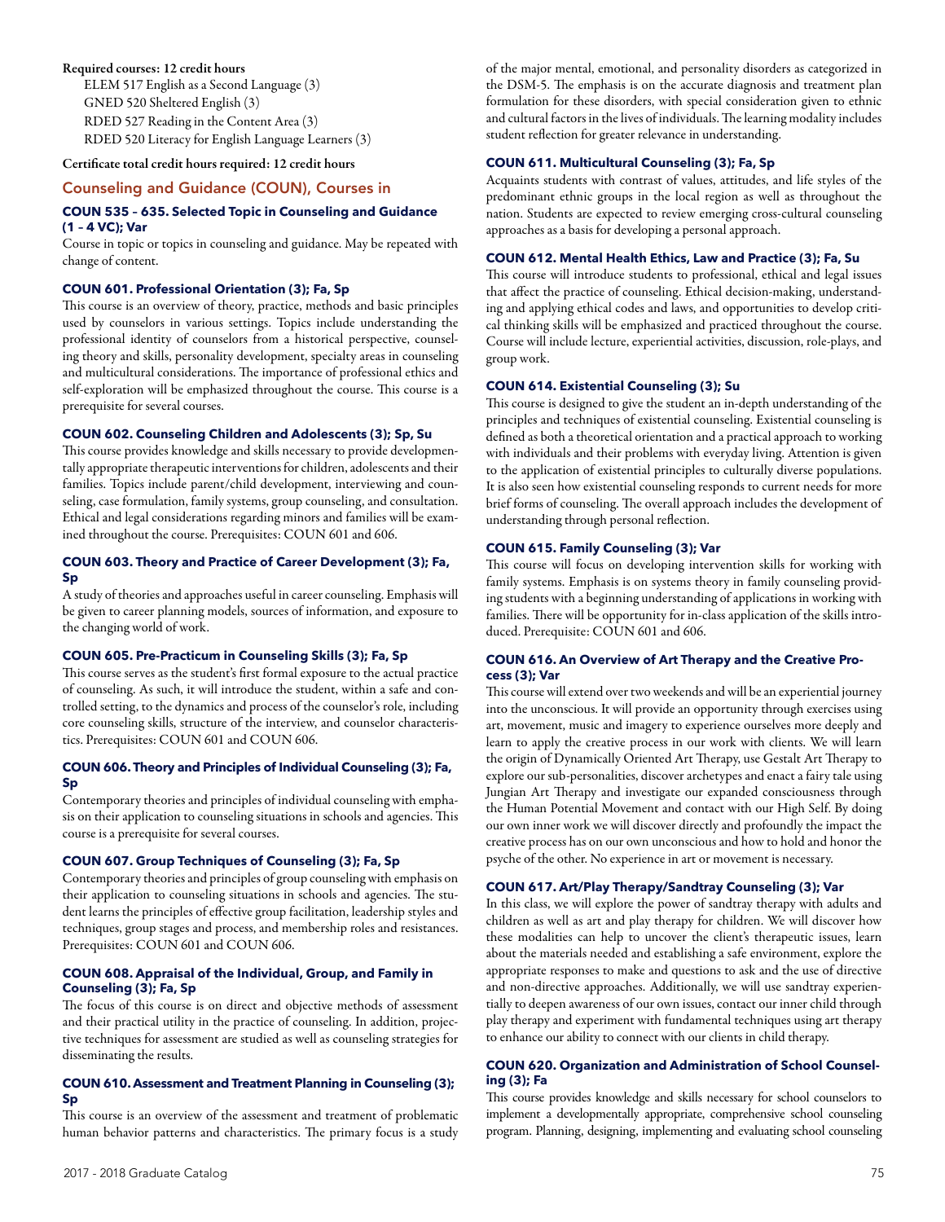**Required courses: 12 credit hours**

ELEM 517 English as a Second Language (3)
GNED 520 Sheltered English (3)
RDED 527 Reading in the Content Area (3)
RDED 520 Literacy for English Language Learners (3)

**Certificate total credit hours required: 12 credit hours**

## Counseling and Guidance (COUN), Courses in

### COUN 535 – 635. Selected Topic in Counseling and Guidance (1 – 4 VC); Var

Course in topic or topics in counseling and guidance. May be repeated with change of content.

### COUN 601. Professional Orientation (3); Fa, Sp

This course is an overview of theory, practice, methods and basic principles used by counselors in various settings. Topics include understanding the professional identity of counselors from a historical perspective, counseling theory and skills, personality development, specialty areas in counseling and multicultural considerations. The importance of professional ethics and self-exploration will be emphasized throughout the course. This course is a prerequisite for several courses.

### COUN 602. Counseling Children and Adolescents (3); Sp, Su

This course provides knowledge and skills necessary to provide developmentally appropriate therapeutic interventions for children, adolescents and their families. Topics include parent/child development, interviewing and counseling, case formulation, family systems, group counseling, and consultation. Ethical and legal considerations regarding minors and families will be examined throughout the course. Prerequisites: COUN 601 and 606.

### COUN 603. Theory and Practice of Career Development (3); Fa, Sp

A study of theories and approaches useful in career counseling. Emphasis will be given to career planning models, sources of information, and exposure to the changing world of work.

### COUN 605. Pre-Practicum in Counseling Skills (3); Fa, Sp

This course serves as the student's first formal exposure to the actual practice of counseling. As such, it will introduce the student, within a safe and controlled setting, to the dynamics and process of the counselor's role, including core counseling skills, structure of the interview, and counselor characteristics. Prerequisites: COUN 601 and COUN 606.

### COUN 606. Theory and Principles of Individual Counseling (3); Fa, Sp

Contemporary theories and principles of individual counseling with emphasis on their application to counseling situations in schools and agencies. This course is a prerequisite for several courses.

### COUN 607. Group Techniques of Counseling (3); Fa, Sp

Contemporary theories and principles of group counseling with emphasis on their application to counseling situations in schools and agencies. The student learns the principles of effective group facilitation, leadership styles and techniques, group stages and process, and membership roles and resistances. Prerequisites: COUN 601 and COUN 606.

### COUN 608. Appraisal of the Individual, Group, and Family in Counseling (3); Fa, Sp

The focus of this course is on direct and objective methods of assessment and their practical utility in the practice of counseling. In addition, projective techniques for assessment are studied as well as counseling strategies for disseminating the results.

### COUN 610. Assessment and Treatment Planning in Counseling (3); Sp

This course is an overview of the assessment and treatment of problematic human behavior patterns and characteristics. The primary focus is a study of the major mental, emotional, and personality disorders as categorized in the DSM-5. The emphasis is on the accurate diagnosis and treatment plan formulation for these disorders, with special consideration given to ethnic and cultural factors in the lives of individuals. The learning modality includes student reflection for greater relevance in understanding.

### COUN 611. Multicultural Counseling (3); Fa, Sp

Acquaints students with contrast of values, attitudes, and life styles of the predominant ethnic groups in the local region as well as throughout the nation. Students are expected to review emerging cross-cultural counseling approaches as a basis for developing a personal approach.

### COUN 612. Mental Health Ethics, Law and Practice (3); Fa, Su

This course will introduce students to professional, ethical and legal issues that affect the practice of counseling. Ethical decision-making, understanding and applying ethical codes and laws, and opportunities to develop critical thinking skills will be emphasized and practiced throughout the course. Course will include lecture, experiential activities, discussion, role-plays, and group work.

### COUN 614. Existential Counseling (3); Su

This course is designed to give the student an in-depth understanding of the principles and techniques of existential counseling. Existential counseling is defined as both a theoretical orientation and a practical approach to working with individuals and their problems with everyday living. Attention is given to the application of existential principles to culturally diverse populations. It is also seen how existential counseling responds to current needs for more brief forms of counseling. The overall approach includes the development of understanding through personal reflection.

### COUN 615. Family Counseling (3); Var

This course will focus on developing intervention skills for working with family systems. Emphasis is on systems theory in family counseling providing students with a beginning understanding of applications in working with families. There will be opportunity for in-class application of the skills introduced. Prerequisite: COUN 601 and 606.

### COUN 616. An Overview of Art Therapy and the Creative Process (3); Var

This course will extend over two weekends and will be an experiential journey into the unconscious. It will provide an opportunity through exercises using art, movement, music and imagery to experience ourselves more deeply and learn to apply the creative process in our work with clients. We will learn the origin of Dynamically Oriented Art Therapy, use Gestalt Art Therapy to explore our sub-personalities, discover archetypes and enact a fairy tale using Jungian Art Therapy and investigate our expanded consciousness through the Human Potential Movement and contact with our High Self. By doing our own inner work we will discover directly and profoundly the impact the creative process has on our own unconscious and how to hold and honor the psyche of the other. No experience in art or movement is necessary.

### COUN 617. Art/Play Therapy/Sandtray Counseling (3); Var

In this class, we will explore the power of sandtray therapy with adults and children as well as art and play therapy for children. We will discover how these modalities can help to uncover the client's therapeutic issues, learn about the materials needed and establishing a safe environment, explore the appropriate responses to make and questions to ask and the use of directive and non-directive approaches. Additionally, we will use sandtray experientially to deepen awareness of our own issues, contact our inner child through play therapy and experiment with fundamental techniques using art therapy to enhance our ability to connect with our clients in child therapy.

### COUN 620. Organization and Administration of School Counseling (3); Fa

This course provides knowledge and skills necessary for school counselors to implement a developmentally appropriate, comprehensive school counseling program. Planning, designing, implementing and evaluating school counseling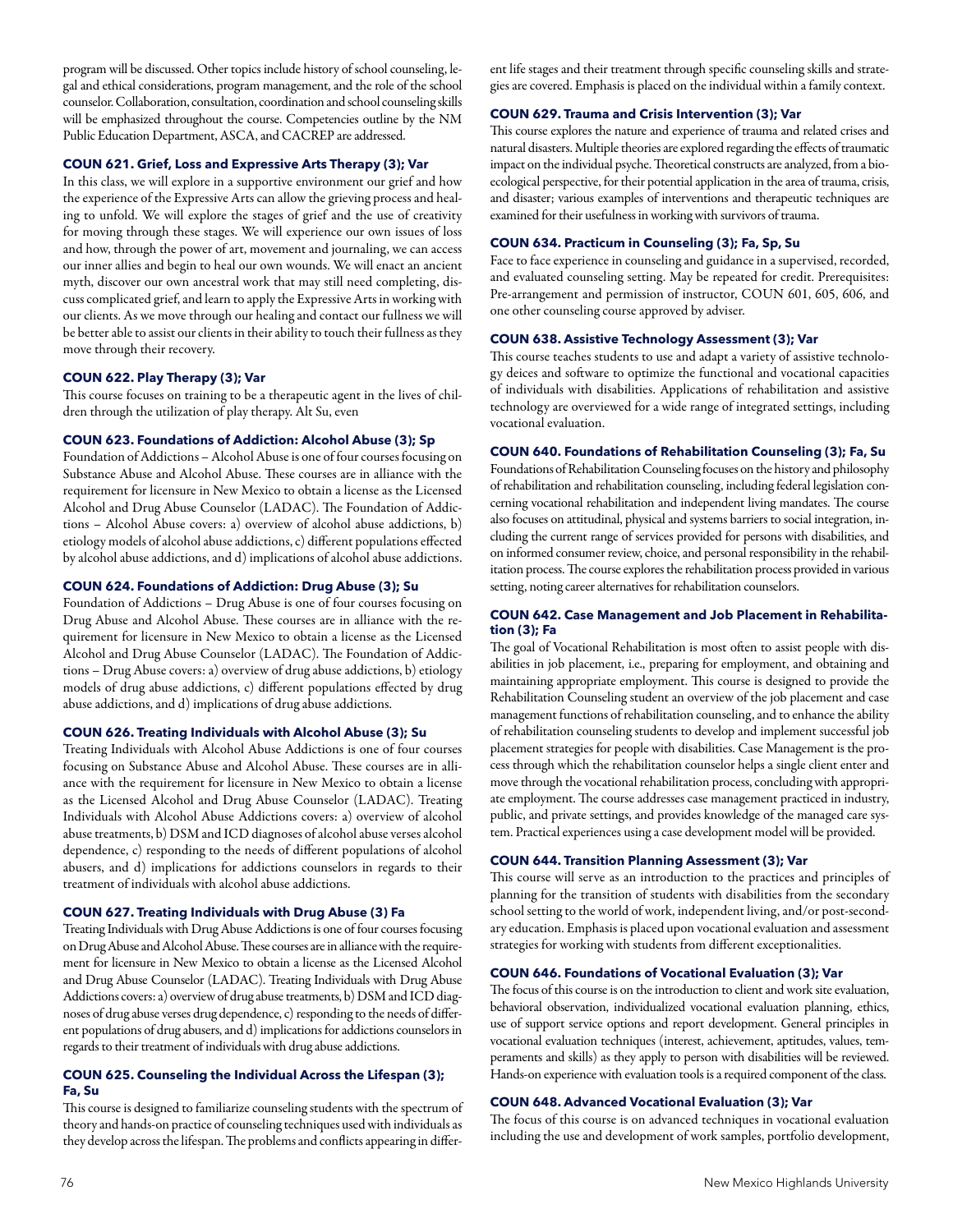program will be discussed. Other topics include history of school counseling, legal and ethical considerations, program management, and the role of the school counselor. Collaboration, consultation, coordination and school counseling skills will be emphasized throughout the course. Competencies outline by the NM Public Education Department, ASCA, and CACREP are addressed.

### COUN 621. Grief, Loss and Expressive Arts Therapy (3); Var

In this class, we will explore in a supportive environment our grief and how the experience of the Expressive Arts can allow the grieving process and healing to unfold. We will explore the stages of grief and the use of creativity for moving through these stages. We will experience our own issues of loss and how, through the power of art, movement and journaling, we can access our inner allies and begin to heal our own wounds. We will enact an ancient myth, discover our own ancestral work that may still need completing, discuss complicated grief, and learn to apply the Expressive Arts in working with our clients. As we move through our healing and contact our fullness we will be better able to assist our clients in their ability to touch their fullness as they move through their recovery.

### COUN 622. Play Therapy (3); Var

This course focuses on training to be a therapeutic agent in the lives of children through the utilization of play therapy. Alt Su, even

### COUN 623. Foundations of Addiction: Alcohol Abuse (3); Sp

Foundation of Addictions – Alcohol Abuse is one of four courses focusing on Substance Abuse and Alcohol Abuse. These courses are in alliance with the requirement for licensure in New Mexico to obtain a license as the Licensed Alcohol and Drug Abuse Counselor (LADAC). The Foundation of Addictions – Alcohol Abuse covers: a) overview of alcohol abuse addictions, b) etiology models of alcohol abuse addictions, c) different populations effected by alcohol abuse addictions, and d) implications of alcohol abuse addictions.

### COUN 624. Foundations of Addiction: Drug Abuse (3); Su

Foundation of Addictions – Drug Abuse is one of four courses focusing on Drug Abuse and Alcohol Abuse. These courses are in alliance with the requirement for licensure in New Mexico to obtain a license as the Licensed Alcohol and Drug Abuse Counselor (LADAC). The Foundation of Addictions – Drug Abuse covers: a) overview of drug abuse addictions, b) etiology models of drug abuse addictions, c) different populations effected by drug abuse addictions, and d) implications of drug abuse addictions.

### COUN 626. Treating Individuals with Alcohol Abuse (3); Su

Treating Individuals with Alcohol Abuse Addictions is one of four courses focusing on Substance Abuse and Alcohol Abuse. These courses are in alliance with the requirement for licensure in New Mexico to obtain a license as the Licensed Alcohol and Drug Abuse Counselor (LADAC). Treating Individuals with Alcohol Abuse Addictions covers: a) overview of alcohol abuse treatments, b) DSM and ICD diagnoses of alcohol abuse verses alcohol dependence, c) responding to the needs of different populations of alcohol abusers, and d) implications for addictions counselors in regards to their treatment of individuals with alcohol abuse addictions.

### COUN 627. Treating Individuals with Drug Abuse (3) Fa

Treating Individuals with Drug Abuse Addictions is one of four courses focusing on Drug Abuse and Alcohol Abuse. These courses are in alliance with the requirement for licensure in New Mexico to obtain a license as the Licensed Alcohol and Drug Abuse Counselor (LADAC). Treating Individuals with Drug Abuse Addictions covers: a) overview of drug abuse treatments, b) DSM and ICD diagnoses of drug abuse verses drug dependence, c) responding to the needs of different populations of drug abusers, and d) implications for addictions counselors in regards to their treatment of individuals with drug abuse addictions.

### COUN 625. Counseling the Individual Across the Lifespan (3); Fa, Su

This course is designed to familiarize counseling students with the spectrum of theory and hands-on practice of counseling techniques used with individuals as they develop across the lifespan. The problems and conflicts appearing in different life stages and their treatment through specific counseling skills and strategies are covered. Emphasis is placed on the individual within a family context.

### COUN 629. Trauma and Crisis Intervention (3); Var

This course explores the nature and experience of trauma and related crises and natural disasters. Multiple theories are explored regarding the effects of traumatic impact on the individual psyche. Theoretical constructs are analyzed, from a bioecological perspective, for their potential application in the area of trauma, crisis, and disaster; various examples of interventions and therapeutic techniques are examined for their usefulness in working with survivors of trauma.

### COUN 634. Practicum in Counseling (3); Fa, Sp, Su

Face to face experience in counseling and guidance in a supervised, recorded, and evaluated counseling setting. May be repeated for credit. Prerequisites: Pre-arrangement and permission of instructor, COUN 601, 605, 606, and one other counseling course approved by adviser.

### COUN 638. Assistive Technology Assessment (3); Var

This course teaches students to use and adapt a variety of assistive technology deices and software to optimize the functional and vocational capacities of individuals with disabilities. Applications of rehabilitation and assistive technology are overviewed for a wide range of integrated settings, including vocational evaluation.

### COUN 640. Foundations of Rehabilitation Counseling (3); Fa, Su

Foundations of Rehabilitation Counseling focuses on the history and philosophy of rehabilitation and rehabilitation counseling, including federal legislation concerning vocational rehabilitation and independent living mandates. The course also focuses on attitudinal, physical and systems barriers to social integration, including the current range of services provided for persons with disabilities, and on informed consumer review, choice, and personal responsibility in the rehabilitation process. The course explores the rehabilitation process provided in various setting, noting career alternatives for rehabilitation counselors.

### COUN 642. Case Management and Job Placement in Rehabilitation (3); Fa

The goal of Vocational Rehabilitation is most often to assist people with disabilities in job placement, i.e., preparing for employment, and obtaining and maintaining appropriate employment. This course is designed to provide the Rehabilitation Counseling student an overview of the job placement and case management functions of rehabilitation counseling, and to enhance the ability of rehabilitation counseling students to develop and implement successful job placement strategies for people with disabilities. Case Management is the process through which the rehabilitation counselor helps a single client enter and move through the vocational rehabilitation process, concluding with appropriate employment. The course addresses case management practiced in industry, public, and private settings, and provides knowledge of the managed care system. Practical experiences using a case development model will be provided.

### COUN 644. Transition Planning Assessment (3); Var

This course will serve as an introduction to the practices and principles of planning for the transition of students with disabilities from the secondary school setting to the world of work, independent living, and/or post-secondary education. Emphasis is placed upon vocational evaluation and assessment strategies for working with students from different exceptionalities.

### COUN 646. Foundations of Vocational Evaluation (3); Var

The focus of this course is on the introduction to client and work site evaluation, behavioral observation, individualized vocational evaluation planning, ethics, use of support service options and report development. General principles in vocational evaluation techniques (interest, achievement, aptitudes, values, temperaments and skills) as they apply to person with disabilities will be reviewed. Hands-on experience with evaluation tools is a required component of the class.

### COUN 648. Advanced Vocational Evaluation (3); Var

The focus of this course is on advanced techniques in vocational evaluation including the use and development of work samples, portfolio development,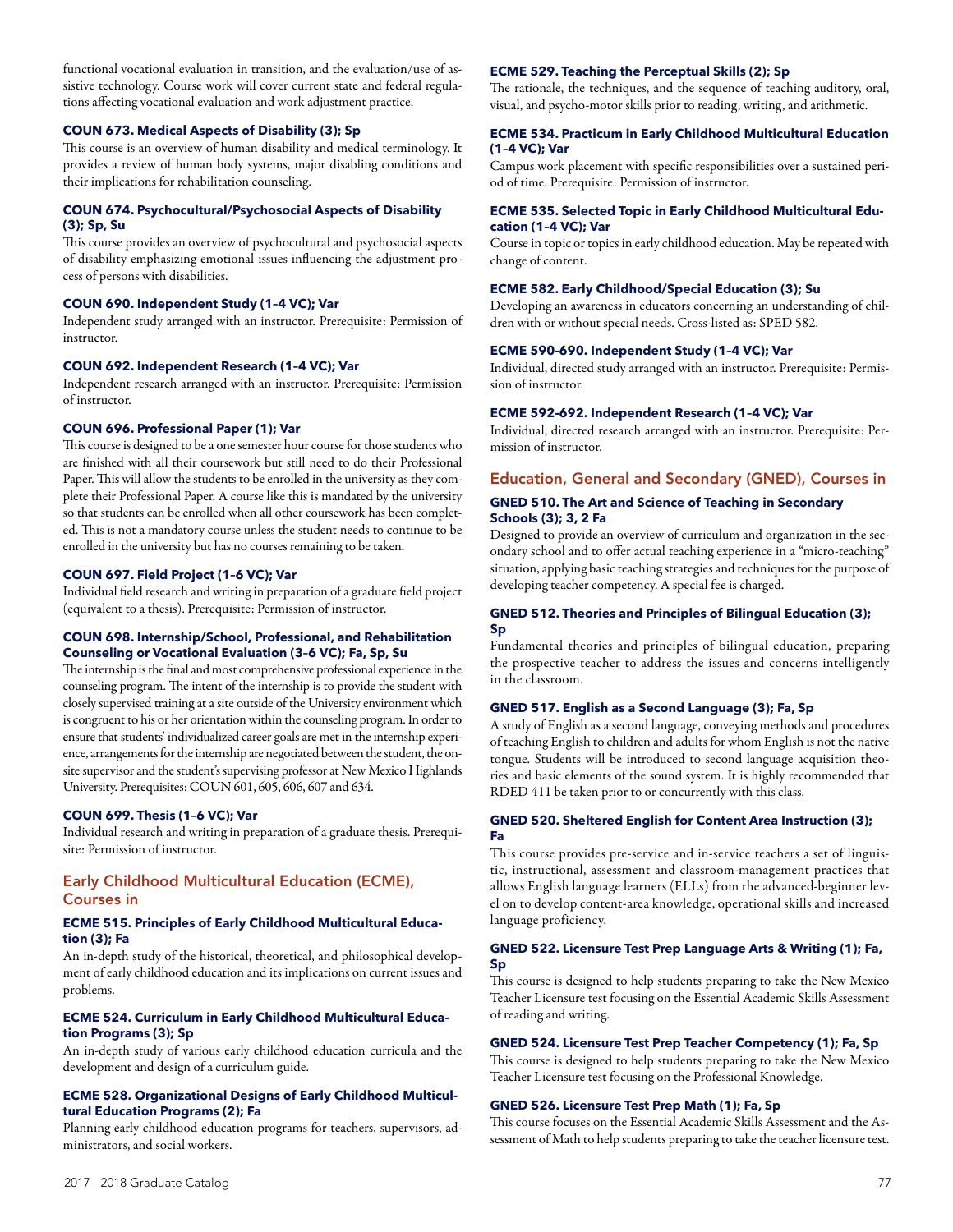functional vocational evaluation in transition, and the evaluation/use of assistive technology. Course work will cover current state and federal regulations affecting vocational evaluation and work adjustment practice.

**COUN 673. Medical Aspects of Disability (3); Sp**

This course is an overview of human disability and medical terminology. It provides a review of human body systems, major disabling conditions and their implications for rehabilitation counseling.

**COUN 674. Psychocultural/Psychosocial Aspects of Disability (3); Sp, Su**

This course provides an overview of psychocultural and psychosocial aspects of disability emphasizing emotional issues influencing the adjustment process of persons with disabilities.

**COUN 690. Independent Study (1–4 VC); Var**

Independent study arranged with an instructor. Prerequisite: Permission of instructor.

**COUN 692. Independent Research (1–4 VC); Var**

Independent research arranged with an instructor. Prerequisite: Permission of instructor.

**COUN 696. Professional Paper (1); Var**

This course is designed to be a one semester hour course for those students who are finished with all their coursework but still need to do their Professional Paper. This will allow the students to be enrolled in the university as they complete their Professional Paper. A course like this is mandated by the university so that students can be enrolled when all other coursework has been completed. This is not a mandatory course unless the student needs to continue to be enrolled in the university but has no courses remaining to be taken.

**COUN 697. Field Project (1–6 VC); Var**

Individual field research and writing in preparation of a graduate field project (equivalent to a thesis). Prerequisite: Permission of instructor.

**COUN 698. Internship/School, Professional, and Rehabilitation Counseling or Vocational Evaluation (3–6 VC); Fa, Sp, Su**

The internship is the final and most comprehensive professional experience in the counseling program. The intent of the internship is to provide the student with closely supervised training at a site outside of the University environment which is congruent to his or her orientation within the counseling program. In order to ensure that students' individualized career goals are met in the internship experience, arrangements for the internship are negotiated between the student, the on-site supervisor and the student's supervising professor at New Mexico Highlands University. Prerequisites: COUN 601, 605, 606, 607 and 634.

**COUN 699. Thesis (1–6 VC); Var**

Individual research and writing in preparation of a graduate thesis. Prerequisite: Permission of instructor.

## Early Childhood Multicultural Education (ECME), Courses in

**ECME 515. Principles of Early Childhood Multicultural Education (3); Fa**

An in-depth study of the historical, theoretical, and philosophical development of early childhood education and its implications on current issues and problems.

**ECME 524. Curriculum in Early Childhood Multicultural Education Programs (3); Sp**

An in-depth study of various early childhood education curricula and the development and design of a curriculum guide.

**ECME 528. Organizational Designs of Early Childhood Multicultural Education Programs (2); Fa**

Planning early childhood education programs for teachers, supervisors, administrators, and social workers.

**ECME 529. Teaching the Perceptual Skills (2); Sp**

The rationale, the techniques, and the sequence of teaching auditory, oral, visual, and psycho-motor skills prior to reading, writing, and arithmetic.

**ECME 534. Practicum in Early Childhood Multicultural Education (1–4 VC); Var**

Campus work placement with specific responsibilities over a sustained period of time. Prerequisite: Permission of instructor.

**ECME 535. Selected Topic in Early Childhood Multicultural Education (1–4 VC); Var**

Course in topic or topics in early childhood education. May be repeated with change of content.

**ECME 582. Early Childhood/Special Education (3); Su**

Developing an awareness in educators concerning an understanding of children with or without special needs. Cross-listed as: SPED 582.

**ECME 590-690. Independent Study (1–4 VC); Var**

Individual, directed study arranged with an instructor. Prerequisite: Permission of instructor.

**ECME 592-692. Independent Research (1–4 VC); Var**

Individual, directed research arranged with an instructor. Prerequisite: Permission of instructor.

## Education, General and Secondary (GNED), Courses in

**GNED 510. The Art and Science of Teaching in Secondary Schools (3); 3, 2 Fa**

Designed to provide an overview of curriculum and organization in the secondary school and to offer actual teaching experience in a "micro-teaching" situation, applying basic teaching strategies and techniques for the purpose of developing teacher competency. A special fee is charged.

**GNED 512. Theories and Principles of Bilingual Education (3); Sp**

Fundamental theories and principles of bilingual education, preparing the prospective teacher to address the issues and concerns intelligently in the classroom.

**GNED 517. English as a Second Language (3); Fa, Sp**

A study of English as a second language, conveying methods and procedures of teaching English to children and adults for whom English is not the native tongue. Students will be introduced to second language acquisition theories and basic elements of the sound system. It is highly recommended that RDED 411 be taken prior to or concurrently with this class.

**GNED 520. Sheltered English for Content Area Instruction (3); Fa**

This course provides pre-service and in-service teachers a set of linguistic, instructional, assessment and classroom-management practices that allows English language learners (ELLs) from the advanced-beginner level on to develop content-area knowledge, operational skills and increased language proficiency.

**GNED 522. Licensure Test Prep Language Arts & Writing (1); Fa, Sp**

This course is designed to help students preparing to take the New Mexico Teacher Licensure test focusing on the Essential Academic Skills Assessment of reading and writing.

**GNED 524. Licensure Test Prep Teacher Competency (1); Fa, Sp**

This course is designed to help students preparing to take the New Mexico Teacher Licensure test focusing on the Professional Knowledge.

**GNED 526. Licensure Test Prep Math (1); Fa, Sp**

This course focuses on the Essential Academic Skills Assessment and the Assessment of Math to help students preparing to take the teacher licensure test.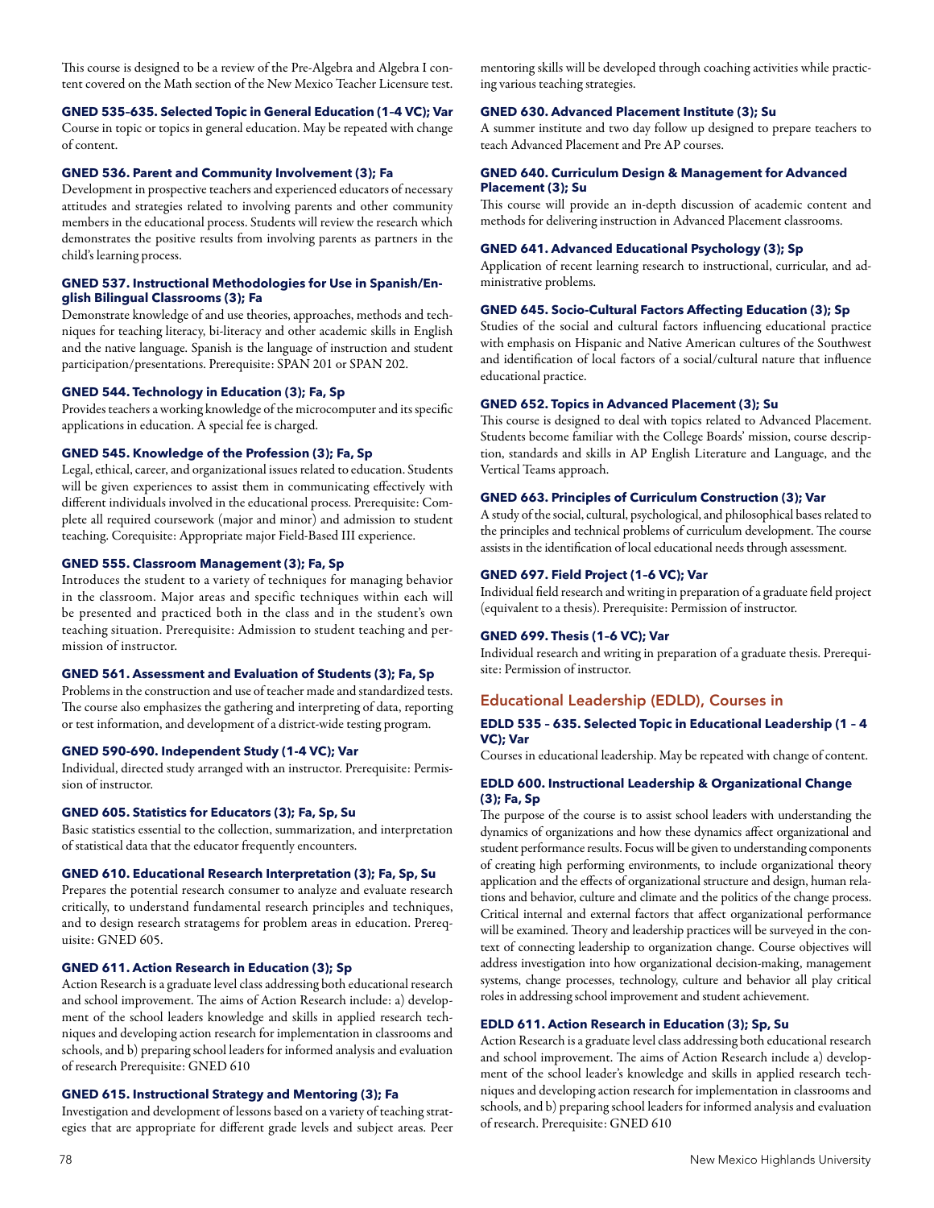This course is designed to be a review of the Pre-Algebra and Algebra I content covered on the Math section of the New Mexico Teacher Licensure test.

**GNED 535–635. Selected Topic in General Education (1–4 VC); Var**
Course in topic or topics in general education. May be repeated with change of content.

**GNED 536. Parent and Community Involvement (3); Fa**
Development in prospective teachers and experienced educators of necessary attitudes and strategies related to involving parents and other community members in the educational process. Students will review the research which demonstrates the positive results from involving parents as partners in the child's learning process.

**GNED 537. Instructional Methodologies for Use in Spanish/English Bilingual Classrooms (3); Fa**
Demonstrate knowledge of and use theories, approaches, methods and techniques for teaching literacy, bi-literacy and other academic skills in English and the native language. Spanish is the language of instruction and student participation/presentations. Prerequisite: SPAN 201 or SPAN 202.

**GNED 544. Technology in Education (3); Fa, Sp**
Provides teachers a working knowledge of the microcomputer and its specific applications in education. A special fee is charged.

**GNED 545. Knowledge of the Profession (3); Fa, Sp**
Legal, ethical, career, and organizational issues related to education. Students will be given experiences to assist them in communicating effectively with different individuals involved in the educational process. Prerequisite: Complete all required coursework (major and minor) and admission to student teaching. Corequisite: Appropriate major Field-Based III experience.

**GNED 555. Classroom Management (3); Fa, Sp**
Introduces the student to a variety of techniques for managing behavior in the classroom. Major areas and specific techniques within each will be presented and practiced both in the class and in the student's own teaching situation. Prerequisite: Admission to student teaching and permission of instructor.

**GNED 561. Assessment and Evaluation of Students (3); Fa, Sp**
Problems in the construction and use of teacher made and standardized tests. The course also emphasizes the gathering and interpreting of data, reporting or test information, and development of a district-wide testing program.

**GNED 590-690. Independent Study (1-4 VC); Var**
Individual, directed study arranged with an instructor. Prerequisite: Permission of instructor.

**GNED 605. Statistics for Educators (3); Fa, Sp, Su**
Basic statistics essential to the collection, summarization, and interpretation of statistical data that the educator frequently encounters.

**GNED 610. Educational Research Interpretation (3); Fa, Sp, Su**
Prepares the potential research consumer to analyze and evaluate research critically, to understand fundamental research principles and techniques, and to design research stratagems for problem areas in education. Prerequisite: GNED 605.

**GNED 611. Action Research in Education (3); Sp**
Action Research is a graduate level class addressing both educational research and school improvement. The aims of Action Research include: a) development of the school leaders knowledge and skills in applied research techniques and developing action research for implementation in classrooms and schools, and b) preparing school leaders for informed analysis and evaluation of research Prerequisite: GNED 610

**GNED 615. Instructional Strategy and Mentoring (3); Fa**
Investigation and development of lessons based on a variety of teaching strategies that are appropriate for different grade levels and subject areas. Peer mentoring skills will be developed through coaching activities while practicing various teaching strategies.

**GNED 630. Advanced Placement Institute (3); Su**
A summer institute and two day follow up designed to prepare teachers to teach Advanced Placement and Pre AP courses.

**GNED 640. Curriculum Design & Management for Advanced Placement (3); Su**
This course will provide an in-depth discussion of academic content and methods for delivering instruction in Advanced Placement classrooms.

**GNED 641. Advanced Educational Psychology (3); Sp**
Application of recent learning research to instructional, curricular, and administrative problems.

**GNED 645. Socio-Cultural Factors Affecting Education (3); Sp**
Studies of the social and cultural factors influencing educational practice with emphasis on Hispanic and Native American cultures of the Southwest and identification of local factors of a social/cultural nature that influence educational practice.

**GNED 652. Topics in Advanced Placement (3); Su**
This course is designed to deal with topics related to Advanced Placement. Students become familiar with the College Boards' mission, course description, standards and skills in AP English Literature and Language, and the Vertical Teams approach.

**GNED 663. Principles of Curriculum Construction (3); Var**
A study of the social, cultural, psychological, and philosophical bases related to the principles and technical problems of curriculum development. The course assists in the identification of local educational needs through assessment.

**GNED 697. Field Project (1–6 VC); Var**
Individual field research and writing in preparation of a graduate field project (equivalent to a thesis). Prerequisite: Permission of instructor.

**GNED 699. Thesis (1–6 VC); Var**
Individual research and writing in preparation of a graduate thesis. Prerequisite: Permission of instructor.

## Educational Leadership (EDLD), Courses in

**EDLD 535 – 635. Selected Topic in Educational Leadership (1 – 4 VC); Var**
Courses in educational leadership. May be repeated with change of content.

**EDLD 600. Instructional Leadership & Organizational Change (3); Fa, Sp**
The purpose of the course is to assist school leaders with understanding the dynamics of organizations and how these dynamics affect organizational and student performance results. Focus will be given to understanding components of creating high performing environments, to include organizational theory application and the effects of organizational structure and design, human relations and behavior, culture and climate and the politics of the change process. Critical internal and external factors that affect organizational performance will be examined. Theory and leadership practices will be surveyed in the context of connecting leadership to organization change. Course objectives will address investigation into how organizational decision-making, management systems, change processes, technology, culture and behavior all play critical roles in addressing school improvement and student achievement.

**EDLD 611. Action Research in Education (3); Sp, Su**
Action Research is a graduate level class addressing both educational research and school improvement. The aims of Action Research include a) development of the school leader's knowledge and skills in applied research techniques and developing action research for implementation in classrooms and schools, and b) preparing school leaders for informed analysis and evaluation of research. Prerequisite: GNED 610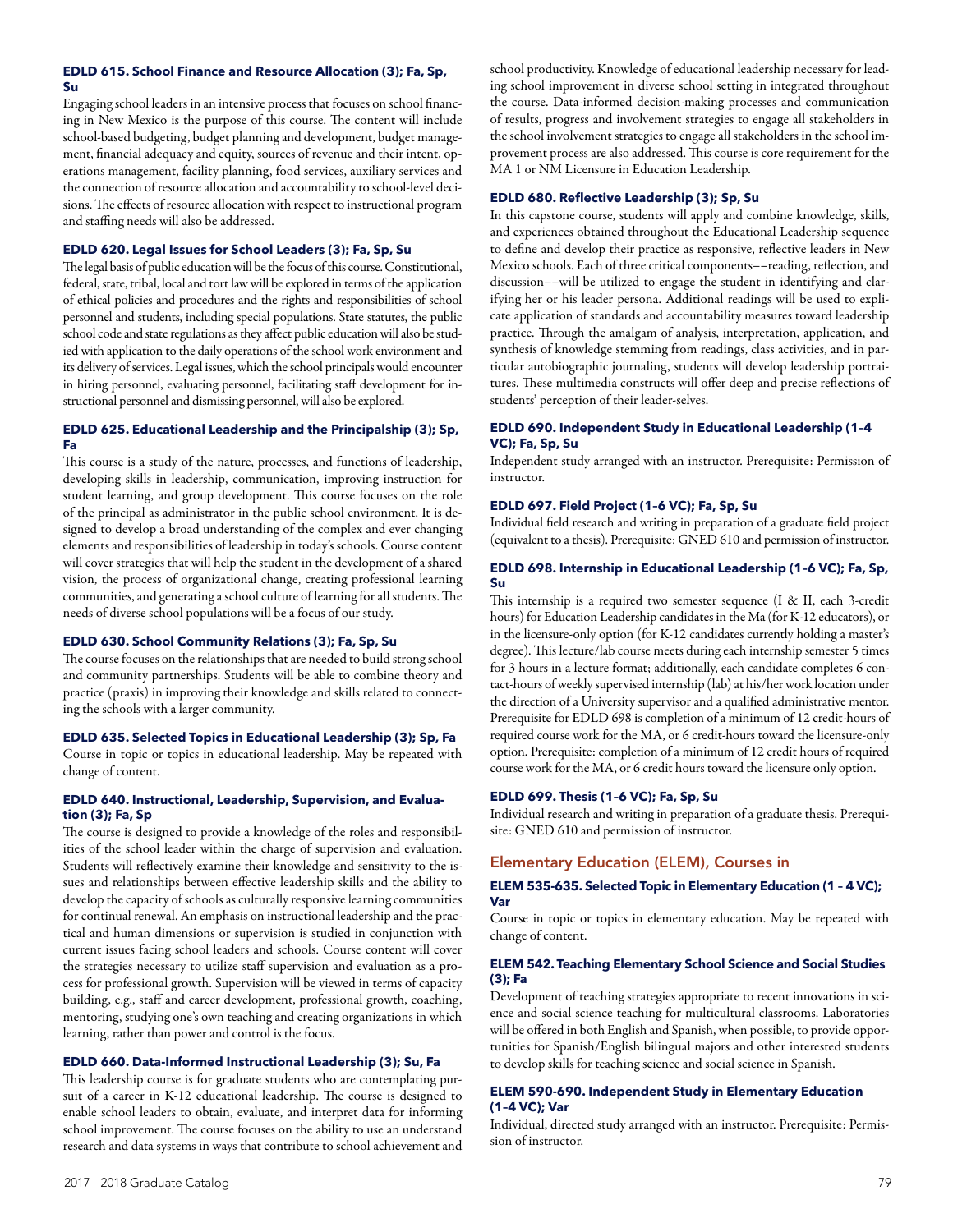#### EDLD 615. School Finance and Resource Allocation (3); Fa, Sp, Su

Engaging school leaders in an intensive process that focuses on school financing in New Mexico is the purpose of this course. The content will include school-based budgeting, budget planning and development, budget management, financial adequacy and equity, sources of revenue and their intent, operations management, facility planning, food services, auxiliary services and the connection of resource allocation and accountability to school-level decisions. The effects of resource allocation with respect to instructional program and staffing needs will also be addressed.

#### EDLD 620. Legal Issues for School Leaders (3); Fa, Sp, Su

The legal basis of public education will be the focus of this course. Constitutional, federal, state, tribal, local and tort law will be explored in terms of the application of ethical policies and procedures and the rights and responsibilities of school personnel and students, including special populations. State statutes, the public school code and state regulations as they affect public education will also be studied with application to the daily operations of the school work environment and its delivery of services. Legal issues, which the school principals would encounter in hiring personnel, evaluating personnel, facilitating staff development for instructional personnel and dismissing personnel, will also be explored.

#### EDLD 625. Educational Leadership and the Principalship (3); Sp, Fa

This course is a study of the nature, processes, and functions of leadership, developing skills in leadership, communication, improving instruction for student learning, and group development. This course focuses on the role of the principal as administrator in the public school environment. It is designed to develop a broad understanding of the complex and ever changing elements and responsibilities of leadership in today's schools. Course content will cover strategies that will help the student in the development of a shared vision, the process of organizational change, creating professional learning communities, and generating a school culture of learning for all students. The needs of diverse school populations will be a focus of our study.

#### EDLD 630. School Community Relations (3); Fa, Sp, Su

The course focuses on the relationships that are needed to build strong school and community partnerships. Students will be able to combine theory and practice (praxis) in improving their knowledge and skills related to connecting the schools with a larger community.

#### EDLD 635. Selected Topics in Educational Leadership (3); Sp, Fa

Course in topic or topics in educational leadership. May be repeated with change of content.

#### EDLD 640. Instructional, Leadership, Supervision, and Evaluation (3); Fa, Sp

The course is designed to provide a knowledge of the roles and responsibilities of the school leader within the charge of supervision and evaluation. Students will reflectively examine their knowledge and sensitivity to the issues and relationships between effective leadership skills and the ability to develop the capacity of schools as culturally responsive learning communities for continual renewal. An emphasis on instructional leadership and the practical and human dimensions or supervision is studied in conjunction with current issues facing school leaders and schools. Course content will cover the strategies necessary to utilize staff supervision and evaluation as a process for professional growth. Supervision will be viewed in terms of capacity building, e.g., staff and career development, professional growth, coaching, mentoring, studying one's own teaching and creating organizations in which learning, rather than power and control is the focus.

#### EDLD 660. Data-Informed Instructional Leadership (3); Su, Fa

This leadership course is for graduate students who are contemplating pursuit of a career in K-12 educational leadership. The course is designed to enable school leaders to obtain, evaluate, and interpret data for informing school improvement. The course focuses on the ability to use an understand research and data systems in ways that contribute to school achievement and school productivity. Knowledge of educational leadership necessary for leading school improvement in diverse school setting in integrated throughout the course. Data-informed decision-making processes and communication of results, progress and involvement strategies to engage all stakeholders in the school involvement strategies to engage all stakeholders in the school improvement process are also addressed. This course is core requirement for the MA 1 or NM Licensure in Education Leadership.

#### EDLD 680. Reflective Leadership (3); Sp, Su

In this capstone course, students will apply and combine knowledge, skills, and experiences obtained throughout the Educational Leadership sequence to define and develop their practice as responsive, reflective leaders in New Mexico schools. Each of three critical components––reading, reflection, and discussion––will be utilized to engage the student in identifying and clarifying her or his leader persona. Additional readings will be used to explicate application of standards and accountability measures toward leadership practice. Through the amalgam of analysis, interpretation, application, and synthesis of knowledge stemming from readings, class activities, and in particular autobiographic journaling, students will develop leadership portraitures. These multimedia constructs will offer deep and precise reflections of students' perception of their leader-selves.

#### EDLD 690. Independent Study in Educational Leadership (1-4 VC); Fa, Sp, Su

Independent study arranged with an instructor. Prerequisite: Permission of instructor.

#### EDLD 697. Field Project (1-6 VC); Fa, Sp, Su

Individual field research and writing in preparation of a graduate field project (equivalent to a thesis). Prerequisite: GNED 610 and permission of instructor.

#### EDLD 698. Internship in Educational Leadership (1-6 VC); Fa, Sp, Su

This internship is a required two semester sequence (I & II, each 3-credit hours) for Education Leadership candidates in the Ma (for K-12 educators), or in the licensure-only option (for K-12 candidates currently holding a master's degree). This lecture/lab course meets during each internship semester 5 times for 3 hours in a lecture format; additionally, each candidate completes 6 contact-hours of weekly supervised internship (lab) at his/her work location under the direction of a University supervisor and a qualified administrative mentor. Prerequisite for EDLD 698 is completion of a minimum of 12 credit-hours of required course work for the MA, or 6 credit-hours toward the licensure-only option. Prerequisite: completion of a minimum of 12 credit hours of required course work for the MA, or 6 credit hours toward the licensure only option.

#### EDLD 699. Thesis (1-6 VC); Fa, Sp, Su

Individual research and writing in preparation of a graduate thesis. Prerequisite: GNED 610 and permission of instructor.

## Elementary Education (ELEM), Courses in

#### ELEM 535-635. Selected Topic in Elementary Education (1 – 4 VC); Var

Course in topic or topics in elementary education. May be repeated with change of content.

#### ELEM 542. Teaching Elementary School Science and Social Studies (3); Fa

Development of teaching strategies appropriate to recent innovations in science and social science teaching for multicultural classrooms. Laboratories will be offered in both English and Spanish, when possible, to provide opportunities for Spanish/English bilingual majors and other interested students to develop skills for teaching science and social science in Spanish.

#### ELEM 590-690. Independent Study in Elementary Education (1-4 VC); Var

Individual, directed study arranged with an instructor. Prerequisite: Permission of instructor.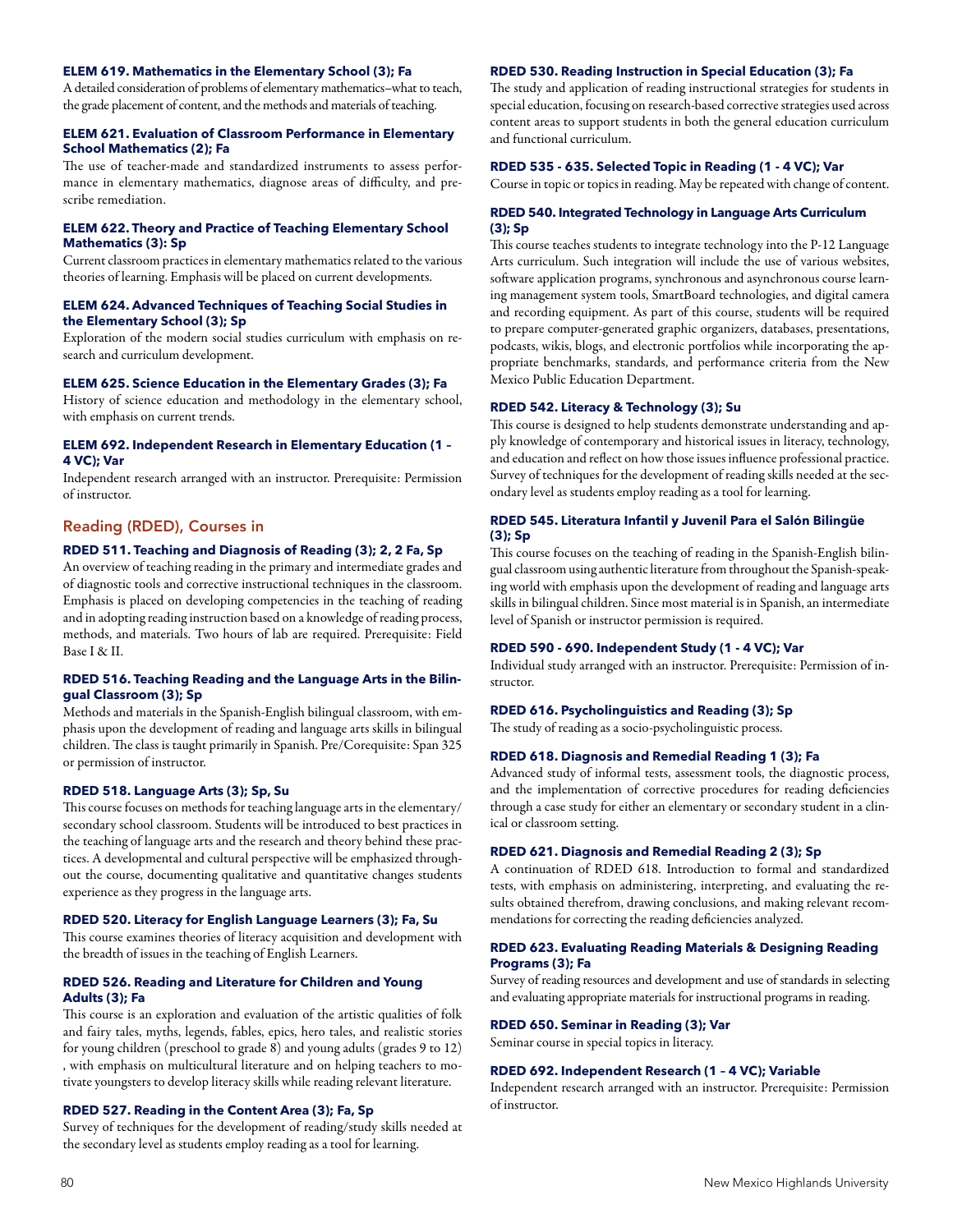**ELEM 619. Mathematics in the Elementary School (3); Fa**

A detailed consideration of problems of elementary mathematics–what to teach, the grade placement of content, and the methods and materials of teaching.

**ELEM 621. Evaluation of Classroom Performance in Elementary School Mathematics (2); Fa**

The use of teacher-made and standardized instruments to assess performance in elementary mathematics, diagnose areas of difficulty, and prescribe remediation.

**ELEM 622. Theory and Practice of Teaching Elementary School Mathematics (3): Sp**

Current classroom practices in elementary mathematics related to the various theories of learning. Emphasis will be placed on current developments.

**ELEM 624. Advanced Techniques of Teaching Social Studies in the Elementary School (3); Sp**

Exploration of the modern social studies curriculum with emphasis on research and curriculum development.

**ELEM 625. Science Education in the Elementary Grades (3); Fa**

History of science education and methodology in the elementary school, with emphasis on current trends.

**ELEM 692. Independent Research in Elementary Education (1 – 4 VC); Var**

Independent research arranged with an instructor. Prerequisite: Permission of instructor.

## Reading (RDED), Courses in

**RDED 511. Teaching and Diagnosis of Reading (3); 2, 2 Fa, Sp**

An overview of teaching reading in the primary and intermediate grades and of diagnostic tools and corrective instructional techniques in the classroom. Emphasis is placed on developing competencies in the teaching of reading and in adopting reading instruction based on a knowledge of reading process, methods, and materials. Two hours of lab are required. Prerequisite: Field Base I & II.

**RDED 516. Teaching Reading and the Language Arts in the Bilingual Classroom (3); Sp**

Methods and materials in the Spanish-English bilingual classroom, with emphasis upon the development of reading and language arts skills in bilingual children. The class is taught primarily in Spanish. Pre/Corequisite: Span 325 or permission of instructor.

**RDED 518. Language Arts (3); Sp, Su**

This course focuses on methods for teaching language arts in the elementary/secondary school classroom. Students will be introduced to best practices in the teaching of language arts and the research and theory behind these practices. A developmental and cultural perspective will be emphasized throughout the course, documenting qualitative and quantitative changes students experience as they progress in the language arts.

**RDED 520. Literacy for English Language Learners (3); Fa, Su**

This course examines theories of literacy acquisition and development with the breadth of issues in the teaching of English Learners.

**RDED 526. Reading and Literature for Children and Young Adults (3); Fa**

This course is an exploration and evaluation of the artistic qualities of folk and fairy tales, myths, legends, fables, epics, hero tales, and realistic stories for young children (preschool to grade 8) and young adults (grades 9 to 12) , with emphasis on multicultural literature and on helping teachers to motivate youngsters to develop literacy skills while reading relevant literature.

**RDED 527. Reading in the Content Area (3); Fa, Sp**

Survey of techniques for the development of reading/study skills needed at the secondary level as students employ reading as a tool for learning.

**RDED 530. Reading Instruction in Special Education (3); Fa**

The study and application of reading instructional strategies for students in special education, focusing on research-based corrective strategies used across content areas to support students in both the general education curriculum and functional curriculum.

**RDED 535 - 635. Selected Topic in Reading (1 - 4 VC); Var**

Course in topic or topics in reading. May be repeated with change of content.

**RDED 540. Integrated Technology in Language Arts Curriculum (3); Sp**

This course teaches students to integrate technology into the P-12 Language Arts curriculum. Such integration will include the use of various websites, software application programs, synchronous and asynchronous course learning management system tools, SmartBoard technologies, and digital camera and recording equipment. As part of this course, students will be required to prepare computer-generated graphic organizers, databases, presentations, podcasts, wikis, blogs, and electronic portfolios while incorporating the appropriate benchmarks, standards, and performance criteria from the New Mexico Public Education Department.

**RDED 542. Literacy & Technology (3); Su**

This course is designed to help students demonstrate understanding and apply knowledge of contemporary and historical issues in literacy, technology, and education and reflect on how those issues influence professional practice. Survey of techniques for the development of reading skills needed at the secondary level as students employ reading as a tool for learning.

**RDED 545. Literatura Infantil y Juvenil Para el Salón Bilingüe (3); Sp**

This course focuses on the teaching of reading in the Spanish-English bilingual classroom using authentic literature from throughout the Spanish-speaking world with emphasis upon the development of reading and language arts skills in bilingual children. Since most material is in Spanish, an intermediate level of Spanish or instructor permission is required.

**RDED 590 - 690. Independent Study (1 - 4 VC); Var**

Individual study arranged with an instructor. Prerequisite: Permission of instructor.

**RDED 616. Psycholinguistics and Reading (3); Sp**

The study of reading as a socio-psycholinguistic process.

**RDED 618. Diagnosis and Remedial Reading 1 (3); Fa**

Advanced study of informal tests, assessment tools, the diagnostic process, and the implementation of corrective procedures for reading deficiencies through a case study for either an elementary or secondary student in a clinical or classroom setting.

**RDED 621. Diagnosis and Remedial Reading 2 (3); Sp**

A continuation of RDED 618. Introduction to formal and standardized tests, with emphasis on administering, interpreting, and evaluating the results obtained therefrom, drawing conclusions, and making relevant recommendations for correcting the reading deficiencies analyzed.

**RDED 623. Evaluating Reading Materials & Designing Reading Programs (3); Fa**

Survey of reading resources and development and use of standards in selecting and evaluating appropriate materials for instructional programs in reading.

**RDED 650. Seminar in Reading (3); Var**

Seminar course in special topics in literacy.

**RDED 692. Independent Research (1 – 4 VC); Variable**

Independent research arranged with an instructor. Prerequisite: Permission of instructor.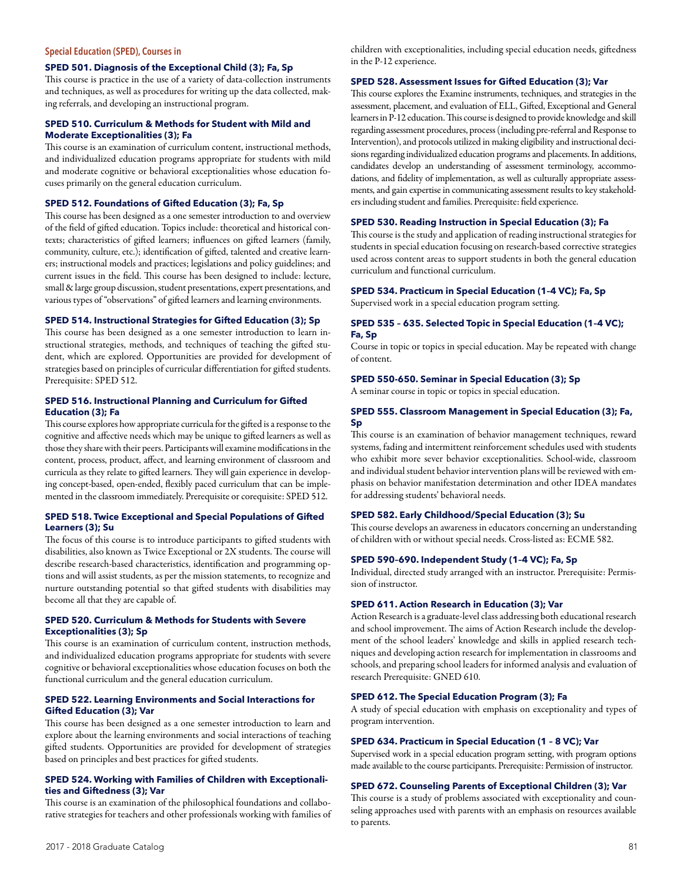## Special Education (SPED), Courses in

**SPED 501. Diagnosis of the Exceptional Child (3); Fa, Sp**

This course is practice in the use of a variety of data-collection instruments and techniques, as well as procedures for writing up the data collected, making referrals, and developing an instructional program.

**SPED 510. Curriculum & Methods for Student with Mild and Moderate Exceptionalities (3); Fa**

This course is an examination of curriculum content, instructional methods, and individualized education programs appropriate for students with mild and moderate cognitive or behavioral exceptionalities whose education focuses primarily on the general education curriculum.

**SPED 512. Foundations of Gifted Education (3); Fa, Sp**

This course has been designed as a one semester introduction to and overview of the field of gifted education. Topics include: theoretical and historical contexts; characteristics of gifted learners; influences on gifted learners (family, community, culture, etc.); identification of gifted, talented and creative learners; instructional models and practices; legislations and policy guidelines; and current issues in the field. This course has been designed to include: lecture, small & large group discussion, student presentations, expert presentations, and various types of "observations" of gifted learners and learning environments.

**SPED 514. Instructional Strategies for Gifted Education (3); Sp**

This course has been designed as a one semester introduction to learn instructional strategies, methods, and techniques of teaching the gifted student, which are explored. Opportunities are provided for development of strategies based on principles of curricular differentiation for gifted students. Prerequisite: SPED 512.

**SPED 516. Instructional Planning and Curriculum for Gifted Education (3); Fa**

This course explores how appropriate curricula for the gifted is a response to the cognitive and affective needs which may be unique to gifted learners as well as those they share with their peers. Participants will examine modifications in the content, process, product, affect, and learning environment of classroom and curricula as they relate to gifted learners. They will gain experience in developing concept-based, open-ended, flexibly paced curriculum that can be implemented in the classroom immediately. Prerequisite or corequisite: SPED 512.

**SPED 518. Twice Exceptional and Special Populations of Gifted Learners (3); Su**

The focus of this course is to introduce participants to gifted students with disabilities, also known as Twice Exceptional or 2X students. The course will describe research-based characteristics, identification and programming options and will assist students, as per the mission statements, to recognize and nurture outstanding potential so that gifted students with disabilities may become all that they are capable of.

**SPED 520. Curriculum & Methods for Students with Severe Exceptionalities (3); Sp**

This course is an examination of curriculum content, instruction methods, and individualized education programs appropriate for students with severe cognitive or behavioral exceptionalities whose education focuses on both the functional curriculum and the general education curriculum.

**SPED 522. Learning Environments and Social Interactions for Gifted Education (3); Var**

This course has been designed as a one semester introduction to learn and explore about the learning environments and social interactions of teaching gifted students. Opportunities are provided for development of strategies based on principles and best practices for gifted students.

**SPED 524. Working with Families of Children with Exceptionalities and Giftedness (3); Var**

This course is an examination of the philosophical foundations and collaborative strategies for teachers and other professionals working with families of children with exceptionalities, including special education needs, giftedness in the P-12 experience.

**SPED 528. Assessment Issues for Gifted Education (3); Var**

This course explores the Examine instruments, techniques, and strategies in the assessment, placement, and evaluation of ELL, Gifted, Exceptional and General learners in P-12 education. This course is designed to provide knowledge and skill regarding assessment procedures, process (including pre-referral and Response to Intervention), and protocols utilized in making eligibility and instructional decisions regarding individualized education programs and placements. In additions, candidates develop an understanding of assessment terminology, accommodations, and fidelity of implementation, as well as culturally appropriate assessments, and gain expertise in communicating assessment results to key stakeholders including student and families. Prerequisite: field experience.

**SPED 530. Reading Instruction in Special Education (3); Fa**

This course is the study and application of reading instructional strategies for students in special education focusing on research-based corrective strategies used across content areas to support students in both the general education curriculum and functional curriculum.

**SPED 534. Practicum in Special Education (1–4 VC); Fa, Sp**

Supervised work in a special education program setting.

**SPED 535 – 635. Selected Topic in Special Education (1–4 VC); Fa, Sp**

Course in topic or topics in special education. May be repeated with change of content.

**SPED 550-650. Seminar in Special Education (3); Sp**

A seminar course in topic or topics in special education.

**SPED 555. Classroom Management in Special Education (3); Fa, Sp**

This course is an examination of behavior management techniques, reward systems, fading and intermittent reinforcement schedules used with students who exhibit more sever behavior exceptionalities. School-wide, classroom and individual student behavior intervention plans will be reviewed with emphasis on behavior manifestation determination and other IDEA mandates for addressing students' behavioral needs.

**SPED 582. Early Childhood/Special Education (3); Su**

This course develops an awareness in educators concerning an understanding of children with or without special needs. Cross-listed as: ECME 582.

**SPED 590–690. Independent Study (1–4 VC); Fa, Sp**

Individual, directed study arranged with an instructor. Prerequisite: Permission of instructor.

**SPED 611. Action Research in Education (3); Var**

Action Research is a graduate-level class addressing both educational research and school improvement. The aims of Action Research include the development of the school leaders' knowledge and skills in applied research techniques and developing action research for implementation in classrooms and schools, and preparing school leaders for informed analysis and evaluation of research Prerequisite: GNED 610.

**SPED 612. The Special Education Program (3); Fa**

A study of special education with emphasis on exceptionality and types of program intervention.

**SPED 634. Practicum in Special Education (1 – 8 VC); Var**

Supervised work in a special education program setting, with program options made available to the course participants. Prerequisite: Permission of instructor.

**SPED 672. Counseling Parents of Exceptional Children (3); Var**

This course is a study of problems associated with exceptionality and counseling approaches used with parents with an emphasis on resources available to parents.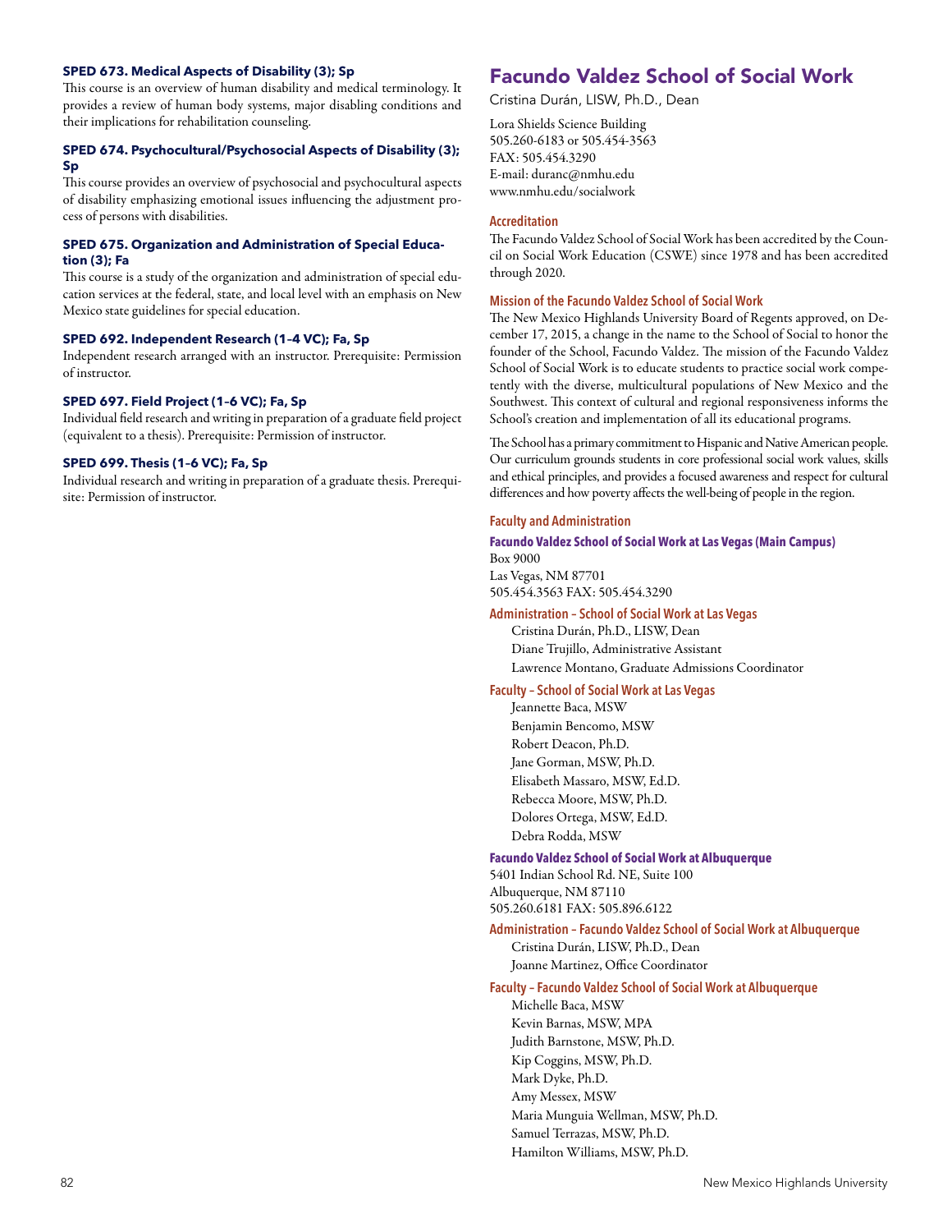**SPED 673. Medical Aspects of Disability (3); Sp**

This course is an overview of human disability and medical terminology. It provides a review of human body systems, major disabling conditions and their implications for rehabilitation counseling.

**SPED 674. Psychocultural/Psychosocial Aspects of Disability (3); Sp**

This course provides an overview of psychosocial and psychocultural aspects of disability emphasizing emotional issues influencing the adjustment process of persons with disabilities.

**SPED 675. Organization and Administration of Special Education (3); Fa**

This course is a study of the organization and administration of special education services at the federal, state, and local level with an emphasis on New Mexico state guidelines for special education.

**SPED 692. Independent Research (1–4 VC); Fa, Sp**

Independent research arranged with an instructor. Prerequisite: Permission of instructor.

**SPED 697. Field Project (1–6 VC); Fa, Sp**

Individual field research and writing in preparation of a graduate field project (equivalent to a thesis). Prerequisite: Permission of instructor.

**SPED 699. Thesis (1–6 VC); Fa, Sp**

Individual research and writing in preparation of a graduate thesis. Prerequisite: Permission of instructor.

# Facundo Valdez School of Social Work

Cristina Durán, LISW, Ph.D., Dean

Lora Shields Science Building
505.260-6183 or 505.454-3563
FAX: 505.454.3290
E-mail: duranc@nmhu.edu
www.nmhu.edu/socialwork

### Accreditation

The Facundo Valdez School of Social Work has been accredited by the Council on Social Work Education (CSWE) since 1978 and has been accredited through 2020.

### Mission of the Facundo Valdez School of Social Work

The New Mexico Highlands University Board of Regents approved, on December 17, 2015, a change in the name to the School of Social to honor the founder of the School, Facundo Valdez. The mission of the Facundo Valdez School of Social Work is to educate students to practice social work competently with the diverse, multicultural populations of New Mexico and the Southwest. This context of cultural and regional responsiveness informs the School's creation and implementation of all its educational programs.

The School has a primary commitment to Hispanic and Native American people. Our curriculum grounds students in core professional social work values, skills and ethical principles, and provides a focused awareness and respect for cultural differences and how poverty affects the well-being of people in the region.

### Faculty and Administration

#### Facundo Valdez School of Social Work at Las Vegas (Main Campus)

Box 9000
Las Vegas, NM 87701
505.454.3563 FAX: 505.454.3290

#### Administration – School of Social Work at Las Vegas

Cristina Durán, Ph.D., LISW, Dean
Diane Trujillo, Administrative Assistant
Lawrence Montano, Graduate Admissions Coordinator

#### Faculty – School of Social Work at Las Vegas

Jeannette Baca, MSW
Benjamin Bencomo, MSW
Robert Deacon, Ph.D.
Jane Gorman, MSW, Ph.D.
Elisabeth Massaro, MSW, Ed.D.
Rebecca Moore, MSW, Ph.D.
Dolores Ortega, MSW, Ed.D.
Debra Rodda, MSW

#### Facundo Valdez School of Social Work at Albuquerque

5401 Indian School Rd. NE, Suite 100
Albuquerque, NM 87110
505.260.6181 FAX: 505.896.6122

#### Administration – Facundo Valdez School of Social Work at Albuquerque

Cristina Durán, LISW, Ph.D., Dean
Joanne Martinez, Office Coordinator

#### Faculty – Facundo Valdez School of Social Work at Albuquerque

Michelle Baca, MSW
Kevin Barnas, MSW, MPA
Judith Barnstone, MSW, Ph.D.
Kip Coggins, MSW, Ph.D.
Mark Dyke, Ph.D.
Amy Messex, MSW
Maria Munguia Wellman, MSW, Ph.D.
Samuel Terrazas, MSW, Ph.D.
Hamilton Williams, MSW, Ph.D.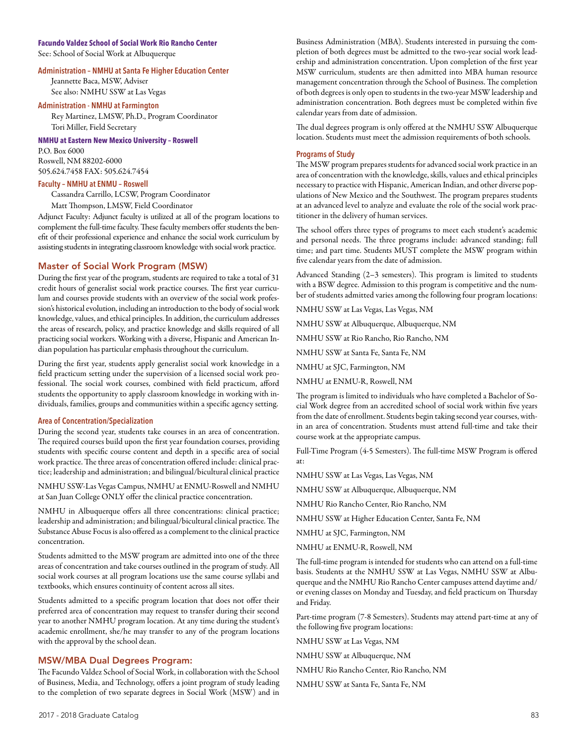#### Facundo Valdez School of Social Work Rio Rancho Center

See: School of Social Work at Albuquerque

#### Administration – NMHU at Santa Fe Higher Education Center

Jeannette Baca, MSW, Adviser
See also: NMHU SSW at Las Vegas

#### Administration - NMHU at Farmington

Rey Martinez, LMSW, Ph.D., Program Coordinator
Tori Miller, Field Secretary

#### NMHU at Eastern New Mexico University – Roswell

P.O. Box 6000
Roswell, NM 88202-6000
505.624.7458 FAX: 505.624.7454

#### Faculty – NMHU at ENMU – Roswell

Cassandra Carrillo, LCSW, Program Coordinator
Matt Thompson, LMSW, Field Coordinator

Adjunct Faculty: Adjunct faculty is utilized at all of the program locations to complement the full-time faculty. These faculty members offer students the benefit of their professional experience and enhance the social work curriculum by assisting students in integrating classroom knowledge with social work practice.

## Master of Social Work Program (MSW)

During the first year of the program, students are required to take a total of 31 credit hours of generalist social work practice courses. The first year curriculum and courses provide students with an overview of the social work profession's historical evolution, including an introduction to the body of social work knowledge, values, and ethical principles. In addition, the curriculum addresses the areas of research, policy, and practice knowledge and skills required of all practicing social workers. Working with a diverse, Hispanic and American Indian population has particular emphasis throughout the curriculum.

During the first year, students apply generalist social work knowledge in a field practicum setting under the supervision of a licensed social work professional. The social work courses, combined with field practicum, afford students the opportunity to apply classroom knowledge in working with individuals, families, groups and communities within a specific agency setting.

#### Area of Concentration/Specialization

During the second year, students take courses in an area of concentration. The required courses build upon the first year foundation courses, providing students with specific course content and depth in a specific area of social work practice. The three areas of concentration offered include: clinical practice; leadership and administration; and bilingual/bicultural clinical practice

NMHU SSW-Las Vegas Campus, NMHU at ENMU-Roswell and NMHU at San Juan College ONLY offer the clinical practice concentration.

NMHU in Albuquerque offers all three concentrations: clinical practice; leadership and administration; and bilingual/bicultural clinical practice. The Substance Abuse Focus is also offered as a complement to the clinical practice concentration.

Students admitted to the MSW program are admitted into one of the three areas of concentration and take courses outlined in the program of study. All social work courses at all program locations use the same course syllabi and textbooks, which ensures continuity of content across all sites.

Students admitted to a specific program location that does not offer their preferred area of concentration may request to transfer during their second year to another NMHU program location. At any time during the student's academic enrollment, she/he may transfer to any of the program locations with the approval by the school dean.

## MSW/MBA Dual Degrees Program:

The Facundo Valdez School of Social Work, in collaboration with the School of Business, Media, and Technology, offers a joint program of study leading to the completion of two separate degrees in Social Work (MSW) and in Business Administration (MBA). Students interested in pursuing the completion of both degrees must be admitted to the two-year social work leadership and administration concentration. Upon completion of the first year MSW curriculum, students are then admitted into MBA human resource management concentration through the School of Business. The completion of both degrees is only open to students in the two-year MSW leadership and administration concentration. Both degrees must be completed within five calendar years from date of admission.

The dual degrees program is only offered at the NMHU SSW Albuquerque location. Students must meet the admission requirements of both schools.

#### Programs of Study

The MSW program prepares students for advanced social work practice in an area of concentration with the knowledge, skills, values and ethical principles necessary to practice with Hispanic, American Indian, and other diverse populations of New Mexico and the Southwest. The program prepares students at an advanced level to analyze and evaluate the role of the social work practitioner in the delivery of human services.

The school offers three types of programs to meet each student's academic and personal needs. The three programs include: advanced standing; full time; and part time. Students MUST complete the MSW program within five calendar years from the date of admission.

Advanced Standing (2–3 semesters). This program is limited to students with a BSW degree. Admission to this program is competitive and the number of students admitted varies among the following four program locations:

NMHU SSW at Las Vegas, Las Vegas, NM

NMHU SSW at Albuquerque, Albuquerque, NM

NMHU SSW at Rio Rancho, Rio Rancho, NM

NMHU SSW at Santa Fe, Santa Fe, NM

NMHU at SJC, Farmington, NM

NMHU at ENMU-R, Roswell, NM

The program is limited to individuals who have completed a Bachelor of Social Work degree from an accredited school of social work within five years from the date of enrollment. Students begin taking second year courses, within an area of concentration. Students must attend full-time and take their course work at the appropriate campus.

Full-Time Program (4-5 Semesters). The full-time MSW Program is offered at:

NMHU SSW at Las Vegas, Las Vegas, NM

NMHU SSW at Albuquerque, Albuquerque, NM

NMHU Rio Rancho Center, Rio Rancho, NM

NMHU SSW at Higher Education Center, Santa Fe, NM

NMHU at SJC, Farmington, NM

NMHU at ENMU-R, Roswell, NM

The full-time program is intended for students who can attend on a full-time basis. Students at the NMHU SSW at Las Vegas, NMHU SSW at Albuquerque and the NMHU Rio Rancho Center campuses attend daytime and/or evening classes on Monday and Tuesday, and field practicum on Thursday and Friday.

Part-time program (7-8 Semesters). Students may attend part-time at any of the following five program locations:

NMHU SSW at Las Vegas, NM

NMHU SSW at Albuquerque, NM

NMHU Rio Rancho Center, Rio Rancho, NM

NMHU SSW at Santa Fe, Santa Fe, NM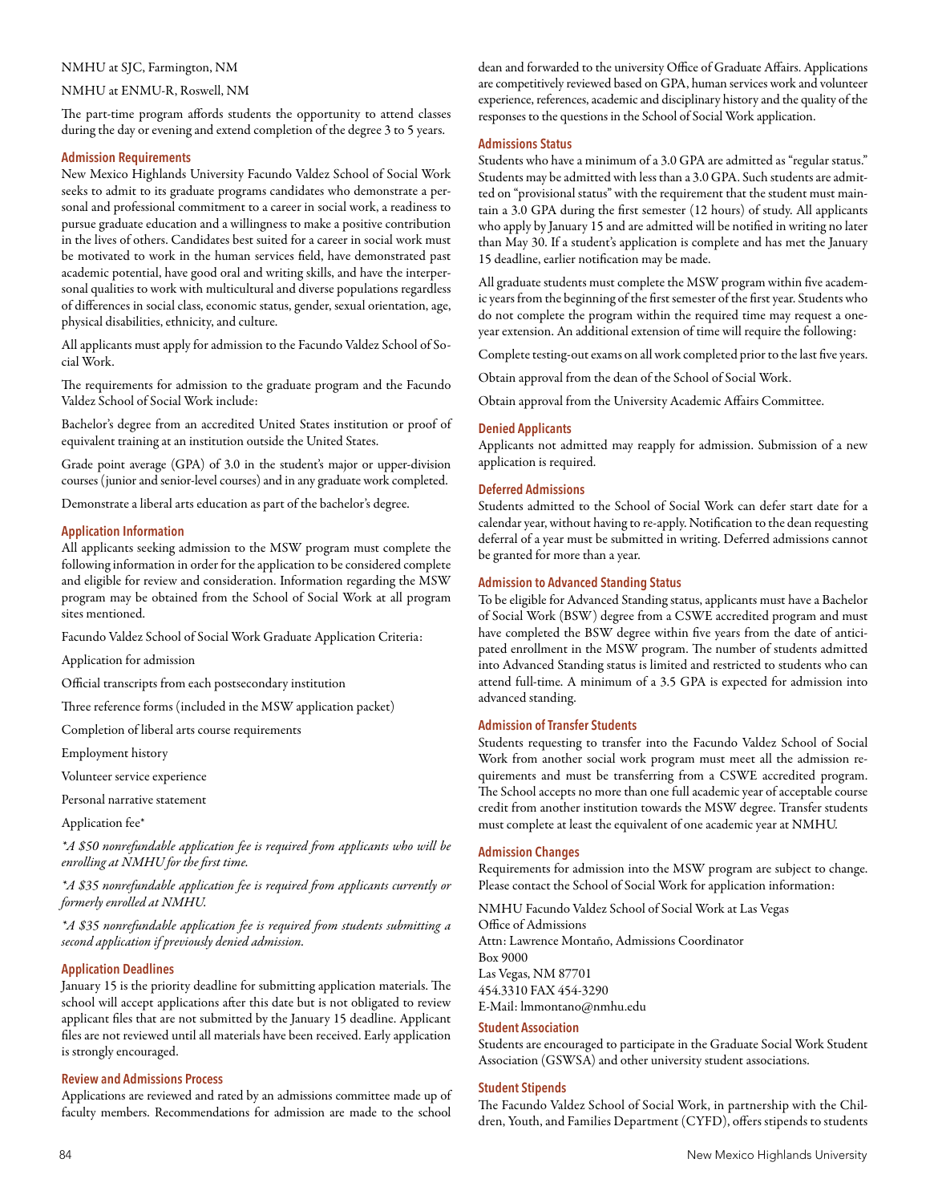NMHU at SJC, Farmington, NM

NMHU at ENMU-R, Roswell, NM

The part-time program affords students the opportunity to attend classes during the day or evening and extend completion of the degree 3 to 5 years.

### Admission Requirements

New Mexico Highlands University Facundo Valdez School of Social Work seeks to admit to its graduate programs candidates who demonstrate a personal and professional commitment to a career in social work, a readiness to pursue graduate education and a willingness to make a positive contribution in the lives of others. Candidates best suited for a career in social work must be motivated to work in the human services field, have demonstrated past academic potential, have good oral and writing skills, and have the interpersonal qualities to work with multicultural and diverse populations regardless of differences in social class, economic status, gender, sexual orientation, age, physical disabilities, ethnicity, and culture.

All applicants must apply for admission to the Facundo Valdez School of Social Work.

The requirements for admission to the graduate program and the Facundo Valdez School of Social Work include:

Bachelor's degree from an accredited United States institution or proof of equivalent training at an institution outside the United States.

Grade point average (GPA) of 3.0 in the student's major or upper-division courses (junior and senior-level courses) and in any graduate work completed.

Demonstrate a liberal arts education as part of the bachelor's degree.

### Application Information

All applicants seeking admission to the MSW program must complete the following information in order for the application to be considered complete and eligible for review and consideration. Information regarding the MSW program may be obtained from the School of Social Work at all program sites mentioned.

Facundo Valdez School of Social Work Graduate Application Criteria:

Application for admission

Official transcripts from each postsecondary institution

Three reference forms (included in the MSW application packet)

Completion of liberal arts course requirements

Employment history

Volunteer service experience

Personal narrative statement

Application fee*

*\*A $50 nonrefundable application fee is required from applicants who will be enrolling at NMHU for the first time.*

*\*A $35 nonrefundable application fee is required from applicants currently or formerly enrolled at NMHU.*

*\*A $35 nonrefundable application fee is required from students submitting a second application if previously denied admission.*

### Application Deadlines

January 15 is the priority deadline for submitting application materials. The school will accept applications after this date but is not obligated to review applicant files that are not submitted by the January 15 deadline. Applicant files are not reviewed until all materials have been received. Early application is strongly encouraged.

### Review and Admissions Process

Applications are reviewed and rated by an admissions committee made up of faculty members. Recommendations for admission are made to the school dean and forwarded to the university Office of Graduate Affairs. Applications are competitively reviewed based on GPA, human services work and volunteer experience, references, academic and disciplinary history and the quality of the responses to the questions in the School of Social Work application.

### Admissions Status

Students who have a minimum of a 3.0 GPA are admitted as "regular status." Students may be admitted with less than a 3.0 GPA. Such students are admitted on "provisional status" with the requirement that the student must maintain a 3.0 GPA during the first semester (12 hours) of study. All applicants who apply by January 15 and are admitted will be notified in writing no later than May 30. If a student's application is complete and has met the January 15 deadline, earlier notification may be made.

All graduate students must complete the MSW program within five academic years from the beginning of the first semester of the first year. Students who do not complete the program within the required time may request a one-year extension. An additional extension of time will require the following:

Complete testing-out exams on all work completed prior to the last five years.

Obtain approval from the dean of the School of Social Work.

Obtain approval from the University Academic Affairs Committee.

### Denied Applicants

Applicants not admitted may reapply for admission. Submission of a new application is required.

### Deferred Admissions

Students admitted to the School of Social Work can defer start date for a calendar year, without having to re-apply. Notification to the dean requesting deferral of a year must be submitted in writing. Deferred admissions cannot be granted for more than a year.

### Admission to Advanced Standing Status

To be eligible for Advanced Standing status, applicants must have a Bachelor of Social Work (BSW) degree from a CSWE accredited program and must have completed the BSW degree within five years from the date of anticipated enrollment in the MSW program. The number of students admitted into Advanced Standing status is limited and restricted to students who can attend full-time. A minimum of a 3.5 GPA is expected for admission into advanced standing.

### Admission of Transfer Students

Students requesting to transfer into the Facundo Valdez School of Social Work from another social work program must meet all the admission requirements and must be transferring from a CSWE accredited program. The School accepts no more than one full academic year of acceptable course credit from another institution towards the MSW degree. Transfer students must complete at least the equivalent of one academic year at NMHU.

### Admission Changes

Requirements for admission into the MSW program are subject to change. Please contact the School of Social Work for application information:

NMHU Facundo Valdez School of Social Work at Las Vegas  
Office of Admissions  
Attn: Lawrence Montaño, Admissions Coordinator  
Box 9000  
Las Vegas, NM 87701  
454.3310 FAX 454-3290  
E-Mail: lmmontano@nmhu.edu

### Student Association

Students are encouraged to participate in the Graduate Social Work Student Association (GSWSA) and other university student associations.

### Student Stipends

The Facundo Valdez School of Social Work, in partnership with the Children, Youth, and Families Department (CYFD), offers stipends to students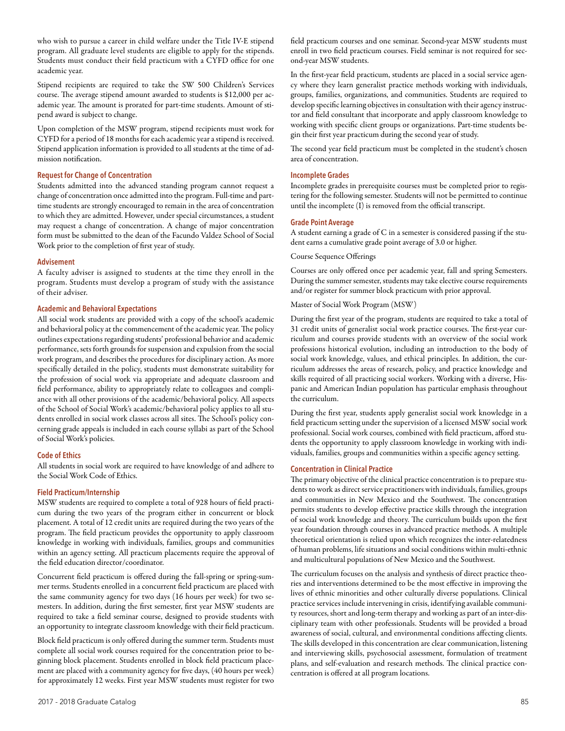who wish to pursue a career in child welfare under the Title IV-E stipend program. All graduate level students are eligible to apply for the stipends. Students must conduct their field practicum with a CYFD office for one academic year.

Stipend recipients are required to take the SW 500 Children's Services course. The average stipend amount awarded to students is $12,000 per academic year. The amount is prorated for part-time students. Amount of stipend award is subject to change.

Upon completion of the MSW program, stipend recipients must work for CYFD for a period of 18 months for each academic year a stipend is received. Stipend application information is provided to all students at the time of admission notification.

### Request for Change of Concentration

Students admitted into the advanced standing program cannot request a change of concentration once admitted into the program. Full-time and part-time students are strongly encouraged to remain in the area of concentration to which they are admitted. However, under special circumstances, a student may request a change of concentration. A change of major concentration form must be submitted to the dean of the Facundo Valdez School of Social Work prior to the completion of first year of study.

### Advisement

A faculty adviser is assigned to students at the time they enroll in the program. Students must develop a program of study with the assistance of their adviser.

### Academic and Behavioral Expectations

All social work students are provided with a copy of the school's academic and behavioral policy at the commencement of the academic year. The policy outlines expectations regarding students' professional behavior and academic performance, sets forth grounds for suspension and expulsion from the social work program, and describes the procedures for disciplinary action. As more specifically detailed in the policy, students must demonstrate suitability for the profession of social work via appropriate and adequate classroom and field performance, ability to appropriately relate to colleagues and compliance with all other provisions of the academic/behavioral policy. All aspects of the School of Social Work's academic/behavioral policy applies to all students enrolled in social work classes across all sites. The School's policy concerning grade appeals is included in each course syllabi as part of the School of Social Work's policies.

### Code of Ethics

All students in social work are required to have knowledge of and adhere to the Social Work Code of Ethics.

### Field Practicum/Internship

MSW students are required to complete a total of 928 hours of field practicum during the two years of the program either in concurrent or block placement. A total of 12 credit units are required during the two years of the program. The field practicum provides the opportunity to apply classroom knowledge in working with individuals, families, groups and communities within an agency setting. All practicum placements require the approval of the field education director/coordinator.

Concurrent field practicum is offered during the fall-spring or spring-summer terms. Students enrolled in a concurrent field practicum are placed with the same community agency for two days (16 hours per week) for two semesters. In addition, during the first semester, first year MSW students are required to take a field seminar course, designed to provide students with an opportunity to integrate classroom knowledge with their field practicum.

Block field practicum is only offered during the summer term. Students must complete all social work courses required for the concentration prior to beginning block placement. Students enrolled in block field practicum placement are placed with a community agency for five days, (40 hours per week) for approximately 12 weeks. First year MSW students must register for two field practicum courses and one seminar. Second-year MSW students must enroll in two field practicum courses. Field seminar is not required for second-year MSW students.

In the first-year field practicum, students are placed in a social service agency where they learn generalist practice methods working with individuals, groups, families, organizations, and communities. Students are required to develop specific learning objectives in consultation with their agency instructor and field consultant that incorporate and apply classroom knowledge to working with specific client groups or organizations. Part-time students begin their first year practicum during the second year of study.

The second year field practicum must be completed in the student's chosen area of concentration.

### Incomplete Grades

Incomplete grades in prerequisite courses must be completed prior to registering for the following semester. Students will not be permitted to continue until the incomplete (I) is removed from the official transcript.

### Grade Point Average

A student earning a grade of C in a semester is considered passing if the student earns a cumulative grade point average of 3.0 or higher.

Course Sequence Offerings

Courses are only offered once per academic year, fall and spring Semesters. During the summer semester, students may take elective course requirements and/or register for summer block practicum with prior approval.

Master of Social Work Program (MSW)

During the first year of the program, students are required to take a total of 31 credit units of generalist social work practice courses. The first-year curriculum and courses provide students with an overview of the social work professions historical evolution, including an introduction to the body of social work knowledge, values, and ethical principles. In addition, the curriculum addresses the areas of research, policy, and practice knowledge and skills required of all practicing social workers. Working with a diverse, Hispanic and American Indian population has particular emphasis throughout the curriculum.

During the first year, students apply generalist social work knowledge in a field practicum setting under the supervision of a licensed MSW social work professional. Social work courses, combined with field practicum, afford students the opportunity to apply classroom knowledge in working with individuals, families, groups and communities within a specific agency setting.

### Concentration in Clinical Practice

The primary objective of the clinical practice concentration is to prepare students to work as direct service practitioners with individuals, families, groups and communities in New Mexico and the Southwest. The concentration permits students to develop effective practice skills through the integration of social work knowledge and theory. The curriculum builds upon the first year foundation through courses in advanced practice methods. A multiple theoretical orientation is relied upon which recognizes the inter-relatedness of human problems, life situations and social conditions within multi-ethnic and multicultural populations of New Mexico and the Southwest.

The curriculum focuses on the analysis and synthesis of direct practice theories and interventions determined to be the most effective in improving the lives of ethnic minorities and other culturally diverse populations. Clinical practice services include intervening in crisis, identifying available community resources, short and long-term therapy and working as part of an inter-disciplinary team with other professionals. Students will be provided a broad awareness of social, cultural, and environmental conditions affecting clients. The skills developed in this concentration are clear communication, listening and interviewing skills, psychosocial assessment, formulation of treatment plans, and self-evaluation and research methods. The clinical practice concentration is offered at all program locations.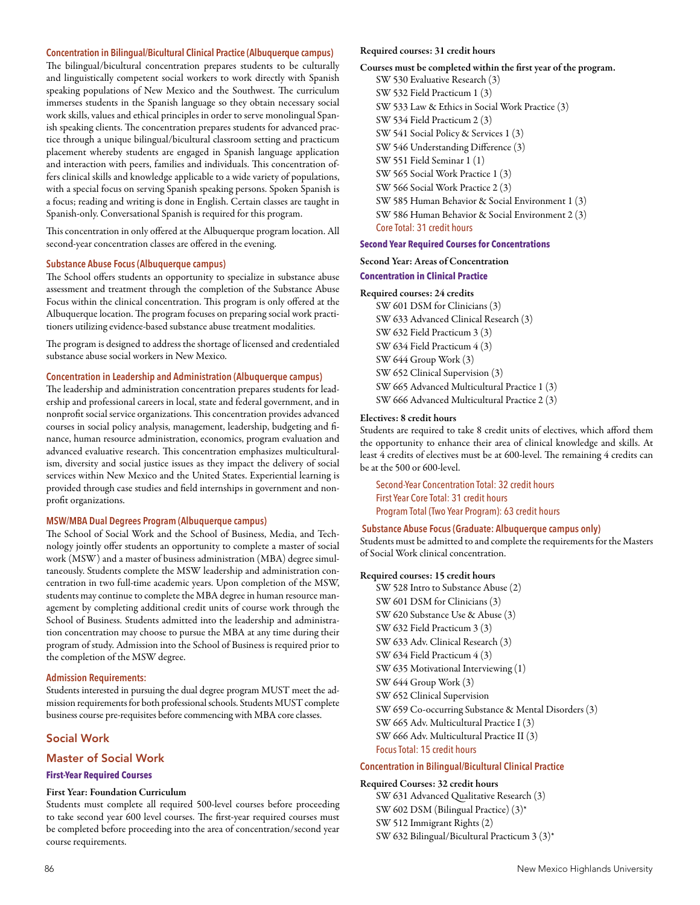#### Concentration in Bilingual/Bicultural Clinical Practice (Albuquerque campus)

The bilingual/bicultural concentration prepares students to be culturally and linguistically competent social workers to work directly with Spanish speaking populations of New Mexico and the Southwest. The curriculum immerses students in the Spanish language so they obtain necessary social work skills, values and ethical principles in order to serve monolingual Spanish speaking clients. The concentration prepares students for advanced practice through a unique bilingual/bicultural classroom setting and practicum placement whereby students are engaged in Spanish language application and interaction with peers, families and individuals. This concentration offers clinical skills and knowledge applicable to a wide variety of populations, with a special focus on serving Spanish speaking persons. Spoken Spanish is a focus; reading and writing is done in English. Certain classes are taught in Spanish-only. Conversational Spanish is required for this program.

This concentration in only offered at the Albuquerque program location. All second-year concentration classes are offered in the evening.

#### Substance Abuse Focus (Albuquerque campus)

The School offers students an opportunity to specialize in substance abuse assessment and treatment through the completion of the Substance Abuse Focus within the clinical concentration. This program is only offered at the Albuquerque location. The program focuses on preparing social work practitioners utilizing evidence-based substance abuse treatment modalities.

The program is designed to address the shortage of licensed and credentialed substance abuse social workers in New Mexico.

#### Concentration in Leadership and Administration (Albuquerque campus)

The leadership and administration concentration prepares students for leadership and professional careers in local, state and federal government, and in nonprofit social service organizations. This concentration provides advanced courses in social policy analysis, management, leadership, budgeting and finance, human resource administration, economics, program evaluation and advanced evaluative research. This concentration emphasizes multiculturalism, diversity and social justice issues as they impact the delivery of social services within New Mexico and the United States. Experiential learning is provided through case studies and field internships in government and nonprofit organizations.

#### MSW/MBA Dual Degrees Program (Albuquerque campus)

The School of Social Work and the School of Business, Media, and Technology jointly offer students an opportunity to complete a master of social work (MSW) and a master of business administration (MBA) degree simultaneously. Students complete the MSW leadership and administration concentration in two full-time academic years. Upon completion of the MSW, students may continue to complete the MBA degree in human resource management by completing additional credit units of course work through the School of Business. Students admitted into the leadership and administration concentration may choose to pursue the MBA at any time during their program of study. Admission into the School of Business is required prior to the completion of the MSW degree.

#### Admission Requirements:

Students interested in pursuing the dual degree program MUST meet the admission requirements for both professional schools. Students MUST complete business course pre-requisites before commencing with MBA core classes.

## Social Work

## Master of Social Work

#### First-Year Required Courses

**First Year: Foundation Curriculum**

Students must complete all required 500-level courses before proceeding to take second year 600 level courses. The first-year required courses must be completed before proceeding into the area of concentration/second year course requirements.

**Required courses: 31 credit hours**

**Courses must be completed within the first year of the program.**

- SW 530 Evaluative Research (3)
- SW 532 Field Practicum 1 (3)
- SW 533 Law & Ethics in Social Work Practice (3)
- SW 534 Field Practicum 2 (3)
- SW 541 Social Policy & Services 1 (3)
- SW 546 Understanding Difference (3)
- SW 551 Field Seminar 1 (1)
- SW 565 Social Work Practice 1 (3)
- SW 566 Social Work Practice 2 (3)
- SW 585 Human Behavior & Social Environment 1 (3)
- SW 586 Human Behavior & Social Environment 2 (3)

Core Total: 31 credit hours

#### Second Year Required Courses for Concentrations

**Second Year: Areas of Concentration**

#### Concentration in Clinical Practice

**Required courses: 24 credits**

- SW 601 DSM for Clinicians (3)
- SW 633 Advanced Clinical Research (3)
- SW 632 Field Practicum 3 (3)
- SW 634 Field Practicum 4 (3)
- SW 644 Group Work (3)
- SW 652 Clinical Supervision (3)
- SW 665 Advanced Multicultural Practice 1 (3)
- SW 666 Advanced Multicultural Practice 2 (3)

**Electives: 8 credit hours**

Students are required to take 8 credit units of electives, which afford them the opportunity to enhance their area of clinical knowledge and skills. At least 4 credits of electives must be at 600-level. The remaining 4 credits can be at the 500 or 600-level.

Second-Year Concentration Total: 32 credit hours
First Year Core Total: 31 credit hours
Program Total (Two Year Program): 63 credit hours

#### Substance Abuse Focus (Graduate: Albuquerque campus only)

Students must be admitted to and complete the requirements for the Masters of Social Work clinical concentration.

**Required courses: 15 credit hours**

- SW 528 Intro to Substance Abuse (2)
- SW 601 DSM for Clinicians (3)
- SW 620 Substance Use & Abuse (3)
- SW 632 Field Practicum 3 (3)
- SW 633 Adv. Clinical Research (3)
- SW 634 Field Practicum 4 (3)
- SW 635 Motivational Interviewing (1)
- SW 644 Group Work (3)
- SW 652 Clinical Supervision
- SW 659 Co-occurring Substance & Mental Disorders (3)
- SW 665 Adv. Multicultural Practice I (3)
- SW 666 Adv. Multicultural Practice II (3)

Focus Total: 15 credit hours

#### Concentration in Bilingual/Bicultural Clinical Practice

**Required Courses: 32 credit hours**

- SW 631 Advanced Qualitative Research (3)
- SW 602 DSM (Bilingual Practice) (3)*
- SW 512 Immigrant Rights (2)
- SW 632 Bilingual/Bicultural Practicum 3 (3)*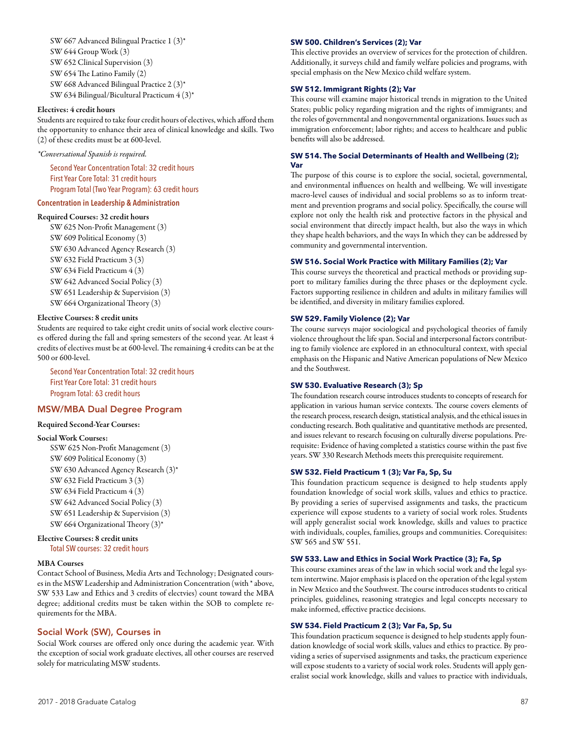SW 667 Advanced Bilingual Practice 1 (3)*
SW 644 Group Work (3)
SW 652 Clinical Supervision (3)
SW 654 The Latino Family (2)
SW 668 Advanced Bilingual Practice 2 (3)*
SW 634 Bilingual/Bicultural Practicum 4 (3)*

**Electives: 4 credit hours**
Students are required to take four credit hours of electives, which afford them the opportunity to enhance their area of clinical knowledge and skills. Two (2) of these credits must be at 600-level.

*\*Conversational Spanish is required.*

Second Year Concentration Total: 32 credit hours
First Year Core Total: 31 credit hours
Program Total (Two Year Program): 63 credit hours

### Concentration in Leadership & Administration

**Required Courses: 32 credit hours**
SW 625 Non-Profit Management (3)
SW 609 Political Economy (3)
SW 630 Advanced Agency Research (3)
SW 632 Field Practicum 3 (3)
SW 634 Field Practicum 4 (3)
SW 642 Advanced Social Policy (3)
SW 651 Leadership & Supervision (3)
SW 664 Organizational Theory (3)

**Elective Courses: 8 credit units**
Students are required to take eight credit units of social work elective courses offered during the fall and spring semesters of the second year. At least 4 credits of electives must be at 600-level. The remaining 4 credits can be at the 500 or 600-level.

Second Year Concentration Total: 32 credit hours
First Year Core Total: 31 credit hours
Program Total: 63 credit hours

## MSW/MBA Dual Degree Program

**Required Second-Year Courses:**

**Social Work Courses:**
SSW 625 Non-Profit Management (3)
SW 609 Political Economy (3)
SW 630 Advanced Agency Research (3)*
SW 632 Field Practicum 3 (3)
SW 634 Field Practicum 4 (3)
SW 642 Advanced Social Policy (3)
SW 651 Leadership & Supervision (3)
SW 664 Organizational Theory (3)*

**Elective Courses: 8 credit units**
Total SW courses: 32 credit hours

**MBA Courses**
Contact School of Business, Media Arts and Technology; Designated courses in the MSW Leadership and Administration Concentration (with * above, SW 533 Law and Ethics and 3 credits of electvies) count toward the MBA degree; additional credits must be taken within the SOB to complete requirements for the MBA.

## Social Work (SW), Courses in

Social Work courses are offered only once during the academic year. With the exception of social work graduate electives, all other courses are reserved solely for matriculating MSW students.

**SW 500. Children's Services (2); Var**
This elective provides an overview of services for the protection of children. Additionally, it surveys child and family welfare policies and programs, with special emphasis on the New Mexico child welfare system.

**SW 512. Immigrant Rights (2); Var**
This course will examine major historical trends in migration to the United States; public policy regarding migration and the rights of immigrants; and the roles of governmental and nongovernmental organizations. Issues such as immigration enforcement; labor rights; and access to healthcare and public benefits will also be addressed.

**SW 514. The Social Determinants of Health and Wellbeing (2); Var**
The purpose of this course is to explore the social, societal, governmental, and environmental influences on health and wellbeing. We will investigate macro-level causes of individual and social problems so as to inform treatment and prevention programs and social policy. Specifically, the course will explore not only the health risk and protective factors in the physical and social environment that directly impact health, but also the ways in which they shape health behaviors, and the ways In which they can be addressed by community and governmental intervention.

**SW 516. Social Work Practice with Military Families (2); Var**
This course surveys the theoretical and practical methods or providing support to military families during the three phases or the deployment cycle. Factors supporting resilience in children and adults in military families will be identified, and diversity in military families explored.

**SW 529. Family Violence (2); Var**
The course surveys major sociological and psychological theories of family violence throughout the life span. Social and interpersonal factors contributing to family violence are explored in an ethnocultural context, with special emphasis on the Hispanic and Native American populations of New Mexico and the Southwest.

**SW 530. Evaluative Research (3); Sp**
The foundation research course introduces students to concepts of research for application in various human service contexts. The course covers elements of the research process, research design, statistical analysis, and the ethical issues in conducting research. Both qualitative and quantitative methods are presented, and issues relevant to research focusing on culturally diverse populations. Prerequisite: Evidence of having completed a statistics course within the past five years. SW 330 Research Methods meets this prerequisite requirement.

**SW 532. Field Practicum 1 (3); Var Fa, Sp, Su**
This foundation practicum sequence is designed to help students apply foundation knowledge of social work skills, values and ethics to practice. By providing a series of supervised assignments and tasks, the practicum experience will expose students to a variety of social work roles. Students will apply generalist social work knowledge, skills and values to practice with individuals, couples, families, groups and communities. Corequisites: SW 565 and SW 551.

**SW 533. Law and Ethics in Social Work Practice (3); Fa, Sp**
This course examines areas of the law in which social work and the legal system intertwine. Major emphasis is placed on the operation of the legal system in New Mexico and the Southwest. The course introduces students to critical principles, guidelines, reasoning strategies and legal concepts necessary to make informed, effective practice decisions.

**SW 534. Field Practicum 2 (3); Var Fa, Sp, Su**
This foundation practicum sequence is designed to help students apply foundation knowledge of social work skills, values and ethics to practice. By providing a series of supervised assignments and tasks, the practicum experience will expose students to a variety of social work roles. Students will apply generalist social work knowledge, skills and values to practice with individuals,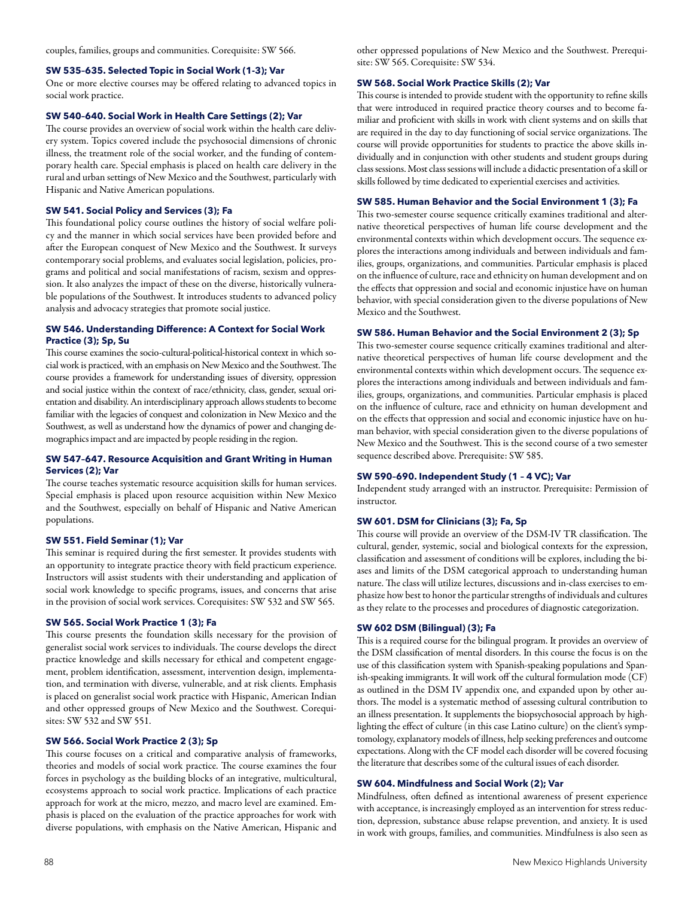couples, families, groups and communities. Corequisite: SW 566.

#### SW 535–635. Selected Topic in Social Work (1-3); Var

One or more elective courses may be offered relating to advanced topics in social work practice.

#### SW 540–640. Social Work in Health Care Settings (2); Var

The course provides an overview of social work within the health care delivery system. Topics covered include the psychosocial dimensions of chronic illness, the treatment role of the social worker, and the funding of contemporary health care. Special emphasis is placed on health care delivery in the rural and urban settings of New Mexico and the Southwest, particularly with Hispanic and Native American populations.

#### SW 541. Social Policy and Services (3); Fa

This foundational policy course outlines the history of social welfare policy and the manner in which social services have been provided before and after the European conquest of New Mexico and the Southwest. It surveys contemporary social problems, and evaluates social legislation, policies, programs and political and social manifestations of racism, sexism and oppression. It also analyzes the impact of these on the diverse, historically vulnerable populations of the Southwest. It introduces students to advanced policy analysis and advocacy strategies that promote social justice.

#### SW 546. Understanding Difference: A Context for Social Work Practice (3); Sp, Su

This course examines the socio-cultural-political-historical context in which social work is practiced, with an emphasis on New Mexico and the Southwest. The course provides a framework for understanding issues of diversity, oppression and social justice within the context of race/ethnicity, class, gender, sexual orientation and disability. An interdisciplinary approach allows students to become familiar with the legacies of conquest and colonization in New Mexico and the Southwest, as well as understand how the dynamics of power and changing demographics impact and are impacted by people residing in the region.

#### SW 547–647. Resource Acquisition and Grant Writing in Human Services (2); Var

The course teaches systematic resource acquisition skills for human services. Special emphasis is placed upon resource acquisition within New Mexico and the Southwest, especially on behalf of Hispanic and Native American populations.

#### SW 551. Field Seminar (1); Var

This seminar is required during the first semester. It provides students with an opportunity to integrate practice theory with field practicum experience. Instructors will assist students with their understanding and application of social work knowledge to specific programs, issues, and concerns that arise in the provision of social work services. Corequisites: SW 532 and SW 565.

#### SW 565. Social Work Practice 1 (3); Fa

This course presents the foundation skills necessary for the provision of generalist social work services to individuals. The course develops the direct practice knowledge and skills necessary for ethical and competent engagement, problem identification, assessment, intervention design, implementation, and termination with diverse, vulnerable, and at risk clients. Emphasis is placed on generalist social work practice with Hispanic, American Indian and other oppressed groups of New Mexico and the Southwest. Corequisites: SW 532 and SW 551.

#### SW 566. Social Work Practice 2 (3); Sp

This course focuses on a critical and comparative analysis of frameworks, theories and models of social work practice. The course examines the four forces in psychology as the building blocks of an integrative, multicultural, ecosystems approach to social work practice. Implications of each practice approach for work at the micro, mezzo, and macro level are examined. Emphasis is placed on the evaluation of the practice approaches for work with diverse populations, with emphasis on the Native American, Hispanic and other oppressed populations of New Mexico and the Southwest. Prerequisite: SW 565. Corequisite: SW 534.

#### SW 568. Social Work Practice Skills (2); Var

This course is intended to provide student with the opportunity to refine skills that were introduced in required practice theory courses and to become familiar and proficient with skills in work with client systems and on skills that are required in the day to day functioning of social service organizations. The course will provide opportunities for students to practice the above skills individually and in conjunction with other students and student groups during class sessions. Most class sessions will include a didactic presentation of a skill or skills followed by time dedicated to experiential exercises and activities.

#### SW 585. Human Behavior and the Social Environment 1 (3); Fa

This two-semester course sequence critically examines traditional and alternative theoretical perspectives of human life course development and the environmental contexts within which development occurs. The sequence explores the interactions among individuals and between individuals and families, groups, organizations, and communities. Particular emphasis is placed on the influence of culture, race and ethnicity on human development and on the effects that oppression and social and economic injustice have on human behavior, with special consideration given to the diverse populations of New Mexico and the Southwest.

#### SW 586. Human Behavior and the Social Environment 2 (3); Sp

This two-semester course sequence critically examines traditional and alternative theoretical perspectives of human life course development and the environmental contexts within which development occurs. The sequence explores the interactions among individuals and between individuals and families, groups, organizations, and communities. Particular emphasis is placed on the influence of culture, race and ethnicity on human development and on the effects that oppression and social and economic injustice have on human behavior, with special consideration given to the diverse populations of New Mexico and the Southwest. This is the second course of a two semester sequence described above. Prerequisite: SW 585.

#### SW 590–690. Independent Study (1 – 4 VC); Var

Independent study arranged with an instructor. Prerequisite: Permission of instructor.

#### SW 601. DSM for Clinicians (3); Fa, Sp

This course will provide an overview of the DSM-IV TR classification. The cultural, gender, systemic, social and biological contexts for the expression, classification and assessment of conditions will be explores, including the biases and limits of the DSM categorical approach to understanding human nature. The class will utilize lectures, discussions and in-class exercises to emphasize how best to honor the particular strengths of individuals and cultures as they relate to the processes and procedures of diagnostic categorization.

#### SW 602 DSM (Bilingual) (3); Fa

This is a required course for the bilingual program. It provides an overview of the DSM classification of mental disorders. In this course the focus is on the use of this classification system with Spanish-speaking populations and Spanish-speaking immigrants. It will work off the cultural formulation mode (CF) as outlined in the DSM IV appendix one, and expanded upon by other authors. The model is a systematic method of assessing cultural contribution to an illness presentation. It supplements the biopsychosocial approach by highlighting the effect of culture (in this case Latino culture) on the client's symptomatology, explanatory models of illness, help seeking preferences and outcome expectations. Along with the CF model each disorder will be covered focusing the literature that describes some of the cultural issues of each disorder.

#### SW 604. Mindfulness and Social Work (2); Var

Mindfulness, often defined as intentional awareness of present experience with acceptance, is increasingly employed as an intervention for stress reduction, depression, substance abuse relapse prevention, and anxiety. It is used in work with groups, families, and communities. Mindfulness is also seen as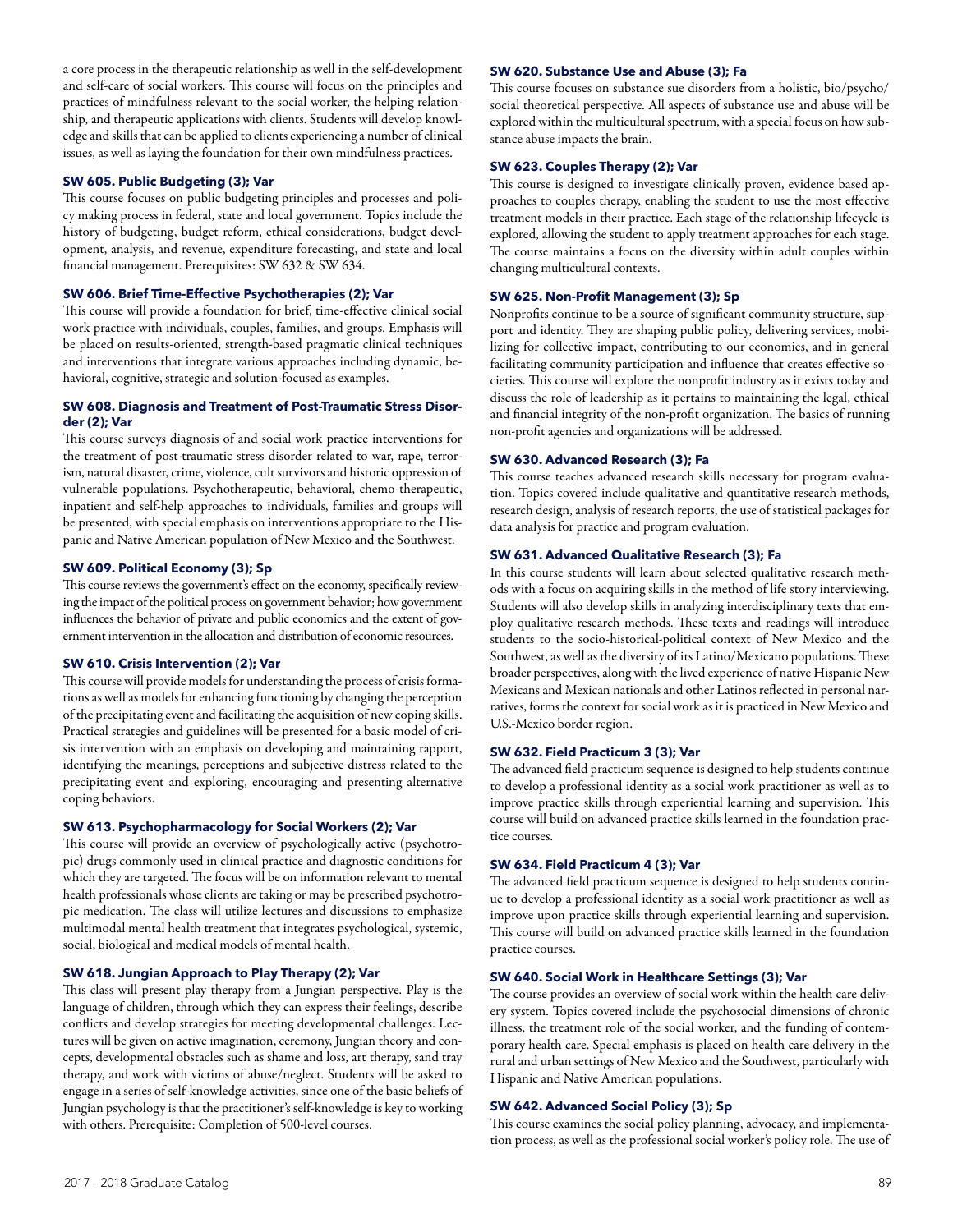a core process in the therapeutic relationship as well in the self-development and self-care of social workers. This course will focus on the principles and practices of mindfulness relevant to the social worker, the helping relationship, and therapeutic applications with clients. Students will develop knowledge and skills that can be applied to clients experiencing a number of clinical issues, as well as laying the foundation for their own mindfulness practices.

**SW 605. Public Budgeting (3); Var**

This course focuses on public budgeting principles and processes and policy making process in federal, state and local government. Topics include the history of budgeting, budget reform, ethical considerations, budget development, analysis, and revenue, expenditure forecasting, and state and local financial management. Prerequisites: SW 632 & SW 634.

**SW 606. Brief Time-Effective Psychotherapies (2); Var**

This course will provide a foundation for brief, time-effective clinical social work practice with individuals, couples, families, and groups. Emphasis will be placed on results-oriented, strength-based pragmatic clinical techniques and interventions that integrate various approaches including dynamic, behavioral, cognitive, strategic and solution-focused as examples.

**SW 608. Diagnosis and Treatment of Post-Traumatic Stress Disorder (2); Var**

This course surveys diagnosis of and social work practice interventions for the treatment of post-traumatic stress disorder related to war, rape, terrorism, natural disaster, crime, violence, cult survivors and historic oppression of vulnerable populations. Psychotherapeutic, behavioral, chemo-therapeutic, inpatient and self-help approaches to individuals, families and groups will be presented, with special emphasis on interventions appropriate to the Hispanic and Native American population of New Mexico and the Southwest.

**SW 609. Political Economy (3); Sp**

This course reviews the government's effect on the economy, specifically reviewing the impact of the political process on government behavior; how government influences the behavior of private and public economics and the extent of government intervention in the allocation and distribution of economic resources.

**SW 610. Crisis Intervention (2); Var**

This course will provide models for understanding the process of crisis formations as well as models for enhancing functioning by changing the perception of the precipitating event and facilitating the acquisition of new coping skills. Practical strategies and guidelines will be presented for a basic model of crisis intervention with an emphasis on developing and maintaining rapport, identifying the meanings, perceptions and subjective distress related to the precipitating event and exploring, encouraging and presenting alternative coping behaviors.

**SW 613. Psychopharmacology for Social Workers (2); Var**

This course will provide an overview of psychologically active (psychotropic) drugs commonly used in clinical practice and diagnostic conditions for which they are targeted. The focus will be on information relevant to mental health professionals whose clients are taking or may be prescribed psychotropic medication. The class will utilize lectures and discussions to emphasize multimodal mental health treatment that integrates psychological, systemic, social, biological and medical models of mental health.

**SW 618. Jungian Approach to Play Therapy (2); Var**

This class will present play therapy from a Jungian perspective. Play is the language of children, through which they can express their feelings, describe conflicts and develop strategies for meeting developmental challenges. Lectures will be given on active imagination, ceremony, Jungian theory and concepts, developmental obstacles such as shame and loss, art therapy, sand tray therapy, and work with victims of abuse/neglect. Students will be asked to engage in a series of self-knowledge activities, since one of the basic beliefs of Jungian psychology is that the practitioner's self-knowledge is key to working with others. Prerequisite: Completion of 500-level courses.

**SW 620. Substance Use and Abuse (3); Fa**

This course focuses on substance sue disorders from a holistic, bio/psycho/social theoretical perspective. All aspects of substance use and abuse will be explored within the multicultural spectrum, with a special focus on how substance abuse impacts the brain.

**SW 623. Couples Therapy (2); Var**

This course is designed to investigate clinically proven, evidence based approaches to couples therapy, enabling the student to use the most effective treatment models in their practice. Each stage of the relationship lifecycle is explored, allowing the student to apply treatment approaches for each stage. The course maintains a focus on the diversity within adult couples within changing multicultural contexts.

**SW 625. Non-Profit Management (3); Sp**

Nonprofits continue to be a source of significant community structure, support and identity. They are shaping public policy, delivering services, mobilizing for collective impact, contributing to our economies, and in general facilitating community participation and influence that creates effective societies. This course will explore the nonprofit industry as it exists today and discuss the role of leadership as it pertains to maintaining the legal, ethical and financial integrity of the non-profit organization. The basics of running non-profit agencies and organizations will be addressed.

**SW 630. Advanced Research (3); Fa**

This course teaches advanced research skills necessary for program evaluation. Topics covered include qualitative and quantitative research methods, research design, analysis of research reports, the use of statistical packages for data analysis for practice and program evaluation.

**SW 631. Advanced Qualitative Research (3); Fa**

In this course students will learn about selected qualitative research methods with a focus on acquiring skills in the method of life story interviewing. Students will also develop skills in analyzing interdisciplinary texts that employ qualitative research methods. These texts and readings will introduce students to the socio-historical-political context of New Mexico and the Southwest, as well as the diversity of its Latino/Mexicano populations. These broader perspectives, along with the lived experience of native Hispanic New Mexicans and Mexican nationals and other Latinos reflected in personal narratives, forms the context for social work as it is practiced in New Mexico and U.S.-Mexico border region.

**SW 632. Field Practicum 3 (3); Var**

The advanced field practicum sequence is designed to help students continue to develop a professional identity as a social work practitioner as well as to improve practice skills through experiential learning and supervision. This course will build on advanced practice skills learned in the foundation practice courses.

**SW 634. Field Practicum 4 (3); Var**

The advanced field practicum sequence is designed to help students continue to develop a professional identity as a social work practitioner as well as improve upon practice skills through experiential learning and supervision. This course will build on advanced practice skills learned in the foundation practice courses.

**SW 640. Social Work in Healthcare Settings (3); Var**

The course provides an overview of social work within the health care delivery system. Topics covered include the psychosocial dimensions of chronic illness, the treatment role of the social worker, and the funding of contemporary health care. Special emphasis is placed on health care delivery in the rural and urban settings of New Mexico and the Southwest, particularly with Hispanic and Native American populations.

**SW 642. Advanced Social Policy (3); Sp**

This course examines the social policy planning, advocacy, and implementation process, as well as the professional social worker's policy role. The use of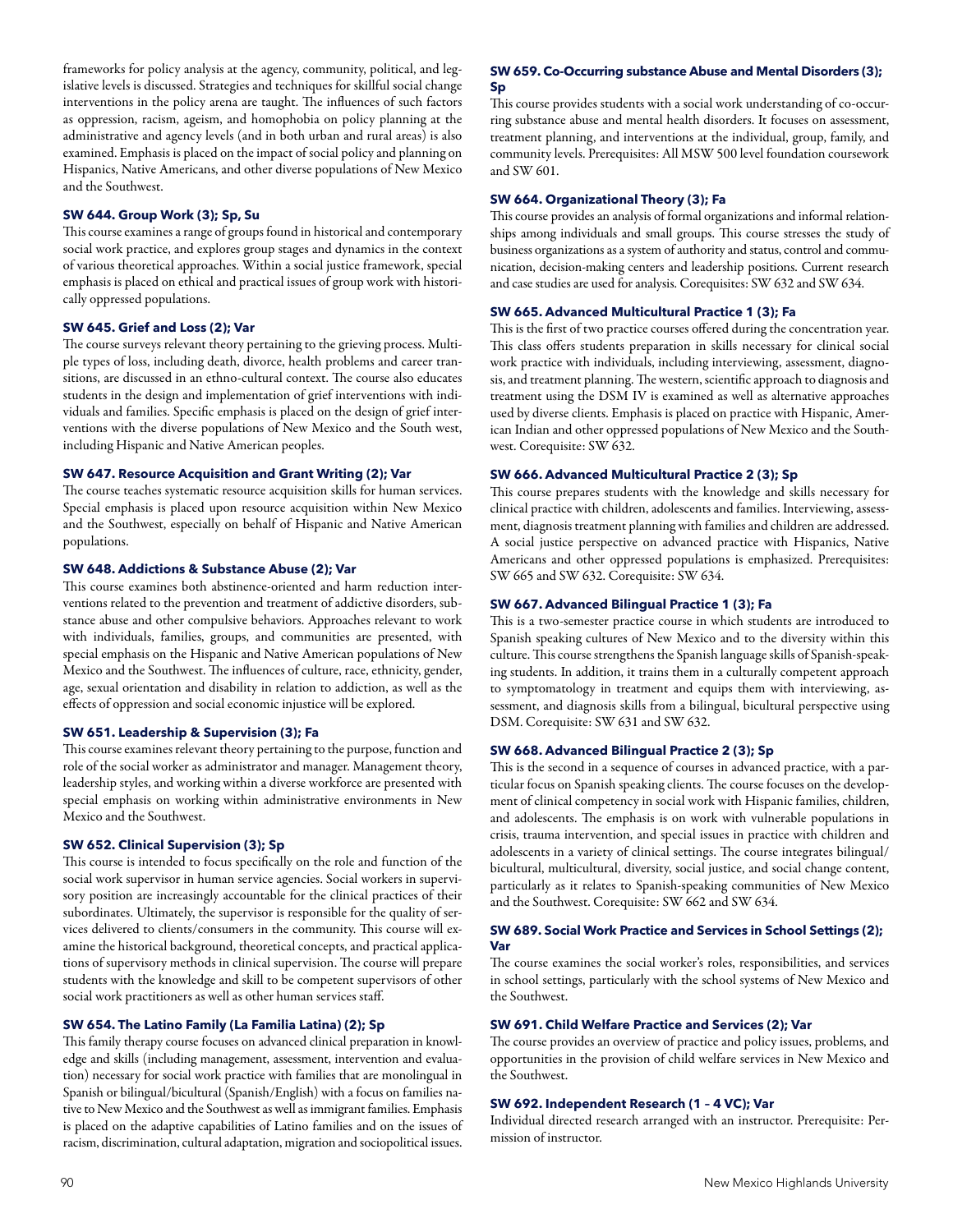frameworks for policy analysis at the agency, community, political, and legislative levels is discussed. Strategies and techniques for skillful social change interventions in the policy arena are taught. The influences of such factors as oppression, racism, ageism, and homophobia on policy planning at the administrative and agency levels (and in both urban and rural areas) is also examined. Emphasis is placed on the impact of social policy and planning on Hispanics, Native Americans, and other diverse populations of New Mexico and the Southwest.

**SW 644. Group Work (3); Sp, Su**

This course examines a range of groups found in historical and contemporary social work practice, and explores group stages and dynamics in the context of various theoretical approaches. Within a social justice framework, special emphasis is placed on ethical and practical issues of group work with historically oppressed populations.

**SW 645. Grief and Loss (2); Var**

The course surveys relevant theory pertaining to the grieving process. Multiple types of loss, including death, divorce, health problems and career transitions, are discussed in an ethno-cultural context. The course also educates students in the design and implementation of grief interventions with individuals and families. Specific emphasis is placed on the design of grief interventions with the diverse populations of New Mexico and the South west, including Hispanic and Native American peoples.

**SW 647. Resource Acquisition and Grant Writing (2); Var**

The course teaches systematic resource acquisition skills for human services. Special emphasis is placed upon resource acquisition within New Mexico and the Southwest, especially on behalf of Hispanic and Native American populations.

**SW 648. Addictions & Substance Abuse (2); Var**

This course examines both abstinence-oriented and harm reduction interventions related to the prevention and treatment of addictive disorders, substance abuse and other compulsive behaviors. Approaches relevant to work with individuals, families, groups, and communities are presented, with special emphasis on the Hispanic and Native American populations of New Mexico and the Southwest. The influences of culture, race, ethnicity, gender, age, sexual orientation and disability in relation to addiction, as well as the effects of oppression and social economic injustice will be explored.

**SW 651. Leadership & Supervision (3); Fa**

This course examines relevant theory pertaining to the purpose, function and role of the social worker as administrator and manager. Management theory, leadership styles, and working within a diverse workforce are presented with special emphasis on working within administrative environments in New Mexico and the Southwest.

**SW 652. Clinical Supervision (3); Sp**

This course is intended to focus specifically on the role and function of the social work supervisor in human service agencies. Social workers in supervisory position are increasingly accountable for the clinical practices of their subordinates. Ultimately, the supervisor is responsible for the quality of services delivered to clients/consumers in the community. This course will examine the historical background, theoretical concepts, and practical applications of supervisory methods in clinical supervision. The course will prepare students with the knowledge and skill to be competent supervisors of other social work practitioners as well as other human services staff.

**SW 654. The Latino Family (La Familia Latina) (2); Sp**

This family therapy course focuses on advanced clinical preparation in knowledge and skills (including management, assessment, intervention and evaluation) necessary for social work practice with families that are monolingual in Spanish or bilingual/bicultural (Spanish/English) with a focus on families native to New Mexico and the Southwest as well as immigrant families. Emphasis is placed on the adaptive capabilities of Latino families and on the issues of racism, discrimination, cultural adaptation, migration and sociopolitical issues.

**SW 659. Co-Occurring substance Abuse and Mental Disorders (3); Sp**

This course provides students with a social work understanding of co-occurring substance abuse and mental health disorders. It focuses on assessment, treatment planning, and interventions at the individual, group, family, and community levels. Prerequisites: All MSW 500 level foundation coursework and SW 601.

**SW 664. Organizational Theory (3); Fa**

This course provides an analysis of formal organizations and informal relationships among individuals and small groups. This course stresses the study of business organizations as a system of authority and status, control and communication, decision-making centers and leadership positions. Current research and case studies are used for analysis. Corequisites: SW 632 and SW 634.

**SW 665. Advanced Multicultural Practice 1 (3); Fa**

This is the first of two practice courses offered during the concentration year. This class offers students preparation in skills necessary for clinical social work practice with individuals, including interviewing, assessment, diagnosis, and treatment planning. The western, scientific approach to diagnosis and treatment using the DSM IV is examined as well as alternative approaches used by diverse clients. Emphasis is placed on practice with Hispanic, American Indian and other oppressed populations of New Mexico and the Southwest. Corequisite: SW 632.

**SW 666. Advanced Multicultural Practice 2 (3); Sp**

This course prepares students with the knowledge and skills necessary for clinical practice with children, adolescents and families. Interviewing, assessment, diagnosis treatment planning with families and children are addressed. A social justice perspective on advanced practice with Hispanics, Native Americans and other oppressed populations is emphasized. Prerequisites: SW 665 and SW 632. Corequisite: SW 634.

**SW 667. Advanced Bilingual Practice 1 (3); Fa**

This is a two-semester practice course in which students are introduced to Spanish speaking cultures of New Mexico and to the diversity within this culture. This course strengthens the Spanish language skills of Spanish-speaking students. In addition, it trains them in a culturally competent approach to symptomatology in treatment and equips them with interviewing, assessment, and diagnosis skills from a bilingual, bicultural perspective using DSM. Corequisite: SW 631 and SW 632.

**SW 668. Advanced Bilingual Practice 2 (3); Sp**

This is the second in a sequence of courses in advanced practice, with a particular focus on Spanish speaking clients. The course focuses on the development of clinical competency in social work with Hispanic families, children, and adolescents. The emphasis is on work with vulnerable populations in crisis, trauma intervention, and special issues in practice with children and adolescents in a variety of clinical settings. The course integrates bilingual/bicultural, multicultural, diversity, social justice, and social change content, particularly as it relates to Spanish-speaking communities of New Mexico and the Southwest. Corequisite: SW 662 and SW 634.

**SW 689. Social Work Practice and Services in School Settings (2); Var**

The course examines the social worker's roles, responsibilities, and services in school settings, particularly with the school systems of New Mexico and the Southwest.

**SW 691. Child Welfare Practice and Services (2); Var**

The course provides an overview of practice and policy issues, problems, and opportunities in the provision of child welfare services in New Mexico and the Southwest.

**SW 692. Independent Research (1 – 4 VC); Var**

Individual directed research arranged with an instructor. Prerequisite: Permission of instructor.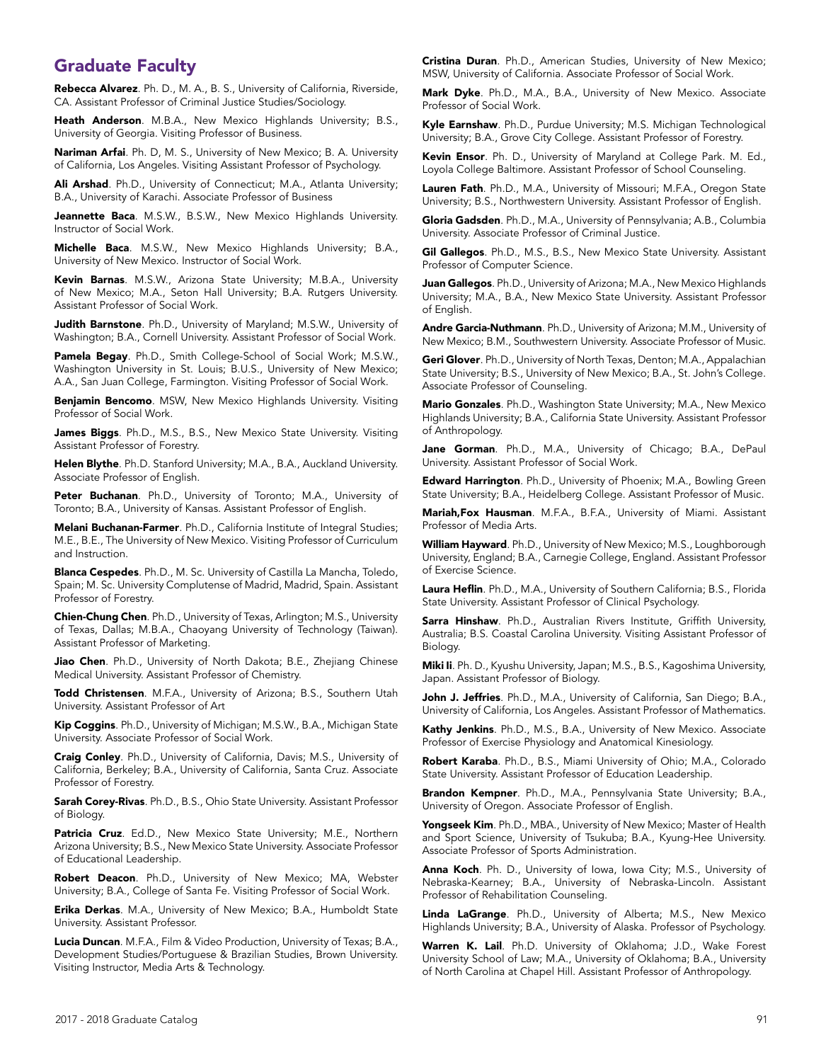## Graduate Faculty

**Rebecca Alvarez**. Ph. D., M. A., B. S., University of California, Riverside, CA. Assistant Professor of Criminal Justice Studies/Sociology.

**Heath Anderson**. M.B.A., New Mexico Highlands University; B.S., University of Georgia. Visiting Professor of Business.

**Nariman Arfai**. Ph. D, M. S., University of New Mexico; B. A. University of California, Los Angeles. Visiting Assistant Professor of Psychology.

**Ali Arshad**. Ph.D., University of Connecticut; M.A., Atlanta University; B.A., University of Karachi. Associate Professor of Business

**Jeannette Baca**. M.S.W., B.S.W., New Mexico Highlands University. Instructor of Social Work.

**Michelle Baca**. M.S.W., New Mexico Highlands University; B.A., University of New Mexico. Instructor of Social Work.

**Kevin Barnas**. M.S.W., Arizona State University; M.B.A., University of New Mexico; M.A., Seton Hall University; B.A. Rutgers University. Assistant Professor of Social Work.

**Judith Barnstone**. Ph.D., University of Maryland; M.S.W., University of Washington; B.A., Cornell University. Assistant Professor of Social Work.

**Pamela Begay**. Ph.D., Smith College-School of Social Work; M.S.W., Washington University in St. Louis; B.U.S., University of New Mexico; A.A., San Juan College, Farmington. Visiting Professor of Social Work.

**Benjamin Bencomo**. MSW, New Mexico Highlands University. Visiting Professor of Social Work.

**James Biggs**. Ph.D., M.S., B.S., New Mexico State University. Visiting Assistant Professor of Forestry.

**Helen Blythe**. Ph.D. Stanford University; M.A., B.A., Auckland University. Associate Professor of English.

**Peter Buchanan**. Ph.D., University of Toronto; M.A., University of Toronto; B.A., University of Kansas. Assistant Professor of English.

**Melani Buchanan-Farmer**. Ph.D., California Institute of Integral Studies; M.E., B.E., The University of New Mexico. Visiting Professor of Curriculum and Instruction.

**Blanca Cespedes**. Ph.D., M. Sc. University of Castilla La Mancha, Toledo, Spain; M. Sc. University Complutense of Madrid, Madrid, Spain. Assistant Professor of Forestry.

**Chien-Chung Chen**. Ph.D., University of Texas, Arlington; M.S., University of Texas, Dallas; M.B.A., Chaoyang University of Technology (Taiwan). Assistant Professor of Marketing.

**Jiao Chen**. Ph.D., University of North Dakota; B.E., Zhejiang Chinese Medical University. Assistant Professor of Chemistry.

**Todd Christensen**. M.F.A., University of Arizona; B.S., Southern Utah University. Assistant Professor of Art

**Kip Coggins**. Ph.D., University of Michigan; M.S.W., B.A., Michigan State University. Associate Professor of Social Work.

**Craig Conley**. Ph.D., University of California, Davis; M.S., University of California, Berkeley; B.A., University of California, Santa Cruz. Associate Professor of Forestry.

**Sarah Corey-Rivas**. Ph.D., B.S., Ohio State University. Assistant Professor of Biology.

**Patricia Cruz**. Ed.D., New Mexico State University; M.E., Northern Arizona University; B.S., New Mexico State University. Associate Professor of Educational Leadership.

**Robert Deacon**. Ph.D., University of New Mexico; MA, Webster University; B.A., College of Santa Fe. Visiting Professor of Social Work.

**Erika Derkas**. M.A., University of New Mexico; B.A., Humboldt State University. Assistant Professor.

**Lucia Duncan**. M.F.A., Film & Video Production, University of Texas; B.A., Development Studies/Portuguese & Brazilian Studies, Brown University. Visiting Instructor, Media Arts & Technology.

**Cristina Duran**. Ph.D., American Studies, University of New Mexico; MSW, University of California. Associate Professor of Social Work.

**Mark Dyke**. Ph.D., M.A., B.A., University of New Mexico. Associate Professor of Social Work.

**Kyle Earnshaw**. Ph.D., Purdue University; M.S. Michigan Technological University; B.A., Grove City College. Assistant Professor of Forestry.

**Kevin Ensor**. Ph. D., University of Maryland at College Park. M. Ed., Loyola College Baltimore. Assistant Professor of School Counseling.

**Lauren Fath**. Ph.D., M.A., University of Missouri; M.F.A., Oregon State University; B.S., Northwestern University. Assistant Professor of English.

**Gloria Gadsden**. Ph.D., M.A., University of Pennsylvania; A.B., Columbia University. Associate Professor of Criminal Justice.

**Gil Gallegos**. Ph.D., M.S., B.S., New Mexico State University. Assistant Professor of Computer Science.

**Juan Gallegos**. Ph.D., University of Arizona; M.A., New Mexico Highlands University; M.A., B.A., New Mexico State University. Assistant Professor of English.

**Andre Garcia-Nuthmann**. Ph.D., University of Arizona; M.M., University of New Mexico; B.M., Southwestern University. Associate Professor of Music.

**Geri Glover**. Ph.D., University of North Texas, Denton; M.A., Appalachian State University; B.S., University of New Mexico; B.A., St. John's College. Associate Professor of Counseling.

**Mario Gonzales**. Ph.D., Washington State University; M.A., New Mexico Highlands University; B.A., California State University. Assistant Professor of Anthropology.

**Jane Gorman**. Ph.D., M.A., University of Chicago; B.A., DePaul University. Assistant Professor of Social Work.

**Edward Harrington**. Ph.D., University of Phoenix; M.A., Bowling Green State University; B.A., Heidelberg College. Assistant Professor of Music.

**Mariah,Fox Hausman**. M.F.A., B.F.A., University of Miami. Assistant Professor of Media Arts.

**William Hayward**. Ph.D., University of New Mexico; M.S., Loughborough University, England; B.A., Carnegie College, England. Assistant Professor of Exercise Science.

**Laura Heflin**. Ph.D., M.A., University of Southern California; B.S., Florida State University. Assistant Professor of Clinical Psychology.

**Sarra Hinshaw**. Ph.D., Australian Rivers Institute, Griffith University, Australia; B.S. Coastal Carolina University. Visiting Assistant Professor of Biology.

**Miki Ii**. Ph. D., Kyushu University, Japan; M.S., B.S., Kagoshima University, Japan. Assistant Professor of Biology.

**John J. Jeffries**. Ph.D., M.A., University of California, San Diego; B.A., University of California, Los Angeles. Assistant Professor of Mathematics.

**Kathy Jenkins**. Ph.D., M.S., B.A., University of New Mexico. Associate Professor of Exercise Physiology and Anatomical Kinesiology.

**Robert Karaba**. Ph.D., B.S., Miami University of Ohio; M.A., Colorado State University. Assistant Professor of Education Leadership.

**Brandon Kempner**. Ph.D., M.A., Pennsylvania State University; B.A., University of Oregon. Associate Professor of English.

**Yongseek Kim**. Ph.D., MBA., University of New Mexico; Master of Health and Sport Science, University of Tsukuba; B.A., Kyung-Hee University. Associate Professor of Sports Administration.

**Anna Koch**. Ph. D., University of Iowa, Iowa City; M.S., University of Nebraska-Kearney; B.A., University of Nebraska-Lincoln. Assistant Professor of Rehabilitation Counseling.

**Linda LaGrange**. Ph.D., University of Alberta; M.S., New Mexico Highlands University; B.A., University of Alaska. Professor of Psychology.

**Warren K. Lail**. Ph.D. University of Oklahoma; J.D., Wake Forest University School of Law; M.A., University of Oklahoma; B.A., University of North Carolina at Chapel Hill. Assistant Professor of Anthropology.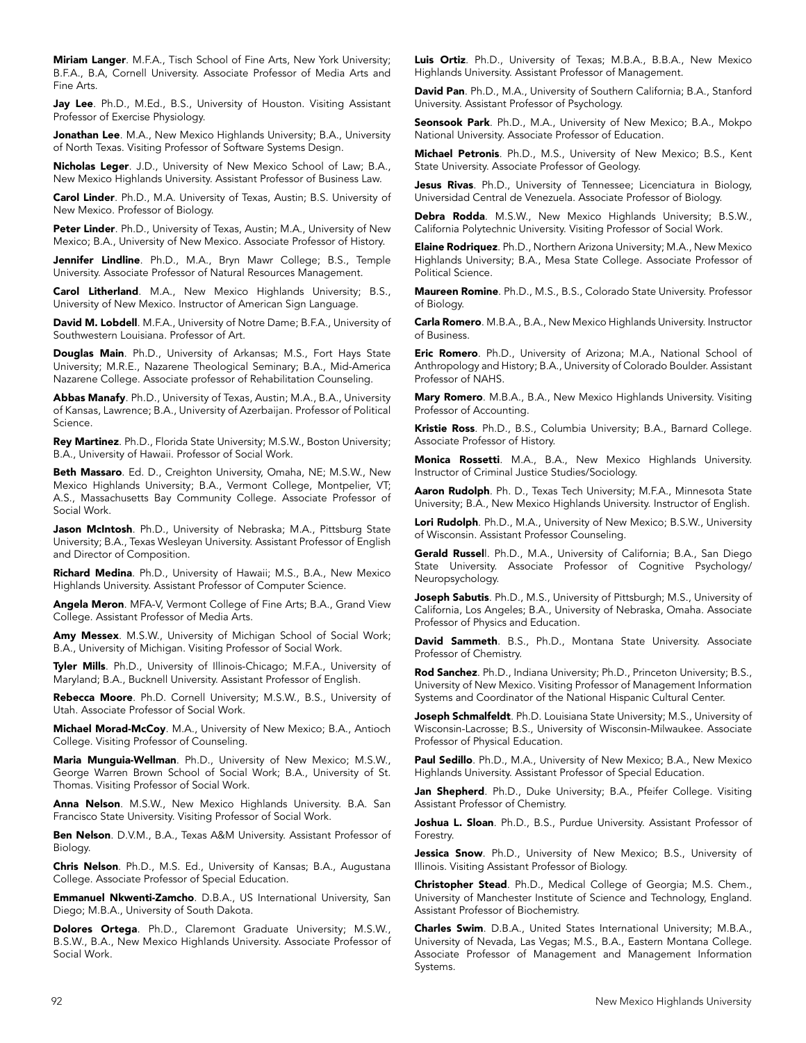**Miriam Langer**. M.F.A., Tisch School of Fine Arts, New York University; B.F.A., B.A, Cornell University. Associate Professor of Media Arts and Fine Arts.

**Jay Lee**. Ph.D., M.Ed., B.S., University of Houston. Visiting Assistant Professor of Exercise Physiology.

**Jonathan Lee**. M.A., New Mexico Highlands University; B.A., University of North Texas. Visiting Professor of Software Systems Design.

**Nicholas Leger**. J.D., University of New Mexico School of Law; B.A., New Mexico Highlands University. Assistant Professor of Business Law.

**Carol Linder**. Ph.D., M.A. University of Texas, Austin; B.S. University of New Mexico. Professor of Biology.

**Peter Linder**. Ph.D., University of Texas, Austin; M.A., University of New Mexico; B.A., University of New Mexico. Associate Professor of History.

**Jennifer Lindline**. Ph.D., M.A., Bryn Mawr College; B.S., Temple University. Associate Professor of Natural Resources Management.

**Carol Litherland**. M.A., New Mexico Highlands University; B.S., University of New Mexico. Instructor of American Sign Language.

**David M. Lobdell**. M.F.A., University of Notre Dame; B.F.A., University of Southwestern Louisiana. Professor of Art.

**Douglas Main**. Ph.D., University of Arkansas; M.S., Fort Hays State University; M.R.E., Nazarene Theological Seminary; B.A., Mid-America Nazarene College. Associate professor of Rehabilitation Counseling.

**Abbas Manafy**. Ph.D., University of Texas, Austin; M.A., B.A., University of Kansas, Lawrence; B.A., University of Azerbaijan. Professor of Political Science.

**Rey Martinez**. Ph.D., Florida State University; M.S.W., Boston University; B.A., University of Hawaii. Professor of Social Work.

**Beth Massaro**. Ed. D., Creighton University, Omaha, NE; M.S.W., New Mexico Highlands University; B.A., Vermont College, Montpelier, VT; A.S., Massachusetts Bay Community College. Associate Professor of Social Work.

**Jason McIntosh**. Ph.D., University of Nebraska; M.A., Pittsburg State University; B.A., Texas Wesleyan University. Assistant Professor of English and Director of Composition.

**Richard Medina**. Ph.D., University of Hawaii; M.S., B.A., New Mexico Highlands University. Assistant Professor of Computer Science.

**Angela Meron**. MFA-V, Vermont College of Fine Arts; B.A., Grand View College. Assistant Professor of Media Arts.

**Amy Messex**. M.S.W., University of Michigan School of Social Work; B.A., University of Michigan. Visiting Professor of Social Work.

**Tyler Mills**. Ph.D., University of Illinois-Chicago; M.F.A., University of Maryland; B.A., Bucknell University. Assistant Professor of English.

**Rebecca Moore**. Ph.D. Cornell University; M.S.W., B.S., University of Utah. Associate Professor of Social Work.

**Michael Morad-McCoy**. M.A., University of New Mexico; B.A., Antioch College. Visiting Professor of Counseling.

**Maria Munguia-Wellman**. Ph.D., University of New Mexico; M.S.W., George Warren Brown School of Social Work; B.A., University of St. Thomas. Visiting Professor of Social Work.

**Anna Nelson**. M.S.W., New Mexico Highlands University. B.A. San Francisco State University. Visiting Professor of Social Work.

**Ben Nelson**. D.V.M., B.A., Texas A&M University. Assistant Professor of Biology.

**Chris Nelson**. Ph.D., M.S. Ed., University of Kansas; B.A., Augustana College. Associate Professor of Special Education.

**Emmanuel Nkwenti-Zamcho**. D.B.A., US International University, San Diego; M.B.A., University of South Dakota.

**Dolores Ortega**. Ph.D., Claremont Graduate University; M.S.W., B.S.W., B.A., New Mexico Highlands University. Associate Professor of Social Work.

**Luis Ortiz**. Ph.D., University of Texas; M.B.A., B.B.A., New Mexico Highlands University. Assistant Professor of Management.

**David Pan**. Ph.D., M.A., University of Southern California; B.A., Stanford University. Assistant Professor of Psychology.

**Seonsook Park**. Ph.D., M.A., University of New Mexico; B.A., Mokpo National University. Associate Professor of Education.

**Michael Petronis**. Ph.D., M.S., University of New Mexico; B.S., Kent State University. Associate Professor of Geology.

**Jesus Rivas**. Ph.D., University of Tennessee; Licenciatura in Biology, Universidad Central de Venezuela. Associate Professor of Biology.

**Debra Rodda**. M.S.W., New Mexico Highlands University; B.S.W., California Polytechnic University. Visiting Professor of Social Work.

**Elaine Rodriquez**. Ph.D., Northern Arizona University; M.A., New Mexico Highlands University; B.A., Mesa State College. Associate Professor of Political Science.

**Maureen Romine**. Ph.D., M.S., B.S., Colorado State University. Professor of Biology.

**Carla Romero**. M.B.A., B.A., New Mexico Highlands University. Instructor of Business.

**Eric Romero**. Ph.D., University of Arizona; M.A., National School of Anthropology and History; B.A., University of Colorado Boulder. Assistant Professor of NAHS.

**Mary Romero**. M.B.A., B.A., New Mexico Highlands University. Visiting Professor of Accounting.

**Kristie Ross**. Ph.D., B.S., Columbia University; B.A., Barnard College. Associate Professor of History.

**Monica Rossetti**. M.A., B.A., New Mexico Highlands University. Instructor of Criminal Justice Studies/Sociology.

**Aaron Rudolph**. Ph. D., Texas Tech University; M.F.A., Minnesota State University; B.A., New Mexico Highlands University. Instructor of English.

**Lori Rudolph**. Ph.D., M.A., University of New Mexico; B.S.W., University of Wisconsin. Assistant Professor Counseling.

**Gerald Russell**. Ph.D., M.A., University of California; B.A., San Diego State University. Associate Professor of Cognitive Psychology/ Neuropsychology.

**Joseph Sabutis**. Ph.D., M.S., University of Pittsburgh; M.S., University of California, Los Angeles; B.A., University of Nebraska, Omaha. Associate Professor of Physics and Education.

**David Sammeth**. B.S., Ph.D., Montana State University. Associate Professor of Chemistry.

**Rod Sanchez**. Ph.D., Indiana University; Ph.D., Princeton University; B.S., University of New Mexico. Visiting Professor of Management Information Systems and Coordinator of the National Hispanic Cultural Center.

**Joseph Schmalfeldt**. Ph.D. Louisiana State University; M.S., University of Wisconsin-Lacrosse; B.S., University of Wisconsin-Milwaukee. Associate Professor of Physical Education.

**Paul Sedillo**. Ph.D., M.A., University of New Mexico; B.A., New Mexico Highlands University. Assistant Professor of Special Education.

**Jan Shepherd**. Ph.D., Duke University; B.A., Pfeifer College. Visiting Assistant Professor of Chemistry.

**Joshua L. Sloan**. Ph.D., B.S., Purdue University. Assistant Professor of Forestry.

**Jessica Snow**. Ph.D., University of New Mexico; B.S., University of Illinois. Visiting Assistant Professor of Biology.

**Christopher Stead**. Ph.D., Medical College of Georgia; M.S. Chem., University of Manchester Institute of Science and Technology, England. Assistant Professor of Biochemistry.

**Charles Swim**. D.B.A., United States International University; M.B.A., University of Nevada, Las Vegas; M.S., B.A., Eastern Montana College. Associate Professor of Management and Management Information Systems.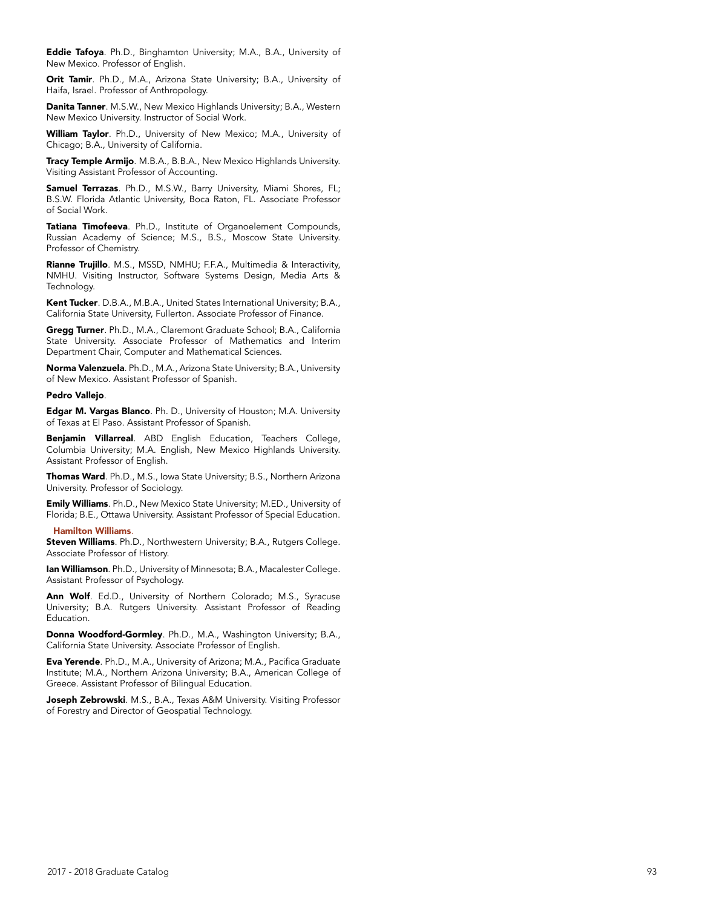**Eddie Tafoya**. Ph.D., Binghamton University; M.A., B.A., University of New Mexico. Professor of English.

**Orit Tamir**. Ph.D., M.A., Arizona State University; B.A., University of Haifa, Israel. Professor of Anthropology.

**Danita Tanner**. M.S.W., New Mexico Highlands University; B.A., Western New Mexico University. Instructor of Social Work.

**William Taylor**. Ph.D., University of New Mexico; M.A., University of Chicago; B.A., University of California.

**Tracy Temple Armijo**. M.B.A., B.B.A., New Mexico Highlands University. Visiting Assistant Professor of Accounting.

**Samuel Terrazas**. Ph.D., M.S.W., Barry University, Miami Shores, FL; B.S.W. Florida Atlantic University, Boca Raton, FL. Associate Professor of Social Work.

**Tatiana Timofeeva**. Ph.D., Institute of Organoelement Compounds, Russian Academy of Science; M.S., B.S., Moscow State University. Professor of Chemistry.

**Rianne Trujillo**. M.S., MSSD, NMHU; F.F.A., Multimedia & Interactivity, NMHU. Visiting Instructor, Software Systems Design, Media Arts & Technology.

**Kent Tucker**. D.B.A., M.B.A., United States International University; B.A., California State University, Fullerton. Associate Professor of Finance.

**Gregg Turner**. Ph.D., M.A., Claremont Graduate School; B.A., California State University. Associate Professor of Mathematics and Interim Department Chair, Computer and Mathematical Sciences.

**Norma Valenzuela**. Ph.D., M.A., Arizona State University; B.A., University of New Mexico. Assistant Professor of Spanish.

**Pedro Vallejo**.

**Edgar M. Vargas Blanco**. Ph. D., University of Houston; M.A. University of Texas at El Paso. Assistant Professor of Spanish.

**Benjamin Villarreal**. ABD English Education, Teachers College, Columbia University; M.A. English, New Mexico Highlands University. Assistant Professor of English.

**Thomas Ward**. Ph.D., M.S., Iowa State University; B.S., Northern Arizona University. Professor of Sociology.

**Emily Williams**. Ph.D., New Mexico State University; M.ED., University of Florida; B.E., Ottawa University. Assistant Professor of Special Education.

**Hamilton Williams**.

**Steven Williams**. Ph.D., Northwestern University; B.A., Rutgers College. Associate Professor of History.

**Ian Williamson**. Ph.D., University of Minnesota; B.A., Macalester College. Assistant Professor of Psychology.

**Ann Wolf**. Ed.D., University of Northern Colorado; M.S., Syracuse University; B.A. Rutgers University. Assistant Professor of Reading Education.

**Donna Woodford-Gormley**. Ph.D., M.A., Washington University; B.A., California State University. Associate Professor of English.

**Eva Yerende**. Ph.D., M.A., University of Arizona; M.A., Pacifica Graduate Institute; M.A., Northern Arizona University; B.A., American College of Greece. Assistant Professor of Bilingual Education.

**Joseph Zebrowski**. M.S., B.A., Texas A&M University. Visiting Professor of Forestry and Director of Geospatial Technology.